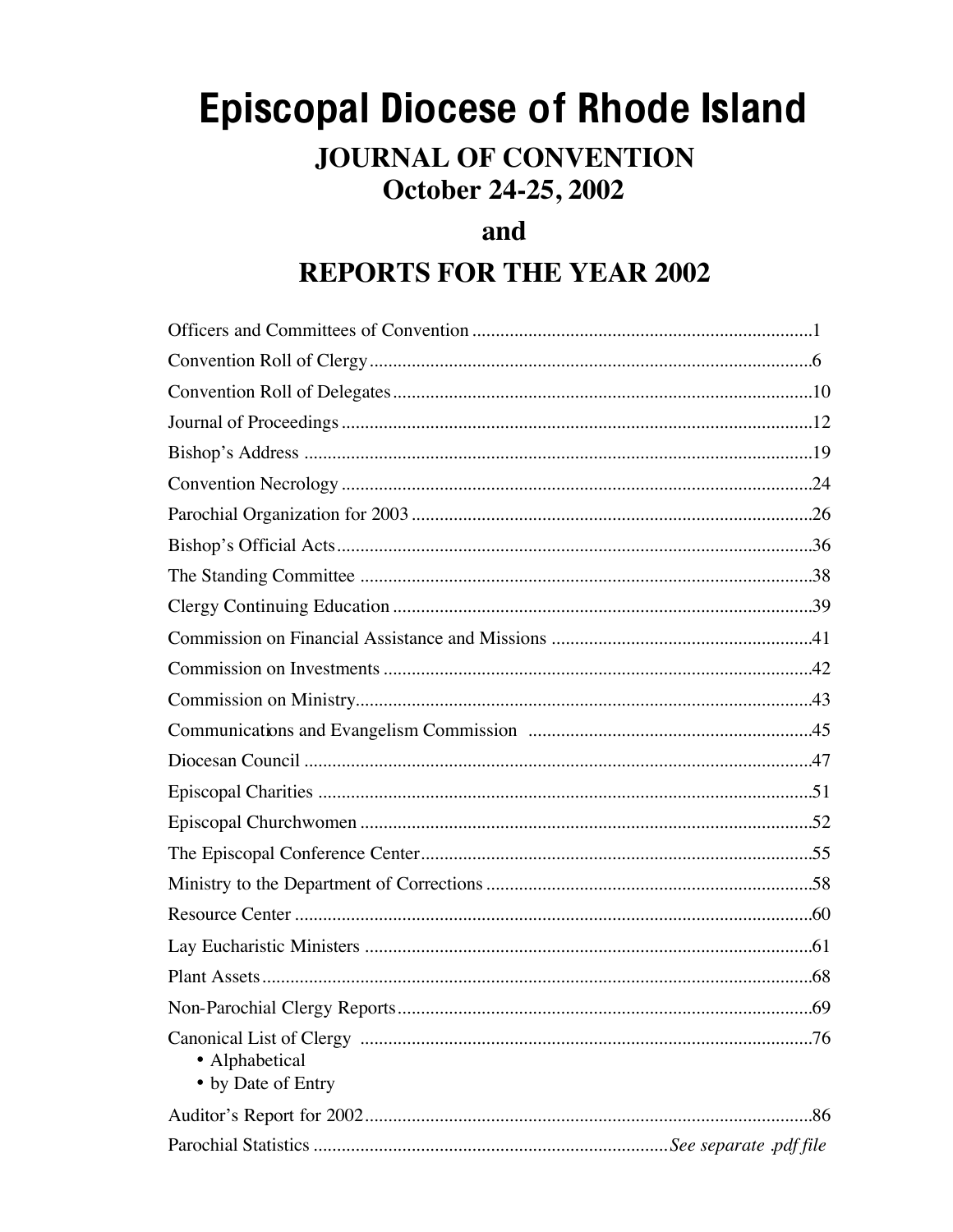# Episcopal Diocese of Rhode Island

## JOURNAL OF CONVENTION
## October 24-25, 2002

## and

## REPORTS FOR THE YEAR 2002

| | |
|---|---|
| Officers and Committees of Convention | 1 |
| Convention Roll of Clergy | 6 |
| Convention Roll of Delegates | 10 |
| Journal of Proceedings | 12 |
| Bishop's Address | 19 |
| Convention Necrology | 24 |
| Parochial Organization for 2003 | 26 |
| Bishop's Official Acts | 36 |
| The Standing Committee | 38 |
| Clergy Continuing Education | 39 |
| Commission on Financial Assistance and Missions | 41 |
| Commission on Investments | 42 |
| Commission on Ministry | 43 |
| Communications and Evangelism Commission | 45 |
| Diocesan Council | 47 |
| Episcopal Charities | 51 |
| Episcopal Churchwomen | 52 |
| The Episcopal Conference Center | 55 |
| Ministry to the Department of Corrections | 58 |
| Resource Center | 60 |
| Lay Eucharistic Ministers | 61 |
| Plant Assets | 68 |
| Non-Parochial Clergy Reports | 69 |
| Canonical List of Clergy<br>• Alphabetical<br>• by Date of Entry | 76 |
| Auditor's Report for 2002 | 86 |
| Parochial Statistics | *See separate .pdf file* |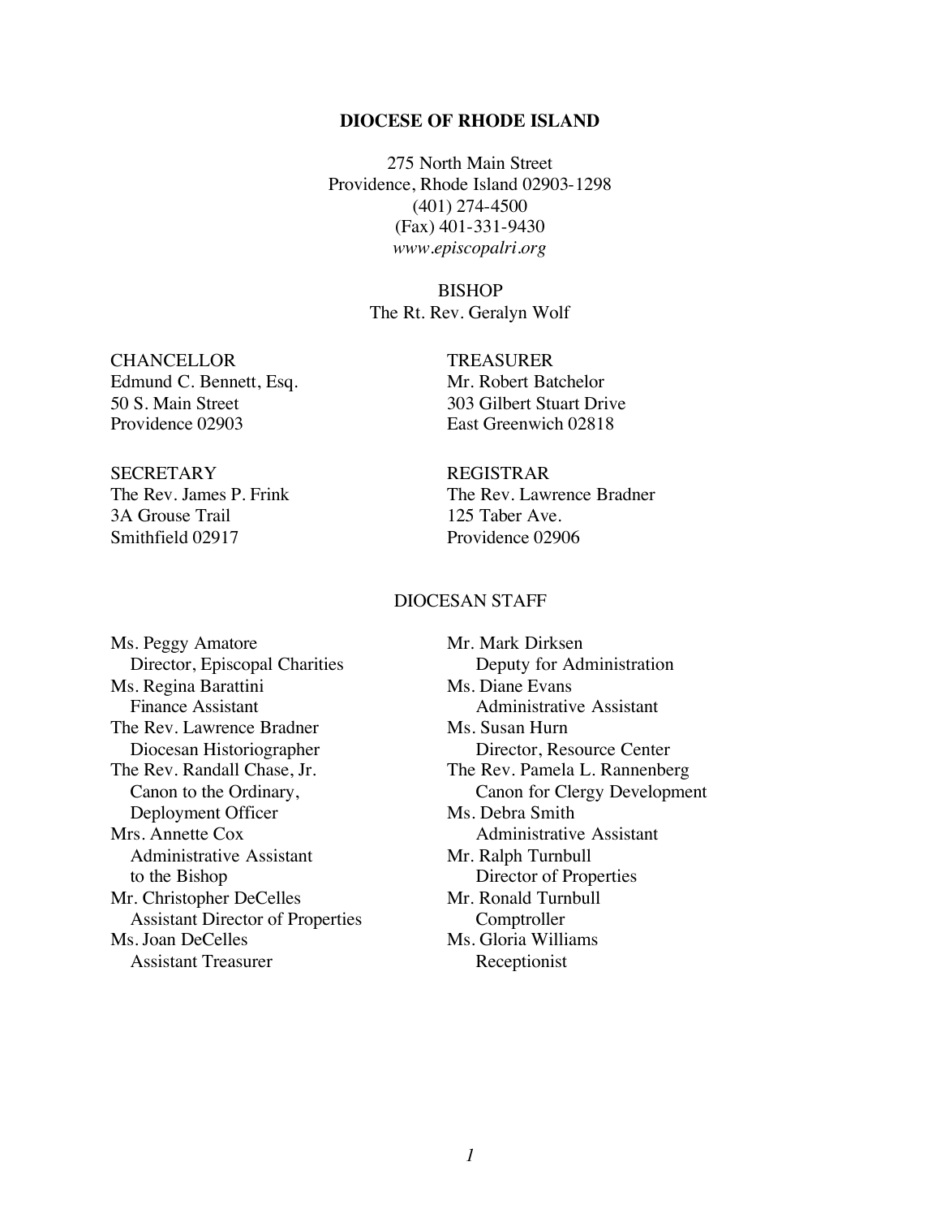# DIOCESE OF RHODE ISLAND

275 North Main Street
Providence, Rhode Island 02903-1298
(401) 274-4500
(Fax) 401-331-9430
*www.episcopalri.org*

BISHOP
The Rt. Rev. Geralyn Wolf

CHANCELLOR
Edmund C. Bennett, Esq.
50 S. Main Street
Providence 02903

TREASURER
Mr. Robert Batchelor
303 Gilbert Stuart Drive
East Greenwich 02818

SECRETARY
The Rev. James P. Frink
3A Grouse Trail
Smithfield 02917

REGISTRAR
The Rev. Lawrence Bradner
125 Taber Ave.
Providence 02906

## DIOCESAN STAFF

Ms. Peggy Amatore
Director, Episcopal Charities

Ms. Regina Barattini
Finance Assistant

The Rev. Lawrence Bradner
Diocesan Historiographer

The Rev. Randall Chase, Jr.
Canon to the Ordinary,
Deployment Officer

Mrs. Annette Cox
Administrative Assistant
to the Bishop

Mr. Christopher DeCelles
Assistant Director of Properties

Ms. Joan DeCelles
Assistant Treasurer

Mr. Mark Dirksen
Deputy for Administration

Ms. Diane Evans
Administrative Assistant

Ms. Susan Hurn
Director, Resource Center

The Rev. Pamela L. Rannenberg
Canon for Clergy Development

Ms. Debra Smith
Administrative Assistant

Mr. Ralph Turnbull
Director of Properties

Mr. Ronald Turnbull
Comptroller

Ms. Gloria Williams
Receptionist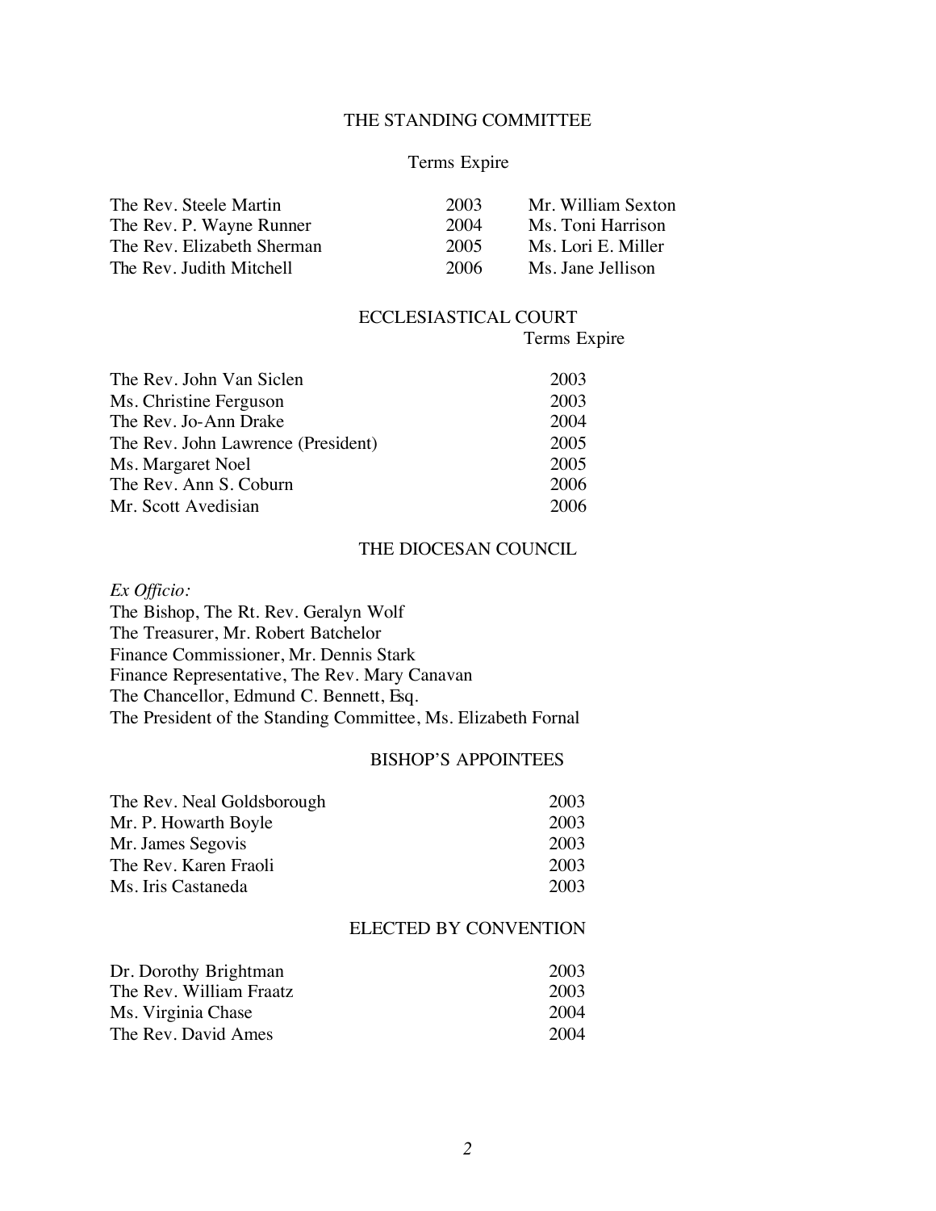## THE STANDING COMMITTEE

| | Terms Expire | |
|---|---|---|
| The Rev. Steele Martin | 2003 | Mr. William Sexton |
| The Rev. P. Wayne Runner | 2004 | Ms. Toni Harrison |
| The Rev. Elizabeth Sherman | 2005 | Ms. Lori E. Miller |
| The Rev. Judith Mitchell | 2006 | Ms. Jane Jellison |

## ECCLESIASTICAL COURT

| | Terms Expire |
|---|---|
| The Rev. John Van Siclen | 2003 |
| Ms. Christine Ferguson | 2003 |
| The Rev. Jo-Ann Drake | 2004 |
| The Rev. John Lawrence (President) | 2005 |
| Ms. Margaret Noel | 2005 |
| The Rev. Ann S. Coburn | 2006 |
| Mr. Scott Avedisian | 2006 |

## THE DIOCESAN COUNCIL

*Ex Officio:*
The Bishop, The Rt. Rev. Geralyn Wolf
The Treasurer, Mr. Robert Batchelor
Finance Commissioner, Mr. Dennis Stark
Finance Representative, The Rev. Mary Canavan
The Chancellor, Edmund C. Bennett, Esq.
The President of the Standing Committee, Ms. Elizabeth Fornal

### BISHOP'S APPOINTEES

| | |
|---|---|
| The Rev. Neal Goldsborough | 2003 |
| Mr. P. Howarth Boyle | 2003 |
| Mr. James Segovis | 2003 |
| The Rev. Karen Fraoli | 2003 |
| Ms. Iris Castaneda | 2003 |

### ELECTED BY CONVENTION

| | |
|---|---|
| Dr. Dorothy Brightman | 2003 |
| The Rev. William Fraatz | 2003 |
| Ms. Virginia Chase | 2004 |
| The Rev. David Ames | 2004 |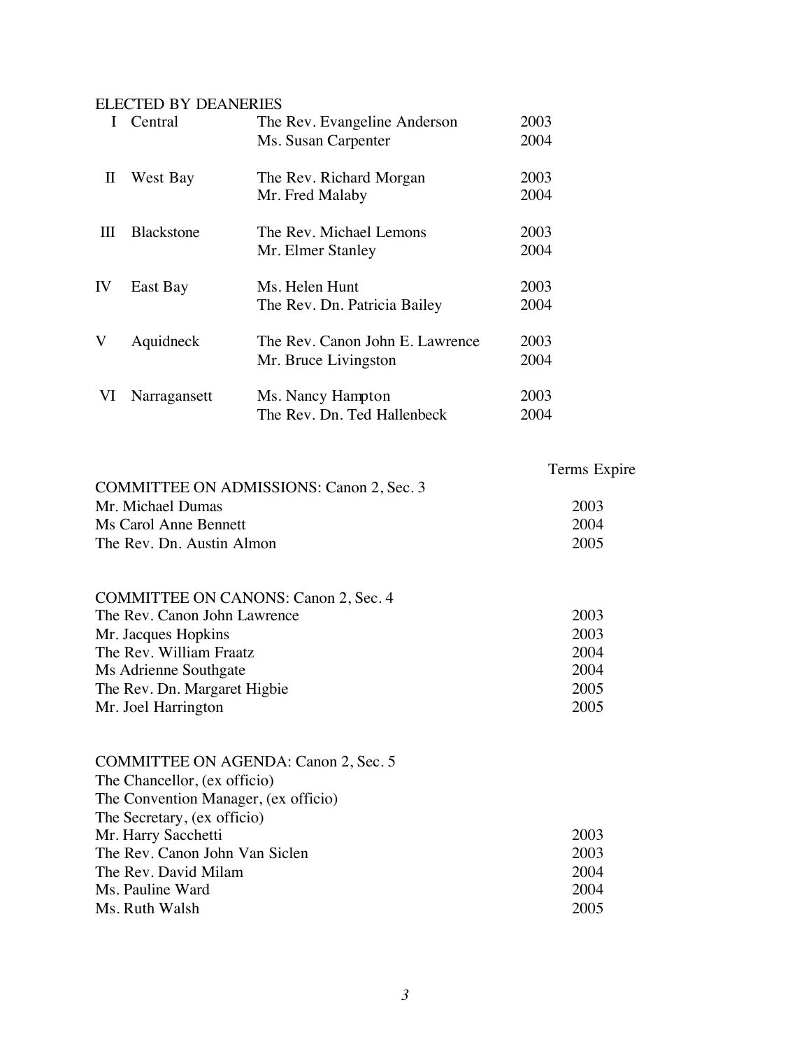ELECTED BY DEANERIES

| | | | |
|---|---|---|---|
| I | Central | The Rev. Evangeline Anderson | 2003 |
| | | Ms. Susan Carpenter | 2004 |
| II | West Bay | The Rev. Richard Morgan | 2003 |
| | | Mr. Fred Malaby | 2004 |
| III | Blackstone | The Rev. Michael Lemons | 2003 |
| | | Mr. Elmer Stanley | 2004 |
| IV | East Bay | Ms. Helen Hunt | 2003 |
| | | The Rev. Dn. Patricia Bailey | 2004 |
| V | Aquidneck | The Rev. Canon John E. Lawrence | 2003 |
| | | Mr. Bruce Livingston | 2004 |
| VI | Narragansett | Ms. Nancy Hampton | 2003 |
| | | The Rev. Dn. Ted Hallenbeck | 2004 |

| | Terms Expire |
|---|---|
| **COMMITTEE ON ADMISSIONS: Canon 2, Sec. 3** | |
| Mr. Michael Dumas | 2003 |
| Ms Carol Anne Bennett | 2004 |
| The Rev. Dn. Austin Almon | 2005 |

COMMITTEE ON CANONS: Canon 2, Sec. 4

| | |
|---|---|
| The Rev. Canon John Lawrence | 2003 |
| Mr. Jacques Hopkins | 2003 |
| The Rev. William Fraatz | 2004 |
| Ms Adrienne Southgate | 2004 |
| The Rev. Dn. Margaret Higbie | 2005 |
| Mr. Joel Harrington | 2005 |

COMMITTEE ON AGENDA: Canon 2, Sec. 5

| | |
|---|---|
| The Chancellor, (ex officio) | |
| The Convention Manager, (ex officio) | |
| The Secretary, (ex officio) | |
| Mr. Harry Sacchetti | 2003 |
| The Rev. Canon John Van Siclen | 2003 |
| The Rev. David Milam | 2004 |
| Ms. Pauline Ward | 2004 |
| Ms. Ruth Walsh | 2005 |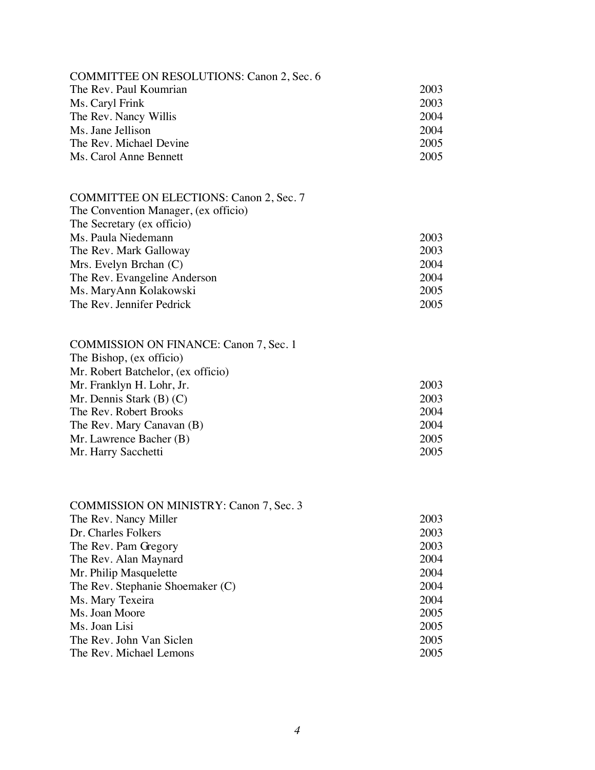COMMITTEE ON RESOLUTIONS: Canon 2, Sec. 6

| | |
|---|---|
| The Rev. Paul Koumrian | 2003 |
| Ms. Caryl Frink | 2003 |
| The Rev. Nancy Willis | 2004 |
| Ms. Jane Jellison | 2004 |
| The Rev. Michael Devine | 2005 |
| Ms. Carol Anne Bennett | 2005 |

COMMITTEE ON ELECTIONS: Canon 2, Sec. 7

| | |
|---|---|
| The Convention Manager, (ex officio) | |
| The Secretary (ex officio) | |
| Ms. Paula Niedemann | 2003 |
| The Rev. Mark Galloway | 2003 |
| Mrs. Evelyn Brchan (C) | 2004 |
| The Rev. Evangeline Anderson | 2004 |
| Ms. MaryAnn Kolakowski | 2005 |
| The Rev. Jennifer Pedrick | 2005 |

COMMISSION ON FINANCE: Canon 7, Sec. 1

| | |
|---|---|
| The Bishop, (ex officio) | |
| Mr. Robert Batchelor, (ex officio) | |
| Mr. Franklyn H. Lohr, Jr. | 2003 |
| Mr. Dennis Stark (B) (C) | 2003 |
| The Rev. Robert Brooks | 2004 |
| The Rev. Mary Canavan (B) | 2004 |
| Mr. Lawrence Bacher (B) | 2005 |
| Mr. Harry Sacchetti | 2005 |

COMMISSION ON MINISTRY: Canon 7, Sec. 3

| | |
|---|---|
| The Rev. Nancy Miller | 2003 |
| Dr. Charles Folkers | 2003 |
| The Rev. Pam Gregory | 2003 |
| The Rev. Alan Maynard | 2004 |
| Mr. Philip Masquelette | 2004 |
| The Rev. Stephanie Shoemaker (C) | 2004 |
| Ms. Mary Texeira | 2004 |
| Ms. Joan Moore | 2005 |
| Ms. Joan Lisi | 2005 |
| The Rev. John Van Siclen | 2005 |
| The Rev. Michael Lemons | 2005 |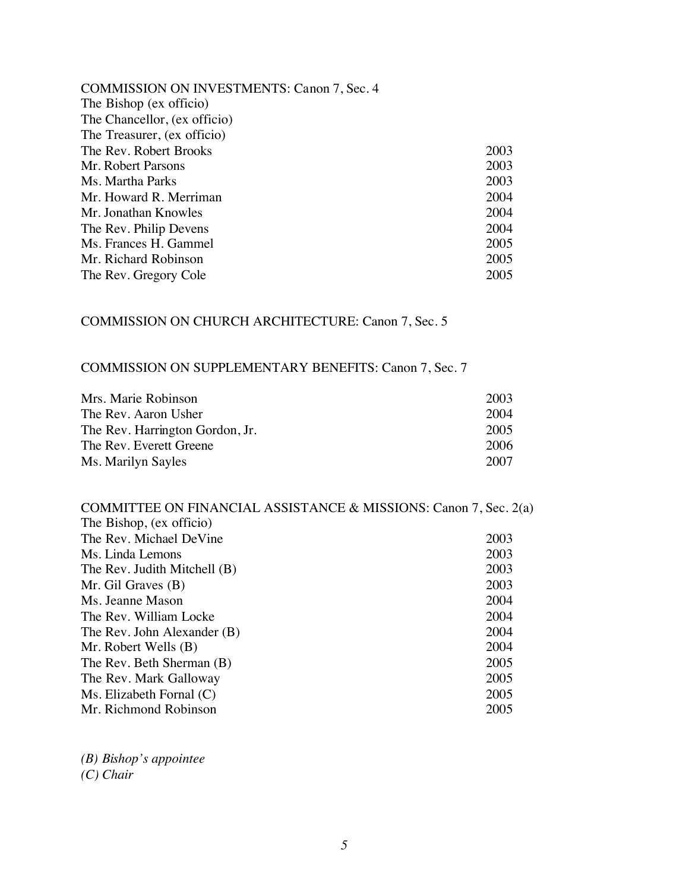## COMMISSION ON INVESTMENTS: Canon 7, Sec. 4

| | |
|---|---|
| The Bishop (ex officio) | |
| The Chancellor, (ex officio) | |
| The Treasurer, (ex officio) | |
| The Rev. Robert Brooks | 2003 |
| Mr. Robert Parsons | 2003 |
| Ms. Martha Parks | 2003 |
| Mr. Howard R. Merriman | 2004 |
| Mr. Jonathan Knowles | 2004 |
| The Rev. Philip Devens | 2004 |
| Ms. Frances H. Gammel | 2005 |
| Mr. Richard Robinson | 2005 |
| The Rev. Gregory Cole | 2005 |

## COMMISSION ON CHURCH ARCHITECTURE: Canon 7, Sec. 5

## COMMISSION ON SUPPLEMENTARY BENEFITS: Canon 7, Sec. 7

| | |
|---|---|
| Mrs. Marie Robinson | 2003 |
| The Rev. Aaron Usher | 2004 |
| The Rev. Harrington Gordon, Jr. | 2005 |
| The Rev. Everett Greene | 2006 |
| Ms. Marilyn Sayles | 2007 |

## COMMITTEE ON FINANCIAL ASSISTANCE & MISSIONS: Canon 7, Sec. 2(a)

| | |
|---|---|
| The Bishop, (ex officio) | |
| The Rev. Michael DeVine | 2003 |
| Ms. Linda Lemons | 2003 |
| The Rev. Judith Mitchell (B) | 2003 |
| Mr. Gil Graves (B) | 2003 |
| Ms. Jeanne Mason | 2004 |
| The Rev. William Locke | 2004 |
| The Rev. John Alexander (B) | 2004 |
| Mr. Robert Wells (B) | 2004 |
| The Rev. Beth Sherman (B) | 2005 |
| The Rev. Mark Galloway | 2005 |
| Ms. Elizabeth Fornal (C) | 2005 |
| Mr. Richmond Robinson | 2005 |

*(B) Bishop's appointee*
*(C) Chair*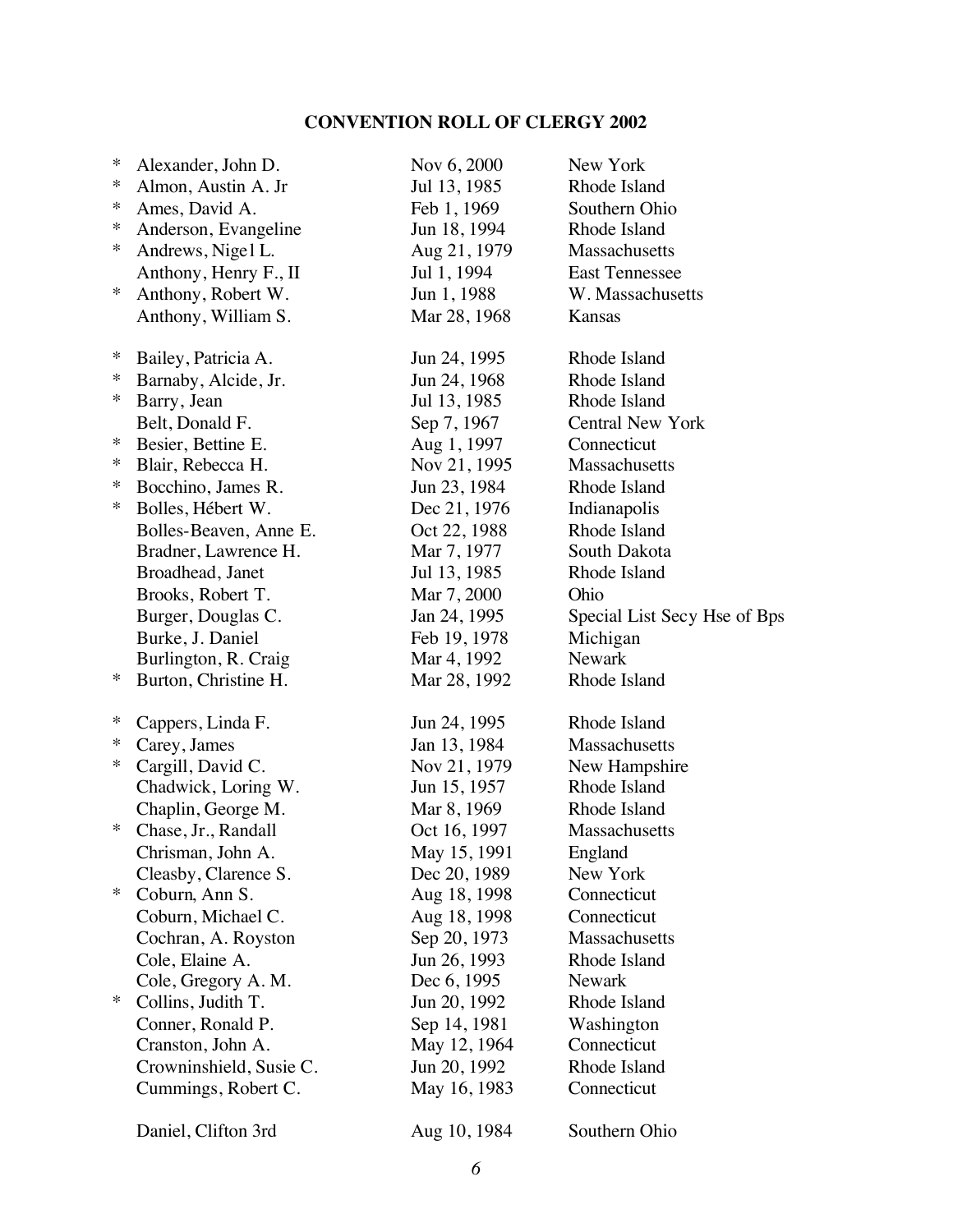## CONVENTION ROLL OF CLERGY 2002

| | Name | Date | Diocese |
|---|---|---|---|
| * | Alexander, John D. | Nov 6, 2000 | New York |
| * | Almon, Austin A. Jr | Jul 13, 1985 | Rhode Island |
| * | Ames, David A. | Feb 1, 1969 | Southern Ohio |
| * | Anderson, Evangeline | Jun 18, 1994 | Rhode Island |
| * | Andrews, Nigel L. | Aug 21, 1979 | Massachusetts |
| | Anthony, Henry F., II | Jul 1, 1994 | East Tennessee |
| * | Anthony, Robert W. | Jun 1, 1988 | W. Massachusetts |
| | Anthony, William S. | Mar 28, 1968 | Kansas |
| * | Bailey, Patricia A. | Jun 24, 1995 | Rhode Island |
| * | Barnaby, Alcide, Jr. | Jun 24, 1968 | Rhode Island |
| * | Barry, Jean | Jul 13, 1985 | Rhode Island |
| | Belt, Donald F. | Sep 7, 1967 | Central New York |
| * | Besier, Bettine E. | Aug 1, 1997 | Connecticut |
| * | Blair, Rebecca H. | Nov 21, 1995 | Massachusetts |
| * | Bocchino, James R. | Jun 23, 1984 | Rhode Island |
| * | Bolles, Hébert W. | Dec 21, 1976 | Indianapolis |
| | Bolles-Beaven, Anne E. | Oct 22, 1988 | Rhode Island |
| | Bradner, Lawrence H. | Mar 7, 1977 | South Dakota |
| | Broadhead, Janet | Jul 13, 1985 | Rhode Island |
| | Brooks, Robert T. | Mar 7, 2000 | Ohio |
| | Burger, Douglas C. | Jan 24, 1995 | Special List Secy Hse of Bps |
| | Burke, J. Daniel | Feb 19, 1978 | Michigan |
| | Burlington, R. Craig | Mar 4, 1992 | Newark |
| * | Burton, Christine H. | Mar 28, 1992 | Rhode Island |
| * | Cappers, Linda F. | Jun 24, 1995 | Rhode Island |
| * | Carey, James | Jan 13, 1984 | Massachusetts |
| * | Cargill, David C. | Nov 21, 1979 | New Hampshire |
| | Chadwick, Loring W. | Jun 15, 1957 | Rhode Island |
| | Chaplin, George M. | Mar 8, 1969 | Rhode Island |
| * | Chase, Jr., Randall | Oct 16, 1997 | Massachusetts |
| | Chrisman, John A. | May 15, 1991 | England |
| | Cleasby, Clarence S. | Dec 20, 1989 | New York |
| * | Coburn, Ann S. | Aug 18, 1998 | Connecticut |
| | Coburn, Michael C. | Aug 18, 1998 | Connecticut |
| | Cochran, A. Royston | Sep 20, 1973 | Massachusetts |
| | Cole, Elaine A. | Jun 26, 1993 | Rhode Island |
| | Cole, Gregory A. M. | Dec 6, 1995 | Newark |
| * | Collins, Judith T. | Jun 20, 1992 | Rhode Island |
| | Conner, Ronald P. | Sep 14, 1981 | Washington |
| | Cranston, John A. | May 12, 1964 | Connecticut |
| | Crowninshield, Susie C. | Jun 20, 1992 | Rhode Island |
| | Cummings, Robert C. | May 16, 1983 | Connecticut |
| | Daniel, Clifton 3rd | Aug 10, 1984 | Southern Ohio |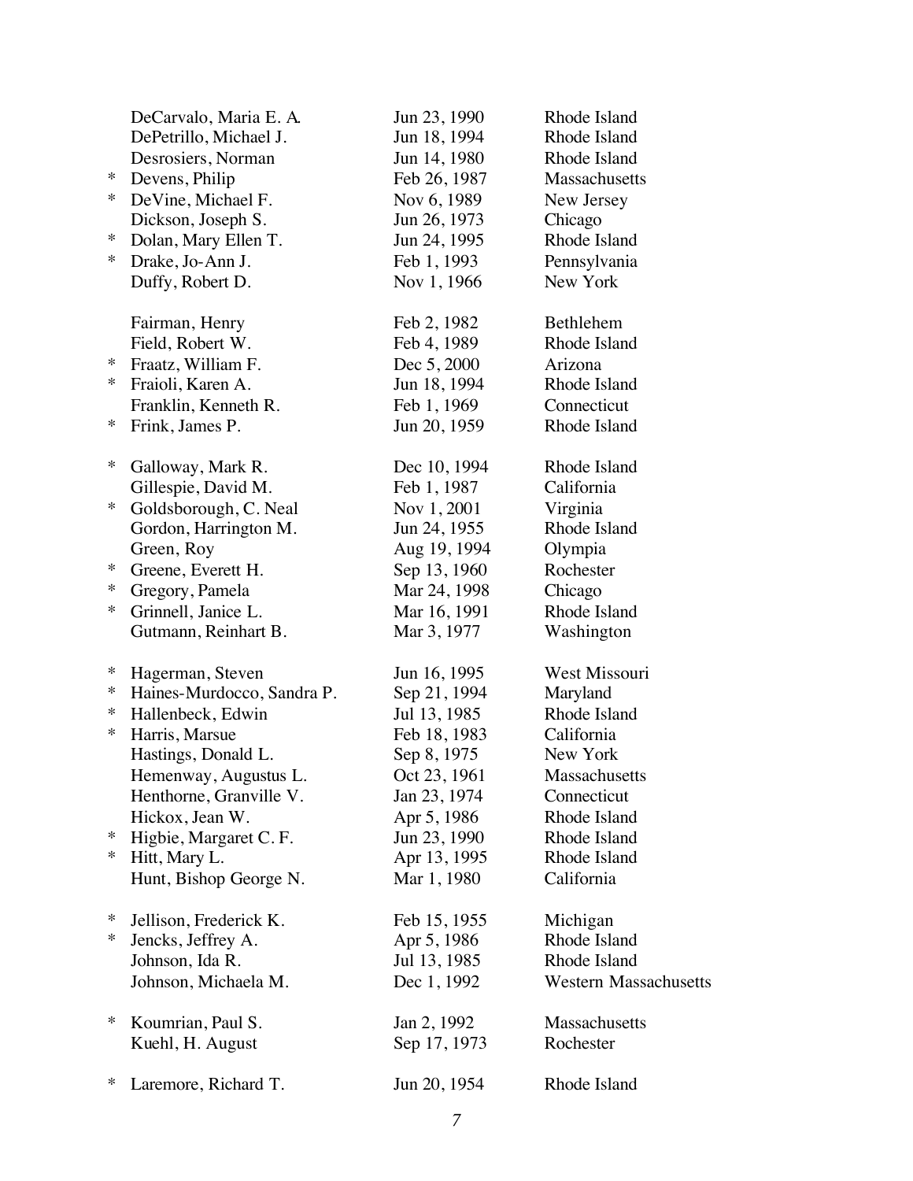| | Name | Date | Location |
|---|---|---|---|
| | DeCarvalo, Maria E. A. | Jun 23, 1990 | Rhode Island |
| | DePetrillo, Michael J. | Jun 18, 1994 | Rhode Island |
| | Desrosiers, Norman | Jun 14, 1980 | Rhode Island |
| * | Devens, Philip | Feb 26, 1987 | Massachusetts |
| * | DeVine, Michael F. | Nov 6, 1989 | New Jersey |
| | Dickson, Joseph S. | Jun 26, 1973 | Chicago |
| * | Dolan, Mary Ellen T. | Jun 24, 1995 | Rhode Island |
| * | Drake, Jo-Ann J. | Feb 1, 1993 | Pennsylvania |
| | Duffy, Robert D. | Nov 1, 1966 | New York |
| | | | |
| | Fairman, Henry | Feb 2, 1982 | Bethlehem |
| | Field, Robert W. | Feb 4, 1989 | Rhode Island |
| * | Fraatz, William F. | Dec 5, 2000 | Arizona |
| * | Fraioli, Karen A. | Jun 18, 1994 | Rhode Island |
| | Franklin, Kenneth R. | Feb 1, 1969 | Connecticut |
| * | Frink, James P. | Jun 20, 1959 | Rhode Island |
| | | | |
| * | Galloway, Mark R. | Dec 10, 1994 | Rhode Island |
| | Gillespie, David M. | Feb 1, 1987 | California |
| * | Goldsborough, C. Neal | Nov 1, 2001 | Virginia |
| | Gordon, Harrington M. | Jun 24, 1955 | Rhode Island |
| | Green, Roy | Aug 19, 1994 | Olympia |
| * | Greene, Everett H. | Sep 13, 1960 | Rochester |
| * | Gregory, Pamela | Mar 24, 1998 | Chicago |
| * | Grinnell, Janice L. | Mar 16, 1991 | Rhode Island |
| | Gutmann, Reinhart B. | Mar 3, 1977 | Washington |
| | | | |
| * | Hagerman, Steven | Jun 16, 1995 | West Missouri |
| * | Haines-Murdocco, Sandra P. | Sep 21, 1994 | Maryland |
| * | Hallenbeck, Edwin | Jul 13, 1985 | Rhode Island |
| * | Harris, Marsue | Feb 18, 1983 | California |
| | Hastings, Donald L. | Sep 8, 1975 | New York |
| | Hemenway, Augustus L. | Oct 23, 1961 | Massachusetts |
| | Henthorne, Granville V. | Jan 23, 1974 | Connecticut |
| | Hickox, Jean W. | Apr 5, 1986 | Rhode Island |
| * | Higbie, Margaret C. F. | Jun 23, 1990 | Rhode Island |
| * | Hitt, Mary L. | Apr 13, 1995 | Rhode Island |
| | Hunt, Bishop George N. | Mar 1, 1980 | California |
| | | | |
| * | Jellison, Frederick K. | Feb 15, 1955 | Michigan |
| * | Jencks, Jeffrey A. | Apr 5, 1986 | Rhode Island |
| | Johnson, Ida R. | Jul 13, 1985 | Rhode Island |
| | Johnson, Michaela M. | Dec 1, 1992 | Western Massachusetts |
| | | | |
| * | Koumrian, Paul S. | Jan 2, 1992 | Massachusetts |
| | Kuehl, H. August | Sep 17, 1973 | Rochester |
| | | | |
| * | Laremore, Richard T. | Jun 20, 1954 | Rhode Island |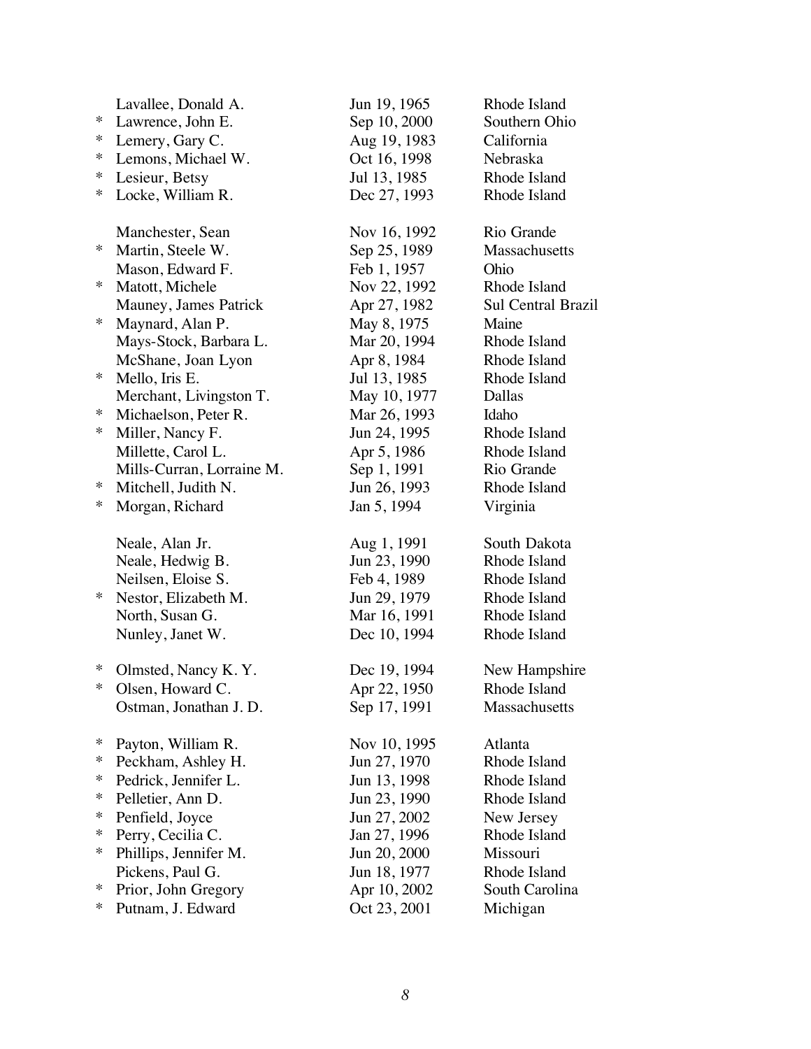| | Name | Date | Location |
|---|---|---|---|
| | Lavallee, Donald A. | Jun 19, 1965 | Rhode Island |
| * | Lawrence, John E. | Sep 10, 2000 | Southern Ohio |
| * | Lemery, Gary C. | Aug 19, 1983 | California |
| * | Lemons, Michael W. | Oct 16, 1998 | Nebraska |
| * | Lesieur, Betsy | Jul 13, 1985 | Rhode Island |
| * | Locke, William R. | Dec 27, 1993 | Rhode Island |
| | | | |
| | Manchester, Sean | Nov 16, 1992 | Rio Grande |
| * | Martin, Steele W. | Sep 25, 1989 | Massachusetts |
| | Mason, Edward F. | Feb 1, 1957 | Ohio |
| * | Matott, Michele | Nov 22, 1992 | Rhode Island |
| | Mauney, James Patrick | Apr 27, 1982 | Sul Central Brazil |
| * | Maynard, Alan P. | May 8, 1975 | Maine |
| | Mays-Stock, Barbara L. | Mar 20, 1994 | Rhode Island |
| | McShane, Joan Lyon | Apr 8, 1984 | Rhode Island |
| * | Mello, Iris E. | Jul 13, 1985 | Rhode Island |
| | Merchant, Livingston T. | May 10, 1977 | Dallas |
| * | Michaelson, Peter R. | Mar 26, 1993 | Idaho |
| * | Miller, Nancy F. | Jun 24, 1995 | Rhode Island |
| | Millette, Carol L. | Apr 5, 1986 | Rhode Island |
| | Mills-Curran, Lorraine M. | Sep 1, 1991 | Rio Grande |
| * | Mitchell, Judith N. | Jun 26, 1993 | Rhode Island |
| * | Morgan, Richard | Jan 5, 1994 | Virginia |
| | | | |
| | Neale, Alan Jr. | Aug 1, 1991 | South Dakota |
| | Neale, Hedwig B. | Jun 23, 1990 | Rhode Island |
| | Neilsen, Eloise S. | Feb 4, 1989 | Rhode Island |
| * | Nestor, Elizabeth M. | Jun 29, 1979 | Rhode Island |
| | North, Susan G. | Mar 16, 1991 | Rhode Island |
| | Nunley, Janet W. | Dec 10, 1994 | Rhode Island |
| | | | |
| * | Olmsted, Nancy K. Y. | Dec 19, 1994 | New Hampshire |
| * | Olsen, Howard C. | Apr 22, 1950 | Rhode Island |
| | Ostman, Jonathan J. D. | Sep 17, 1991 | Massachusetts |
| | | | |
| * | Payton, William R. | Nov 10, 1995 | Atlanta |
| * | Peckham, Ashley H. | Jun 27, 1970 | Rhode Island |
| * | Pedrick, Jennifer L. | Jun 13, 1998 | Rhode Island |
| * | Pelletier, Ann D. | Jun 23, 1990 | Rhode Island |
| * | Penfield, Joyce | Jun 27, 2002 | New Jersey |
| * | Perry, Cecilia C. | Jan 27, 1996 | Rhode Island |
| * | Phillips, Jennifer M. | Jun 20, 2000 | Missouri |
| | Pickens, Paul G. | Jun 18, 1977 | Rhode Island |
| * | Prior, John Gregory | Apr 10, 2002 | South Carolina |
| * | Putnam, J. Edward | Oct 23, 2001 | Michigan |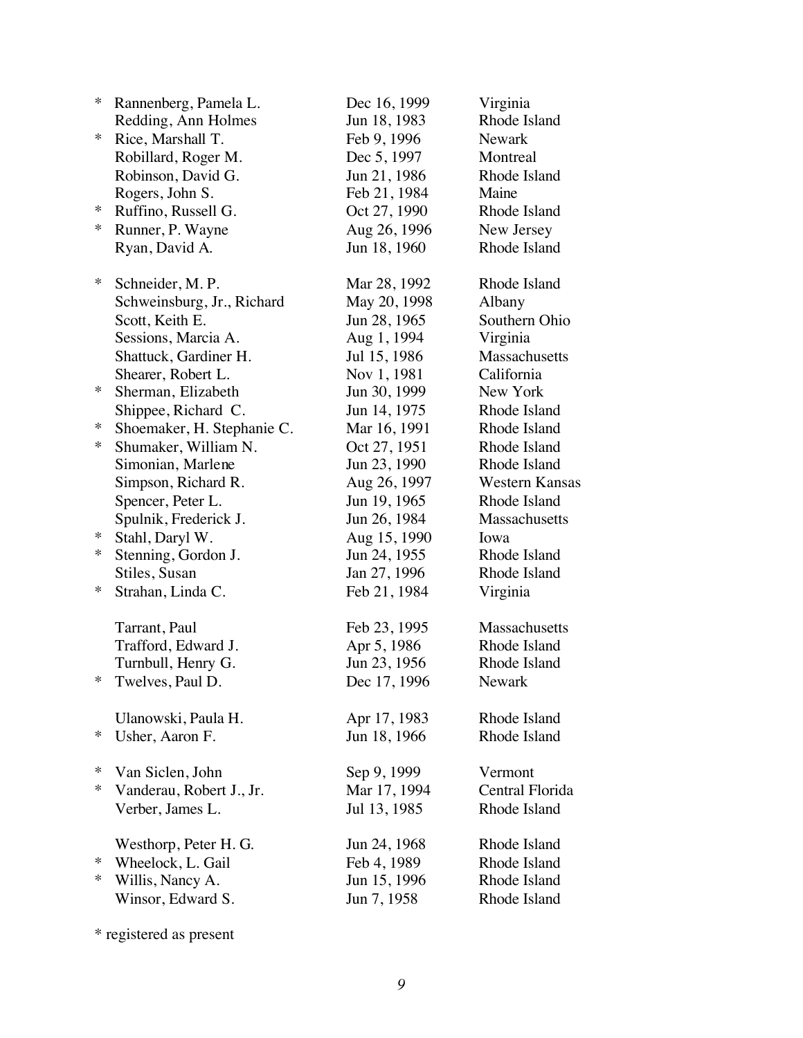| | Name | Date | Diocese |
|---|---|---|---|
| * | Rannenberg, Pamela L. | Dec 16, 1999 | Virginia |
| | Redding, Ann Holmes | Jun 18, 1983 | Rhode Island |
| * | Rice, Marshall T. | Feb 9, 1996 | Newark |
| | Robillard, Roger M. | Dec 5, 1997 | Montreal |
| | Robinson, David G. | Jun 21, 1986 | Rhode Island |
| | Rogers, John S. | Feb 21, 1984 | Maine |
| * | Ruffino, Russell G. | Oct 27, 1990 | Rhode Island |
| * | Runner, P. Wayne | Aug 26, 1996 | New Jersey |
| | Ryan, David A. | Jun 18, 1960 | Rhode Island |
| | | | |
| * | Schneider, M. P. | Mar 28, 1992 | Rhode Island |
| | Schweinsburg, Jr., Richard | May 20, 1998 | Albany |
| | Scott, Keith E. | Jun 28, 1965 | Southern Ohio |
| | Sessions, Marcia A. | Aug 1, 1994 | Virginia |
| | Shattuck, Gardiner H. | Jul 15, 1986 | Massachusetts |
| | Shearer, Robert L. | Nov 1, 1981 | California |
| * | Sherman, Elizabeth | Jun 30, 1999 | New York |
| | Shippee, Richard C. | Jun 14, 1975 | Rhode Island |
| * | Shoemaker, H. Stephanie C. | Mar 16, 1991 | Rhode Island |
| * | Shumaker, William N. | Oct 27, 1951 | Rhode Island |
| | Simonian, Marlene | Jun 23, 1990 | Rhode Island |
| | Simpson, Richard R. | Aug 26, 1997 | Western Kansas |
| | Spencer, Peter L. | Jun 19, 1965 | Rhode Island |
| | Spulnik, Frederick J. | Jun 26, 1984 | Massachusetts |
| * | Stahl, Daryl W. | Aug 15, 1990 | Iowa |
| * | Stenning, Gordon J. | Jun 24, 1955 | Rhode Island |
| | Stiles, Susan | Jan 27, 1996 | Rhode Island |
| * | Strahan, Linda C. | Feb 21, 1984 | Virginia |
| | | | |
| | Tarrant, Paul | Feb 23, 1995 | Massachusetts |
| | Trafford, Edward J. | Apr 5, 1986 | Rhode Island |
| | Turnbull, Henry G. | Jun 23, 1956 | Rhode Island |
| * | Twelves, Paul D. | Dec 17, 1996 | Newark |
| | | | |
| | Ulanowski, Paula H. | Apr 17, 1983 | Rhode Island |
| * | Usher, Aaron F. | Jun 18, 1966 | Rhode Island |
| | | | |
| * | Van Siclen, John | Sep 9, 1999 | Vermont |
| * | Vanderau, Robert J., Jr. | Mar 17, 1994 | Central Florida |
| | Verber, James L. | Jul 13, 1985 | Rhode Island |
| | | | |
| | Westhorp, Peter H. G. | Jun 24, 1968 | Rhode Island |
| * | Wheelock, L. Gail | Feb 4, 1989 | Rhode Island |
| * | Willis, Nancy A. | Jun 15, 1996 | Rhode Island |
| | Winsor, Edward S. | Jun 7, 1958 | Rhode Island |

* registered as present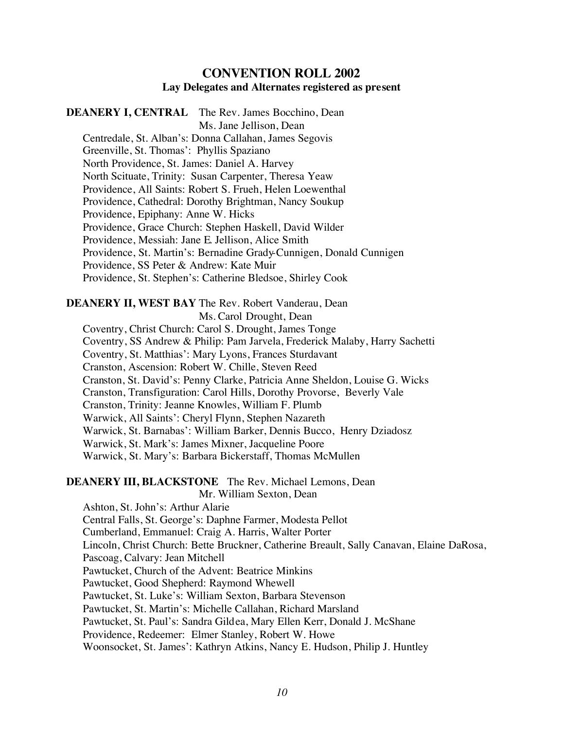## CONVENTION ROLL 2002

### Lay Delegates and Alternates registered as present

**DEANERY I, CENTRAL** The Rev. James Bocchino, Dean
Ms. Jane Jellison, Dean

Centredale, St. Alban's: Donna Callahan, James Segovis
Greenville, St. Thomas': Phyllis Spaziano
North Providence, St. James: Daniel A. Harvey
North Scituate, Trinity: Susan Carpenter, Theresa Yeaw
Providence, All Saints: Robert S. Frueh, Helen Loewenthal
Providence, Cathedral: Dorothy Brightman, Nancy Soukup
Providence, Epiphany: Anne W. Hicks
Providence, Grace Church: Stephen Haskell, David Wilder
Providence, Messiah: Jane E. Jellison, Alice Smith
Providence, St. Martin's: Bernadine Grady-Cunnigen, Donald Cunnigen
Providence, SS Peter & Andrew: Kate Muir
Providence, St. Stephen's: Catherine Bledsoe, Shirley Cook

**DEANERY II, WEST BAY** The Rev. Robert Vanderau, Dean
Ms. Carol Drought, Dean

Coventry, Christ Church: Carol S. Drought, James Tonge
Coventry, SS Andrew & Philip: Pam Jarvela, Frederick Malaby, Harry Sachetti
Coventry, St. Matthias': Mary Lyons, Frances Sturdavant
Cranston, Ascension: Robert W. Chille, Steven Reed
Cranston, St. David's: Penny Clarke, Patricia Anne Sheldon, Louise G. Wicks
Cranston, Transfiguration: Carol Hills, Dorothy Provorse, Beverly Vale
Cranston, Trinity: Jeanne Knowles, William F. Plumb
Warwick, All Saints': Cheryl Flynn, Stephen Nazareth
Warwick, St. Barnabas': William Barker, Dennis Bucco, Henry Dziadosz
Warwick, St. Mark's: James Mixner, Jacqueline Poore
Warwick, St. Mary's: Barbara Bickerstaff, Thomas McMullen

**DEANERY III, BLACKSTONE** The Rev. Michael Lemons, Dean
Mr. William Sexton, Dean

Ashton, St. John's: Arthur Alarie
Central Falls, St. George's: Daphne Farmer, Modesta Pellot
Cumberland, Emmanuel: Craig A. Harris, Walter Porter
Lincoln, Christ Church: Bette Bruckner, Catherine Breault, Sally Canavan, Elaine DaRosa,
Pascoag, Calvary: Jean Mitchell
Pawtucket, Church of the Advent: Beatrice Minkins
Pawtucket, Good Shepherd: Raymond Whewell
Pawtucket, St. Luke's: William Sexton, Barbara Stevenson
Pawtucket, St. Martin's: Michelle Callahan, Richard Marsland
Pawtucket, St. Paul's: Sandra Gildea, Mary Ellen Kerr, Donald J. McShane
Providence, Redeemer: Elmer Stanley, Robert W. Howe
Woonsocket, St. James': Kathryn Atkins, Nancy E. Hudson, Philip J. Huntley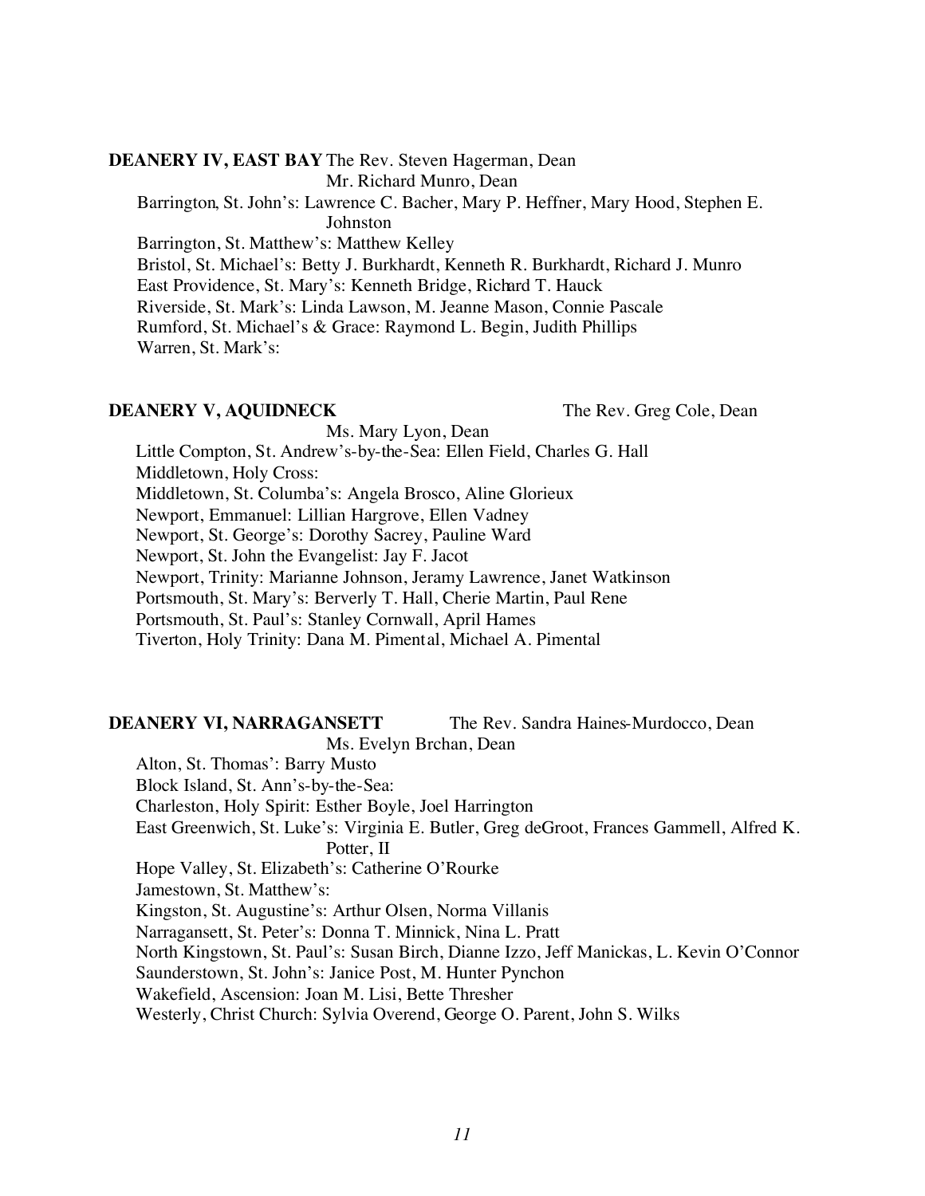**DEANERY IV, EAST BAY** The Rev. Steven Hagerman, Dean
Mr. Richard Munro, Dean

Barrington, St. John's: Lawrence C. Bacher, Mary P. Heffner, Mary Hood, Stephen E. Johnston
Barrington, St. Matthew's: Matthew Kelley
Bristol, St. Michael's: Betty J. Burkhardt, Kenneth R. Burkhardt, Richard J. Munro
East Providence, St. Mary's: Kenneth Bridge, Richard T. Hauck
Riverside, St. Mark's: Linda Lawson, M. Jeanne Mason, Connie Pascale
Rumford, St. Michael's & Grace: Raymond L. Begin, Judith Phillips
Warren, St. Mark's:

**DEANERY V, AQUIDNECK** The Rev. Greg Cole, Dean
Ms. Mary Lyon, Dean

Little Compton, St. Andrew's-by-the-Sea: Ellen Field, Charles G. Hall
Middletown, Holy Cross:
Middletown, St. Columba's: Angela Brosco, Aline Glorieux
Newport, Emmanuel: Lillian Hargrove, Ellen Vadney
Newport, St. George's: Dorothy Sacrey, Pauline Ward
Newport, St. John the Evangelist: Jay F. Jacot
Newport, Trinity: Marianne Johnson, Jeramy Lawrence, Janet Watkinson
Portsmouth, St. Mary's: Berverly T. Hall, Cherie Martin, Paul Rene
Portsmouth, St. Paul's: Stanley Cornwall, April Hames
Tiverton, Holy Trinity: Dana M. Pimental, Michael A. Pimental

**DEANERY VI, NARRAGANSETT** The Rev. Sandra Haines-Murdocco, Dean
Ms. Evelyn Brchan, Dean

Alton, St. Thomas': Barry Musto
Block Island, St. Ann's-by-the-Sea:
Charleston, Holy Spirit: Esther Boyle, Joel Harrington
East Greenwich, St. Luke's: Virginia E. Butler, Greg deGroot, Frances Gammell, Alfred K. Potter, II
Hope Valley, St. Elizabeth's: Catherine O'Rourke
Jamestown, St. Matthew's:
Kingston, St. Augustine's: Arthur Olsen, Norma Villanis
Narragansett, St. Peter's: Donna T. Minnick, Nina L. Pratt
North Kingstown, St. Paul's: Susan Birch, Dianne Izzo, Jeff Manickas, L. Kevin O'Connor
Saunderstown, St. John's: Janice Post, M. Hunter Pynchon
Wakefield, Ascension: Joan M. Lisi, Bette Thresher
Westerly, Christ Church: Sylvia Overend, George O. Parent, John S. Wilks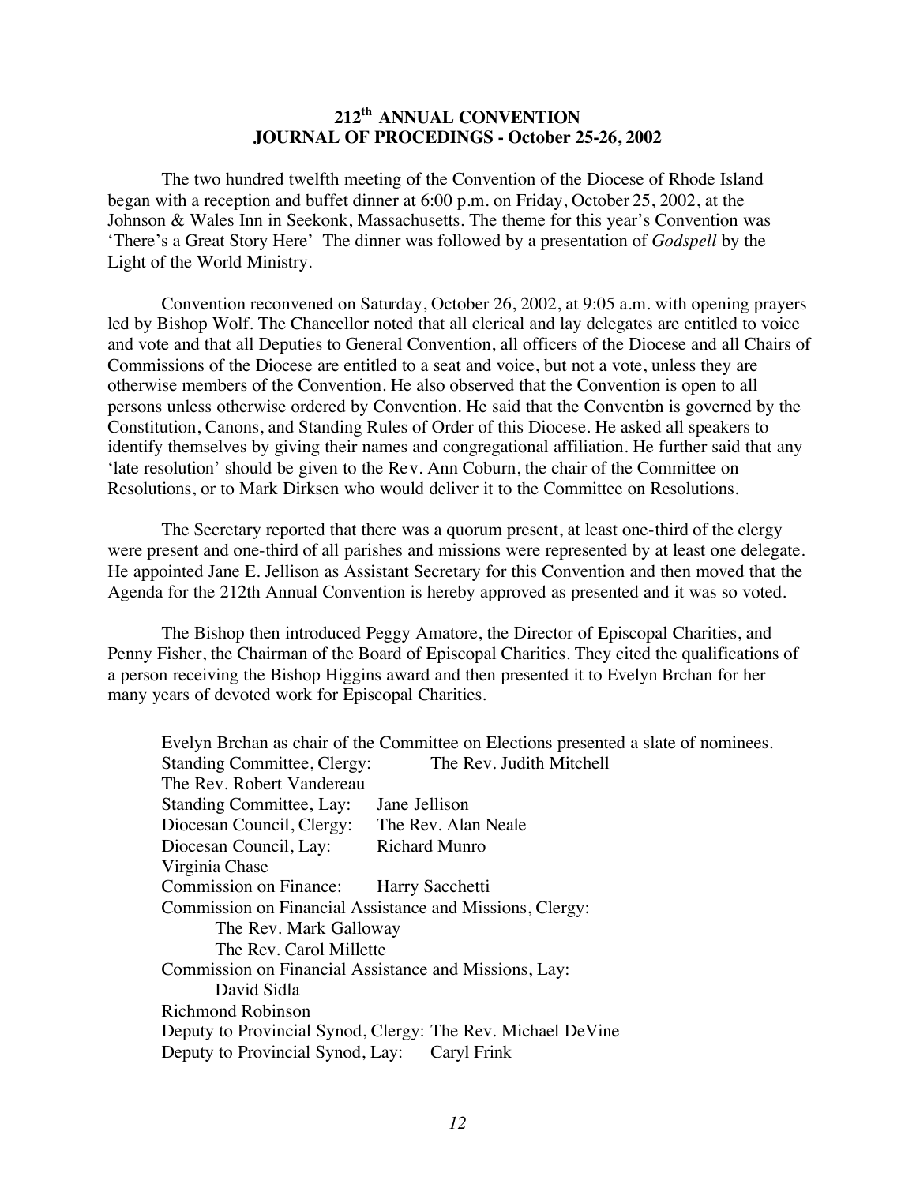# 212th ANNUAL CONVENTION
## JOURNAL OF PROCEDINGS - October 25-26, 2002

The two hundred twelfth meeting of the Convention of the Diocese of Rhode Island began with a reception and buffet dinner at 6:00 p.m. on Friday, October 25, 2002, at the Johnson & Wales Inn in Seekonk, Massachusetts. The theme for this year's Convention was 'There's a Great Story Here' The dinner was followed by a presentation of *Godspell* by the Light of the World Ministry.

Convention reconvened on Saturday, October 26, 2002, at 9:05 a.m. with opening prayers led by Bishop Wolf. The Chancellor noted that all clerical and lay delegates are entitled to voice and vote and that all Deputies to General Convention, all officers of the Diocese and all Chairs of Commissions of the Diocese are entitled to a seat and voice, but not a vote, unless they are otherwise members of the Convention. He also observed that the Convention is open to all persons unless otherwise ordered by Convention. He said that the Convention is governed by the Constitution, Canons, and Standing Rules of Order of this Diocese. He asked all speakers to identify themselves by giving their names and congregational affiliation. He further said that any 'late resolution' should be given to the Rev. Ann Coburn, the chair of the Committee on Resolutions, or to Mark Dirksen who would deliver it to the Committee on Resolutions.

The Secretary reported that there was a quorum present, at least one-third of the clergy were present and one-third of all parishes and missions were represented by at least one delegate. He appointed Jane E. Jellison as Assistant Secretary for this Convention and then moved that the Agenda for the 212th Annual Convention is hereby approved as presented and it was so voted.

The Bishop then introduced Peggy Amatore, the Director of Episcopal Charities, and Penny Fisher, the Chairman of the Board of Episcopal Charities. They cited the qualifications of a person receiving the Bishop Higgins award and then presented it to Evelyn Brchan for her many years of devoted work for Episcopal Charities.

Evelyn Brchan as chair of the Committee on Elections presented a slate of nominees.

Standing Committee, Clergy: The Rev. Judith Mitchell
The Rev. Robert Vandereau
Standing Committee, Lay: Jane Jellison
Diocesan Council, Clergy: The Rev. Alan Neale
Diocesan Council, Lay: Richard Munro
Virginia Chase
Commission on Finance: Harry Sacchetti
Commission on Financial Assistance and Missions, Clergy:
The Rev. Mark Galloway
The Rev. Carol Millette
Commission on Financial Assistance and Missions, Lay:
David Sidla
Richmond Robinson
Deputy to Provincial Synod, Clergy: The Rev. Michael DeVine
Deputy to Provincial Synod, Lay: Caryl Frink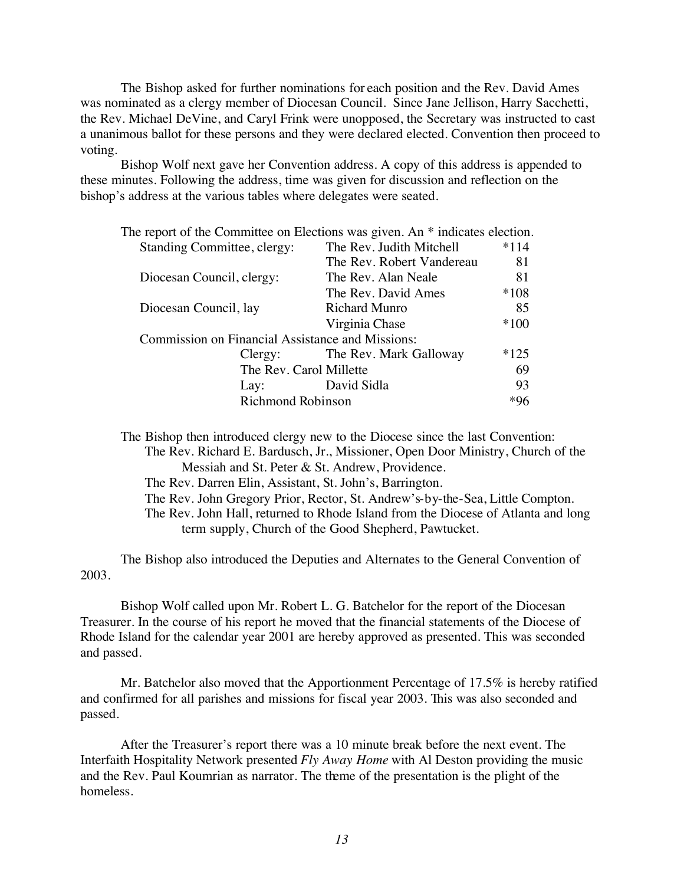The Bishop asked for further nominations for each position and the Rev. David Ames was nominated as a clergy member of Diocesan Council. Since Jane Jellison, Harry Sacchetti, the Rev. Michael DeVine, and Caryl Frink were unopposed, the Secretary was instructed to cast a unanimous ballot for these persons and they were declared elected. Convention then proceed to voting.

Bishop Wolf next gave her Convention address. A copy of this address is appended to these minutes. Following the address, time was given for discussion and reflection on the bishop's address at the various tables where delegates were seated.

The report of the Committee on Elections was given. An * indicates election.

| Position | Candidate | Votes |
|---|---|---|
| Standing Committee, clergy: | The Rev. Judith Mitchell | *114 |
| | The Rev. Robert Vandereau | 81 |
| Diocesan Council, clergy: | The Rev. Alan Neale | 81 |
| | The Rev. David Ames | *108 |
| Diocesan Council, lay | Richard Munro | 85 |
| | Virginia Chase | *100 |
| Commission on Financial Assistance and Missions: | | |
| Clergy: | The Rev. Mark Galloway | *125 |
| | The Rev. Carol Millette | 69 |
| Lay: | David Sidla | 93 |
| | Richmond Robinson | *96 |

The Bishop then introduced clergy new to the Diocese since the last Convention:

- The Rev. Richard E. Bardusch, Jr., Missioner, Open Door Ministry, Church of the Messiah and St. Peter & St. Andrew, Providence.
- The Rev. Darren Elin, Assistant, St. John's, Barrington.
- The Rev. John Gregory Prior, Rector, St. Andrew's-by-the-Sea, Little Compton.
- The Rev. John Hall, returned to Rhode Island from the Diocese of Atlanta and long term supply, Church of the Good Shepherd, Pawtucket.

The Bishop also introduced the Deputies and Alternates to the General Convention of 2003.

Bishop Wolf called upon Mr. Robert L. G. Batchelor for the report of the Diocesan Treasurer. In the course of his report he moved that the financial statements of the Diocese of Rhode Island for the calendar year 2001 are hereby approved as presented. This was seconded and passed.

Mr. Batchelor also moved that the Apportionment Percentage of 17.5% is hereby ratified and confirmed for all parishes and missions for fiscal year 2003. This was also seconded and passed.

After the Treasurer's report there was a 10 minute break before the next event. The Interfaith Hospitality Network presented *Fly Away Home* with Al Deston providing the music and the Rev. Paul Koumrian as narrator. The theme of the presentation is the plight of the homeless.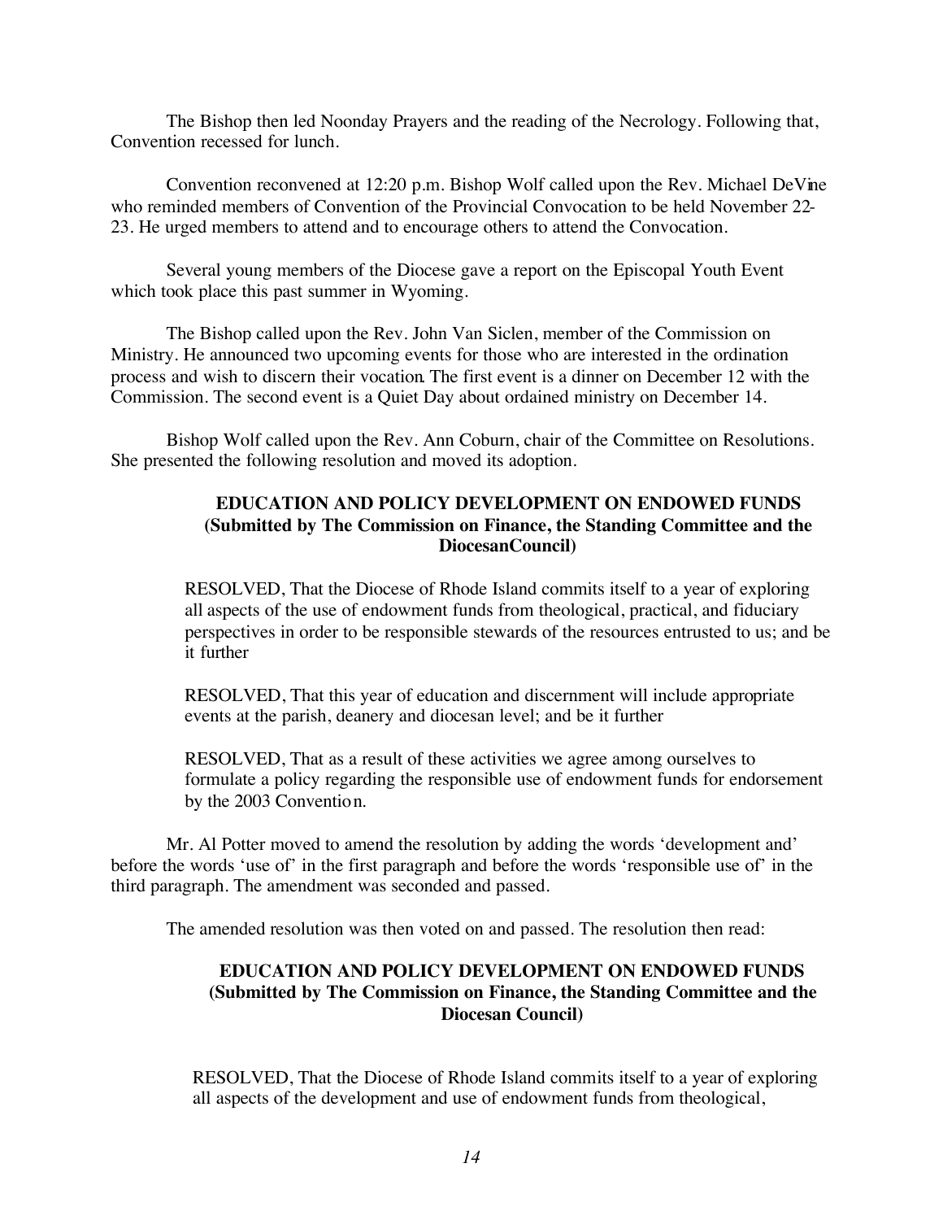The Bishop then led Noonday Prayers and the reading of the Necrology. Following that, Convention recessed for lunch.

Convention reconvened at 12:20 p.m. Bishop Wolf called upon the Rev. Michael DeVine who reminded members of Convention of the Provincial Convocation to be held November 22-23. He urged members to attend and to encourage others to attend the Convocation.

Several young members of the Diocese gave a report on the Episcopal Youth Event which took place this past summer in Wyoming.

The Bishop called upon the Rev. John Van Siclen, member of the Commission on Ministry. He announced two upcoming events for those who are interested in the ordination process and wish to discern their vocation. The first event is a dinner on December 12 with the Commission. The second event is a Quiet Day about ordained ministry on December 14.

Bishop Wolf called upon the Rev. Ann Coburn, chair of the Committee on Resolutions. She presented the following resolution and moved its adoption.

**EDUCATION AND POLICY DEVELOPMENT ON ENDOWED FUNDS (Submitted by The Commission on Finance, the Standing Committee and the DiocesanCouncil)**

RESOLVED, That the Diocese of Rhode Island commits itself to a year of exploring all aspects of the use of endowment funds from theological, practical, and fiduciary perspectives in order to be responsible stewards of the resources entrusted to us; and be it further

RESOLVED, That this year of education and discernment will include appropriate events at the parish, deanery and diocesan level; and be it further

RESOLVED, That as a result of these activities we agree among ourselves to formulate a policy regarding the responsible use of endowment funds for endorsement by the 2003 Convention.

Mr. Al Potter moved to amend the resolution by adding the words 'development and' before the words 'use of' in the first paragraph and before the words 'responsible use of' in the third paragraph. The amendment was seconded and passed.

The amended resolution was then voted on and passed. The resolution then read:

**EDUCATION AND POLICY DEVELOPMENT ON ENDOWED FUNDS (Submitted by The Commission on Finance, the Standing Committee and the Diocesan Council)**

RESOLVED, That the Diocese of Rhode Island commits itself to a year of exploring all aspects of the development and use of endowment funds from theological,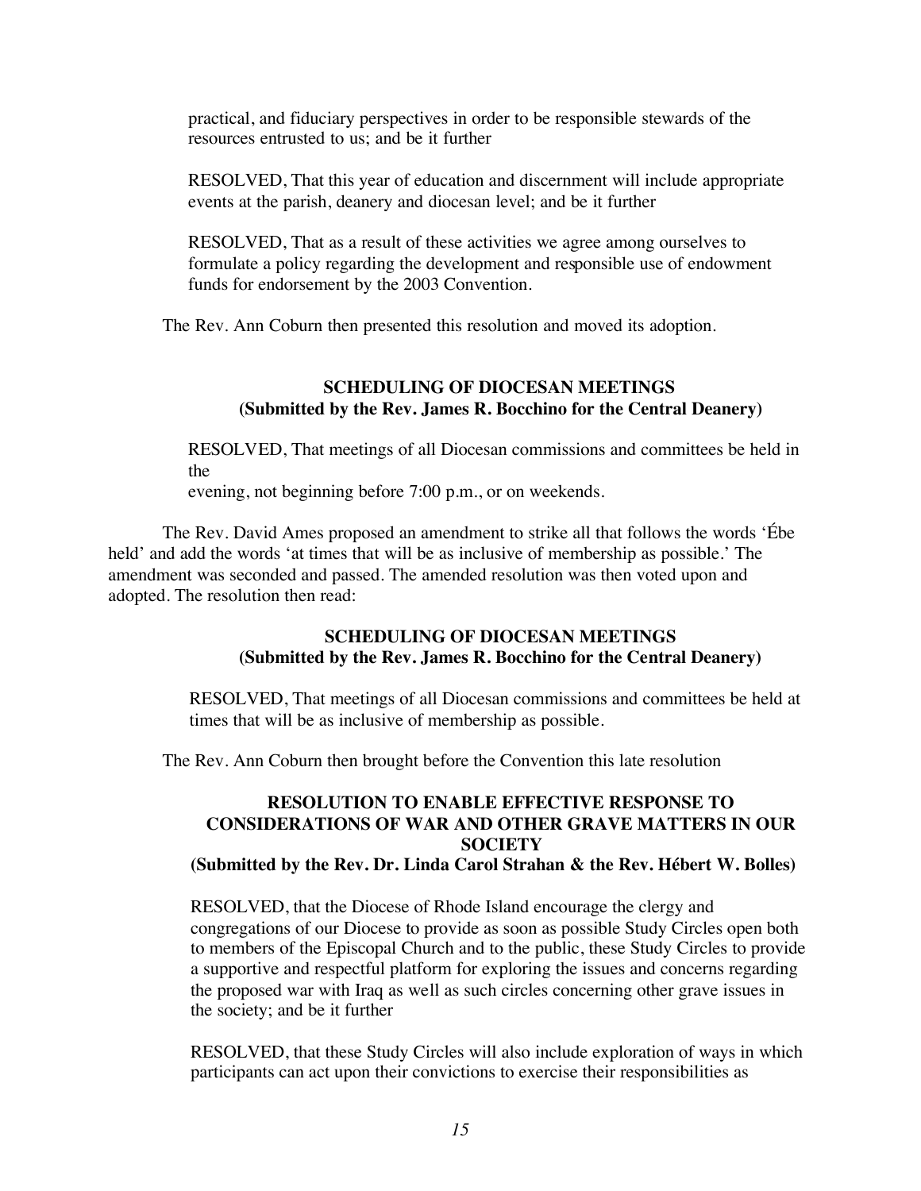practical, and fiduciary perspectives in order to be responsible stewards of the resources entrusted to us; and be it further

RESOLVED, That this year of education and discernment will include appropriate events at the parish, deanery and diocesan level; and be it further

RESOLVED, That as a result of these activities we agree among ourselves to formulate a policy regarding the development and responsible use of endowment funds for endorsement by the 2003 Convention.

The Rev. Ann Coburn then presented this resolution and moved its adoption.

**SCHEDULING OF DIOCESAN MEETINGS**
**(Submitted by the Rev. James R. Bocchino for the Central Deanery)**

RESOLVED, That meetings of all Diocesan commissions and committees be held in the
evening, not beginning before 7:00 p.m., or on weekends.

The Rev. David Ames proposed an amendment to strike all that follows the words 'Ébe held' and add the words 'at times that will be as inclusive of membership as possible.' The amendment was seconded and passed. The amended resolution was then voted upon and adopted. The resolution then read:

**SCHEDULING OF DIOCESAN MEETINGS**
**(Submitted by the Rev. James R. Bocchino for the Central Deanery)**

RESOLVED, That meetings of all Diocesan commissions and committees be held at times that will be as inclusive of membership as possible.

The Rev. Ann Coburn then brought before the Convention this late resolution

**RESOLUTION TO ENABLE EFFECTIVE RESPONSE TO CONSIDERATIONS OF WAR AND OTHER GRAVE MATTERS IN OUR SOCIETY**
**(Submitted by the Rev. Dr. Linda Carol Strahan & the Rev. Hébert W. Bolles)**

RESOLVED, that the Diocese of Rhode Island encourage the clergy and congregations of our Diocese to provide as soon as possible Study Circles open both to members of the Episcopal Church and to the public, these Study Circles to provide a supportive and respectful platform for exploring the issues and concerns regarding the proposed war with Iraq as well as such circles concerning other grave issues in the society; and be it further

RESOLVED, that these Study Circles will also include exploration of ways in which participants can act upon their convictions to exercise their responsibilities as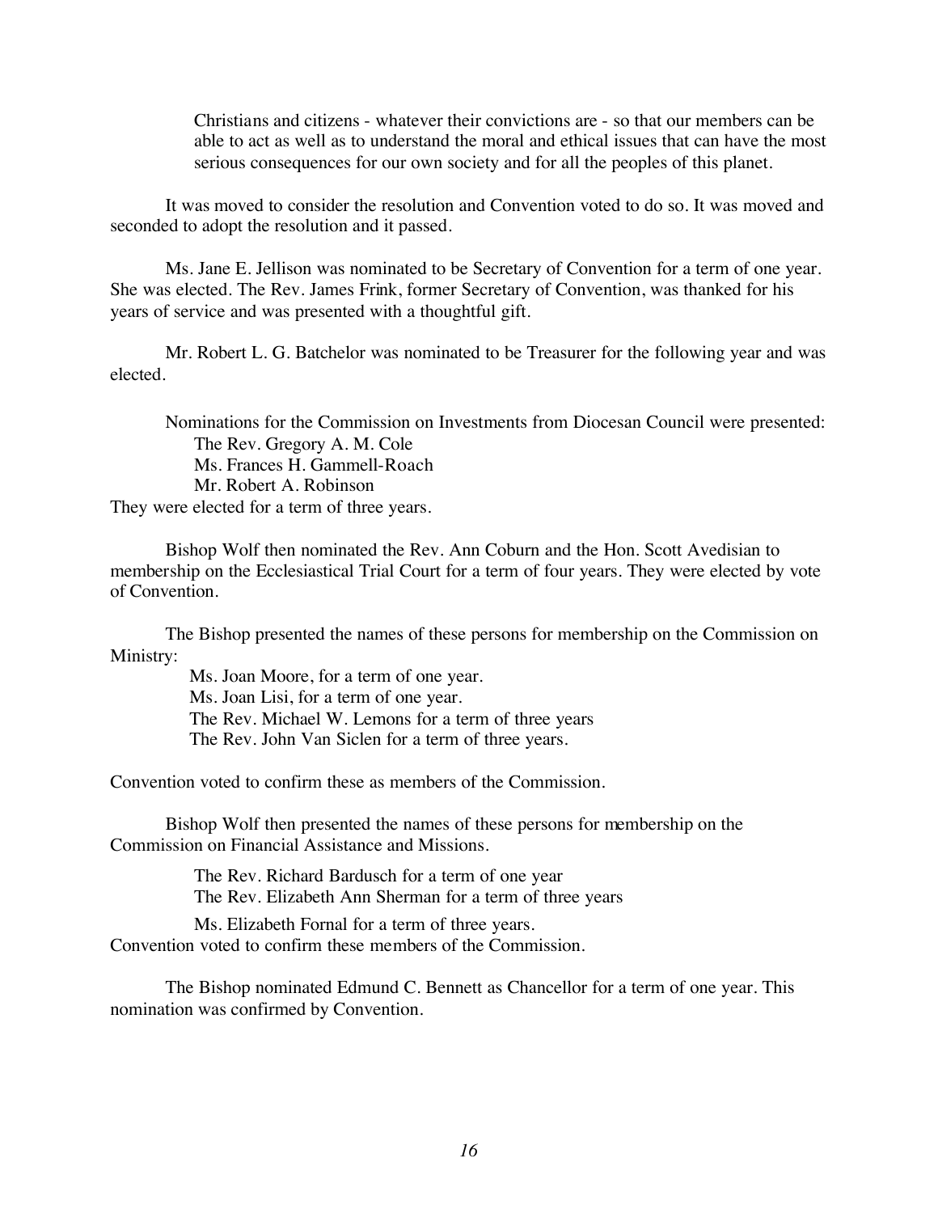> Christians and citizens - whatever their convictions are - so that our members can be able to act as well as to understand the moral and ethical issues that can have the most serious consequences for our own society and for all the peoples of this planet.

It was moved to consider the resolution and Convention voted to do so. It was moved and seconded to adopt the resolution and it passed.

Ms. Jane E. Jellison was nominated to be Secretary of Convention for a term of one year. She was elected. The Rev. James Frink, former Secretary of Convention, was thanked for his years of service and was presented with a thoughtful gift.

Mr. Robert L. G. Batchelor was nominated to be Treasurer for the following year and was elected.

Nominations for the Commission on Investments from Diocesan Council were presented:

The Rev. Gregory A. M. Cole  
Ms. Frances H. Gammell-Roach  
Mr. Robert A. Robinson

They were elected for a term of three years.

Bishop Wolf then nominated the Rev. Ann Coburn and the Hon. Scott Avedisian to membership on the Ecclesiastical Trial Court for a term of four years. They were elected by vote of Convention.

The Bishop presented the names of these persons for membership on the Commission on Ministry:

Ms. Joan Moore, for a term of one year.  
Ms. Joan Lisi, for a term of one year.  
The Rev. Michael W. Lemons for a term of three years  
The Rev. John Van Siclen for a term of three years.

Convention voted to confirm these as members of the Commission.

Bishop Wolf then presented the names of these persons for membership on the Commission on Financial Assistance and Missions.

The Rev. Richard Bardusch for a term of one year  
The Rev. Elizabeth Ann Sherman for a term of three years

Ms. Elizabeth Fornal for a term of three years.

Convention voted to confirm these members of the Commission.

The Bishop nominated Edmund C. Bennett as Chancellor for a term of one year. This nomination was confirmed by Convention.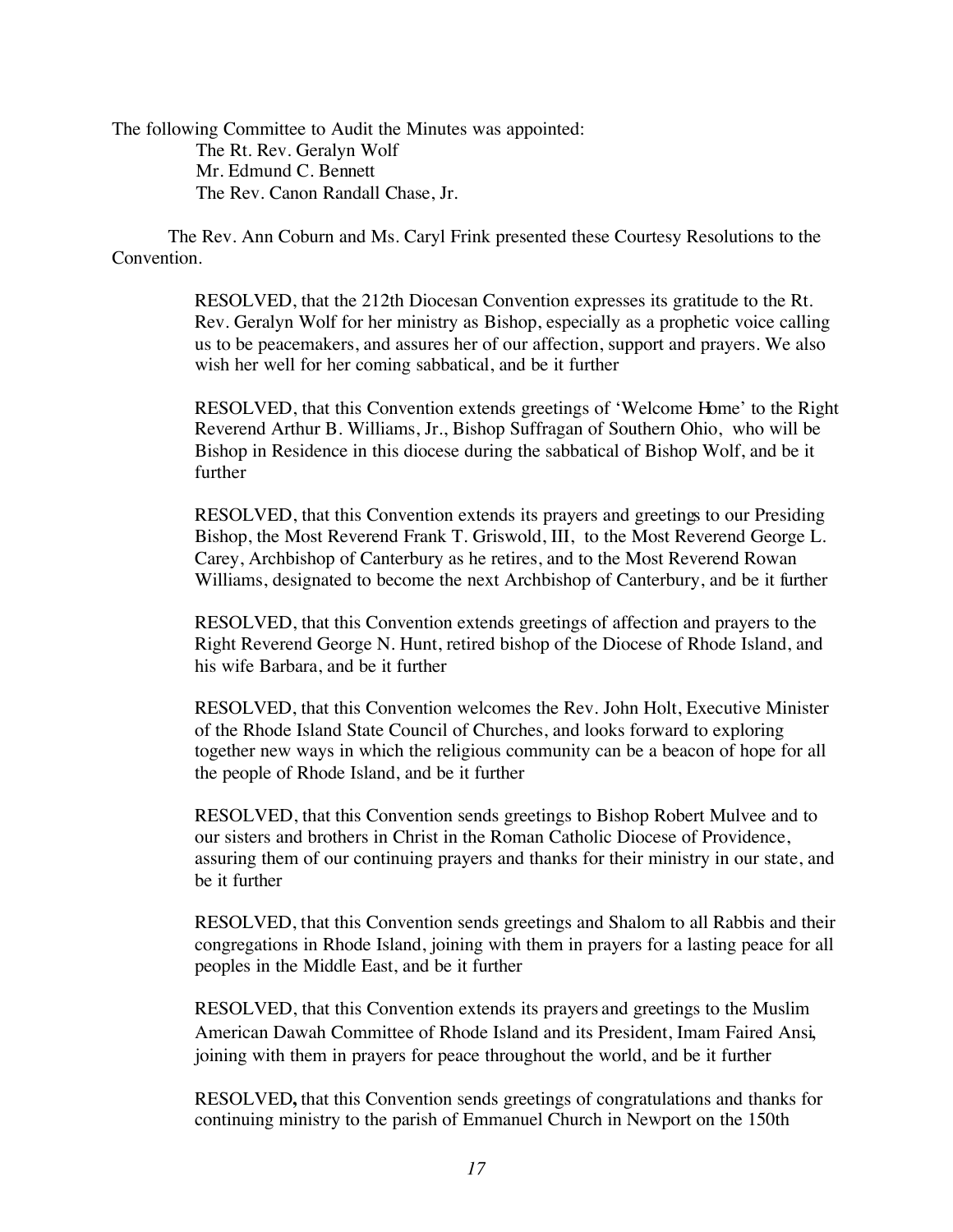The following Committee to Audit the Minutes was appointed:

The Rt. Rev. Geralyn Wolf
Mr. Edmund C. Bennett
The Rev. Canon Randall Chase, Jr.

The Rev. Ann Coburn and Ms. Caryl Frink presented these Courtesy Resolutions to the Convention.

> RESOLVED, that the 212th Diocesan Convention expresses its gratitude to the Rt. Rev. Geralyn Wolf for her ministry as Bishop, especially as a prophetic voice calling us to be peacemakers, and assures her of our affection, support and prayers. We also wish her well for her coming sabbatical, and be it further
>
> RESOLVED, that this Convention extends greetings of 'Welcome Home' to the Right Reverend Arthur B. Williams, Jr., Bishop Suffragan of Southern Ohio, who will be Bishop in Residence in this diocese during the sabbatical of Bishop Wolf, and be it further
>
> RESOLVED, that this Convention extends its prayers and greetings to our Presiding Bishop, the Most Reverend Frank T. Griswold, III, to the Most Reverend George L. Carey, Archbishop of Canterbury as he retires, and to the Most Reverend Rowan Williams, designated to become the next Archbishop of Canterbury, and be it further
>
> RESOLVED, that this Convention extends greetings of affection and prayers to the Right Reverend George N. Hunt, retired bishop of the Diocese of Rhode Island, and his wife Barbara, and be it further
>
> RESOLVED, that this Convention welcomes the Rev. John Holt, Executive Minister of the Rhode Island State Council of Churches, and looks forward to exploring together new ways in which the religious community can be a beacon of hope for all the people of Rhode Island, and be it further
>
> RESOLVED, that this Convention sends greetings to Bishop Robert Mulvee and to our sisters and brothers in Christ in the Roman Catholic Diocese of Providence, assuring them of our continuing prayers and thanks for their ministry in our state, and be it further
>
> RESOLVED, that this Convention sends greetings and Shalom to all Rabbis and their congregations in Rhode Island, joining with them in prayers for a lasting peace for all peoples in the Middle East, and be it further
>
> RESOLVED, that this Convention extends its prayers and greetings to the Muslim American Dawah Committee of Rhode Island and its President, Imam Faired Ansi, joining with them in prayers for peace throughout the world, and be it further
>
> RESOLVED**,** that this Convention sends greetings of congratulations and thanks for continuing ministry to the parish of Emmanuel Church in Newport on the 150th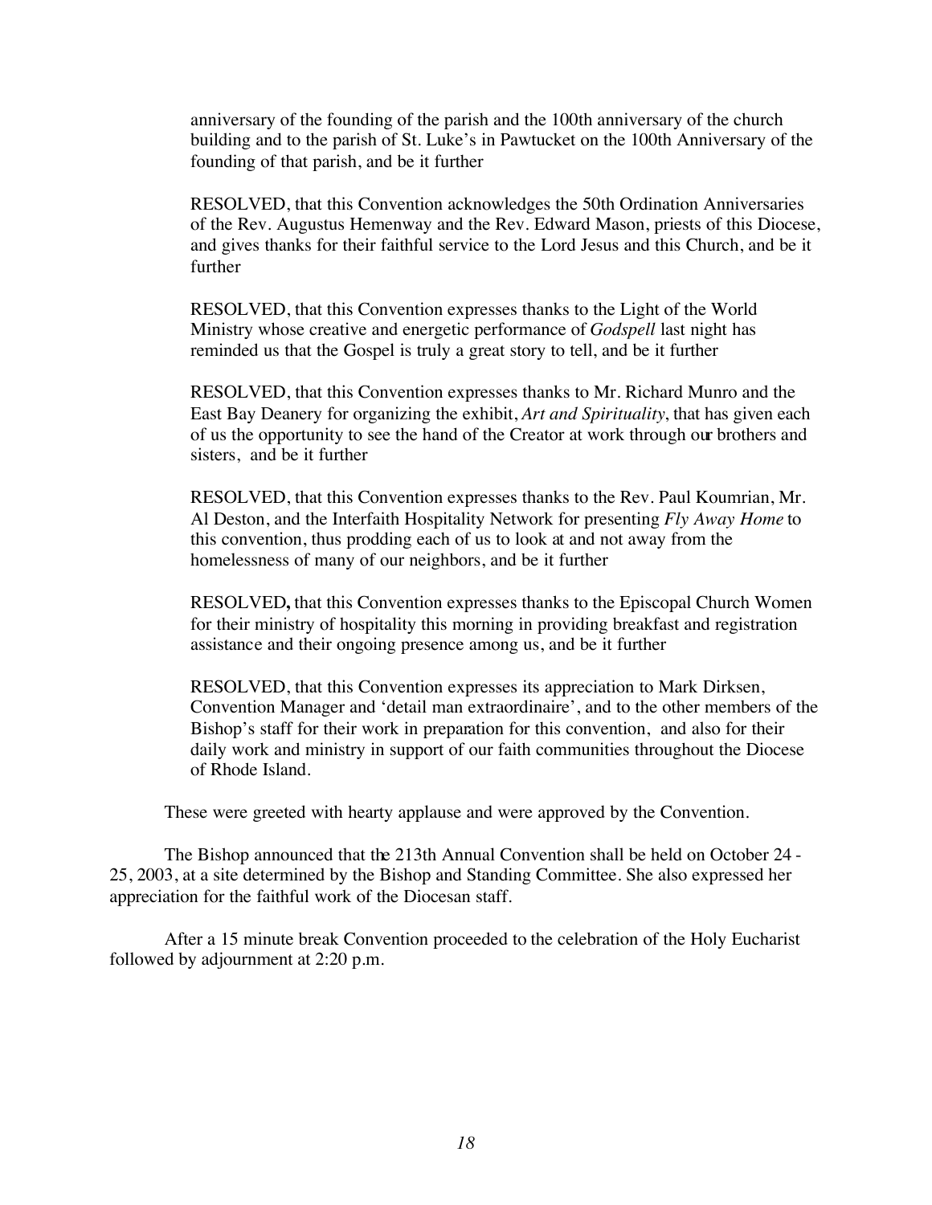anniversary of the founding of the parish and the 100th anniversary of the church building and to the parish of St. Luke's in Pawtucket on the 100th Anniversary of the founding of that parish, and be it further

RESOLVED, that this Convention acknowledges the 50th Ordination Anniversaries of the Rev. Augustus Hemenway and the Rev. Edward Mason, priests of this Diocese, and gives thanks for their faithful service to the Lord Jesus and this Church, and be it further

RESOLVED, that this Convention expresses thanks to the Light of the World Ministry whose creative and energetic performance of *Godspell* last night has reminded us that the Gospel is truly a great story to tell, and be it further

RESOLVED, that this Convention expresses thanks to Mr. Richard Munro and the East Bay Deanery for organizing the exhibit, *Art and Spirituality*, that has given each of us the opportunity to see the hand of the Creator at work through our brothers and sisters, and be it further

RESOLVED, that this Convention expresses thanks to the Rev. Paul Koumrian, Mr. Al Deston, and the Interfaith Hospitality Network for presenting *Fly Away Home* to this convention, thus prodding each of us to look at and not away from the homelessness of many of our neighbors, and be it further

RESOLVED**,** that this Convention expresses thanks to the Episcopal Church Women for their ministry of hospitality this morning in providing breakfast and registration assistance and their ongoing presence among us, and be it further

RESOLVED, that this Convention expresses its appreciation to Mark Dirksen, Convention Manager and 'detail man extraordinaire', and to the other members of the Bishop's staff for their work in preparation for this convention, and also for their daily work and ministry in support of our faith communities throughout the Diocese of Rhode Island.

These were greeted with hearty applause and were approved by the Convention.

The Bishop announced that the 213th Annual Convention shall be held on October 24 - 25, 2003, at a site determined by the Bishop and Standing Committee. She also expressed her appreciation for the faithful work of the Diocesan staff.

After a 15 minute break Convention proceeded to the celebration of the Holy Eucharist followed by adjournment at 2:20 p.m.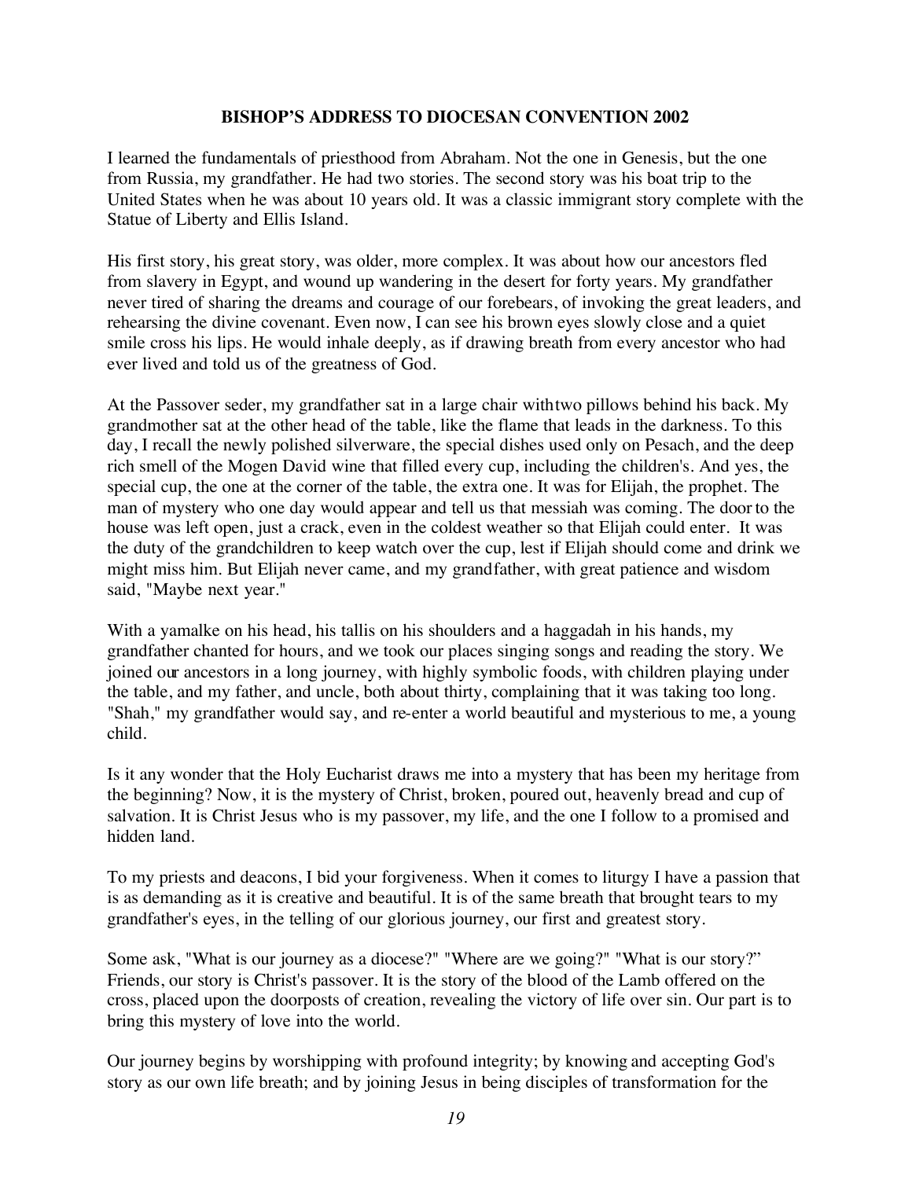# BISHOP'S ADDRESS TO DIOCESAN CONVENTION 2002

I learned the fundamentals of priesthood from Abraham. Not the one in Genesis, but the one from Russia, my grandfather. He had two stories. The second story was his boat trip to the United States when he was about 10 years old. It was a classic immigrant story complete with the Statue of Liberty and Ellis Island.

His first story, his great story, was older, more complex. It was about how our ancestors fled from slavery in Egypt, and wound up wandering in the desert for forty years. My grandfather never tired of sharing the dreams and courage of our forebears, of invoking the great leaders, and rehearsing the divine covenant. Even now, I can see his brown eyes slowly close and a quiet smile cross his lips. He would inhale deeply, as if drawing breath from every ancestor who had ever lived and told us of the greatness of God.

At the Passover seder, my grandfather sat in a large chair with two pillows behind his back. My grandmother sat at the other head of the table, like the flame that leads in the darkness. To this day, I recall the newly polished silverware, the special dishes used only on Pesach, and the deep rich smell of the Mogen David wine that filled every cup, including the children's. And yes, the special cup, the one at the corner of the table, the extra one. It was for Elijah, the prophet. The man of mystery who one day would appear and tell us that messiah was coming. The door to the house was left open, just a crack, even in the coldest weather so that Elijah could enter. It was the duty of the grandchildren to keep watch over the cup, lest if Elijah should come and drink we might miss him. But Elijah never came, and my grandfather, with great patience and wisdom said, "Maybe next year."

With a yamalke on his head, his tallis on his shoulders and a haggadah in his hands, my grandfather chanted for hours, and we took our places singing songs and reading the story. We joined our ancestors in a long journey, with highly symbolic foods, with children playing under the table, and my father, and uncle, both about thirty, complaining that it was taking too long. "Shah," my grandfather would say, and re-enter a world beautiful and mysterious to me, a young child.

Is it any wonder that the Holy Eucharist draws me into a mystery that has been my heritage from the beginning? Now, it is the mystery of Christ, broken, poured out, heavenly bread and cup of salvation. It is Christ Jesus who is my passover, my life, and the one I follow to a promised and hidden land.

To my priests and deacons, I bid your forgiveness. When it comes to liturgy I have a passion that is as demanding as it is creative and beautiful. It is of the same breath that brought tears to my grandfather's eyes, in the telling of our glorious journey, our first and greatest story.

Some ask, "What is our journey as a diocese?" "Where are we going?" "What is our story?" Friends, our story is Christ's passover. It is the story of the blood of the Lamb offered on the cross, placed upon the doorposts of creation, revealing the victory of life over sin. Our part is to bring this mystery of love into the world.

Our journey begins by worshipping with profound integrity; by knowing and accepting God's story as our own life breath; and by joining Jesus in being disciples of transformation for the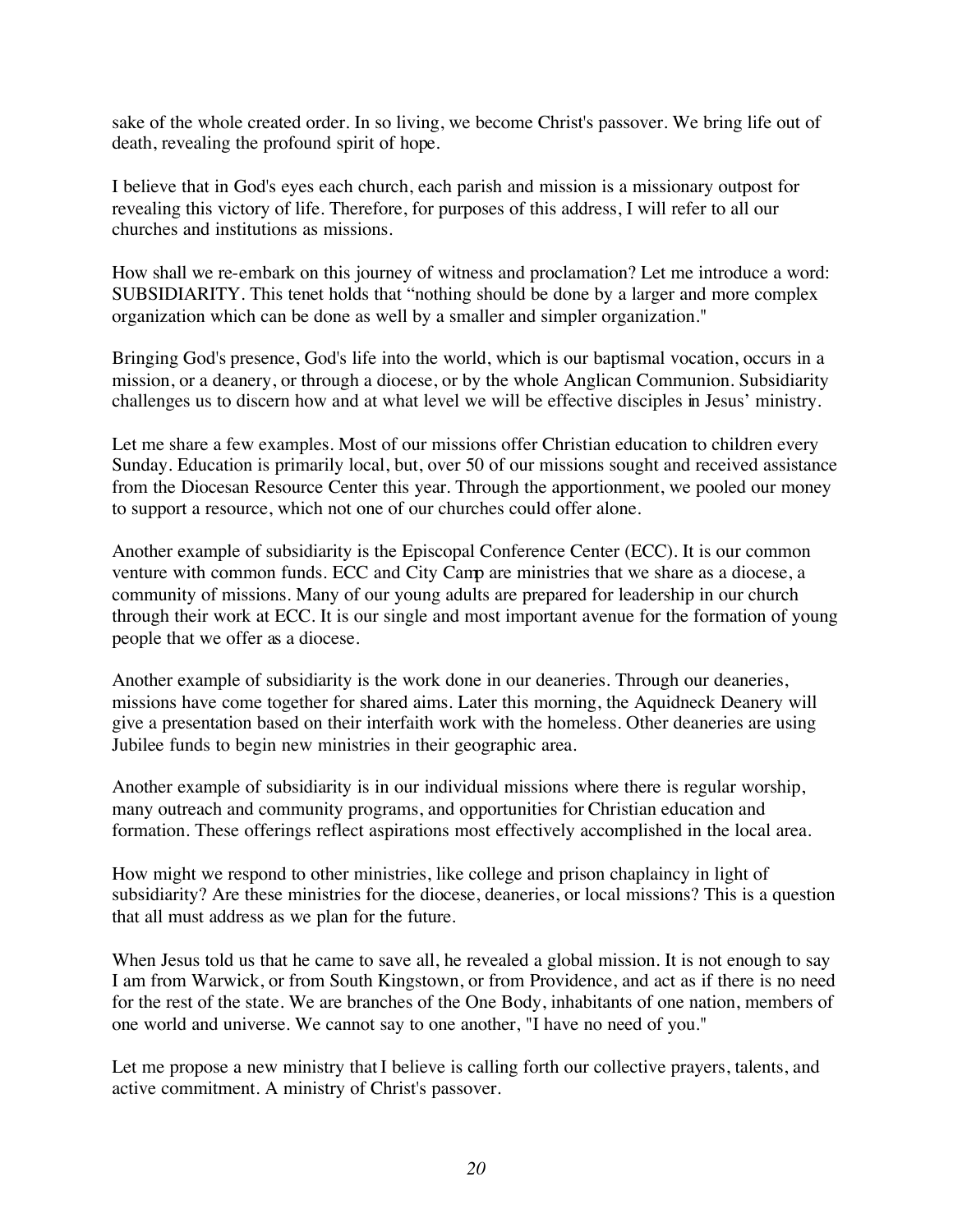sake of the whole created order. In so living, we become Christ's passover. We bring life out of death, revealing the profound spirit of hope.

I believe that in God's eyes each church, each parish and mission is a missionary outpost for revealing this victory of life. Therefore, for purposes of this address, I will refer to all our churches and institutions as missions.

How shall we re-embark on this journey of witness and proclamation? Let me introduce a word: SUBSIDIARITY. This tenet holds that "nothing should be done by a larger and more complex organization which can be done as well by a smaller and simpler organization."

Bringing God's presence, God's life into the world, which is our baptismal vocation, occurs in a mission, or a deanery, or through a diocese, or by the whole Anglican Communion. Subsidiarity challenges us to discern how and at what level we will be effective disciples in Jesus' ministry.

Let me share a few examples. Most of our missions offer Christian education to children every Sunday. Education is primarily local, but, over 50 of our missions sought and received assistance from the Diocesan Resource Center this year. Through the apportionment, we pooled our money to support a resource, which not one of our churches could offer alone.

Another example of subsidiarity is the Episcopal Conference Center (ECC). It is our common venture with common funds. ECC and City Camp are ministries that we share as a diocese, a community of missions. Many of our young adults are prepared for leadership in our church through their work at ECC. It is our single and most important avenue for the formation of young people that we offer as a diocese.

Another example of subsidiarity is the work done in our deaneries. Through our deaneries, missions have come together for shared aims. Later this morning, the Aquidneck Deanery will give a presentation based on their interfaith work with the homeless. Other deaneries are using Jubilee funds to begin new ministries in their geographic area.

Another example of subsidiarity is in our individual missions where there is regular worship, many outreach and community programs, and opportunities for Christian education and formation. These offerings reflect aspirations most effectively accomplished in the local area.

How might we respond to other ministries, like college and prison chaplaincy in light of subsidiarity? Are these ministries for the diocese, deaneries, or local missions? This is a question that all must address as we plan for the future.

When Jesus told us that he came to save all, he revealed a global mission. It is not enough to say I am from Warwick, or from South Kingstown, or from Providence, and act as if there is no need for the rest of the state. We are branches of the One Body, inhabitants of one nation, members of one world and universe. We cannot say to one another, "I have no need of you."

Let me propose a new ministry that I believe is calling forth our collective prayers, talents, and active commitment. A ministry of Christ's passover.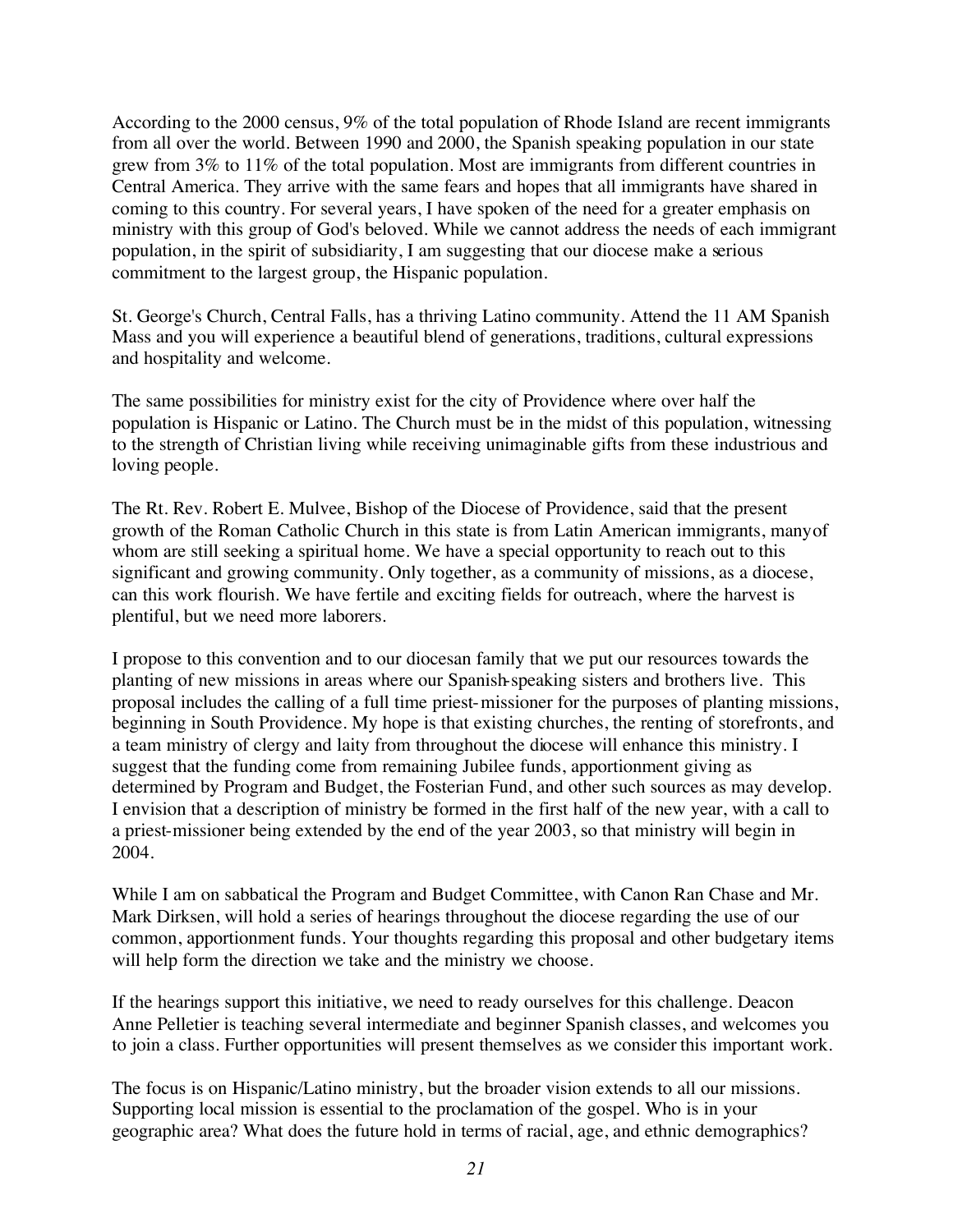According to the 2000 census, 9% of the total population of Rhode Island are recent immigrants from all over the world. Between 1990 and 2000, the Spanish speaking population in our state grew from 3% to 11% of the total population. Most are immigrants from different countries in Central America. They arrive with the same fears and hopes that all immigrants have shared in coming to this country. For several years, I have spoken of the need for a greater emphasis on ministry with this group of God's beloved. While we cannot address the needs of each immigrant population, in the spirit of subsidiarity, I am suggesting that our diocese make a serious commitment to the largest group, the Hispanic population.

St. George's Church, Central Falls, has a thriving Latino community. Attend the 11 AM Spanish Mass and you will experience a beautiful blend of generations, traditions, cultural expressions and hospitality and welcome.

The same possibilities for ministry exist for the city of Providence where over half the population is Hispanic or Latino. The Church must be in the midst of this population, witnessing to the strength of Christian living while receiving unimaginable gifts from these industrious and loving people.

The Rt. Rev. Robert E. Mulvee, Bishop of the Diocese of Providence, said that the present growth of the Roman Catholic Church in this state is from Latin American immigrants, many of whom are still seeking a spiritual home. We have a special opportunity to reach out to this significant and growing community. Only together, as a community of missions, as a diocese, can this work flourish. We have fertile and exciting fields for outreach, where the harvest is plentiful, but we need more laborers.

I propose to this convention and to our diocesan family that we put our resources towards the planting of new missions in areas where our Spanish-speaking sisters and brothers live. This proposal includes the calling of a full time priest-missioner for the purposes of planting missions, beginning in South Providence. My hope is that existing churches, the renting of storefronts, and a team ministry of clergy and laity from throughout the diocese will enhance this ministry. I suggest that the funding come from remaining Jubilee funds, apportionment giving as determined by Program and Budget, the Fosterian Fund, and other such sources as may develop. I envision that a description of ministry be formed in the first half of the new year, with a call to a priest-missioner being extended by the end of the year 2003, so that ministry will begin in 2004.

While I am on sabbatical the Program and Budget Committee, with Canon Ran Chase and Mr. Mark Dirksen, will hold a series of hearings throughout the diocese regarding the use of our common, apportionment funds. Your thoughts regarding this proposal and other budgetary items will help form the direction we take and the ministry we choose.

If the hearings support this initiative, we need to ready ourselves for this challenge. Deacon Anne Pelletier is teaching several intermediate and beginner Spanish classes, and welcomes you to join a class. Further opportunities will present themselves as we consider this important work.

The focus is on Hispanic/Latino ministry, but the broader vision extends to all our missions. Supporting local mission is essential to the proclamation of the gospel. Who is in your geographic area? What does the future hold in terms of racial, age, and ethnic demographics?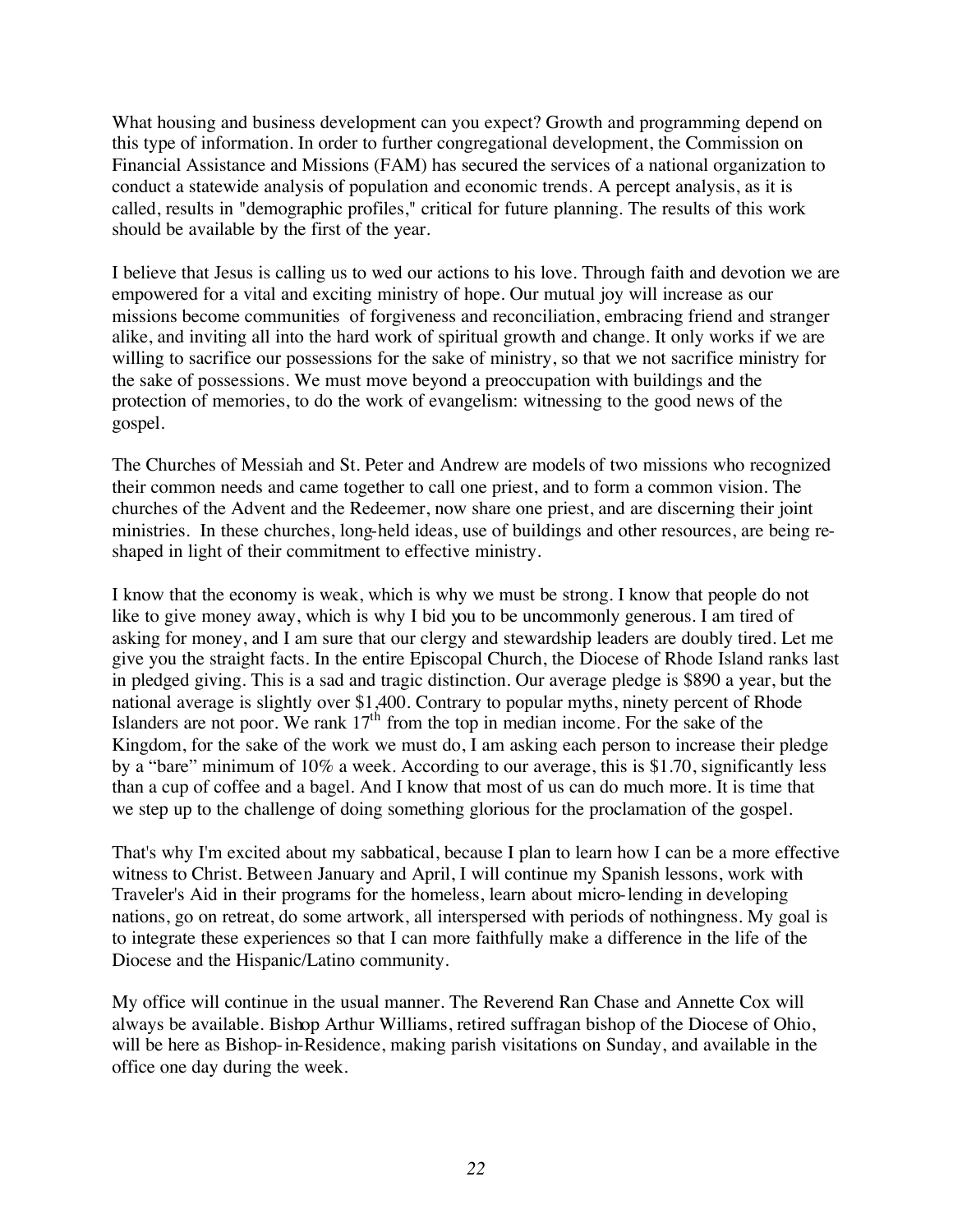What housing and business development can you expect? Growth and programming depend on this type of information. In order to further congregational development, the Commission on Financial Assistance and Missions (FAM) has secured the services of a national organization to conduct a statewide analysis of population and economic trends. A percept analysis, as it is called, results in "demographic profiles," critical for future planning. The results of this work should be available by the first of the year.

I believe that Jesus is calling us to wed our actions to his love. Through faith and devotion we are empowered for a vital and exciting ministry of hope. Our mutual joy will increase as our missions become communities of forgiveness and reconciliation, embracing friend and stranger alike, and inviting all into the hard work of spiritual growth and change. It only works if we are willing to sacrifice our possessions for the sake of ministry, so that we not sacrifice ministry for the sake of possessions. We must move beyond a preoccupation with buildings and the protection of memories, to do the work of evangelism: witnessing to the good news of the gospel.

The Churches of Messiah and St. Peter and Andrew are models of two missions who recognized their common needs and came together to call one priest, and to form a common vision. The churches of the Advent and the Redeemer, now share one priest, and are discerning their joint ministries. In these churches, long-held ideas, use of buildings and other resources, are being re-shaped in light of their commitment to effective ministry.

I know that the economy is weak, which is why we must be strong. I know that people do not like to give money away, which is why I bid you to be uncommonly generous. I am tired of asking for money, and I am sure that our clergy and stewardship leaders are doubly tired. Let me give you the straight facts. In the entire Episcopal Church, the Diocese of Rhode Island ranks last in pledged giving. This is a sad and tragic distinction. Our average pledge is $890 a year, but the national average is slightly over $1,400. Contrary to popular myths, ninety percent of Rhode Islanders are not poor. We rank 17th from the top in median income. For the sake of the Kingdom, for the sake of the work we must do, I am asking each person to increase their pledge by a "bare" minimum of 10% a week. According to our average, this is $1.70, significantly less than a cup of coffee and a bagel. And I know that most of us can do much more. It is time that we step up to the challenge of doing something glorious for the proclamation of the gospel.

That's why I'm excited about my sabbatical, because I plan to learn how I can be a more effective witness to Christ. Between January and April, I will continue my Spanish lessons, work with Traveler's Aid in their programs for the homeless, learn about micro-lending in developing nations, go on retreat, do some artwork, all interspersed with periods of nothingness. My goal is to integrate these experiences so that I can more faithfully make a difference in the life of the Diocese and the Hispanic/Latino community.

My office will continue in the usual manner. The Reverend Ran Chase and Annette Cox will always be available. Bishop Arthur Williams, retired suffragan bishop of the Diocese of Ohio, will be here as Bishop-in-Residence, making parish visitations on Sunday, and available in the office one day during the week.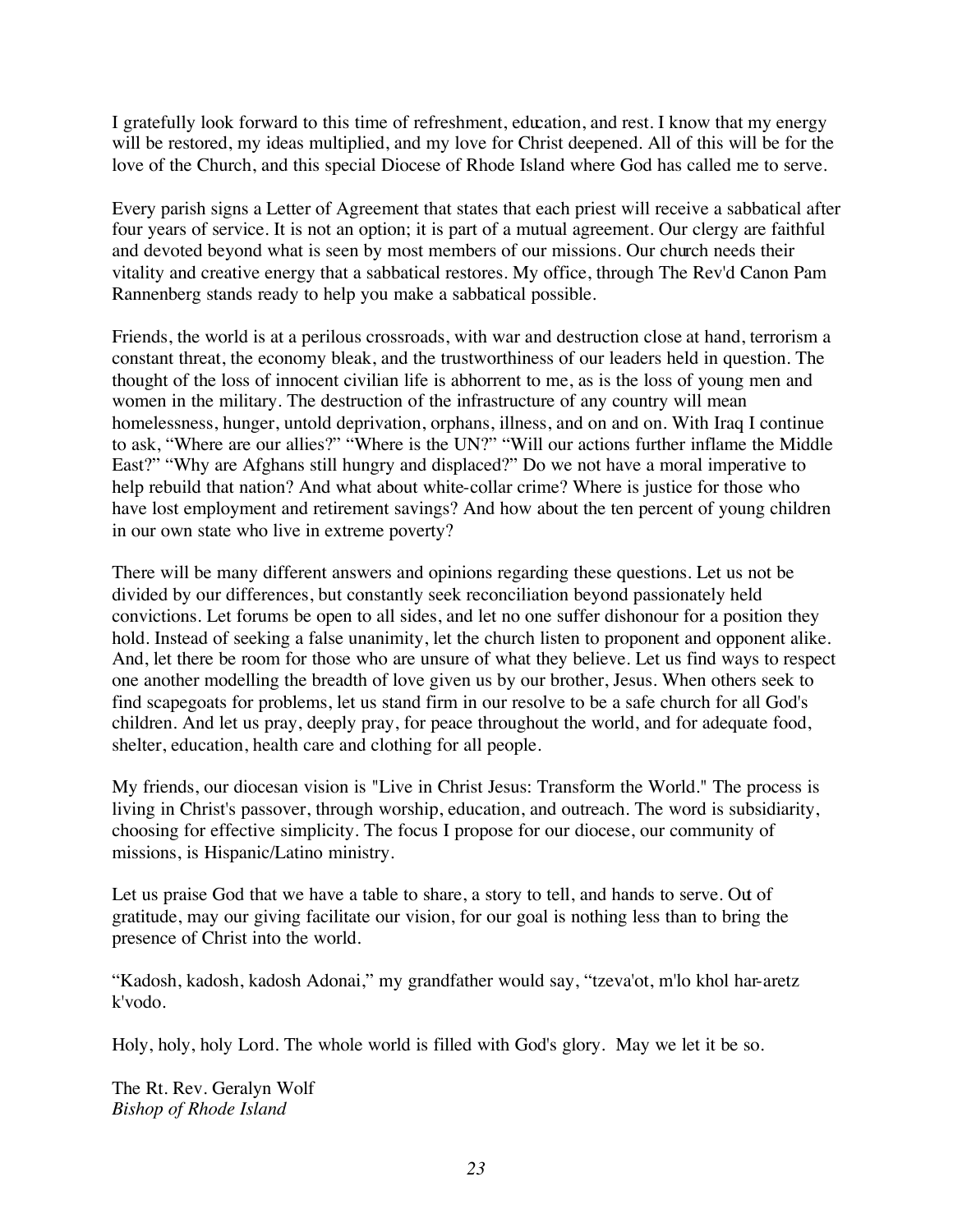I gratefully look forward to this time of refreshment, education, and rest. I know that my energy will be restored, my ideas multiplied, and my love for Christ deepened. All of this will be for the love of the Church, and this special Diocese of Rhode Island where God has called me to serve.

Every parish signs a Letter of Agreement that states that each priest will receive a sabbatical after four years of service. It is not an option; it is part of a mutual agreement. Our clergy are faithful and devoted beyond what is seen by most members of our missions. Our church needs their vitality and creative energy that a sabbatical restores. My office, through The Rev'd Canon Pam Rannenberg stands ready to help you make a sabbatical possible.

Friends, the world is at a perilous crossroads, with war and destruction close at hand, terrorism a constant threat, the economy bleak, and the trustworthiness of our leaders held in question. The thought of the loss of innocent civilian life is abhorrent to me, as is the loss of young men and women in the military. The destruction of the infrastructure of any country will mean homelessness, hunger, untold deprivation, orphans, illness, and on and on. With Iraq I continue to ask, "Where are our allies?" "Where is the UN?" "Will our actions further inflame the Middle East?" "Why are Afghans still hungry and displaced?" Do we not have a moral imperative to help rebuild that nation? And what about white-collar crime? Where is justice for those who have lost employment and retirement savings? And how about the ten percent of young children in our own state who live in extreme poverty?

There will be many different answers and opinions regarding these questions. Let us not be divided by our differences, but constantly seek reconciliation beyond passionately held convictions. Let forums be open to all sides, and let no one suffer dishonour for a position they hold. Instead of seeking a false unanimity, let the church listen to proponent and opponent alike. And, let there be room for those who are unsure of what they believe. Let us find ways to respect one another modelling the breadth of love given us by our brother, Jesus. When others seek to find scapegoats for problems, let us stand firm in our resolve to be a safe church for all God's children. And let us pray, deeply pray, for peace throughout the world, and for adequate food, shelter, education, health care and clothing for all people.

My friends, our diocesan vision is "Live in Christ Jesus: Transform the World." The process is living in Christ's passover, through worship, education, and outreach. The word is subsidiarity, choosing for effective simplicity. The focus I propose for our diocese, our community of missions, is Hispanic/Latino ministry.

Let us praise God that we have a table to share, a story to tell, and hands to serve. Out of gratitude, may our giving facilitate our vision, for our goal is nothing less than to bring the presence of Christ into the world.

"Kadosh, kadosh, kadosh Adonai," my grandfather would say, "tzeva'ot, m'lo khol har-aretz k'vodo.

Holy, holy, holy Lord. The whole world is filled with God's glory. May we let it be so.

The Rt. Rev. Geralyn Wolf
*Bishop of Rhode Island*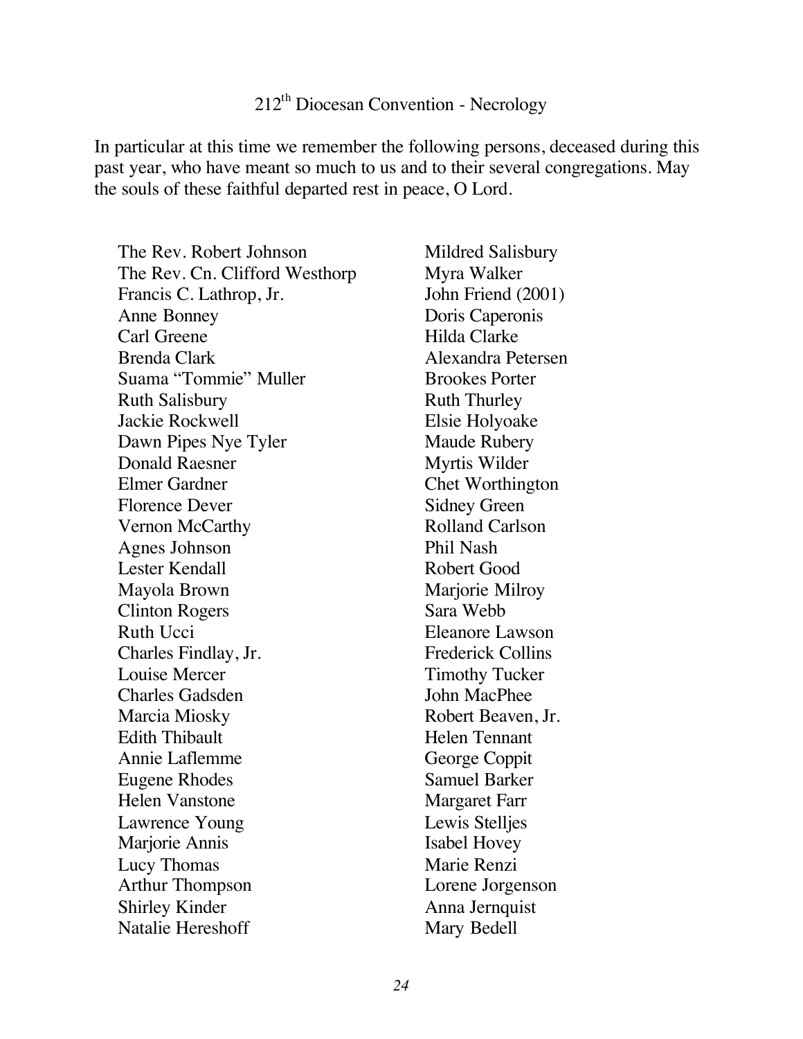## 212th Diocesan Convention - Necrology

In particular at this time we remember the following persons, deceased during this past year, who have meant so much to us and to their several congregations. May the souls of these faithful departed rest in peace, O Lord.

The Rev. Robert Johnson
The Rev. Cn. Clifford Westhorp
Francis C. Lathrop, Jr.
Anne Bonney
Carl Greene
Brenda Clark
Suama "Tommie" Muller
Ruth Salisbury
Jackie Rockwell
Dawn Pipes Nye Tyler
Donald Raesner
Elmer Gardner
Florence Dever
Vernon McCarthy
Agnes Johnson
Lester Kendall
Mayola Brown
Clinton Rogers
Ruth Ucci
Charles Findlay, Jr.
Louise Mercer
Charles Gadsden
Marcia Miosky
Edith Thibault
Annie Laflemme
Eugene Rhodes
Helen Vanstone
Lawrence Young
Marjorie Annis
Lucy Thomas
Arthur Thompson
Shirley Kinder
Natalie Hereshoff
Mildred Salisbury
Myra Walker
John Friend (2001)
Doris Caperonis
Hilda Clarke
Alexandra Petersen
Brookes Porter
Ruth Thurley
Elsie Holyoake
Maude Rubery
Myrtis Wilder
Chet Worthington
Sidney Green
Rolland Carlson
Phil Nash
Robert Good
Marjorie Milroy
Sara Webb
Eleanore Lawson
Frederick Collins
Timothy Tucker
John MacPhee
Robert Beaven, Jr.
Helen Tennant
George Coppit
Samuel Barker
Margaret Farr
Lewis Stelljes
Isabel Hovey
Marie Renzi
Lorene Jorgenson
Anna Jernquist
Mary Bedell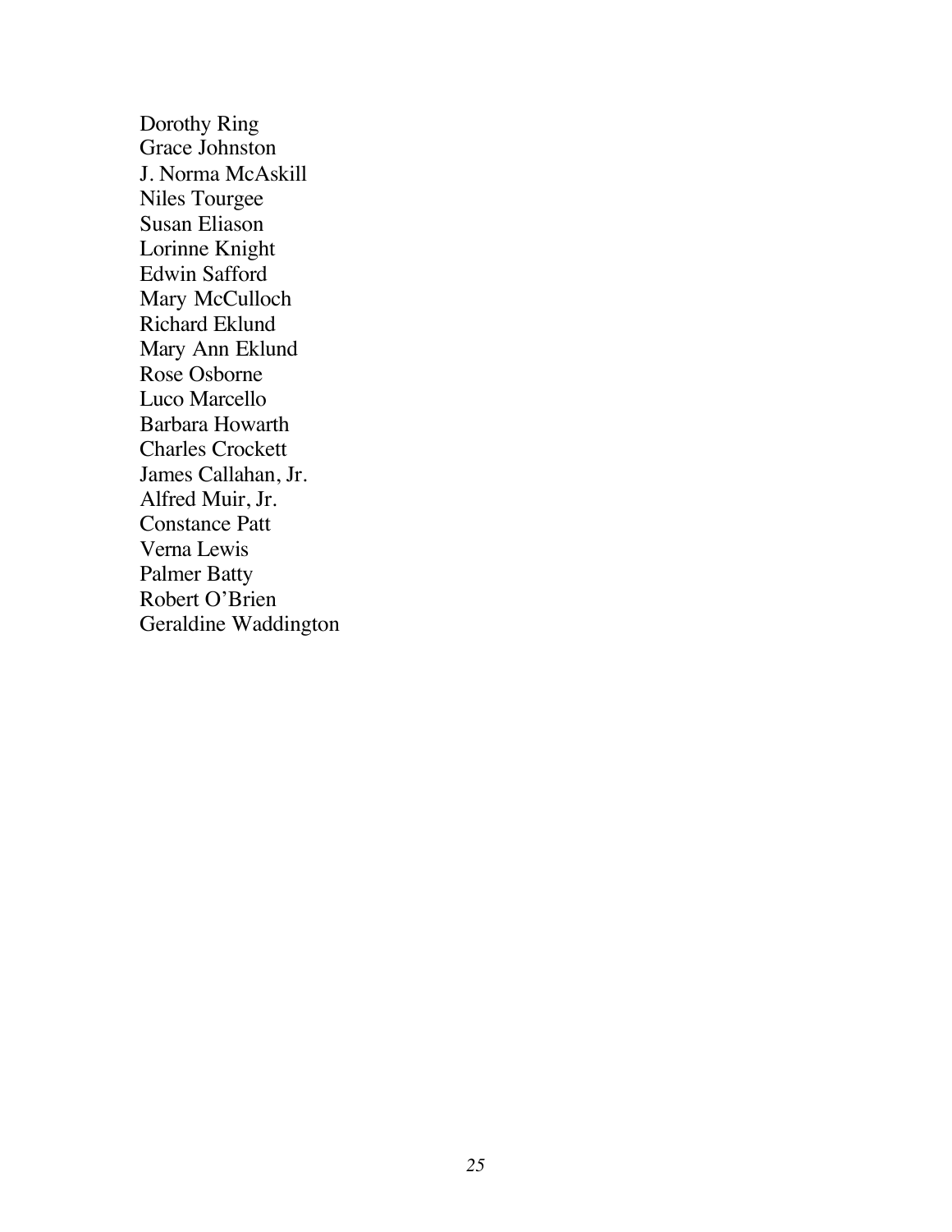Dorothy Ring
Grace Johnston
J. Norma McAskill
Niles Tourgee
Susan Eliason
Lorinne Knight
Edwin Safford
Mary McCulloch
Richard Eklund
Mary Ann Eklund
Rose Osborne
Luco Marcello
Barbara Howarth
Charles Crockett
James Callahan, Jr.
Alfred Muir, Jr.
Constance Patt
Verna Lewis
Palmer Batty
Robert O'Brien
Geraldine Waddington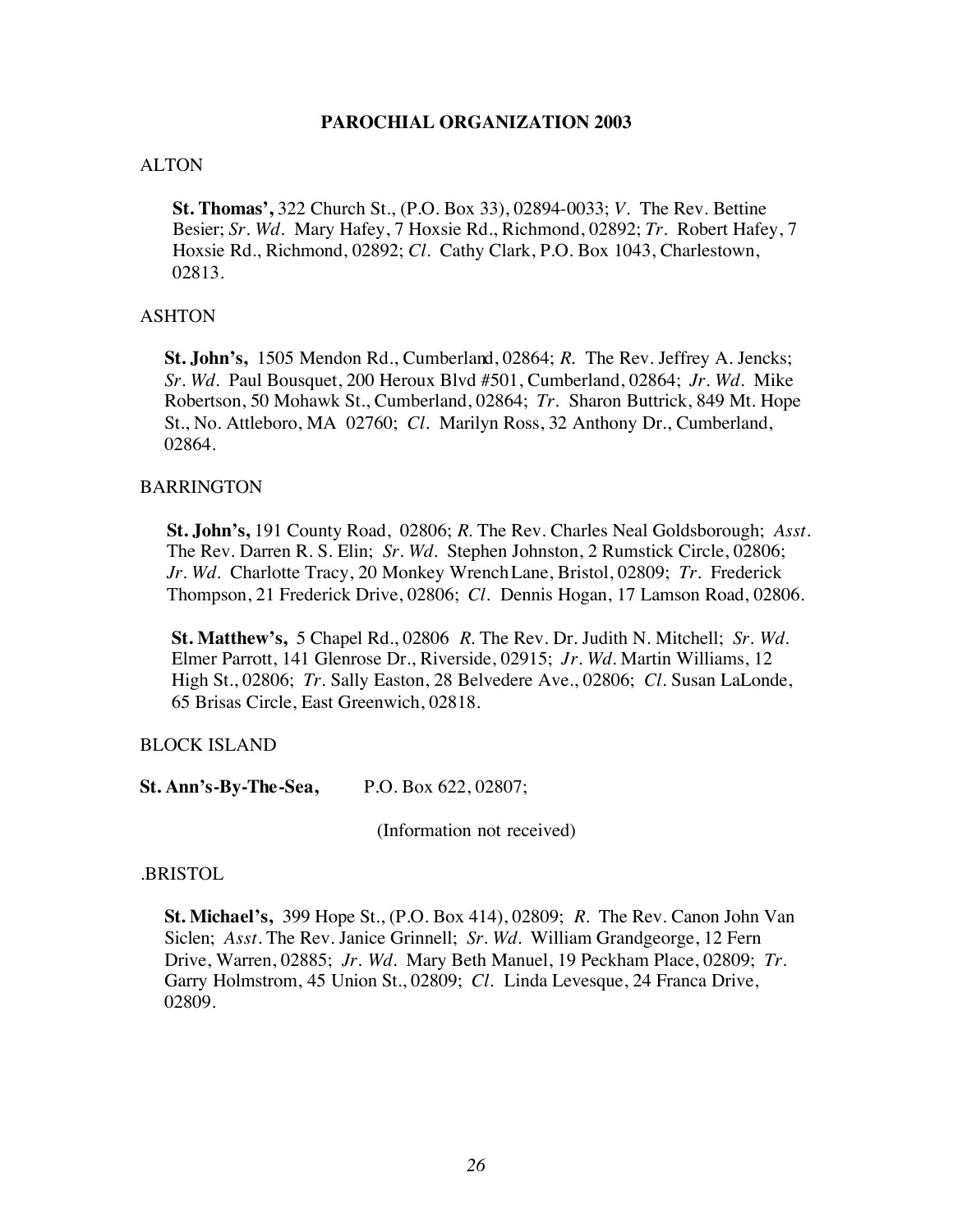# PAROCHIAL ORGANIZATION 2003

## ALTON

**St. Thomas',** 322 Church St., (P.O. Box 33), 02894-0033; *V.* The Rev. Bettine Besier; *Sr. Wd.* Mary Hafey, 7 Hoxsie Rd., Richmond, 02892; *Tr.* Robert Hafey, 7 Hoxsie Rd., Richmond, 02892; *Cl.* Cathy Clark, P.O. Box 1043, Charlestown, 02813.

## ASHTON

**St. John's,** 1505 Mendon Rd., Cumberland, 02864; *R.* The Rev. Jeffrey A. Jencks; *Sr. Wd.* Paul Bousquet, 200 Heroux Blvd #501, Cumberland, 02864; *Jr. Wd.* Mike Robertson, 50 Mohawk St., Cumberland, 02864; *Tr.* Sharon Buttrick, 849 Mt. Hope St., No. Attleboro, MA 02760; *Cl.* Marilyn Ross, 32 Anthony Dr., Cumberland, 02864.

## BARRINGTON

**St. John's,** 191 County Road, 02806; *R.* The Rev. Charles Neal Goldsborough; *Asst.* The Rev. Darren R. S. Elin; *Sr. Wd.* Stephen Johnston, 2 Rumstick Circle, 02806; *Jr. Wd.* Charlotte Tracy, 20 Monkey Wrench Lane, Bristol, 02809; *Tr.* Frederick Thompson, 21 Frederick Drive, 02806; *Cl.* Dennis Hogan, 17 Lamson Road, 02806.

**St. Matthew's,** 5 Chapel Rd., 02806 *R.* The Rev. Dr. Judith N. Mitchell; *Sr. Wd.* Elmer Parrott, 141 Glenrose Dr., Riverside, 02915; *Jr. Wd.* Martin Williams, 12 High St., 02806; *Tr.* Sally Easton, 28 Belvedere Ave., 02806; *Cl.* Susan LaLonde, 65 Brisas Circle, East Greenwich, 02818.

## BLOCK ISLAND

**St. Ann's-By-The-Sea,** P.O. Box 622, 02807;

(Information not received)

## .BRISTOL

**St. Michael's,** 399 Hope St., (P.O. Box 414), 02809; *R.* The Rev. Canon John Van Siclen; *Asst.* The Rev. Janice Grinnell; *Sr. Wd.* William Grandgeorge, 12 Fern Drive, Warren, 02885; *Jr. Wd.* Mary Beth Manuel, 19 Peckham Place, 02809; *Tr.* Garry Holmstrom, 45 Union St., 02809; *Cl.* Linda Levesque, 24 Franca Drive, 02809.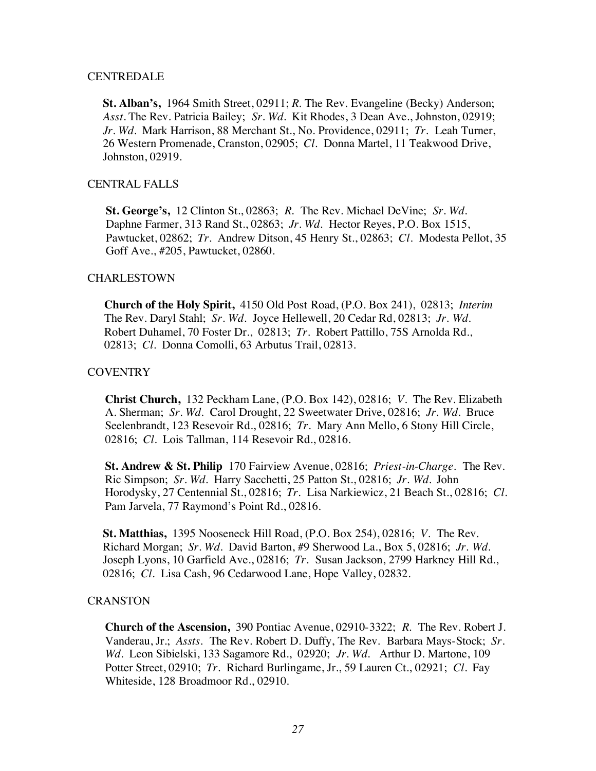CENTREDALE

**St. Alban's,** 1964 Smith Street, 02911; *R.* The Rev. Evangeline (Becky) Anderson; *Asst.* The Rev. Patricia Bailey; *Sr. Wd.* Kit Rhodes, 3 Dean Ave., Johnston, 02919; *Jr. Wd.* Mark Harrison, 88 Merchant St., No. Providence, 02911; *Tr.* Leah Turner, 26 Western Promenade, Cranston, 02905; *Cl.* Donna Martel, 11 Teakwood Drive, Johnston, 02919.

CENTRAL FALLS

**St. George's,** 12 Clinton St., 02863; *R.* The Rev. Michael DeVine; *Sr. Wd.* Daphne Farmer, 313 Rand St., 02863; *Jr. Wd.* Hector Reyes, P.O. Box 1515, Pawtucket, 02862; *Tr.* Andrew Ditson, 45 Henry St., 02863; *Cl.* Modesta Pellot, 35 Goff Ave., #205, Pawtucket, 02860.

CHARLESTOWN

**Church of the Holy Spirit,** 4150 Old Post Road, (P.O. Box 241), 02813; *Interim* The Rev. Daryl Stahl; *Sr. Wd.* Joyce Hellewell, 20 Cedar Rd, 02813; *Jr. Wd.* Robert Duhamel, 70 Foster Dr., 02813; *Tr.* Robert Pattillo, 75S Arnolda Rd., 02813; *Cl.* Donna Comolli, 63 Arbutus Trail, 02813.

COVENTRY

**Christ Church,** 132 Peckham Lane, (P.O. Box 142), 02816; *V.* The Rev. Elizabeth A. Sherman; *Sr. Wd.* Carol Drought, 22 Sweetwater Drive, 02816; *Jr. Wd.* Bruce Seelenbrandt, 123 Resevoir Rd., 02816; *Tr.* Mary Ann Mello, 6 Stony Hill Circle, 02816; *Cl.* Lois Tallman, 114 Resevoir Rd., 02816.

**St. Andrew & St. Philip** 170 Fairview Avenue, 02816; *Priest-in-Charge.* The Rev. Ric Simpson; *Sr. Wd.* Harry Sacchetti, 25 Patton St., 02816; *Jr. Wd.* John Horodysky, 27 Centennial St., 02816; *Tr.* Lisa Narkiewicz, 21 Beach St., 02816; *Cl.* Pam Jarvela, 77 Raymond's Point Rd., 02816.

**St. Matthias,** 1395 Nooseneck Hill Road, (P.O. Box 254), 02816; *V.* The Rev. Richard Morgan; *Sr. Wd.* David Barton, #9 Sherwood La., Box 5, 02816; *Jr. Wd.* Joseph Lyons, 10 Garfield Ave., 02816; *Tr.* Susan Jackson, 2799 Harkney Hill Rd., 02816; *Cl.* Lisa Cash, 96 Cedarwood Lane, Hope Valley, 02832.

CRANSTON

**Church of the Ascension,** 390 Pontiac Avenue, 02910-3322; *R.* The Rev. Robert J. Vanderau, Jr.; *Assts.* The Rev. Robert D. Duffy, The Rev. Barbara Mays-Stock; *Sr. Wd.* Leon Sibielski, 133 Sagamore Rd., 02920; *Jr. Wd.* Arthur D. Martone, 109 Potter Street, 02910; *Tr.* Richard Burlingame, Jr., 59 Lauren Ct., 02921; *Cl.* Fay Whiteside, 128 Broadmoor Rd., 02910.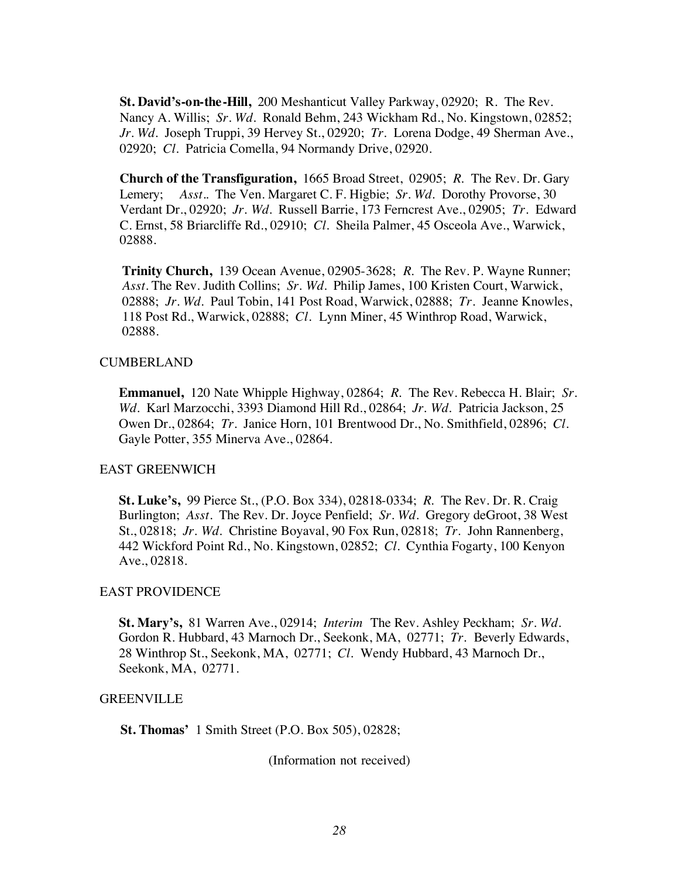**St. David's-on-the-Hill,** 200 Meshanticut Valley Parkway, 02920; R. The Rev. Nancy A. Willis; *Sr. Wd.* Ronald Behm, 243 Wickham Rd., No. Kingstown, 02852; *Jr. Wd.* Joseph Truppi, 39 Hervey St., 02920; *Tr.* Lorena Dodge, 49 Sherman Ave., 02920; *Cl.* Patricia Comella, 94 Normandy Drive, 02920.

**Church of the Transfiguration,** 1665 Broad Street, 02905; *R.* The Rev. Dr. Gary Lemery; *Asst.*. The Ven. Margaret C. F. Higbie; *Sr. Wd.* Dorothy Provorse, 30 Verdant Dr., 02920; *Jr. Wd.* Russell Barrie, 173 Ferncrest Ave., 02905; *Tr.* Edward C. Ernst, 58 Briarcliffe Rd., 02910; *Cl.* Sheila Palmer, 45 Osceola Ave., Warwick, 02888.

**Trinity Church,** 139 Ocean Avenue, 02905-3628; *R.* The Rev. P. Wayne Runner; *Asst.* The Rev. Judith Collins; *Sr. Wd.* Philip James, 100 Kristen Court, Warwick, 02888; *Jr. Wd.* Paul Tobin, 141 Post Road, Warwick, 02888; *Tr.* Jeanne Knowles, 118 Post Rd., Warwick, 02888; *Cl.* Lynn Miner, 45 Winthrop Road, Warwick, 02888.

CUMBERLAND

**Emmanuel,** 120 Nate Whipple Highway, 02864; *R.* The Rev. Rebecca H. Blair; *Sr. Wd.* Karl Marzocchi, 3393 Diamond Hill Rd., 02864; *Jr. Wd.* Patricia Jackson, 25 Owen Dr., 02864; *Tr.* Janice Horn, 101 Brentwood Dr., No. Smithfield, 02896; *Cl.* Gayle Potter, 355 Minerva Ave., 02864.

EAST GREENWICH

**St. Luke's,** 99 Pierce St., (P.O. Box 334), 02818-0334; *R.* The Rev. Dr. R. Craig Burlington; *Asst.* The Rev. Dr. Joyce Penfield; *Sr. Wd.* Gregory deGroot, 38 West St., 02818; *Jr. Wd.* Christine Boyaval, 90 Fox Run, 02818; *Tr.* John Rannenberg, 442 Wickford Point Rd., No. Kingstown, 02852; *Cl.* Cynthia Fogarty, 100 Kenyon Ave., 02818.

EAST PROVIDENCE

**St. Mary's,** 81 Warren Ave., 02914; *Interim* The Rev. Ashley Peckham; *Sr. Wd.* Gordon R. Hubbard, 43 Marnoch Dr., Seekonk, MA, 02771; *Tr.* Beverly Edwards, 28 Winthrop St., Seekonk, MA, 02771; *Cl.* Wendy Hubbard, 43 Marnoch Dr., Seekonk, MA, 02771.

GREENVILLE

**St. Thomas'** 1 Smith Street (P.O. Box 505), 02828;

(Information not received)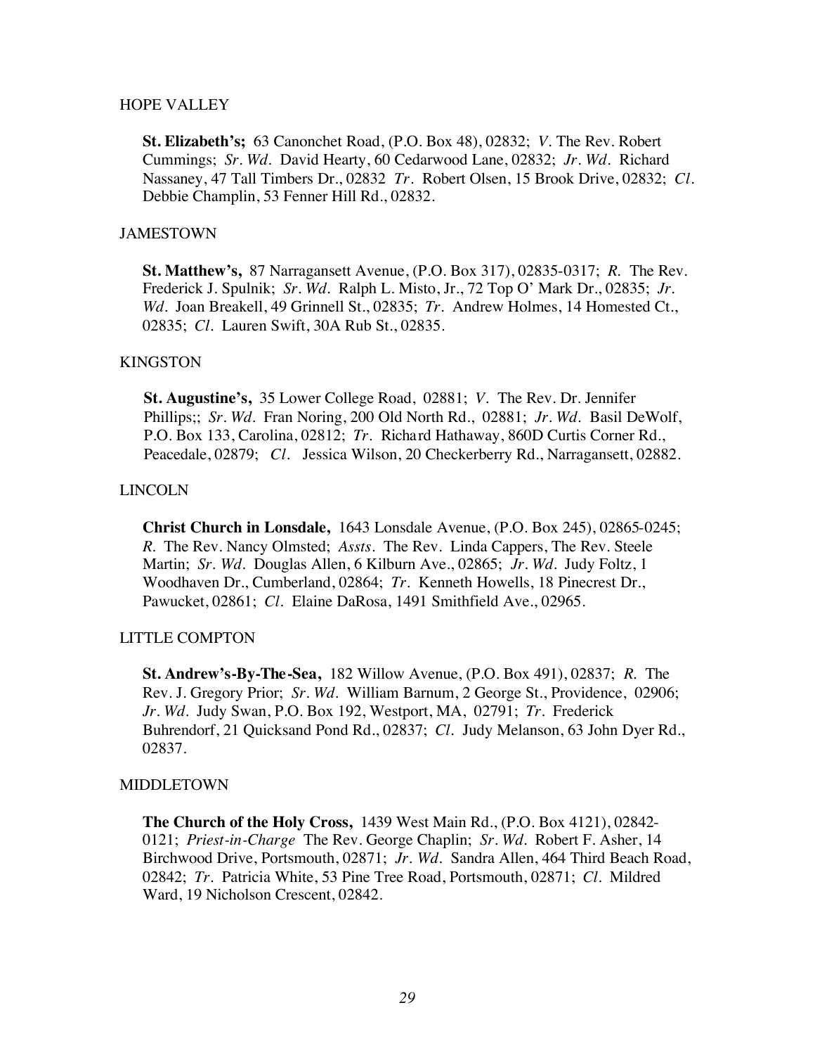## HOPE VALLEY

**St. Elizabeth's;** 63 Canonchet Road, (P.O. Box 48), 02832; *V.* The Rev. Robert Cummings; *Sr. Wd.* David Hearty, 60 Cedarwood Lane, 02832; *Jr. Wd.* Richard Nassaney, 47 Tall Timbers Dr., 02832 *Tr.* Robert Olsen, 15 Brook Drive, 02832; *Cl.* Debbie Champlin, 53 Fenner Hill Rd., 02832.

## JAMESTOWN

**St. Matthew's,** 87 Narragansett Avenue, (P.O. Box 317), 02835-0317; *R.* The Rev. Frederick J. Spulnik; *Sr. Wd.* Ralph L. Misto, Jr., 72 Top O' Mark Dr., 02835; *Jr. Wd.* Joan Breakell, 49 Grinnell St., 02835; *Tr.* Andrew Holmes, 14 Homested Ct., 02835; *Cl.* Lauren Swift, 30A Rub St., 02835.

## KINGSTON

**St. Augustine's,** 35 Lower College Road, 02881; *V.* The Rev. Dr. Jennifer Phillips;; *Sr. Wd.* Fran Noring, 200 Old North Rd., 02881; *Jr. Wd.* Basil DeWolf, P.O. Box 133, Carolina, 02812; *Tr.* Richard Hathaway, 860D Curtis Corner Rd., Peacedale, 02879; *Cl.* Jessica Wilson, 20 Checkerberry Rd., Narragansett, 02882.

## LINCOLN

**Christ Church in Lonsdale,** 1643 Lonsdale Avenue, (P.O. Box 245), 02865-0245; *R.* The Rev. Nancy Olmsted; *Assts.* The Rev. Linda Cappers, The Rev. Steele Martin; *Sr. Wd.* Douglas Allen, 6 Kilburn Ave., 02865; *Jr. Wd.* Judy Foltz, 1 Woodhaven Dr., Cumberland, 02864; *Tr.* Kenneth Howells, 18 Pinecrest Dr., Pawucket, 02861; *Cl.* Elaine DaRosa, 1491 Smithfield Ave., 02965.

## LITTLE COMPTON

**St. Andrew's-By-The-Sea,** 182 Willow Avenue, (P.O. Box 491), 02837; *R.* The Rev. J. Gregory Prior; *Sr. Wd.* William Barnum, 2 George St., Providence, 02906; *Jr. Wd.* Judy Swan, P.O. Box 192, Westport, MA, 02791; *Tr.* Frederick Buhrendorf, 21 Quicksand Pond Rd., 02837; *Cl.* Judy Melanson, 63 John Dyer Rd., 02837.

## MIDDLETOWN

**The Church of the Holy Cross,** 1439 West Main Rd., (P.O. Box 4121), 02842-0121; *Priest-in-Charge* The Rev. George Chaplin; *Sr. Wd.* Robert F. Asher, 14 Birchwood Drive, Portsmouth, 02871; *Jr. Wd.* Sandra Allen, 464 Third Beach Road, 02842; *Tr.* Patricia White, 53 Pine Tree Road, Portsmouth, 02871; *Cl.* Mildred Ward, 19 Nicholson Crescent, 02842.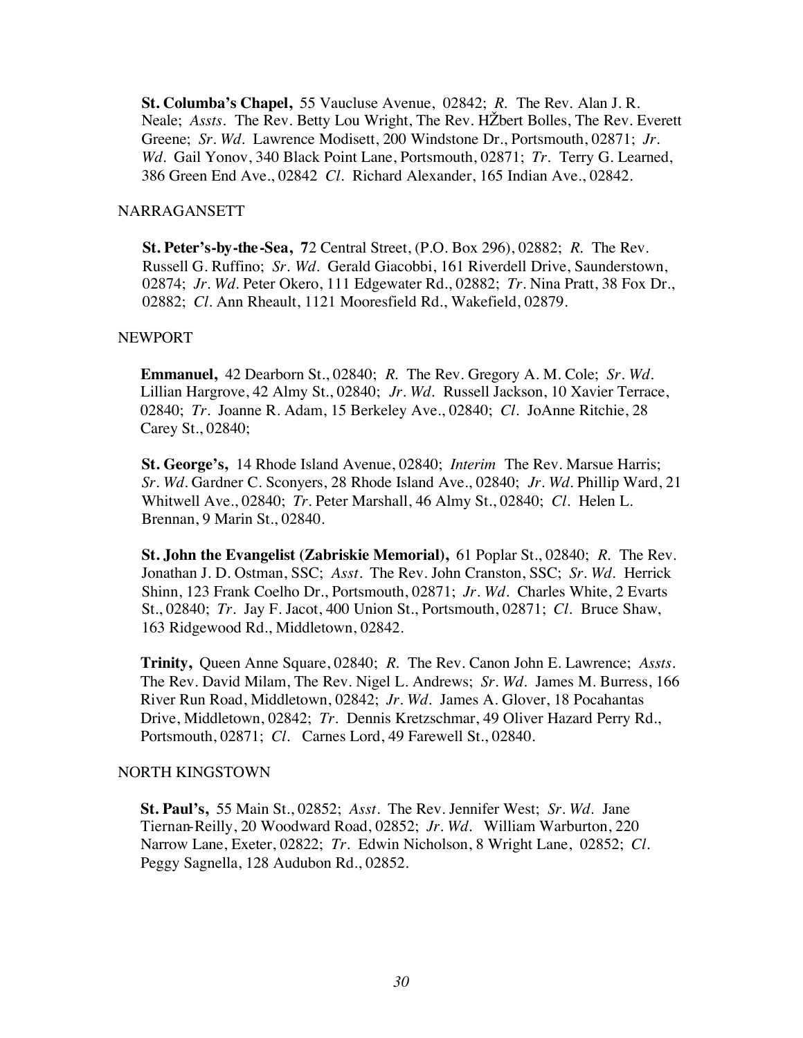**St. Columba's Chapel,** 55 Vaucluse Avenue, 02842; *R.* The Rev. Alan J. R. Neale; *Assts.* The Rev. Betty Lou Wright, The Rev. HŽbert Bolles, The Rev. Everett Greene; *Sr. Wd.* Lawrence Modisett, 200 Windstone Dr., Portsmouth, 02871; *Jr. Wd.* Gail Yonov, 340 Black Point Lane, Portsmouth, 02871; *Tr.* Terry G. Learned, 386 Green End Ave., 02842 *Cl.* Richard Alexander, 165 Indian Ave., 02842.

NARRAGANSETT

**St. Peter's-by-the-Sea, 7**2 Central Street, (P.O. Box 296), 02882; *R.* The Rev. Russell G. Ruffino; *Sr. Wd.* Gerald Giacobbi, 161 Riverdell Drive, Saunderstown, 02874; *Jr. Wd.* Peter Okero, 111 Edgewater Rd., 02882; *Tr.* Nina Pratt, 38 Fox Dr., 02882; *Cl.* Ann Rheault, 1121 Mooresfield Rd., Wakefield, 02879.

NEWPORT

**Emmanuel,** 42 Dearborn St., 02840; *R.* The Rev. Gregory A. M. Cole; *Sr. Wd.* Lillian Hargrove, 42 Almy St., 02840; *Jr. Wd.* Russell Jackson, 10 Xavier Terrace, 02840; *Tr.* Joanne R. Adam, 15 Berkeley Ave., 02840; *Cl.* JoAnne Ritchie, 28 Carey St., 02840;

**St. George's,** 14 Rhode Island Avenue, 02840; *Interim* The Rev. Marsue Harris; *Sr. Wd.* Gardner C. Sconyers, 28 Rhode Island Ave., 02840; *Jr. Wd.* Phillip Ward, 21 Whitwell Ave., 02840; *Tr.* Peter Marshall, 46 Almy St., 02840; *Cl.* Helen L. Brennan, 9 Marin St., 02840.

**St. John the Evangelist (Zabriskie Memorial),** 61 Poplar St., 02840; *R.* The Rev. Jonathan J. D. Ostman, SSC; *Asst.* The Rev. John Cranston, SSC; *Sr. Wd.* Herrick Shinn, 123 Frank Coelho Dr., Portsmouth, 02871; *Jr. Wd.* Charles White, 2 Evarts St., 02840; *Tr.* Jay F. Jacot, 400 Union St., Portsmouth, 02871; *Cl.* Bruce Shaw, 163 Ridgewood Rd., Middletown, 02842.

**Trinity,** Queen Anne Square, 02840; *R.* The Rev. Canon John E. Lawrence; *Assts.* The Rev. David Milam, The Rev. Nigel L. Andrews; *Sr. Wd.* James M. Burress, 166 River Run Road, Middletown, 02842; *Jr. Wd.* James A. Glover, 18 Pocahantas Drive, Middletown, 02842; *Tr.* Dennis Kretzschmar, 49 Oliver Hazard Perry Rd., Portsmouth, 02871; *Cl.* Carnes Lord, 49 Farewell St., 02840.

NORTH KINGSTOWN

**St. Paul's,** 55 Main St., 02852; *Asst.* The Rev. Jennifer West; *Sr. Wd.* Jane Tiernan-Reilly, 20 Woodward Road, 02852; *Jr. Wd.* William Warburton, 220 Narrow Lane, Exeter, 02822; *Tr.* Edwin Nicholson, 8 Wright Lane, 02852; *Cl.* Peggy Sagnella, 128 Audubon Rd., 02852.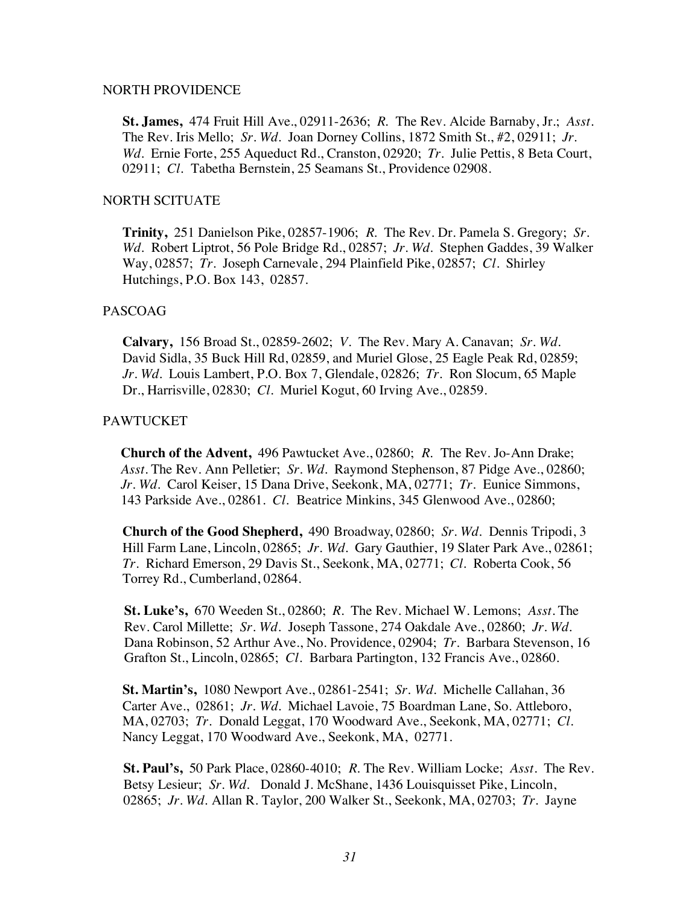NORTH PROVIDENCE

**St. James,** 474 Fruit Hill Ave., 02911-2636; *R.* The Rev. Alcide Barnaby, Jr.; *Asst.* The Rev. Iris Mello; *Sr. Wd.* Joan Dorney Collins, 1872 Smith St., #2, 02911; *Jr. Wd.* Ernie Forte, 255 Aqueduct Rd., Cranston, 02920; *Tr.* Julie Pettis, 8 Beta Court, 02911; *Cl.* Tabetha Bernstein, 25 Seamans St., Providence 02908.

NORTH SCITUATE

**Trinity,** 251 Danielson Pike, 02857-1906; *R.* The Rev. Dr. Pamela S. Gregory; *Sr. Wd.* Robert Liptrot, 56 Pole Bridge Rd., 02857; *Jr. Wd.* Stephen Gaddes, 39 Walker Way, 02857; *Tr.* Joseph Carnevale, 294 Plainfield Pike, 02857; *Cl.* Shirley Hutchings, P.O. Box 143, 02857.

PASCOAG

**Calvary,** 156 Broad St., 02859-2602; *V.* The Rev. Mary A. Canavan; *Sr. Wd.* David Sidla, 35 Buck Hill Rd, 02859, and Muriel Glose, 25 Eagle Peak Rd, 02859; *Jr. Wd.* Louis Lambert, P.O. Box 7, Glendale, 02826; *Tr.* Ron Slocum, 65 Maple Dr., Harrisville, 02830; *Cl.* Muriel Kogut, 60 Irving Ave., 02859.

PAWTUCKET

**Church of the Advent,** 496 Pawtucket Ave., 02860; *R.* The Rev. Jo-Ann Drake; *Asst.* The Rev. Ann Pelletier; *Sr. Wd.* Raymond Stephenson, 87 Pidge Ave., 02860; *Jr. Wd.* Carol Keiser, 15 Dana Drive, Seekonk, MA, 02771; *Tr.* Eunice Simmons, 143 Parkside Ave., 02861. *Cl.* Beatrice Minkins, 345 Glenwood Ave., 02860;

**Church of the Good Shepherd,** 490 Broadway, 02860; *Sr. Wd.* Dennis Tripodi, 3 Hill Farm Lane, Lincoln, 02865; *Jr. Wd.* Gary Gauthier, 19 Slater Park Ave., 02861; *Tr.* Richard Emerson, 29 Davis St., Seekonk, MA, 02771; *Cl.* Roberta Cook, 56 Torrey Rd., Cumberland, 02864.

**St. Luke's,** 670 Weeden St., 02860; *R.* The Rev. Michael W. Lemons; *Asst.* The Rev. Carol Millette; *Sr. Wd.* Joseph Tassone, 274 Oakdale Ave., 02860; *Jr. Wd.* Dana Robinson, 52 Arthur Ave., No. Providence, 02904; *Tr.* Barbara Stevenson, 16 Grafton St., Lincoln, 02865; *Cl.* Barbara Partington, 132 Francis Ave., 02860.

**St. Martin's,** 1080 Newport Ave., 02861-2541; *Sr. Wd.* Michelle Callahan, 36 Carter Ave., 02861; *Jr. Wd.* Michael Lavoie, 75 Boardman Lane, So. Attleboro, MA, 02703; *Tr.* Donald Leggat, 170 Woodward Ave., Seekonk, MA, 02771; *Cl.* Nancy Leggat, 170 Woodward Ave., Seekonk, MA, 02771.

**St. Paul's,** 50 Park Place, 02860-4010; *R.* The Rev. William Locke; *Asst.* The Rev. Betsy Lesieur; *Sr. Wd.* Donald J. McShane, 1436 Louisquisset Pike, Lincoln, 02865; *Jr. Wd.* Allan R. Taylor, 200 Walker St., Seekonk, MA, 02703; *Tr.* Jayne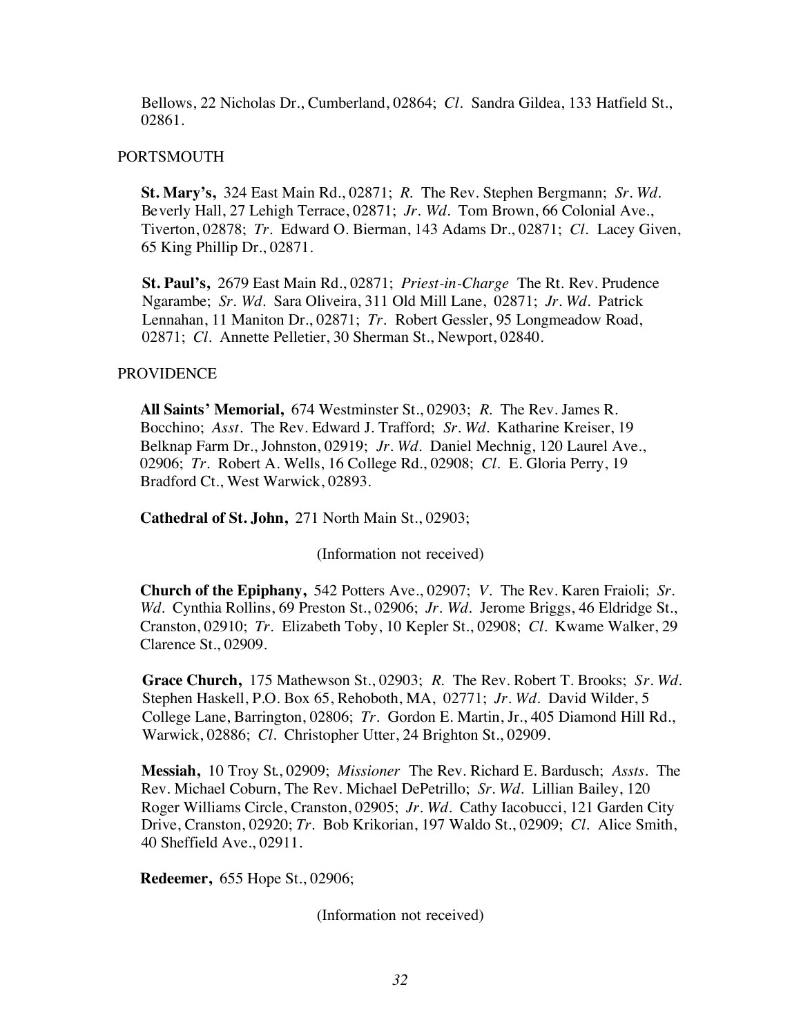Bellows, 22 Nicholas Dr., Cumberland, 02864; *Cl.* Sandra Gildea, 133 Hatfield St., 02861.

PORTSMOUTH

**St. Mary's,** 324 East Main Rd., 02871; *R.* The Rev. Stephen Bergmann; *Sr. Wd.* Beverly Hall, 27 Lehigh Terrace, 02871; *Jr. Wd.* Tom Brown, 66 Colonial Ave., Tiverton, 02878; *Tr.* Edward O. Bierman, 143 Adams Dr., 02871; *Cl.* Lacey Given, 65 King Phillip Dr., 02871.

**St. Paul's,** 2679 East Main Rd., 02871; *Priest-in-Charge* The Rt. Rev. Prudence Ngarambe; *Sr. Wd.* Sara Oliveira, 311 Old Mill Lane, 02871; *Jr. Wd.* Patrick Lennahan, 11 Maniton Dr., 02871; *Tr.* Robert Gessler, 95 Longmeadow Road, 02871; *Cl.* Annette Pelletier, 30 Sherman St., Newport, 02840.

PROVIDENCE

**All Saints' Memorial,** 674 Westminster St., 02903; *R.* The Rev. James R. Bocchino; *Asst.* The Rev. Edward J. Trafford; *Sr. Wd.* Katharine Kreiser, 19 Belknap Farm Dr., Johnston, 02919; *Jr. Wd.* Daniel Mechnig, 120 Laurel Ave., 02906; *Tr.* Robert A. Wells, 16 College Rd., 02908; *Cl.* E. Gloria Perry, 19 Bradford Ct., West Warwick, 02893.

**Cathedral of St. John,** 271 North Main St., 02903;

(Information not received)

**Church of the Epiphany,** 542 Potters Ave., 02907; *V.* The Rev. Karen Fraioli; *Sr. Wd.* Cynthia Rollins, 69 Preston St., 02906; *Jr. Wd.* Jerome Briggs, 46 Eldridge St., Cranston, 02910; *Tr.* Elizabeth Toby, 10 Kepler St., 02908; *Cl.* Kwame Walker, 29 Clarence St., 02909.

**Grace Church,** 175 Mathewson St., 02903; *R.* The Rev. Robert T. Brooks; *Sr. Wd.* Stephen Haskell, P.O. Box 65, Rehoboth, MA, 02771; *Jr. Wd.* David Wilder, 5 College Lane, Barrington, 02806; *Tr.* Gordon E. Martin, Jr., 405 Diamond Hill Rd., Warwick, 02886; *Cl.* Christopher Utter, 24 Brighton St., 02909.

**Messiah,** 10 Troy St., 02909; *Missioner* The Rev. Richard E. Bardusch; *Assts.* The Rev. Michael Coburn, The Rev. Michael DePetrillo; *Sr. Wd.* Lillian Bailey, 120 Roger Williams Circle, Cranston, 02905; *Jr. Wd.* Cathy Iacobucci, 121 Garden City Drive, Cranston, 02920; *Tr.* Bob Krikorian, 197 Waldo St., 02909; *Cl.* Alice Smith, 40 Sheffield Ave., 02911.

**Redeemer,** 655 Hope St., 02906;

(Information not received)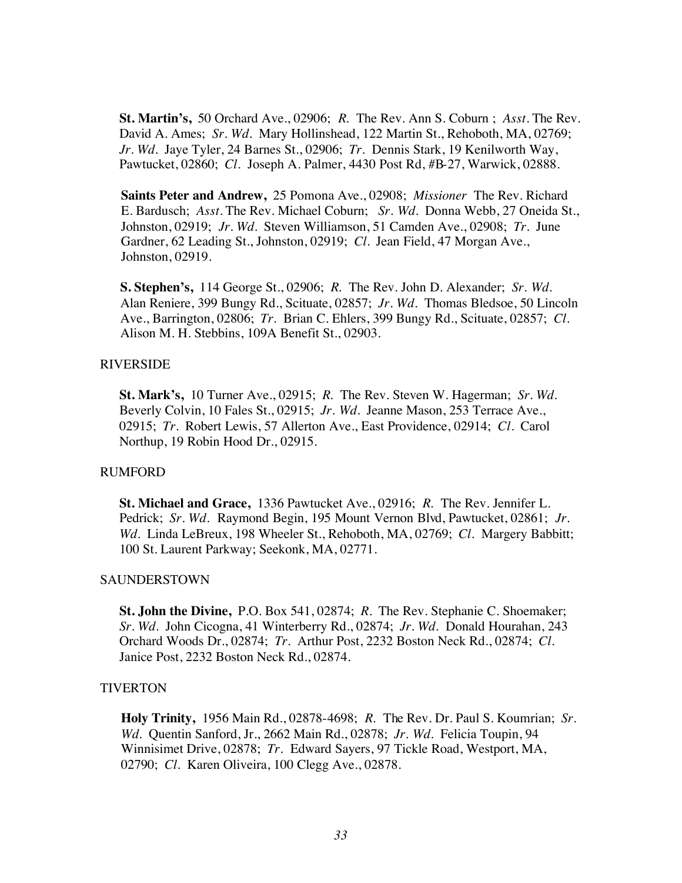**St. Martin's,** 50 Orchard Ave., 02906; *R.* The Rev. Ann S. Coburn ; *Asst.* The Rev. David A. Ames; *Sr. Wd.* Mary Hollinshead, 122 Martin St., Rehoboth, MA, 02769; *Jr. Wd.* Jaye Tyler, 24 Barnes St., 02906; *Tr.* Dennis Stark, 19 Kenilworth Way, Pawtucket, 02860; *Cl.* Joseph A. Palmer, 4430 Post Rd, #B-27, Warwick, 02888.

**Saints Peter and Andrew,** 25 Pomona Ave., 02908; *Missioner* The Rev. Richard E. Bardusch; *Asst.* The Rev. Michael Coburn; *Sr. Wd.* Donna Webb, 27 Oneida St., Johnston, 02919; *Jr. Wd.* Steven Williamson, 51 Camden Ave., 02908; *Tr.* June Gardner, 62 Leading St., Johnston, 02919; *Cl.* Jean Field, 47 Morgan Ave., Johnston, 02919.

**S. Stephen's,** 114 George St., 02906; *R.* The Rev. John D. Alexander; *Sr. Wd.* Alan Reniere, 399 Bungy Rd., Scituate, 02857; *Jr. Wd.* Thomas Bledsoe, 50 Lincoln Ave., Barrington, 02806; *Tr.* Brian C. Ehlers, 399 Bungy Rd., Scituate, 02857; *Cl.* Alison M. H. Stebbins, 109A Benefit St., 02903.

RIVERSIDE

**St. Mark's,** 10 Turner Ave., 02915; *R.* The Rev. Steven W. Hagerman; *Sr. Wd.* Beverly Colvin, 10 Fales St., 02915; *Jr. Wd.* Jeanne Mason, 253 Terrace Ave., 02915; *Tr.* Robert Lewis, 57 Allerton Ave., East Providence, 02914; *Cl.* Carol Northup, 19 Robin Hood Dr., 02915.

RUMFORD

**St. Michael and Grace,** 1336 Pawtucket Ave., 02916; *R.* The Rev. Jennifer L. Pedrick; *Sr. Wd.* Raymond Begin, 195 Mount Vernon Blvd, Pawtucket, 02861; *Jr. Wd.* Linda LeBreux, 198 Wheeler St., Rehoboth, MA, 02769; *Cl.* Margery Babbitt; 100 St. Laurent Parkway; Seekonk, MA, 02771.

SAUNDERSTOWN

**St. John the Divine,** P.O. Box 541, 02874; *R.* The Rev. Stephanie C. Shoemaker; *Sr. Wd.* John Cicogna, 41 Winterberry Rd., 02874; *Jr. Wd.* Donald Hourahan, 243 Orchard Woods Dr., 02874; *Tr.* Arthur Post, 2232 Boston Neck Rd., 02874; *Cl.* Janice Post, 2232 Boston Neck Rd., 02874.

TIVERTON

**Holy Trinity,** 1956 Main Rd., 02878-4698; *R.* The Rev. Dr. Paul S. Koumrian; *Sr. Wd.* Quentin Sanford, Jr., 2662 Main Rd., 02878; *Jr. Wd.* Felicia Toupin, 94 Winnisimet Drive, 02878; *Tr.* Edward Sayers, 97 Tickle Road, Westport, MA, 02790; *Cl.* Karen Oliveira, 100 Clegg Ave., 02878.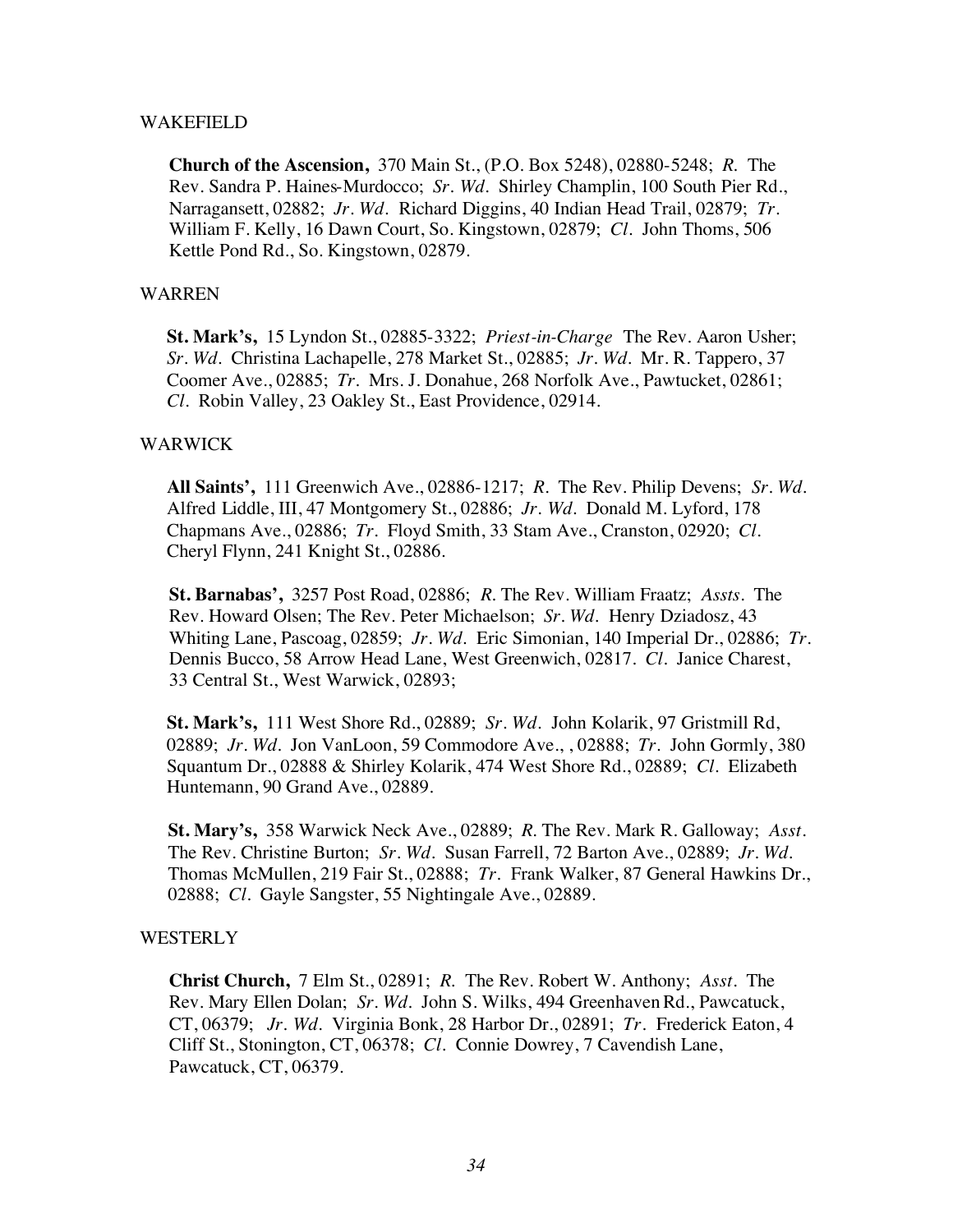WAKEFIELD

**Church of the Ascension,** 370 Main St., (P.O. Box 5248), 02880-5248; *R.* The Rev. Sandra P. Haines-Murdocco; *Sr. Wd.* Shirley Champlin, 100 South Pier Rd., Narragansett, 02882; *Jr. Wd.* Richard Diggins, 40 Indian Head Trail, 02879; *Tr.* William F. Kelly, 16 Dawn Court, So. Kingstown, 02879; *Cl.* John Thoms, 506 Kettle Pond Rd., So. Kingstown, 02879.

WARREN

**St. Mark's,** 15 Lyndon St., 02885-3322; *Priest-in-Charge* The Rev. Aaron Usher; *Sr. Wd.* Christina Lachapelle, 278 Market St., 02885; *Jr. Wd.* Mr. R. Tappero, 37 Coomer Ave., 02885; *Tr.* Mrs. J. Donahue, 268 Norfolk Ave., Pawtucket, 02861; *Cl.* Robin Valley, 23 Oakley St., East Providence, 02914.

WARWICK

**All Saints',** 111 Greenwich Ave., 02886-1217; *R.* The Rev. Philip Devens; *Sr. Wd.* Alfred Liddle, III, 47 Montgomery St., 02886; *Jr. Wd.* Donald M. Lyford, 178 Chapmans Ave., 02886; *Tr.* Floyd Smith, 33 Stam Ave., Cranston, 02920; *Cl.* Cheryl Flynn, 241 Knight St., 02886.

**St. Barnabas',** 3257 Post Road, 02886; *R.* The Rev. William Fraatz; *Assts.* The Rev. Howard Olsen; The Rev. Peter Michaelson; *Sr. Wd.* Henry Dziadosz, 43 Whiting Lane, Pascoag, 02859; *Jr. Wd.* Eric Simonian, 140 Imperial Dr., 02886; *Tr.* Dennis Bucco, 58 Arrow Head Lane, West Greenwich, 02817. *Cl.* Janice Charest, 33 Central St., West Warwick, 02893;

**St. Mark's,** 111 West Shore Rd., 02889; *Sr. Wd.* John Kolarik, 97 Gristmill Rd, 02889; *Jr. Wd.* Jon VanLoon, 59 Commodore Ave., , 02888; *Tr.* John Gormly, 380 Squantum Dr., 02888 & Shirley Kolarik, 474 West Shore Rd., 02889; *Cl.* Elizabeth Huntemann, 90 Grand Ave., 02889.

**St. Mary's,** 358 Warwick Neck Ave., 02889; *R.* The Rev. Mark R. Galloway; *Asst.* The Rev. Christine Burton; *Sr. Wd.* Susan Farrell, 72 Barton Ave., 02889; *Jr. Wd.* Thomas McMullen, 219 Fair St., 02888; *Tr.* Frank Walker, 87 General Hawkins Dr., 02888; *Cl.* Gayle Sangster, 55 Nightingale Ave., 02889.

WESTERLY

**Christ Church,** 7 Elm St., 02891; *R.* The Rev. Robert W. Anthony; *Asst.* The Rev. Mary Ellen Dolan; *Sr. Wd.* John S. Wilks, 494 Greenhaven Rd., Pawcatuck, CT, 06379; *Jr. Wd.* Virginia Bonk, 28 Harbor Dr., 02891; *Tr.* Frederick Eaton, 4 Cliff St., Stonington, CT, 06378; *Cl.* Connie Dowrey, 7 Cavendish Lane, Pawcatuck, CT, 06379.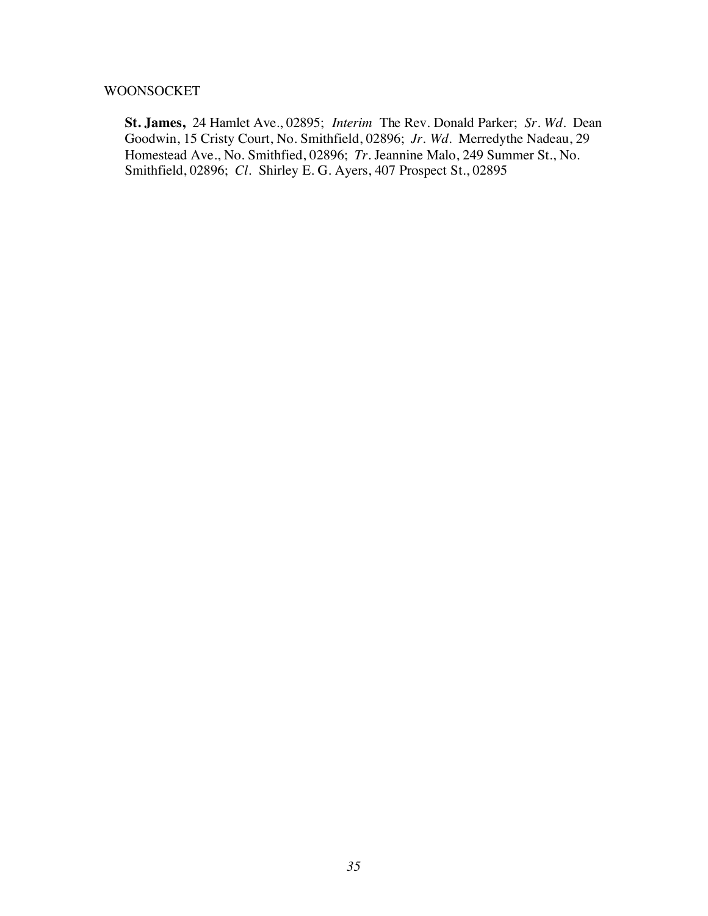WOONSOCKET

**St. James,** 24 Hamlet Ave., 02895; *Interim* The Rev. Donald Parker; *Sr. Wd.* Dean Goodwin, 15 Cristy Court, No. Smithfield, 02896; *Jr. Wd.* Merredythe Nadeau, 29 Homestead Ave., No. Smithfied, 02896; *Tr.* Jeannine Malo, 249 Summer St., No. Smithfield, 02896; *Cl.* Shirley E. G. Ayers, 407 Prospect St., 02895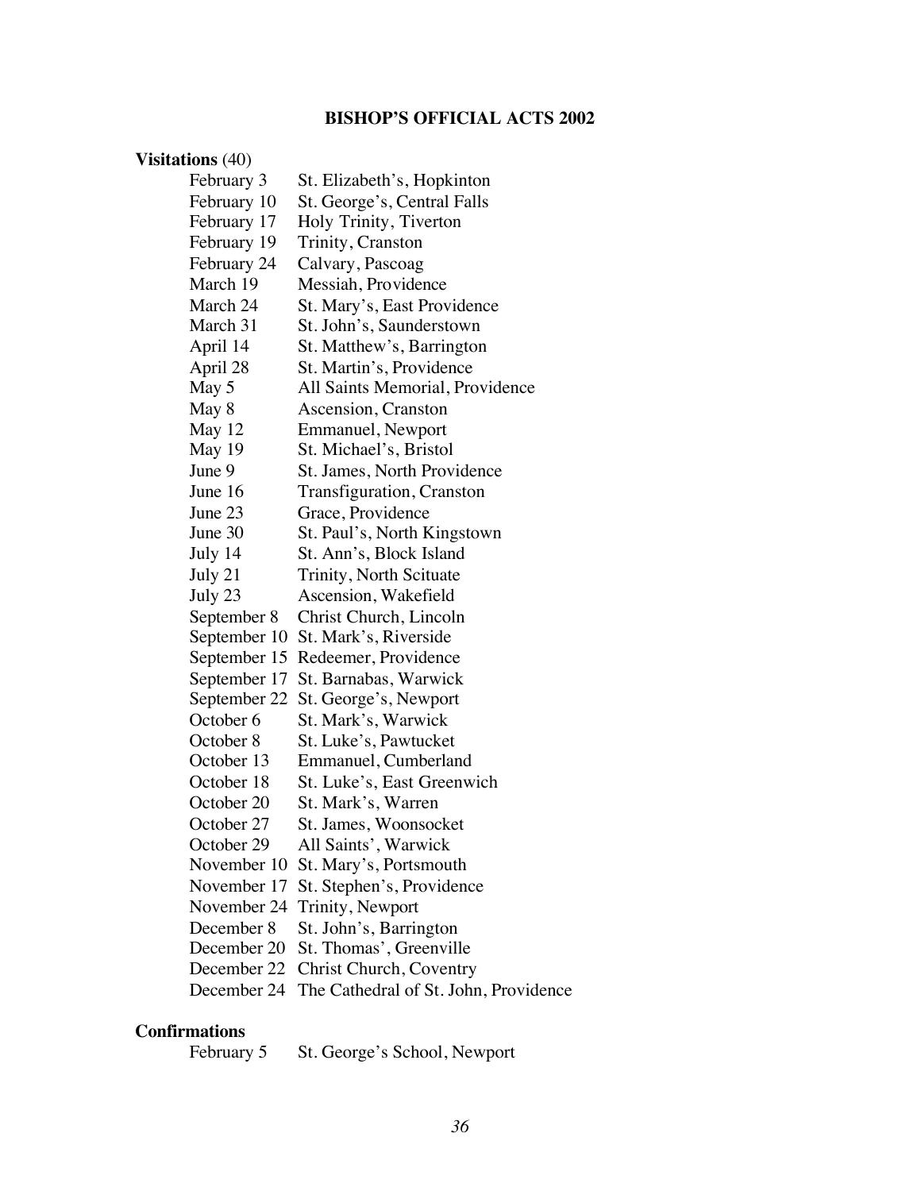## BISHOP'S OFFICIAL ACTS 2002

**Visitations** (40)

| | |
|---|---|
| February 3 | St. Elizabeth's, Hopkinton |
| February 10 | St. George's, Central Falls |
| February 17 | Holy Trinity, Tiverton |
| February 19 | Trinity, Cranston |
| February 24 | Calvary, Pascoag |
| March 19 | Messiah, Providence |
| March 24 | St. Mary's, East Providence |
| March 31 | St. John's, Saunderstown |
| April 14 | St. Matthew's, Barrington |
| April 28 | St. Martin's, Providence |
| May 5 | All Saints Memorial, Providence |
| May 8 | Ascension, Cranston |
| May 12 | Emmanuel, Newport |
| May 19 | St. Michael's, Bristol |
| June 9 | St. James, North Providence |
| June 16 | Transfiguration, Cranston |
| June 23 | Grace, Providence |
| June 30 | St. Paul's, North Kingstown |
| July 14 | St. Ann's, Block Island |
| July 21 | Trinity, North Scituate |
| July 23 | Ascension, Wakefield |
| September 8 | Christ Church, Lincoln |
| September 10 | St. Mark's, Riverside |
| September 15 | Redeemer, Providence |
| September 17 | St. Barnabas, Warwick |
| September 22 | St. George's, Newport |
| October 6 | St. Mark's, Warwick |
| October 8 | St. Luke's, Pawtucket |
| October 13 | Emmanuel, Cumberland |
| October 18 | St. Luke's, East Greenwich |
| October 20 | St. Mark's, Warren |
| October 27 | St. James, Woonsocket |
| October 29 | All Saints', Warwick |
| November 10 | St. Mary's, Portsmouth |
| November 17 | St. Stephen's, Providence |
| November 24 | Trinity, Newport |
| December 8 | St. John's, Barrington |
| December 20 | St. Thomas', Greenville |
| December 22 | Christ Church, Coventry |
| December 24 | The Cathedral of St. John, Providence |

**Confirmations**

| | |
|---|---|
| February 5 | St. George's School, Newport |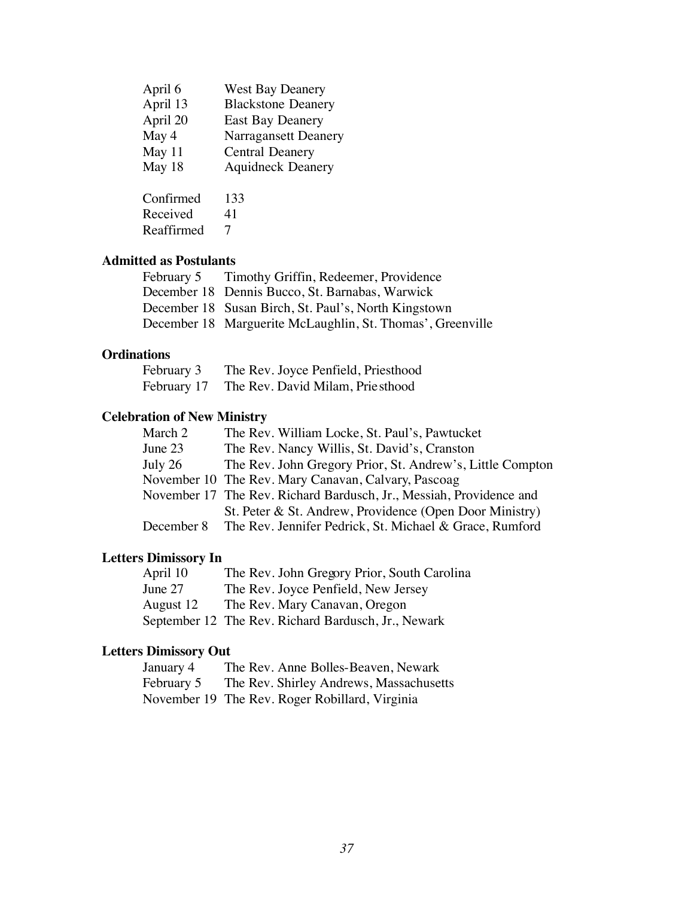| | |
|---|---|
| April 6 | West Bay Deanery |
| April 13 | Blackstone Deanery |
| April 20 | East Bay Deanery |
| May 4 | Narragansett Deanery |
| May 11 | Central Deanery |
| May 18 | Aquidneck Deanery |

| | |
|---|---|
| Confirmed | 133 |
| Received | 41 |
| Reaffirmed | 7 |

**Admitted as Postulants**

| | |
|---|---|
| February 5 | Timothy Griffin, Redeemer, Providence |
| December 18 | Dennis Bucco, St. Barnabas, Warwick |
| December 18 | Susan Birch, St. Paul's, North Kingstown |
| December 18 | Marguerite McLaughlin, St. Thomas', Greenville |

**Ordinations**

| | |
|---|---|
| February 3 | The Rev. Joyce Penfield, Priesthood |
| February 17 | The Rev. David Milam, Priesthood |

**Celebration of New Ministry**

| | |
|---|---|
| March 2 | The Rev. William Locke, St. Paul's, Pawtucket |
| June 23 | The Rev. Nancy Willis, St. David's, Cranston |
| July 26 | The Rev. John Gregory Prior, St. Andrew's, Little Compton |
| November 10 | The Rev. Mary Canavan, Calvary, Pascoag |
| November 17 | The Rev. Richard Bardusch, Jr., Messiah, Providence and St. Peter & St. Andrew, Providence (Open Door Ministry) |
| December 8 | The Rev. Jennifer Pedrick, St. Michael & Grace, Rumford |

**Letters Dimissory In**

| | |
|---|---|
| April 10 | The Rev. John Gregory Prior, South Carolina |
| June 27 | The Rev. Joyce Penfield, New Jersey |
| August 12 | The Rev. Mary Canavan, Oregon |
| September 12 | The Rev. Richard Bardusch, Jr., Newark |

**Letters Dimissory Out**

| | |
|---|---|
| January 4 | The Rev. Anne Bolles-Beaven, Newark |
| February 5 | The Rev. Shirley Andrews, Massachusetts |
| November 19 | The Rev. Roger Robillard, Virginia |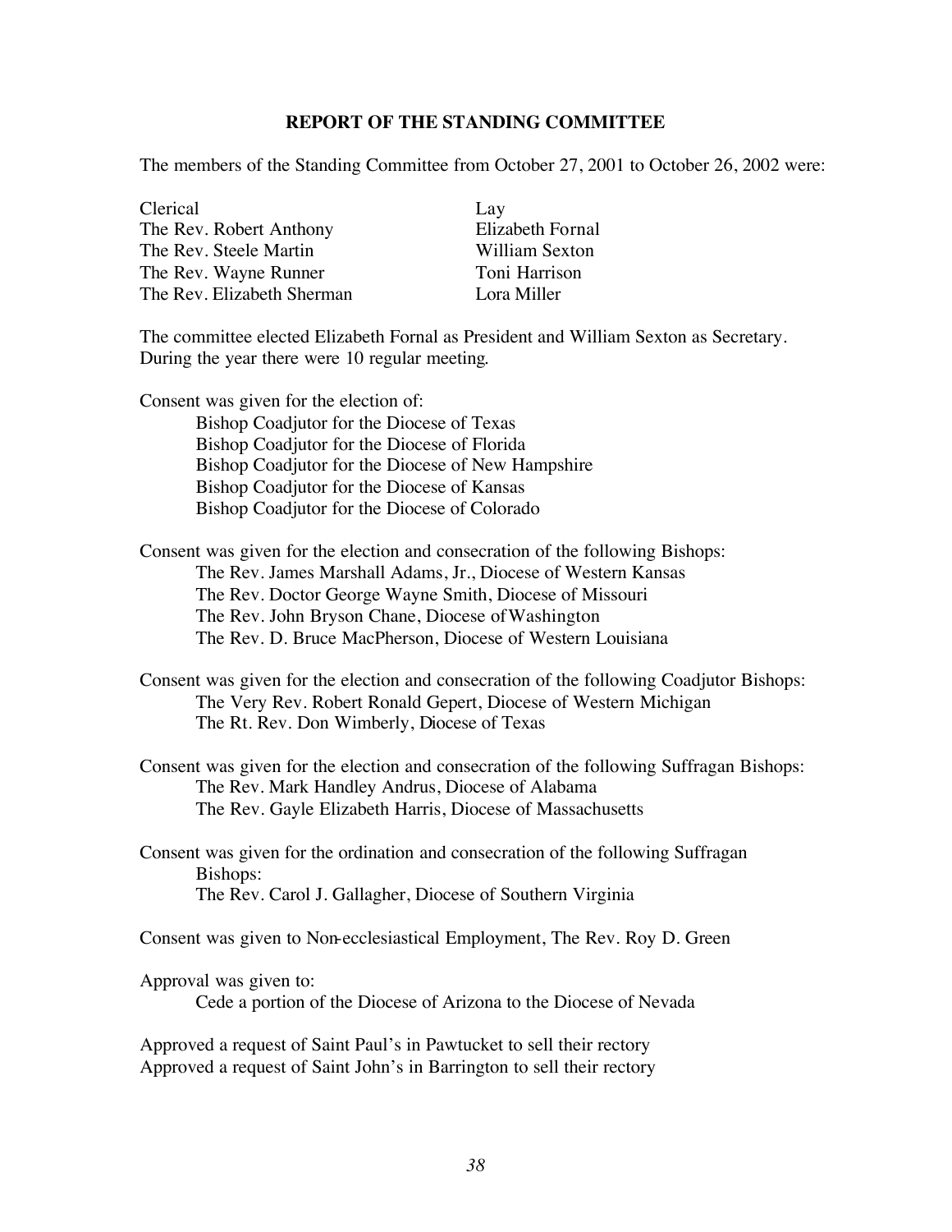## REPORT OF THE STANDING COMMITTEE

The members of the Standing Committee from October 27, 2001 to October 26, 2002 were:

| Clerical | Lay |
|---|---|
| The Rev. Robert Anthony | Elizabeth Fornal |
| The Rev. Steele Martin | William Sexton |
| The Rev. Wayne Runner | Toni Harrison |
| The Rev. Elizabeth Sherman | Lora Miller |

The committee elected Elizabeth Fornal as President and William Sexton as Secretary. During the year there were 10 regular meeting.

Consent was given for the election of:

- Bishop Coadjutor for the Diocese of Texas
- Bishop Coadjutor for the Diocese of Florida
- Bishop Coadjutor for the Diocese of New Hampshire
- Bishop Coadjutor for the Diocese of Kansas
- Bishop Coadjutor for the Diocese of Colorado

Consent was given for the election and consecration of the following Bishops:

- The Rev. James Marshall Adams, Jr., Diocese of Western Kansas
- The Rev. Doctor George Wayne Smith, Diocese of Missouri
- The Rev. John Bryson Chane, Diocese of Washington
- The Rev. D. Bruce MacPherson, Diocese of Western Louisiana

Consent was given for the election and consecration of the following Coadjutor Bishops:

- The Very Rev. Robert Ronald Gepert, Diocese of Western Michigan
- The Rt. Rev. Don Wimberly, Diocese of Texas

Consent was given for the election and consecration of the following Suffragan Bishops:

- The Rev. Mark Handley Andrus, Diocese of Alabama
- The Rev. Gayle Elizabeth Harris, Diocese of Massachusetts

Consent was given for the ordination and consecration of the following Suffragan Bishops:

- The Rev. Carol J. Gallagher, Diocese of Southern Virginia

Consent was given to Non-ecclesiastical Employment, The Rev. Roy D. Green

Approval was given to:

- Cede a portion of the Diocese of Arizona to the Diocese of Nevada

Approved a request of Saint Paul's in Pawtucket to sell their rectory
Approved a request of Saint John's in Barrington to sell their rectory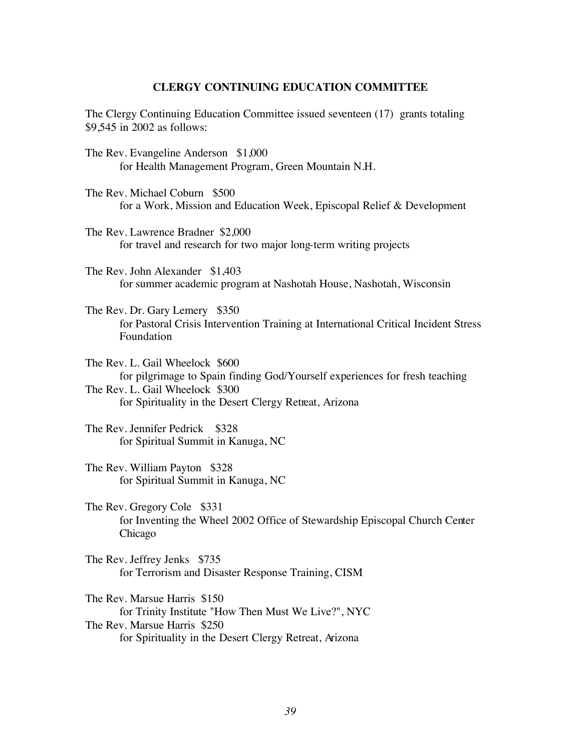## CLERGY CONTINUING EDUCATION COMMITTEE

The Clergy Continuing Education Committee issued seventeen (17) grants totaling $9,545 in 2002 as follows:

The Rev. Evangeline Anderson $1,000
for Health Management Program, Green Mountain N.H.

The Rev. Michael Coburn $500
for a Work, Mission and Education Week, Episcopal Relief & Development

The Rev. Lawrence Bradner $2,000
for travel and research for two major long-term writing projects

The Rev. John Alexander $1,403
for summer academic program at Nashotah House, Nashotah, Wisconsin

The Rev. Dr. Gary Lemery $350
for Pastoral Crisis Intervention Training at International Critical Incident Stress Foundation

The Rev. L. Gail Wheelock $600
for pilgrimage to Spain finding God/Yourself experiences for fresh teaching
The Rev. L. Gail Wheelock $300
for Spirituality in the Desert Clergy Retreat, Arizona

The Rev. Jennifer Pedrick $328
for Spiritual Summit in Kanuga, NC

The Rev. William Payton $328
for Spiritual Summit in Kanuga, NC

The Rev. Gregory Cole $331
for Inventing the Wheel 2002 Office of Stewardship Episcopal Church Center Chicago

The Rev. Jeffrey Jenks $735
for Terrorism and Disaster Response Training, CISM

The Rev. Marsue Harris $150
for Trinity Institute "How Then Must We Live?", NYC
The Rev. Marsue Harris $250
for Spirituality in the Desert Clergy Retreat, Arizona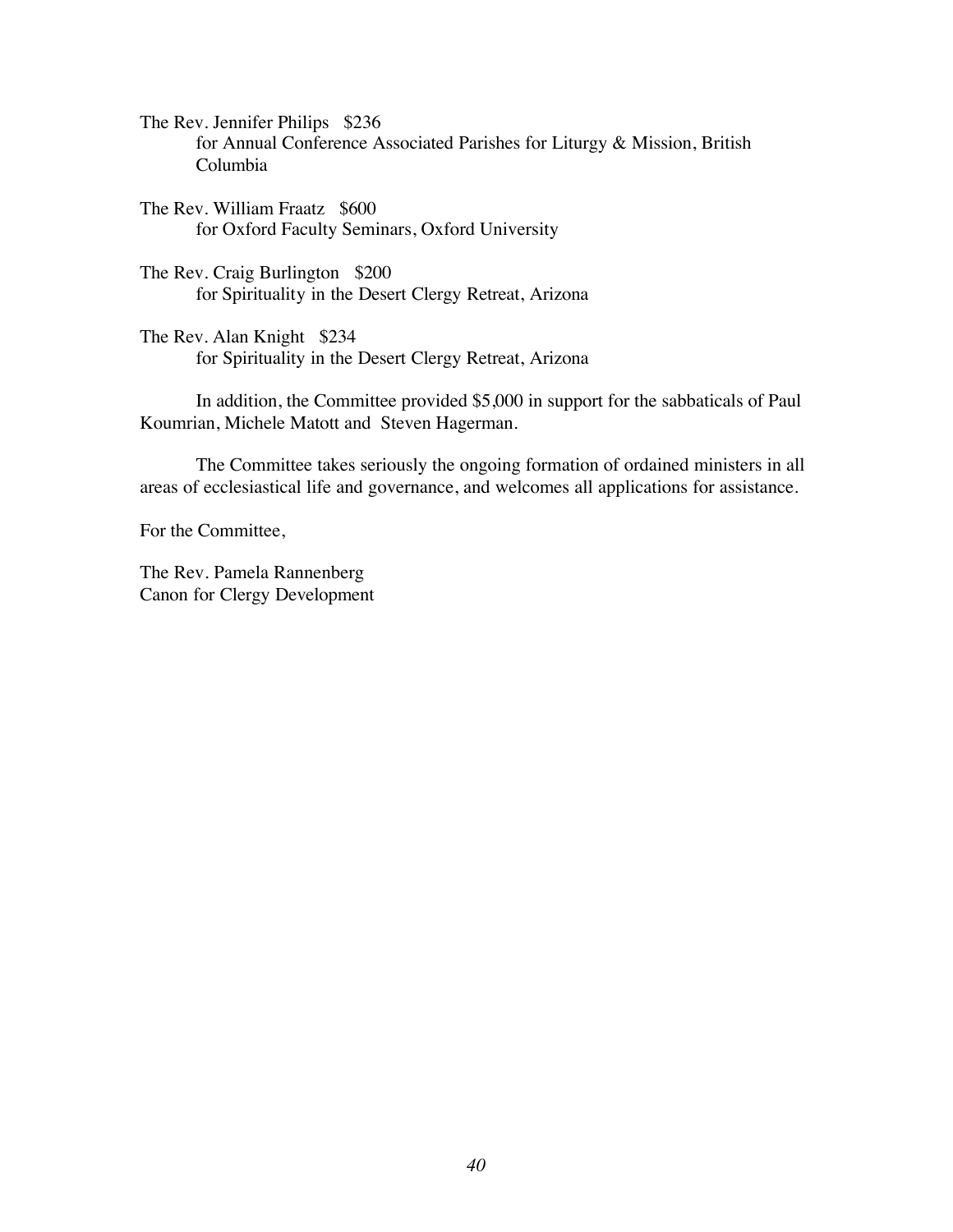The Rev. Jennifer Philips   $236
for Annual Conference Associated Parishes for Liturgy & Mission, British Columbia

The Rev. William Fraatz   $600
for Oxford Faculty Seminars, Oxford University

The Rev. Craig Burlington   $200
for Spirituality in the Desert Clergy Retreat, Arizona

The Rev. Alan Knight   $234
for Spirituality in the Desert Clergy Retreat, Arizona

In addition, the Committee provided $5,000 in support for the sabbaticals of Paul Koumrian, Michele Matott and Steven Hagerman.

The Committee takes seriously the ongoing formation of ordained ministers in all areas of ecclesiastical life and governance, and welcomes all applications for assistance.

For the Committee,

The Rev. Pamela Rannenberg
Canon for Clergy Development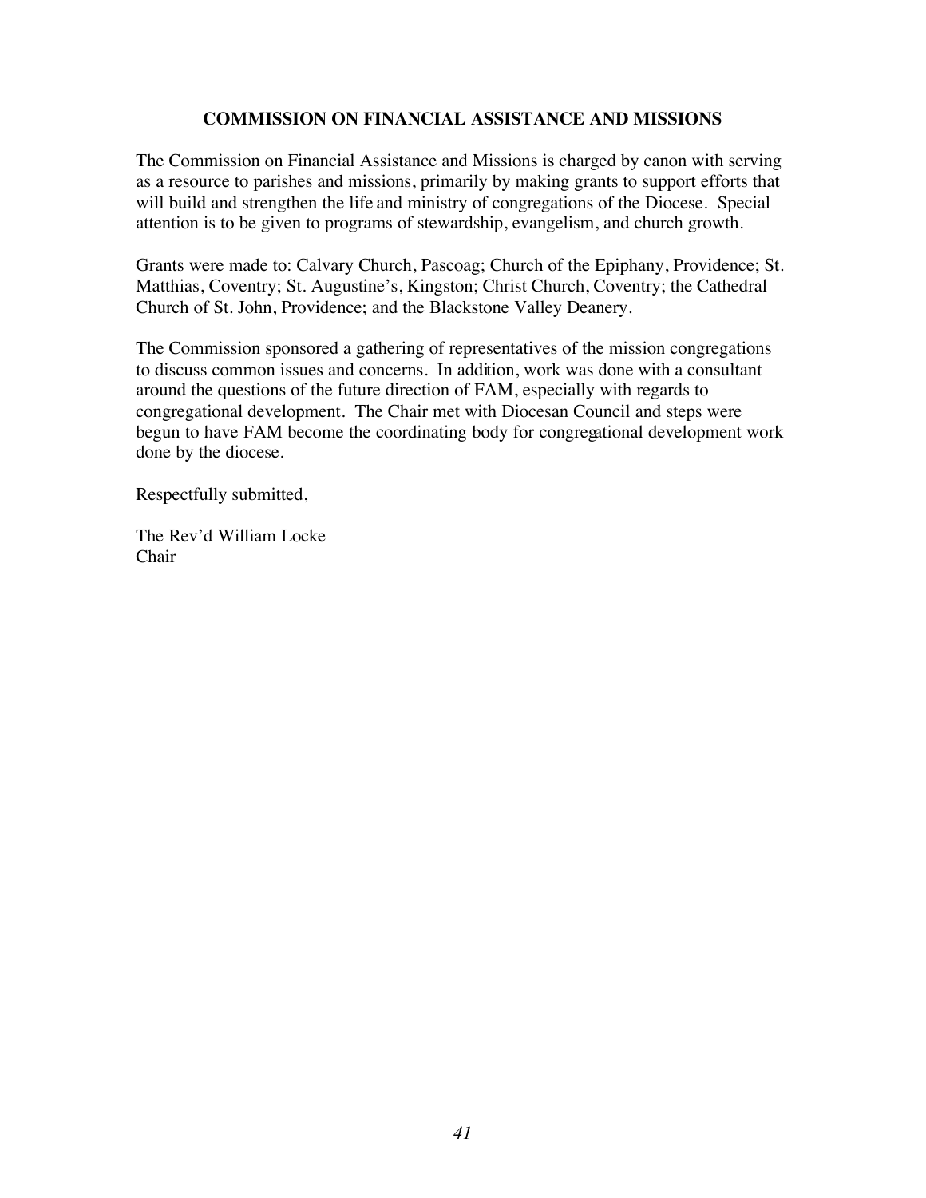## COMMISSION ON FINANCIAL ASSISTANCE AND MISSIONS

The Commission on Financial Assistance and Missions is charged by canon with serving as a resource to parishes and missions, primarily by making grants to support efforts that will build and strengthen the life and ministry of congregations of the Diocese. Special attention is to be given to programs of stewardship, evangelism, and church growth.

Grants were made to: Calvary Church, Pascoag; Church of the Epiphany, Providence; St. Matthias, Coventry; St. Augustine's, Kingston; Christ Church, Coventry; the Cathedral Church of St. John, Providence; and the Blackstone Valley Deanery.

The Commission sponsored a gathering of representatives of the mission congregations to discuss common issues and concerns. In addition, work was done with a consultant around the questions of the future direction of FAM, especially with regards to congregational development. The Chair met with Diocesan Council and steps were begun to have FAM become the coordinating body for congregational development work done by the diocese.

Respectfully submitted,

The Rev'd William Locke
Chair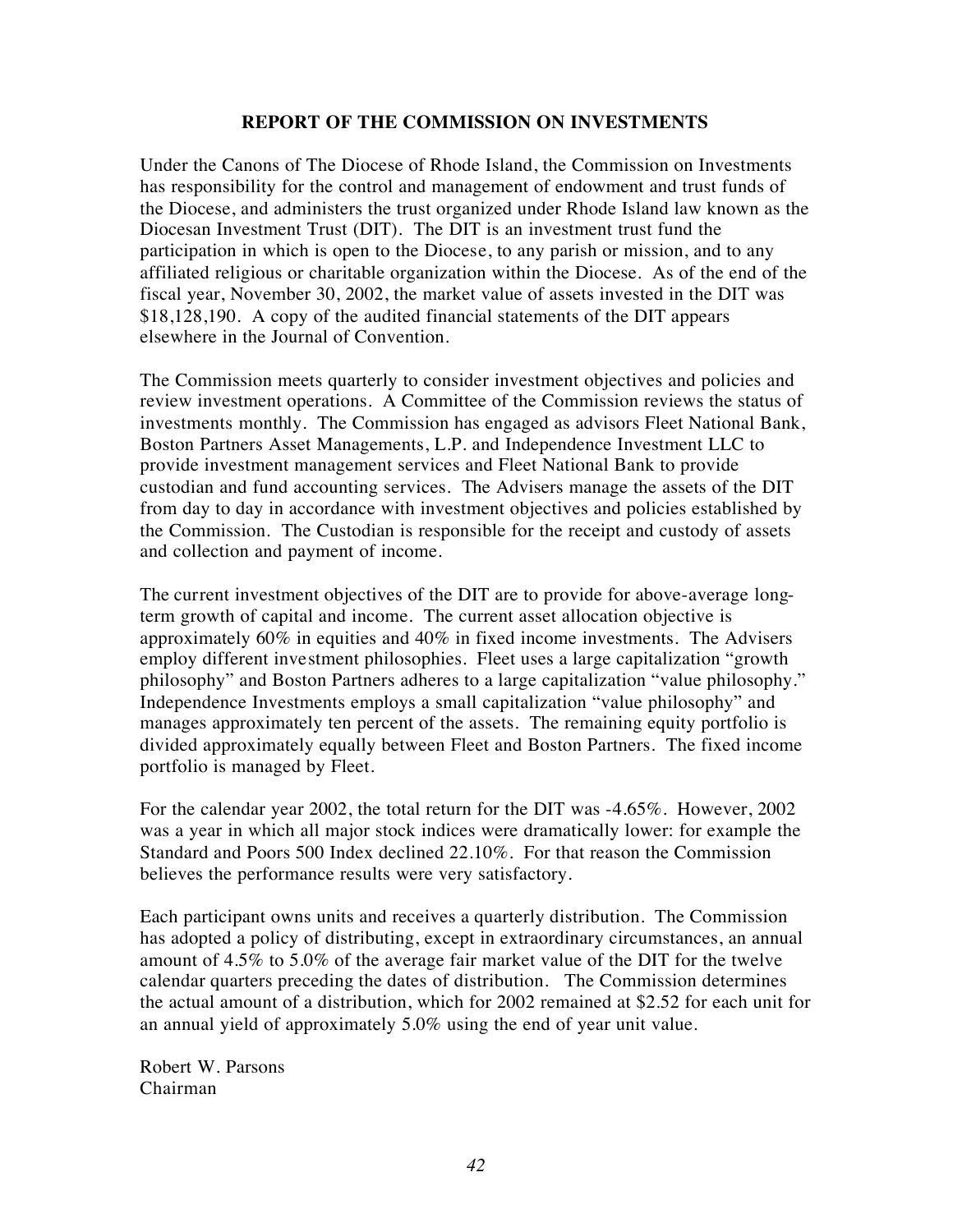## REPORT OF THE COMMISSION ON INVESTMENTS

Under the Canons of The Diocese of Rhode Island, the Commission on Investments has responsibility for the control and management of endowment and trust funds of the Diocese, and administers the trust organized under Rhode Island law known as the Diocesan Investment Trust (DIT). The DIT is an investment trust fund the participation in which is open to the Diocese, to any parish or mission, and to any affiliated religious or charitable organization within the Diocese. As of the end of the fiscal year, November 30, 2002, the market value of assets invested in the DIT was $18,128,190. A copy of the audited financial statements of the DIT appears elsewhere in the Journal of Convention.

The Commission meets quarterly to consider investment objectives and policies and review investment operations. A Committee of the Commission reviews the status of investments monthly. The Commission has engaged as advisors Fleet National Bank, Boston Partners Asset Managements, L.P. and Independence Investment LLC to provide investment management services and Fleet National Bank to provide custodian and fund accounting services. The Advisers manage the assets of the DIT from day to day in accordance with investment objectives and policies established by the Commission. The Custodian is responsible for the receipt and custody of assets and collection and payment of income.

The current investment objectives of the DIT are to provide for above-average long-term growth of capital and income. The current asset allocation objective is approximately 60% in equities and 40% in fixed income investments. The Advisers employ different investment philosophies. Fleet uses a large capitalization "growth philosophy" and Boston Partners adheres to a large capitalization "value philosophy." Independence Investments employs a small capitalization "value philosophy" and manages approximately ten percent of the assets. The remaining equity portfolio is divided approximately equally between Fleet and Boston Partners. The fixed income portfolio is managed by Fleet.

For the calendar year 2002, the total return for the DIT was -4.65%. However, 2002 was a year in which all major stock indices were dramatically lower: for example the Standard and Poors 500 Index declined 22.10%. For that reason the Commission believes the performance results were very satisfactory.

Each participant owns units and receives a quarterly distribution. The Commission has adopted a policy of distributing, except in extraordinary circumstances, an annual amount of 4.5% to 5.0% of the average fair market value of the DIT for the twelve calendar quarters preceding the dates of distribution. The Commission determines the actual amount of a distribution, which for 2002 remained at $2.52 for each unit for an annual yield of approximately 5.0% using the end of year unit value.

Robert W. Parsons
Chairman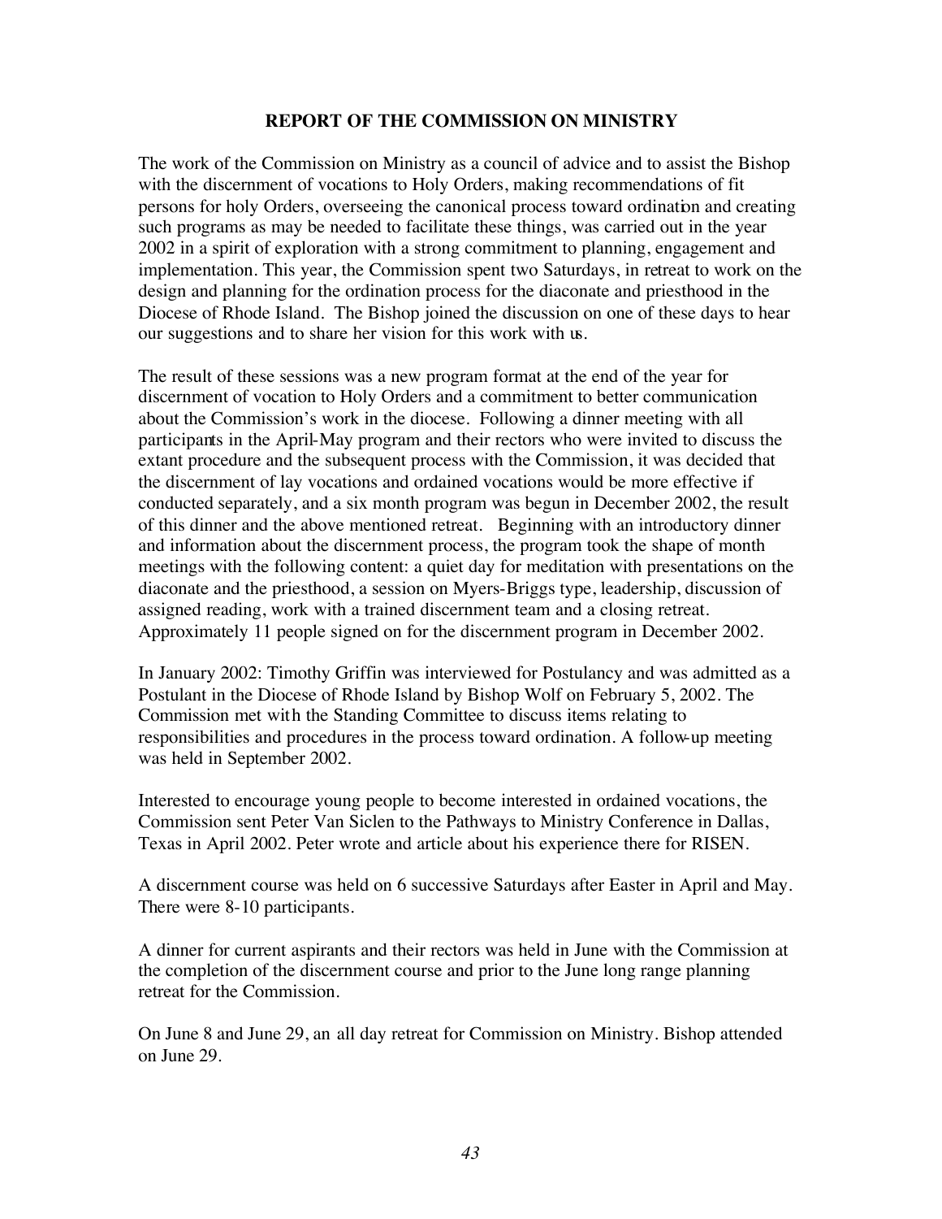## REPORT OF THE COMMISSION ON MINISTRY

The work of the Commission on Ministry as a council of advice and to assist the Bishop with the discernment of vocations to Holy Orders, making recommendations of fit persons for holy Orders, overseeing the canonical process toward ordination and creating such programs as may be needed to facilitate these things, was carried out in the year 2002 in a spirit of exploration with a strong commitment to planning, engagement and implementation. This year, the Commission spent two Saturdays, in retreat to work on the design and planning for the ordination process for the diaconate and priesthood in the Diocese of Rhode Island. The Bishop joined the discussion on one of these days to hear our suggestions and to share her vision for this work with us.

The result of these sessions was a new program format at the end of the year for discernment of vocation to Holy Orders and a commitment to better communication about the Commission's work in the diocese. Following a dinner meeting with all participants in the April-May program and their rectors who were invited to discuss the extant procedure and the subsequent process with the Commission, it was decided that the discernment of lay vocations and ordained vocations would be more effective if conducted separately, and a six month program was begun in December 2002, the result of this dinner and the above mentioned retreat. Beginning with an introductory dinner and information about the discernment process, the program took the shape of month meetings with the following content: a quiet day for meditation with presentations on the diaconate and the priesthood, a session on Myers-Briggs type, leadership, discussion of assigned reading, work with a trained discernment team and a closing retreat. Approximately 11 people signed on for the discernment program in December 2002.

In January 2002: Timothy Griffin was interviewed for Postulancy and was admitted as a Postulant in the Diocese of Rhode Island by Bishop Wolf on February 5, 2002. The Commission met with the Standing Committee to discuss items relating to responsibilities and procedures in the process toward ordination. A follow-up meeting was held in September 2002.

Interested to encourage young people to become interested in ordained vocations, the Commission sent Peter Van Siclen to the Pathways to Ministry Conference in Dallas, Texas in April 2002. Peter wrote and article about his experience there for RISEN.

A discernment course was held on 6 successive Saturdays after Easter in April and May. There were 8-10 participants.

A dinner for current aspirants and their rectors was held in June with the Commission at the completion of the discernment course and prior to the June long range planning retreat for the Commission.

On June 8 and June 29, an all day retreat for Commission on Ministry. Bishop attended on June 29.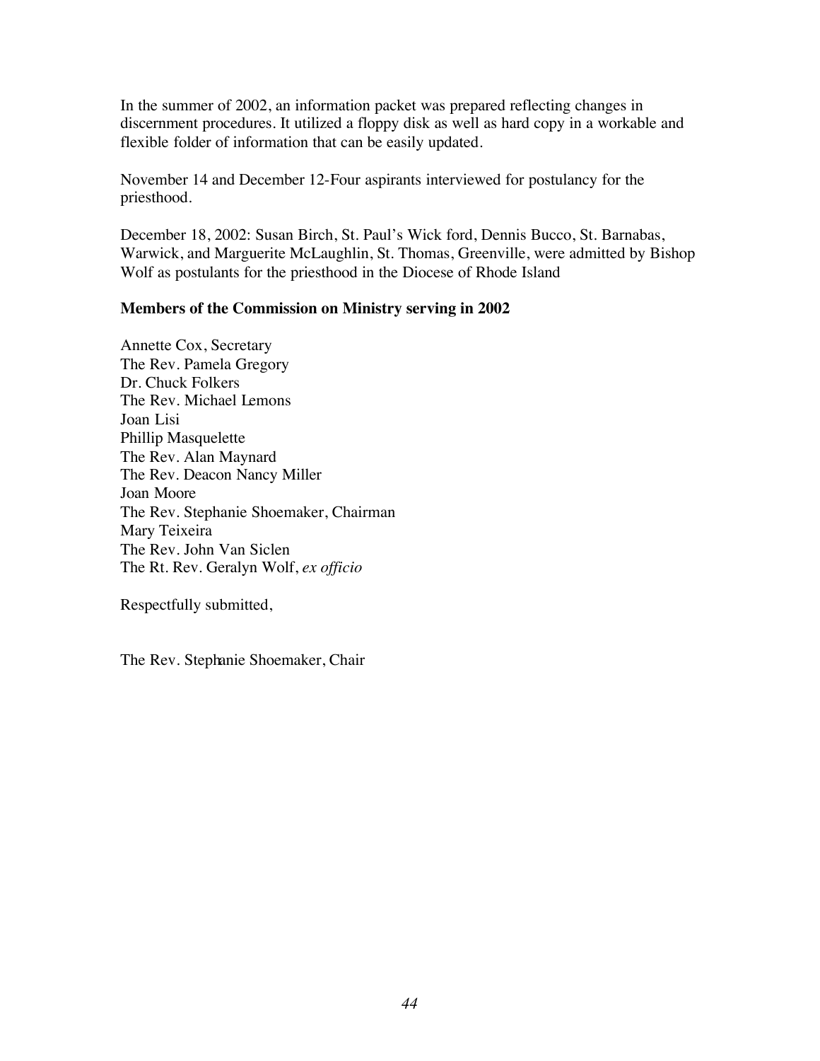In the summer of 2002, an information packet was prepared reflecting changes in discernment procedures. It utilized a floppy disk as well as hard copy in a workable and flexible folder of information that can be easily updated.

November 14 and December 12-Four aspirants interviewed for postulancy for the priesthood.

December 18, 2002: Susan Birch, St. Paul's Wick ford, Dennis Bucco, St. Barnabas, Warwick, and Marguerite McLaughlin, St. Thomas, Greenville, were admitted by Bishop Wolf as postulants for the priesthood in the Diocese of Rhode Island

**Members of the Commission on Ministry serving in 2002**

Annette Cox, Secretary
The Rev. Pamela Gregory
Dr. Chuck Folkers
The Rev. Michael Lemons
Joan Lisi
Phillip Masquelette
The Rev. Alan Maynard
The Rev. Deacon Nancy Miller
Joan Moore
The Rev. Stephanie Shoemaker, Chairman
Mary Teixeira
The Rev. John Van Siclen
The Rt. Rev. Geralyn Wolf, *ex officio*

Respectfully submitted,

The Rev. Stephanie Shoemaker, Chair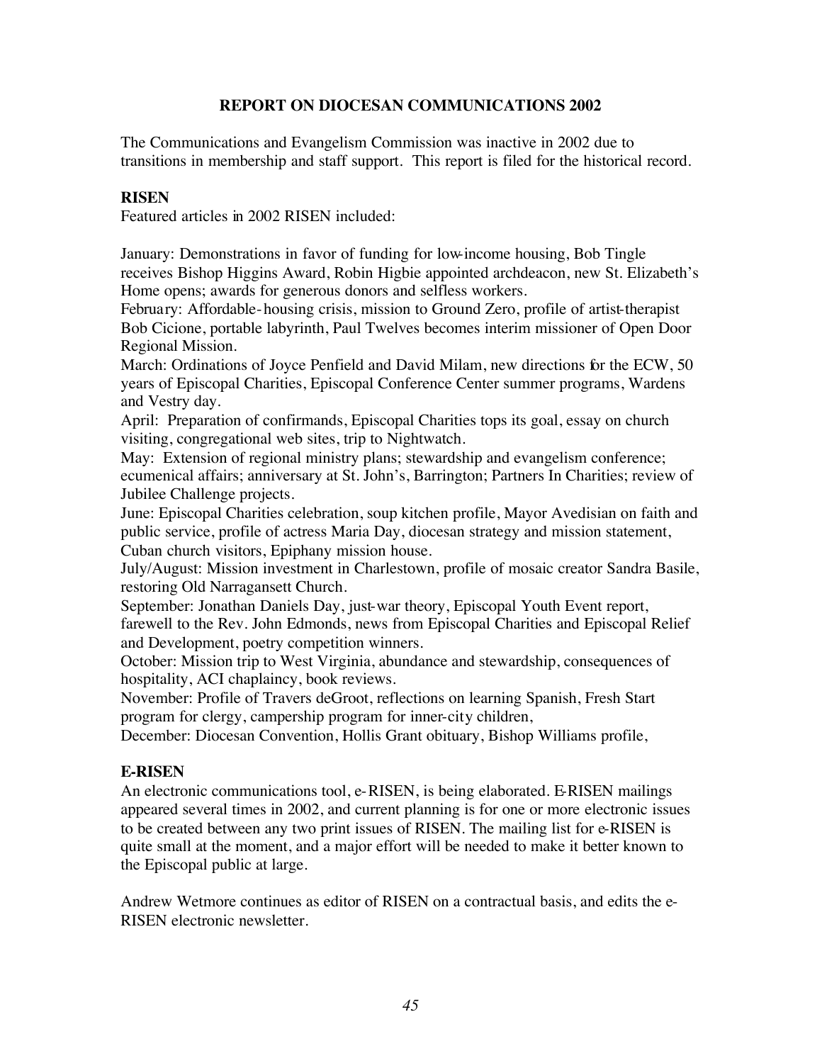# REPORT ON DIOCESAN COMMUNICATIONS 2002

The Communications and Evangelism Commission was inactive in 2002 due to transitions in membership and staff support. This report is filed for the historical record.

**RISEN**

Featured articles in 2002 RISEN included:

January: Demonstrations in favor of funding for low-income housing, Bob Tingle receives Bishop Higgins Award, Robin Higbie appointed archdeacon, new St. Elizabeth's Home opens; awards for generous donors and selfless workers.
February: Affordable-housing crisis, mission to Ground Zero, profile of artist-therapist Bob Cicione, portable labyrinth, Paul Twelves becomes interim missioner of Open Door Regional Mission.
March: Ordinations of Joyce Penfield and David Milam, new directions for the ECW, 50 years of Episcopal Charities, Episcopal Conference Center summer programs, Wardens and Vestry day.
April: Preparation of confirmands, Episcopal Charities tops its goal, essay on church visiting, congregational web sites, trip to Nightwatch.
May: Extension of regional ministry plans; stewardship and evangelism conference; ecumenical affairs; anniversary at St. John's, Barrington; Partners In Charities; review of Jubilee Challenge projects.
June: Episcopal Charities celebration, soup kitchen profile, Mayor Avedisian on faith and public service, profile of actress Maria Day, diocesan strategy and mission statement, Cuban church visitors, Epiphany mission house.
July/August: Mission investment in Charlestown, profile of mosaic creator Sandra Basile, restoring Old Narragansett Church.
September: Jonathan Daniels Day, just-war theory, Episcopal Youth Event report, farewell to the Rev. John Edmonds, news from Episcopal Charities and Episcopal Relief and Development, poetry competition winners.
October: Mission trip to West Virginia, abundance and stewardship, consequences of hospitality, ACI chaplaincy, book reviews.
November: Profile of Travers deGroot, reflections on learning Spanish, Fresh Start program for clergy, campership program for inner-city children,
December: Diocesan Convention, Hollis Grant obituary, Bishop Williams profile,

**E-RISEN**

An electronic communications tool, e-RISEN, is being elaborated. E-RISEN mailings appeared several times in 2002, and current planning is for one or more electronic issues to be created between any two print issues of RISEN. The mailing list for e-RISEN is quite small at the moment, and a major effort will be needed to make it better known to the Episcopal public at large.

Andrew Wetmore continues as editor of RISEN on a contractual basis, and edits the e-RISEN electronic newsletter.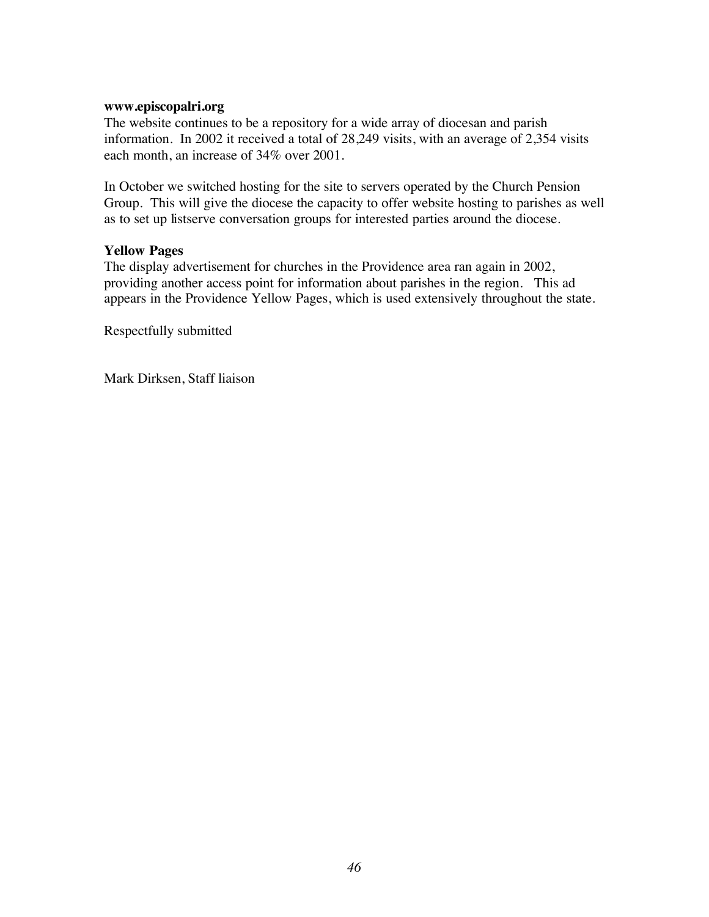**www.episcopalri.org**

The website continues to be a repository for a wide array of diocesan and parish information. In 2002 it received a total of 28,249 visits, with an average of 2,354 visits each month, an increase of 34% over 2001.

In October we switched hosting for the site to servers operated by the Church Pension Group. This will give the diocese the capacity to offer website hosting to parishes as well as to set up listserve conversation groups for interested parties around the diocese.

**Yellow Pages**

The display advertisement for churches in the Providence area ran again in 2002, providing another access point for information about parishes in the region. This ad appears in the Providence Yellow Pages, which is used extensively throughout the state.

Respectfully submitted

Mark Dirksen, Staff liaison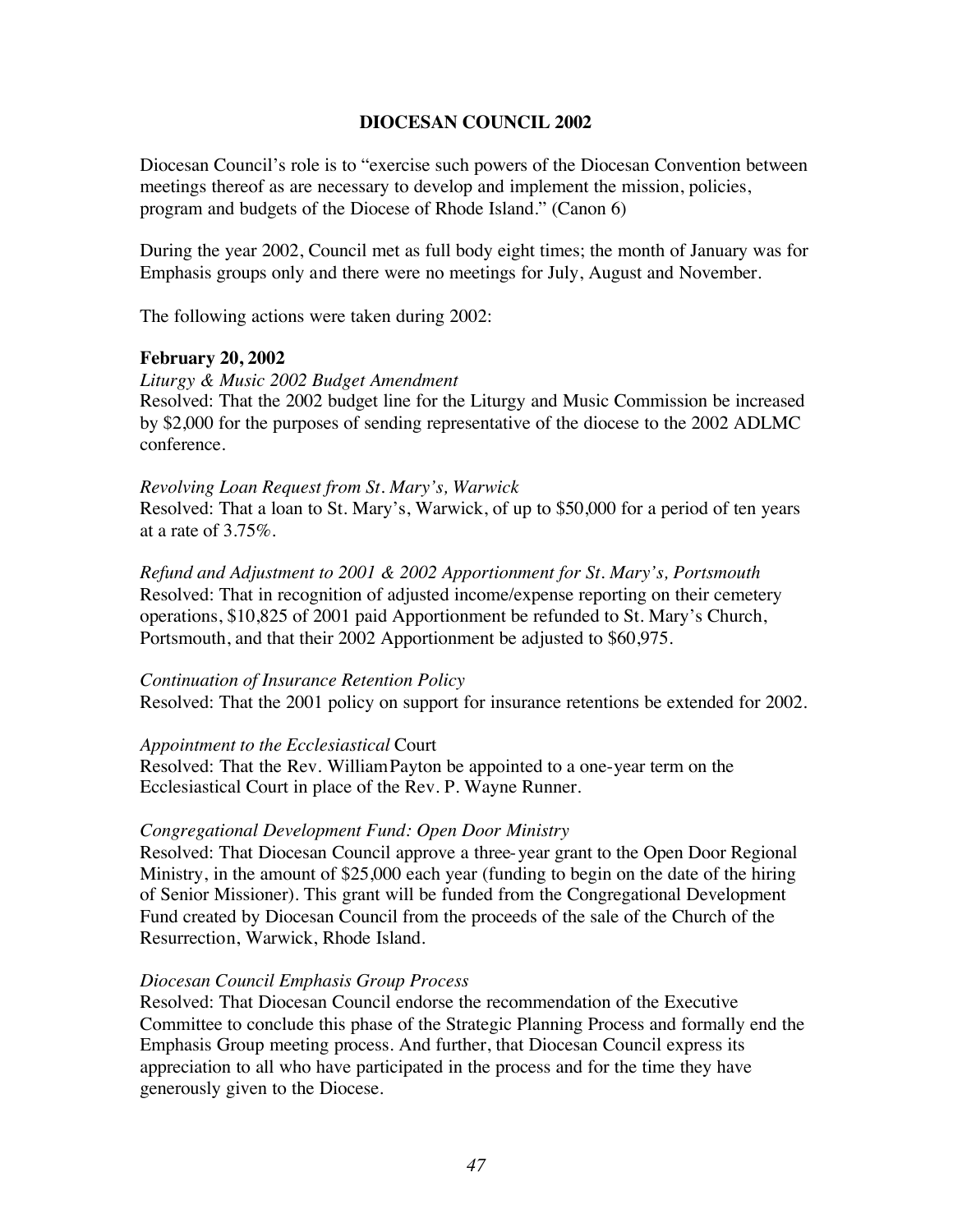## DIOCESAN COUNCIL 2002

Diocesan Council's role is to "exercise such powers of the Diocesan Convention between meetings thereof as are necessary to develop and implement the mission, policies, program and budgets of the Diocese of Rhode Island." (Canon 6)

During the year 2002, Council met as full body eight times; the month of January was for Emphasis groups only and there were no meetings for July, August and November.

The following actions were taken during 2002:

### February 20, 2002

*Liturgy & Music 2002 Budget Amendment*
Resolved: That the 2002 budget line for the Liturgy and Music Commission be increased by $2,000 for the purposes of sending representative of the diocese to the 2002 ADLMC conference.

*Revolving Loan Request from St. Mary's, Warwick*
Resolved: That a loan to St. Mary's, Warwick, of up to $50,000 for a period of ten years at a rate of 3.75%.

*Refund and Adjustment to 2001 & 2002 Apportionment for St. Mary's, Portsmouth*
Resolved: That in recognition of adjusted income/expense reporting on their cemetery operations, $10,825 of 2001 paid Apportionment be refunded to St. Mary's Church, Portsmouth, and that their 2002 Apportionment be adjusted to $60,975.

*Continuation of Insurance Retention Policy*
Resolved: That the 2001 policy on support for insurance retentions be extended for 2002.

*Appointment to the Ecclesiastical* Court
Resolved: That the Rev. William Payton be appointed to a one-year term on the Ecclesiastical Court in place of the Rev. P. Wayne Runner.

*Congregational Development Fund: Open Door Ministry*
Resolved: That Diocesan Council approve a three-year grant to the Open Door Regional Ministry, in the amount of $25,000 each year (funding to begin on the date of the hiring of Senior Missioner). This grant will be funded from the Congregational Development Fund created by Diocesan Council from the proceeds of the sale of the Church of the Resurrection, Warwick, Rhode Island.

*Diocesan Council Emphasis Group Process*
Resolved: That Diocesan Council endorse the recommendation of the Executive Committee to conclude this phase of the Strategic Planning Process and formally end the Emphasis Group meeting process. And further, that Diocesan Council express its appreciation to all who have participated in the process and for the time they have generously given to the Diocese.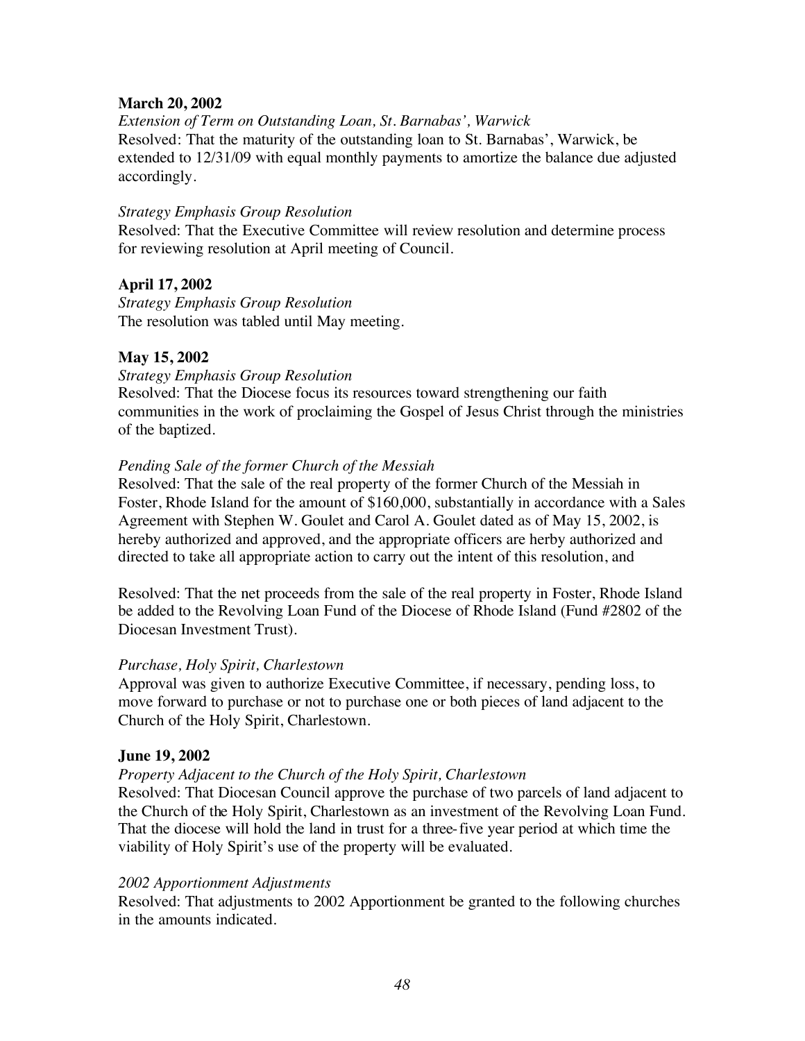**March 20, 2002**

*Extension of Term on Outstanding Loan, St. Barnabas', Warwick*
Resolved: That the maturity of the outstanding loan to St. Barnabas', Warwick, be extended to 12/31/09 with equal monthly payments to amortize the balance due adjusted accordingly.

*Strategy Emphasis Group Resolution*
Resolved: That the Executive Committee will review resolution and determine process for reviewing resolution at April meeting of Council.

**April 17, 2002**

*Strategy Emphasis Group Resolution*
The resolution was tabled until May meeting.

**May 15, 2002**

*Strategy Emphasis Group Resolution*
Resolved: That the Diocese focus its resources toward strengthening our faith communities in the work of proclaiming the Gospel of Jesus Christ through the ministries of the baptized.

*Pending Sale of the former Church of the Messiah*
Resolved: That the sale of the real property of the former Church of the Messiah in Foster, Rhode Island for the amount of $160,000, substantially in accordance with a Sales Agreement with Stephen W. Goulet and Carol A. Goulet dated as of May 15, 2002, is hereby authorized and approved, and the appropriate officers are herby authorized and directed to take all appropriate action to carry out the intent of this resolution, and

Resolved: That the net proceeds from the sale of the real property in Foster, Rhode Island be added to the Revolving Loan Fund of the Diocese of Rhode Island (Fund #2802 of the Diocesan Investment Trust).

*Purchase, Holy Spirit, Charlestown*
Approval was given to authorize Executive Committee, if necessary, pending loss, to move forward to purchase or not to purchase one or both pieces of land adjacent to the Church of the Holy Spirit, Charlestown.

**June 19, 2002**

*Property Adjacent to the Church of the Holy Spirit, Charlestown*
Resolved: That Diocesan Council approve the purchase of two parcels of land adjacent to the Church of the Holy Spirit, Charlestown as an investment of the Revolving Loan Fund. That the diocese will hold the land in trust for a three-five year period at which time the viability of Holy Spirit's use of the property will be evaluated.

*2002 Apportionment Adjustments*
Resolved: That adjustments to 2002 Apportionment be granted to the following churches in the amounts indicated.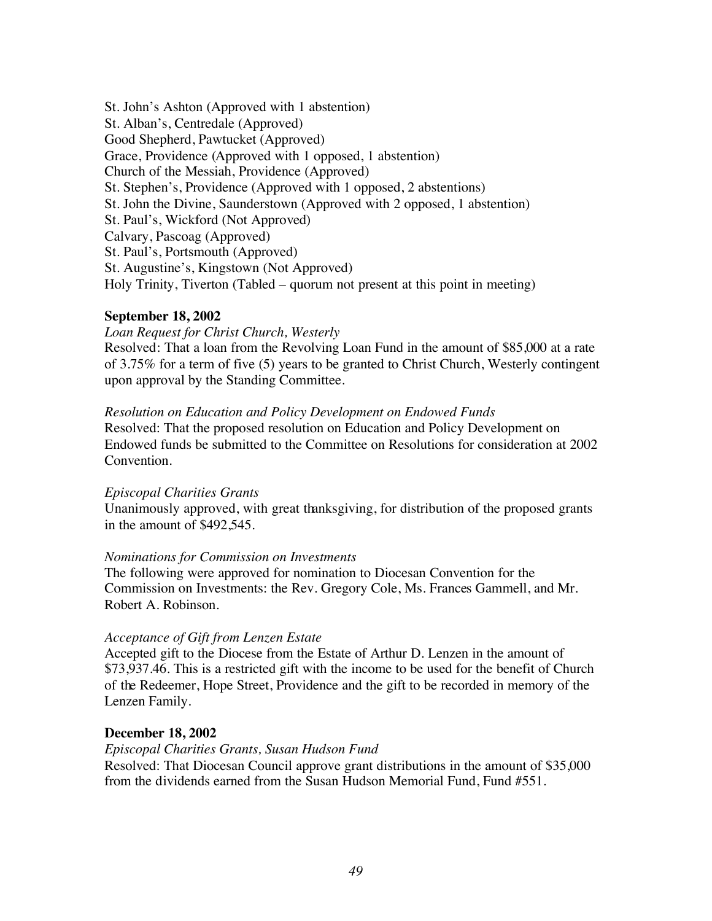St. John's Ashton (Approved with 1 abstention)
St. Alban's, Centredale (Approved)
Good Shepherd, Pawtucket (Approved)
Grace, Providence (Approved with 1 opposed, 1 abstention)
Church of the Messiah, Providence (Approved)
St. Stephen's, Providence (Approved with 1 opposed, 2 abstentions)
St. John the Divine, Saunderstown (Approved with 2 opposed, 1 abstention)
St. Paul's, Wickford (Not Approved)
Calvary, Pascoag (Approved)
St. Paul's, Portsmouth (Approved)
St. Augustine's, Kingstown (Not Approved)
Holy Trinity, Tiverton (Tabled – quorum not present at this point in meeting)

**September 18, 2002**

*Loan Request for Christ Church, Westerly*

Resolved: That a loan from the Revolving Loan Fund in the amount of $85,000 at a rate of 3.75% for a term of five (5) years to be granted to Christ Church, Westerly contingent upon approval by the Standing Committee.

*Resolution on Education and Policy Development on Endowed Funds*

Resolved: That the proposed resolution on Education and Policy Development on Endowed funds be submitted to the Committee on Resolutions for consideration at 2002 Convention.

*Episcopal Charities Grants*

Unanimously approved, with great thanksgiving, for distribution of the proposed grants in the amount of $492,545.

*Nominations for Commission on Investments*

The following were approved for nomination to Diocesan Convention for the Commission on Investments: the Rev. Gregory Cole, Ms. Frances Gammell, and Mr. Robert A. Robinson.

*Acceptance of Gift from Lenzen Estate*

Accepted gift to the Diocese from the Estate of Arthur D. Lenzen in the amount of $73,937.46. This is a restricted gift with the income to be used for the benefit of Church of the Redeemer, Hope Street, Providence and the gift to be recorded in memory of the Lenzen Family.

**December 18, 2002**

*Episcopal Charities Grants, Susan Hudson Fund*

Resolved: That Diocesan Council approve grant distributions in the amount of $35,000 from the dividends earned from the Susan Hudson Memorial Fund, Fund #551.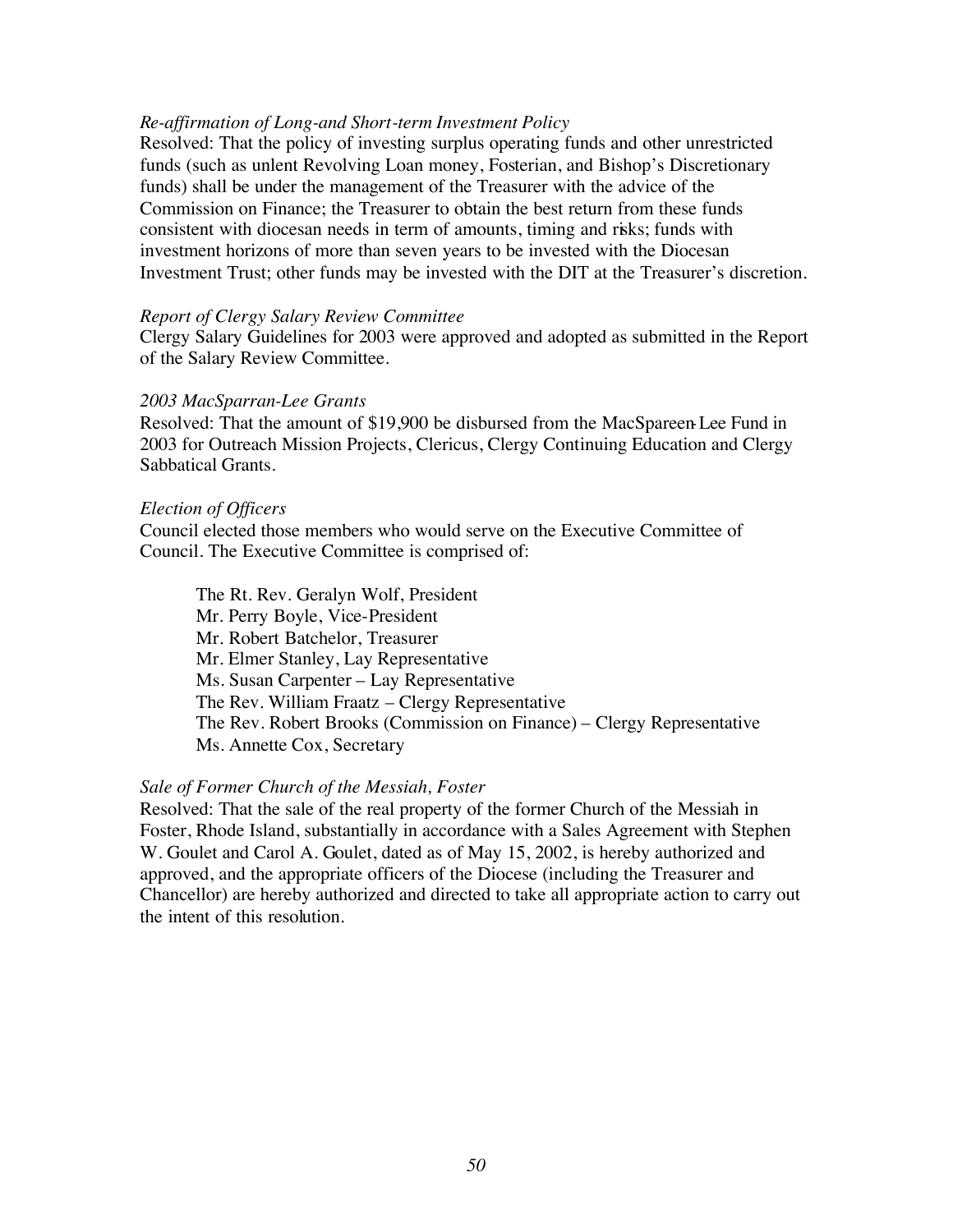*Re-affirmation of Long-and Short-term Investment Policy*
Resolved: That the policy of investing surplus operating funds and other unrestricted funds (such as unlent Revolving Loan money, Fosterian, and Bishop's Discretionary funds) shall be under the management of the Treasurer with the advice of the Commission on Finance; the Treasurer to obtain the best return from these funds consistent with diocesan needs in term of amounts, timing and risks; funds with investment horizons of more than seven years to be invested with the Diocesan Investment Trust; other funds may be invested with the DIT at the Treasurer's discretion.

*Report of Clergy Salary Review Committee*
Clergy Salary Guidelines for 2003 were approved and adopted as submitted in the Report of the Salary Review Committee.

*2003 MacSparran-Lee Grants*
Resolved: That the amount of $19,900 be disbursed from the MacSpareen-Lee Fund in 2003 for Outreach Mission Projects, Clericus, Clergy Continuing Education and Clergy Sabbatical Grants.

*Election of Officers*
Council elected those members who would serve on the Executive Committee of Council. The Executive Committee is comprised of:

The Rt. Rev. Geralyn Wolf, President
Mr. Perry Boyle, Vice-President
Mr. Robert Batchelor, Treasurer
Mr. Elmer Stanley, Lay Representative
Ms. Susan Carpenter – Lay Representative
The Rev. William Fraatz – Clergy Representative
The Rev. Robert Brooks (Commission on Finance) – Clergy Representative
Ms. Annette Cox, Secretary

*Sale of Former Church of the Messiah, Foster*
Resolved: That the sale of the real property of the former Church of the Messiah in Foster, Rhode Island, substantially in accordance with a Sales Agreement with Stephen W. Goulet and Carol A. Goulet, dated as of May 15, 2002, is hereby authorized and approved, and the appropriate officers of the Diocese (including the Treasurer and Chancellor) are hereby authorized and directed to take all appropriate action to carry out the intent of this resolution.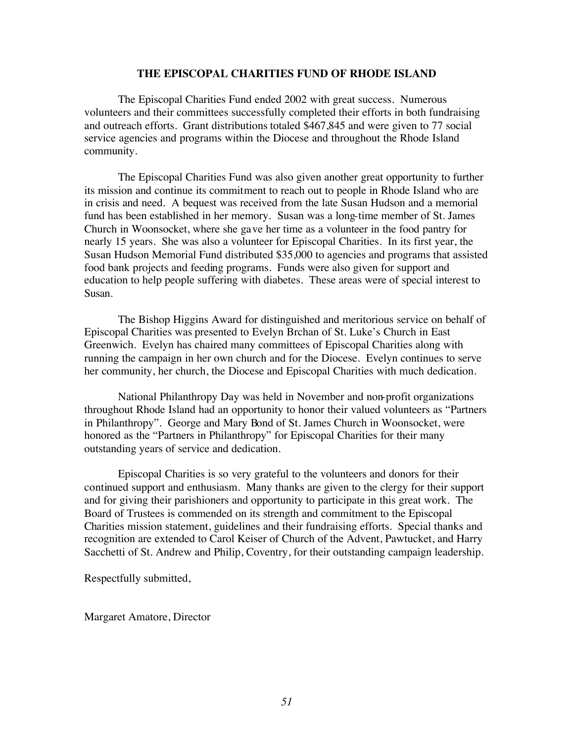## THE EPISCOPAL CHARITIES FUND OF RHODE ISLAND

The Episcopal Charities Fund ended 2002 with great success. Numerous volunteers and their committees successfully completed their efforts in both fundraising and outreach efforts. Grant distributions totaled $467,845 and were given to 77 social service agencies and programs within the Diocese and throughout the Rhode Island community.

The Episcopal Charities Fund was also given another great opportunity to further its mission and continue its commitment to reach out to people in Rhode Island who are in crisis and need. A bequest was received from the late Susan Hudson and a memorial fund has been established in her memory. Susan was a long-time member of St. James Church in Woonsocket, where she gave her time as a volunteer in the food pantry for nearly 15 years. She was also a volunteer for Episcopal Charities. In its first year, the Susan Hudson Memorial Fund distributed $35,000 to agencies and programs that assisted food bank projects and feeding programs. Funds were also given for support and education to help people suffering with diabetes. These areas were of special interest to Susan.

The Bishop Higgins Award for distinguished and meritorious service on behalf of Episcopal Charities was presented to Evelyn Brchan of St. Luke's Church in East Greenwich. Evelyn has chaired many committees of Episcopal Charities along with running the campaign in her own church and for the Diocese. Evelyn continues to serve her community, her church, the Diocese and Episcopal Charities with much dedication.

National Philanthropy Day was held in November and non-profit organizations throughout Rhode Island had an opportunity to honor their valued volunteers as "Partners in Philanthropy". George and Mary Bond of St. James Church in Woonsocket, were honored as the "Partners in Philanthropy" for Episcopal Charities for their many outstanding years of service and dedication.

Episcopal Charities is so very grateful to the volunteers and donors for their continued support and enthusiasm. Many thanks are given to the clergy for their support and for giving their parishioners and opportunity to participate in this great work. The Board of Trustees is commended on its strength and commitment to the Episcopal Charities mission statement, guidelines and their fundraising efforts. Special thanks and recognition are extended to Carol Keiser of Church of the Advent, Pawtucket, and Harry Sacchetti of St. Andrew and Philip, Coventry, for their outstanding campaign leadership.

Respectfully submitted,

Margaret Amatore, Director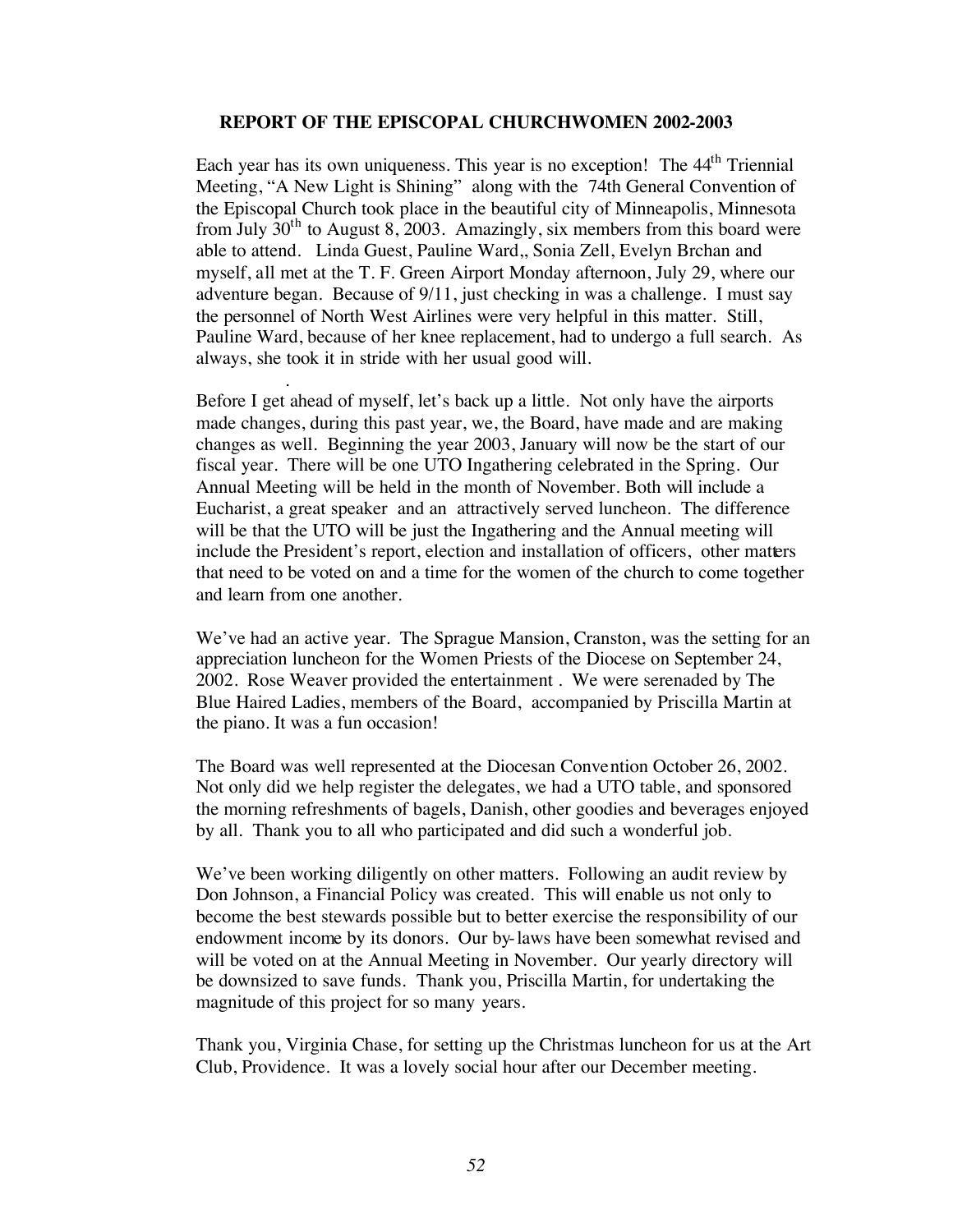## REPORT OF THE EPISCOPAL CHURCHWOMEN 2002-2003

Each year has its own uniqueness. This year is no exception! The 44th Triennial Meeting, "A New Light is Shining" along with the 74th General Convention of the Episcopal Church took place in the beautiful city of Minneapolis, Minnesota from July 30th to August 8, 2003. Amazingly, six members from this board were able to attend. Linda Guest, Pauline Ward,, Sonia Zell, Evelyn Brchan and myself, all met at the T. F. Green Airport Monday afternoon, July 29, where our adventure began. Because of 9/11, just checking in was a challenge. I must say the personnel of North West Airlines were very helpful in this matter. Still, Pauline Ward, because of her knee replacement, had to undergo a full search. As always, she took it in stride with her usual good will.

.

Before I get ahead of myself, let's back up a little. Not only have the airports made changes, during this past year, we, the Board, have made and are making changes as well. Beginning the year 2003, January will now be the start of our fiscal year. There will be one UTO Ingathering celebrated in the Spring. Our Annual Meeting will be held in the month of November. Both will include a Eucharist, a great speaker and an attractively served luncheon. The difference will be that the UTO will be just the Ingathering and the Annual meeting will include the President's report, election and installation of officers, other matters that need to be voted on and a time for the women of the church to come together and learn from one another.

We've had an active year. The Sprague Mansion, Cranston, was the setting for an appreciation luncheon for the Women Priests of the Diocese on September 24, 2002. Rose Weaver provided the entertainment . We were serenaded by The Blue Haired Ladies, members of the Board, accompanied by Priscilla Martin at the piano. It was a fun occasion!

The Board was well represented at the Diocesan Convention October 26, 2002. Not only did we help register the delegates, we had a UTO table, and sponsored the morning refreshments of bagels, Danish, other goodies and beverages enjoyed by all. Thank you to all who participated and did such a wonderful job.

We've been working diligently on other matters. Following an audit review by Don Johnson, a Financial Policy was created. This will enable us not only to become the best stewards possible but to better exercise the responsibility of our endowment income by its donors. Our by-laws have been somewhat revised and will be voted on at the Annual Meeting in November. Our yearly directory will be downsized to save funds. Thank you, Priscilla Martin, for undertaking the magnitude of this project for so many years.

Thank you, Virginia Chase, for setting up the Christmas luncheon for us at the Art Club, Providence. It was a lovely social hour after our December meeting.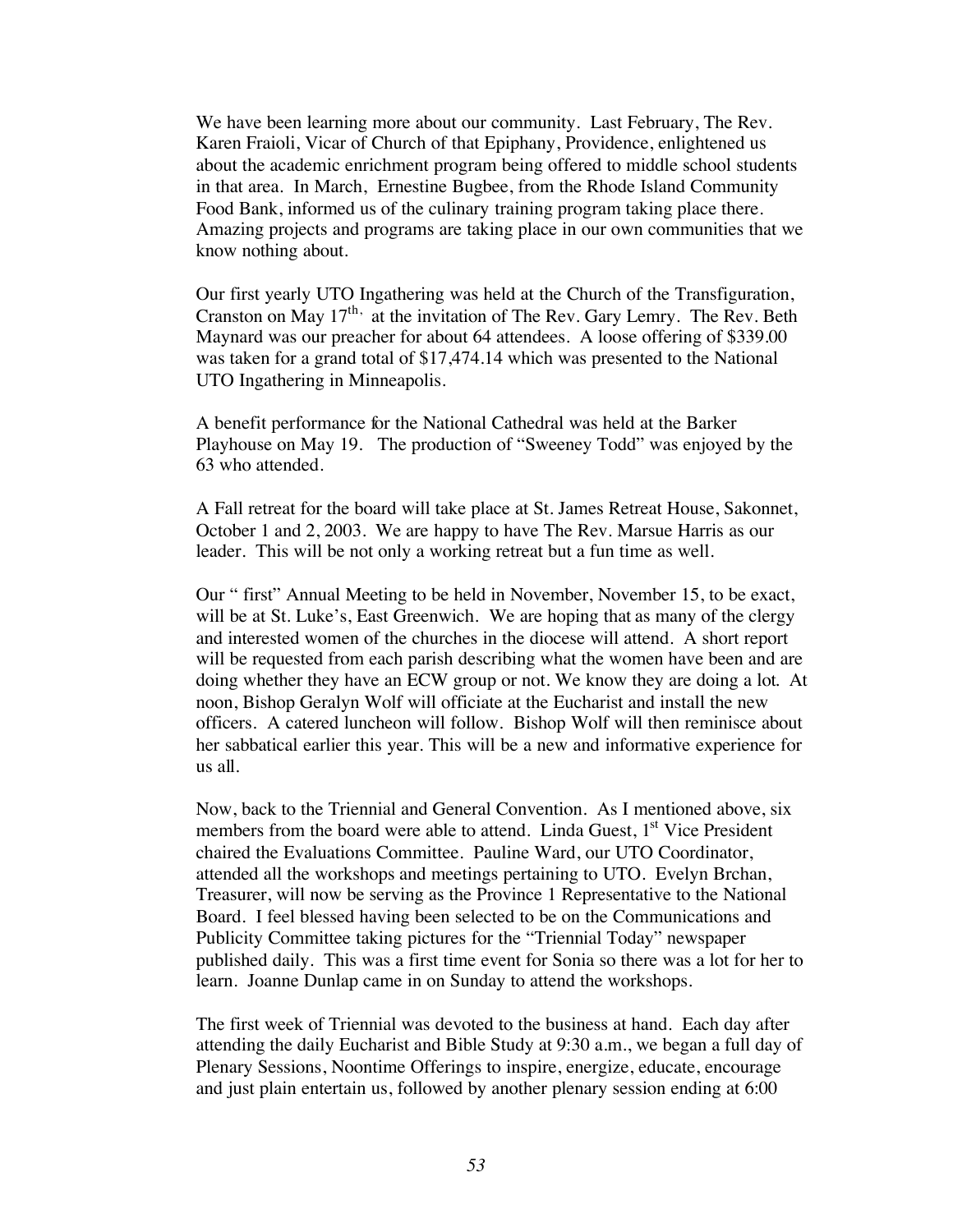We have been learning more about our community. Last February, The Rev. Karen Fraioli, Vicar of Church of that Epiphany, Providence, enlightened us about the academic enrichment program being offered to middle school students in that area. In March, Ernestine Bugbee, from the Rhode Island Community Food Bank, informed us of the culinary training program taking place there. Amazing projects and programs are taking place in our own communities that we know nothing about.

Our first yearly UTO Ingathering was held at the Church of the Transfiguration, Cranston on May 17th, at the invitation of The Rev. Gary Lemry. The Rev. Beth Maynard was our preacher for about 64 attendees. A loose offering of $339.00 was taken for a grand total of $17,474.14 which was presented to the National UTO Ingathering in Minneapolis.

A benefit performance for the National Cathedral was held at the Barker Playhouse on May 19. The production of "Sweeney Todd" was enjoyed by the 63 who attended.

A Fall retreat for the board will take place at St. James Retreat House, Sakonnet, October 1 and 2, 2003. We are happy to have The Rev. Marsue Harris as our leader. This will be not only a working retreat but a fun time as well.

Our " first" Annual Meeting to be held in November, November 15, to be exact, will be at St. Luke's, East Greenwich. We are hoping that as many of the clergy and interested women of the churches in the diocese will attend. A short report will be requested from each parish describing what the women have been and are doing whether they have an ECW group or not. We know they are doing a lot. At noon, Bishop Geralyn Wolf will officiate at the Eucharist and install the new officers. A catered luncheon will follow. Bishop Wolf will then reminisce about her sabbatical earlier this year. This will be a new and informative experience for us all.

Now, back to the Triennial and General Convention. As I mentioned above, six members from the board were able to attend. Linda Guest, 1st Vice President chaired the Evaluations Committee. Pauline Ward, our UTO Coordinator, attended all the workshops and meetings pertaining to UTO. Evelyn Brchan, Treasurer, will now be serving as the Province 1 Representative to the National Board. I feel blessed having been selected to be on the Communications and Publicity Committee taking pictures for the "Triennial Today" newspaper published daily. This was a first time event for Sonia so there was a lot for her to learn. Joanne Dunlap came in on Sunday to attend the workshops.

The first week of Triennial was devoted to the business at hand. Each day after attending the daily Eucharist and Bible Study at 9:30 a.m., we began a full day of Plenary Sessions, Noontime Offerings to inspire, energize, educate, encourage and just plain entertain us, followed by another plenary session ending at 6:00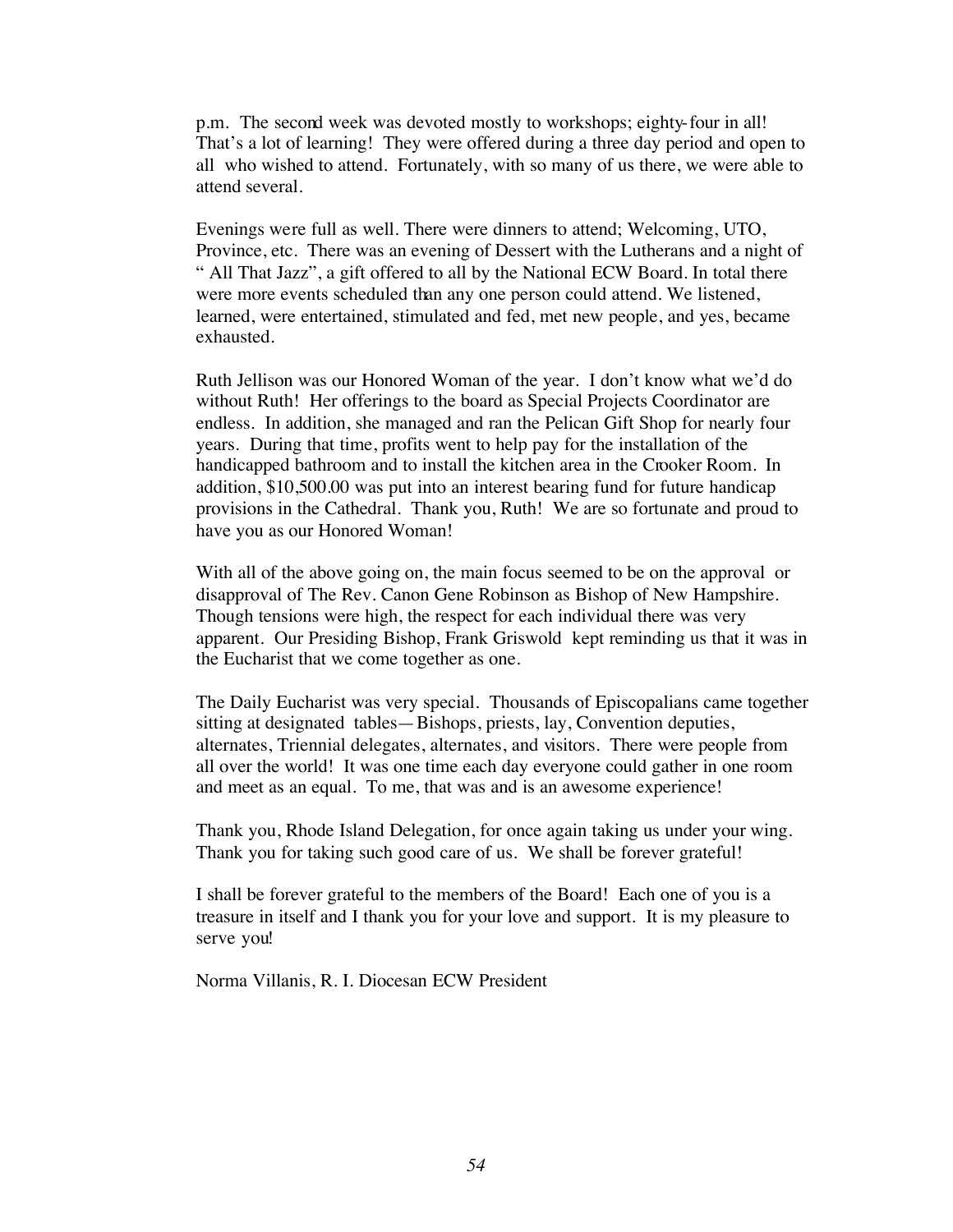p.m. The second week was devoted mostly to workshops; eighty-four in all! That's a lot of learning! They were offered during a three day period and open to all who wished to attend. Fortunately, with so many of us there, we were able to attend several.

Evenings were full as well. There were dinners to attend; Welcoming, UTO, Province, etc. There was an evening of Dessert with the Lutherans and a night of " All That Jazz", a gift offered to all by the National ECW Board. In total there were more events scheduled than any one person could attend. We listened, learned, were entertained, stimulated and fed, met new people, and yes, became exhausted.

Ruth Jellison was our Honored Woman of the year. I don't know what we'd do without Ruth! Her offerings to the board as Special Projects Coordinator are endless. In addition, she managed and ran the Pelican Gift Shop for nearly four years. During that time, profits went to help pay for the installation of the handicapped bathroom and to install the kitchen area in the Crooker Room. In addition, $10,500.00 was put into an interest bearing fund for future handicap provisions in the Cathedral. Thank you, Ruth! We are so fortunate and proud to have you as our Honored Woman!

With all of the above going on, the main focus seemed to be on the approval or disapproval of The Rev. Canon Gene Robinson as Bishop of New Hampshire. Though tensions were high, the respect for each individual there was very apparent. Our Presiding Bishop, Frank Griswold kept reminding us that it was in the Eucharist that we come together as one.

The Daily Eucharist was very special. Thousands of Episcopalians came together sitting at designated tables—Bishops, priests, lay, Convention deputies, alternates, Triennial delegates, alternates, and visitors. There were people from all over the world! It was one time each day everyone could gather in one room and meet as an equal. To me, that was and is an awesome experience!

Thank you, Rhode Island Delegation, for once again taking us under your wing. Thank you for taking such good care of us. We shall be forever grateful!

I shall be forever grateful to the members of the Board! Each one of you is a treasure in itself and I thank you for your love and support. It is my pleasure to serve you!

Norma Villanis, R. I. Diocesan ECW President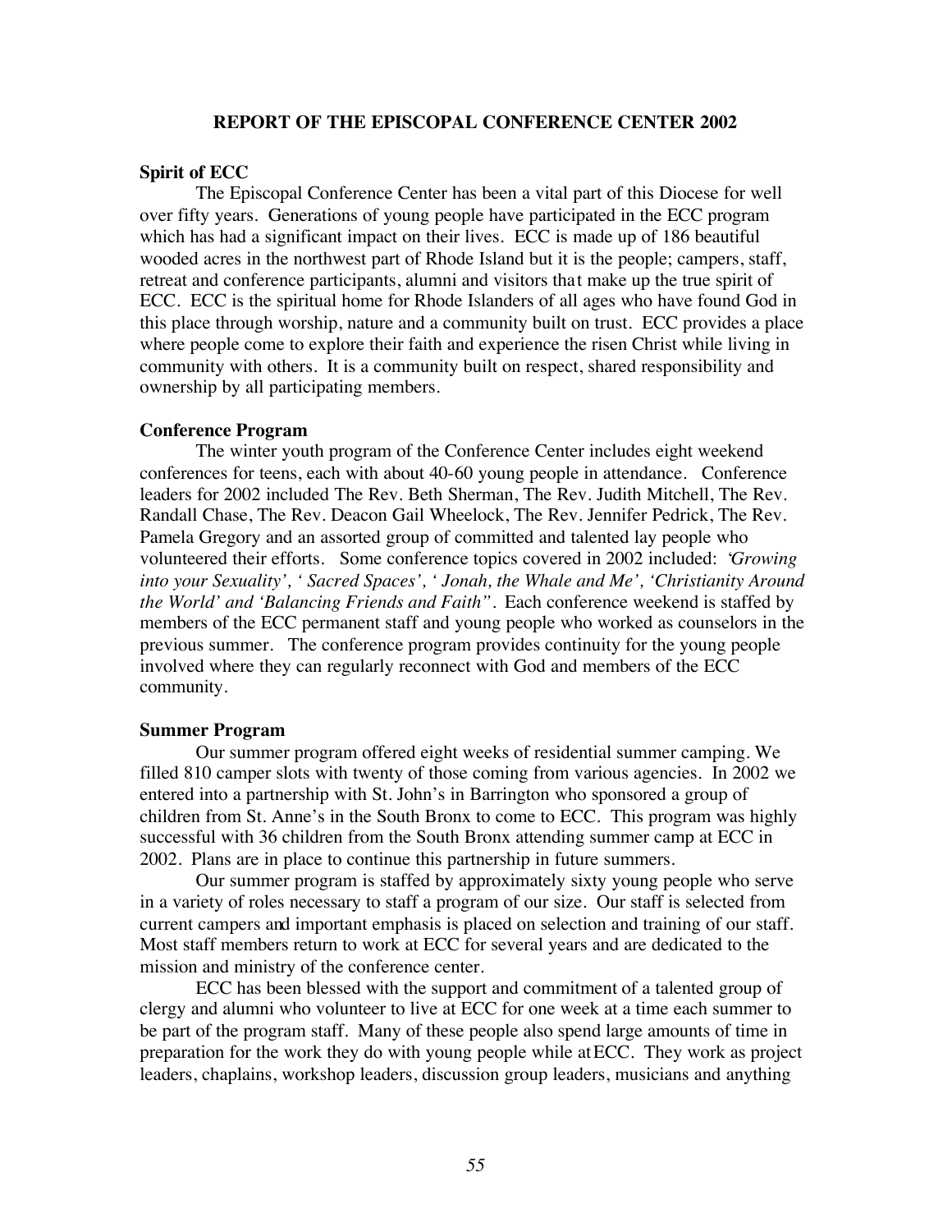## REPORT OF THE EPISCOPAL CONFERENCE CENTER 2002

**Spirit of ECC**

The Episcopal Conference Center has been a vital part of this Diocese for well over fifty years. Generations of young people have participated in the ECC program which has had a significant impact on their lives. ECC is made up of 186 beautiful wooded acres in the northwest part of Rhode Island but it is the people; campers, staff, retreat and conference participants, alumni and visitors that make up the true spirit of ECC. ECC is the spiritual home for Rhode Islanders of all ages who have found God in this place through worship, nature and a community built on trust. ECC provides a place where people come to explore their faith and experience the risen Christ while living in community with others. It is a community built on respect, shared responsibility and ownership by all participating members.

**Conference Program**

The winter youth program of the Conference Center includes eight weekend conferences for teens, each with about 40-60 young people in attendance. Conference leaders for 2002 included The Rev. Beth Sherman, The Rev. Judith Mitchell, The Rev. Randall Chase, The Rev. Deacon Gail Wheelock, The Rev. Jennifer Pedrick, The Rev. Pamela Gregory and an assorted group of committed and talented lay people who volunteered their efforts. Some conference topics covered in 2002 included: *'Growing into your Sexuality', ' Sacred Spaces', ' Jonah, the Whale and Me', 'Christianity Around the World' and 'Balancing Friends and Faith"*. Each conference weekend is staffed by members of the ECC permanent staff and young people who worked as counselors in the previous summer. The conference program provides continuity for the young people involved where they can regularly reconnect with God and members of the ECC community.

**Summer Program**

Our summer program offered eight weeks of residential summer camping. We filled 810 camper slots with twenty of those coming from various agencies. In 2002 we entered into a partnership with St. John's in Barrington who sponsored a group of children from St. Anne's in the South Bronx to come to ECC. This program was highly successful with 36 children from the South Bronx attending summer camp at ECC in 2002. Plans are in place to continue this partnership in future summers.

Our summer program is staffed by approximately sixty young people who serve in a variety of roles necessary to staff a program of our size. Our staff is selected from current campers and important emphasis is placed on selection and training of our staff. Most staff members return to work at ECC for several years and are dedicated to the mission and ministry of the conference center.

ECC has been blessed with the support and commitment of a talented group of clergy and alumni who volunteer to live at ECC for one week at a time each summer to be part of the program staff. Many of these people also spend large amounts of time in preparation for the work they do with young people while at ECC. They work as project leaders, chaplains, workshop leaders, discussion group leaders, musicians and anything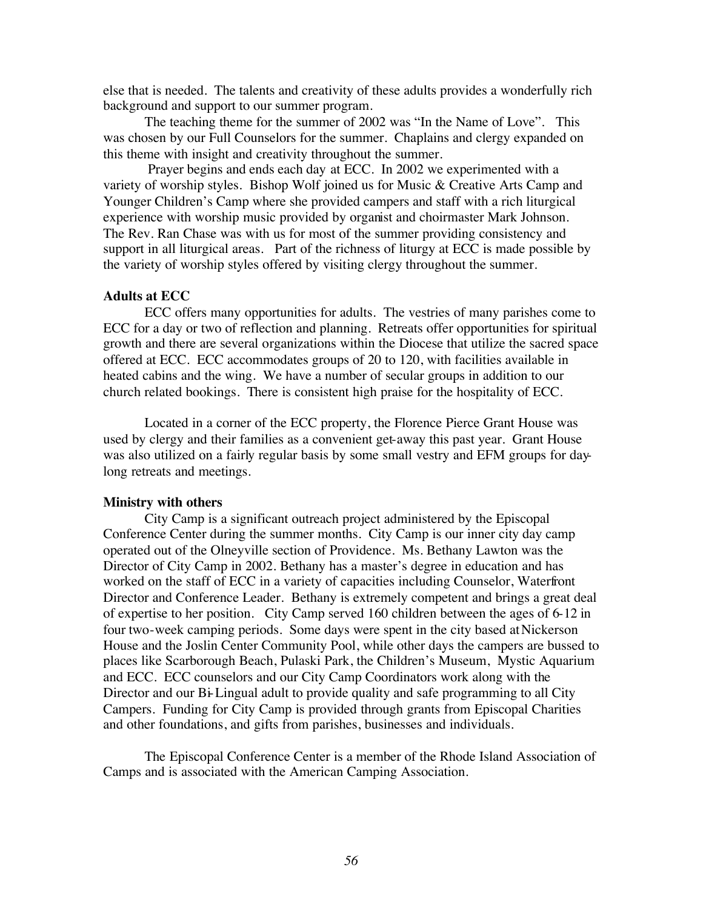else that is needed. The talents and creativity of these adults provides a wonderfully rich background and support to our summer program.

The teaching theme for the summer of 2002 was "In the Name of Love". This was chosen by our Full Counselors for the summer. Chaplains and clergy expanded on this theme with insight and creativity throughout the summer.

Prayer begins and ends each day at ECC. In 2002 we experimented with a variety of worship styles. Bishop Wolf joined us for Music & Creative Arts Camp and Younger Children's Camp where she provided campers and staff with a rich liturgical experience with worship music provided by organist and choirmaster Mark Johnson. The Rev. Ran Chase was with us for most of the summer providing consistency and support in all liturgical areas. Part of the richness of liturgy at ECC is made possible by the variety of worship styles offered by visiting clergy throughout the summer.

**Adults at ECC**

ECC offers many opportunities for adults. The vestries of many parishes come to ECC for a day or two of reflection and planning. Retreats offer opportunities for spiritual growth and there are several organizations within the Diocese that utilize the sacred space offered at ECC. ECC accommodates groups of 20 to 120, with facilities available in heated cabins and the wing. We have a number of secular groups in addition to our church related bookings. There is consistent high praise for the hospitality of ECC.

Located in a corner of the ECC property, the Florence Pierce Grant House was used by clergy and their families as a convenient get-away this past year. Grant House was also utilized on a fairly regular basis by some small vestry and EFM groups for day-long retreats and meetings.

**Ministry with others**

City Camp is a significant outreach project administered by the Episcopal Conference Center during the summer months. City Camp is our inner city day camp operated out of the Olneyville section of Providence. Ms. Bethany Lawton was the Director of City Camp in 2002. Bethany has a master's degree in education and has worked on the staff of ECC in a variety of capacities including Counselor, Waterfront Director and Conference Leader. Bethany is extremely competent and brings a great deal of expertise to her position. City Camp served 160 children between the ages of 6-12 in four two-week camping periods. Some days were spent in the city based at Nickerson House and the Joslin Center Community Pool, while other days the campers are bussed to places like Scarborough Beach, Pulaski Park, the Children's Museum, Mystic Aquarium and ECC. ECC counselors and our City Camp Coordinators work along with the Director and our Bi-Lingual adult to provide quality and safe programming to all City Campers. Funding for City Camp is provided through grants from Episcopal Charities and other foundations, and gifts from parishes, businesses and individuals.

The Episcopal Conference Center is a member of the Rhode Island Association of Camps and is associated with the American Camping Association.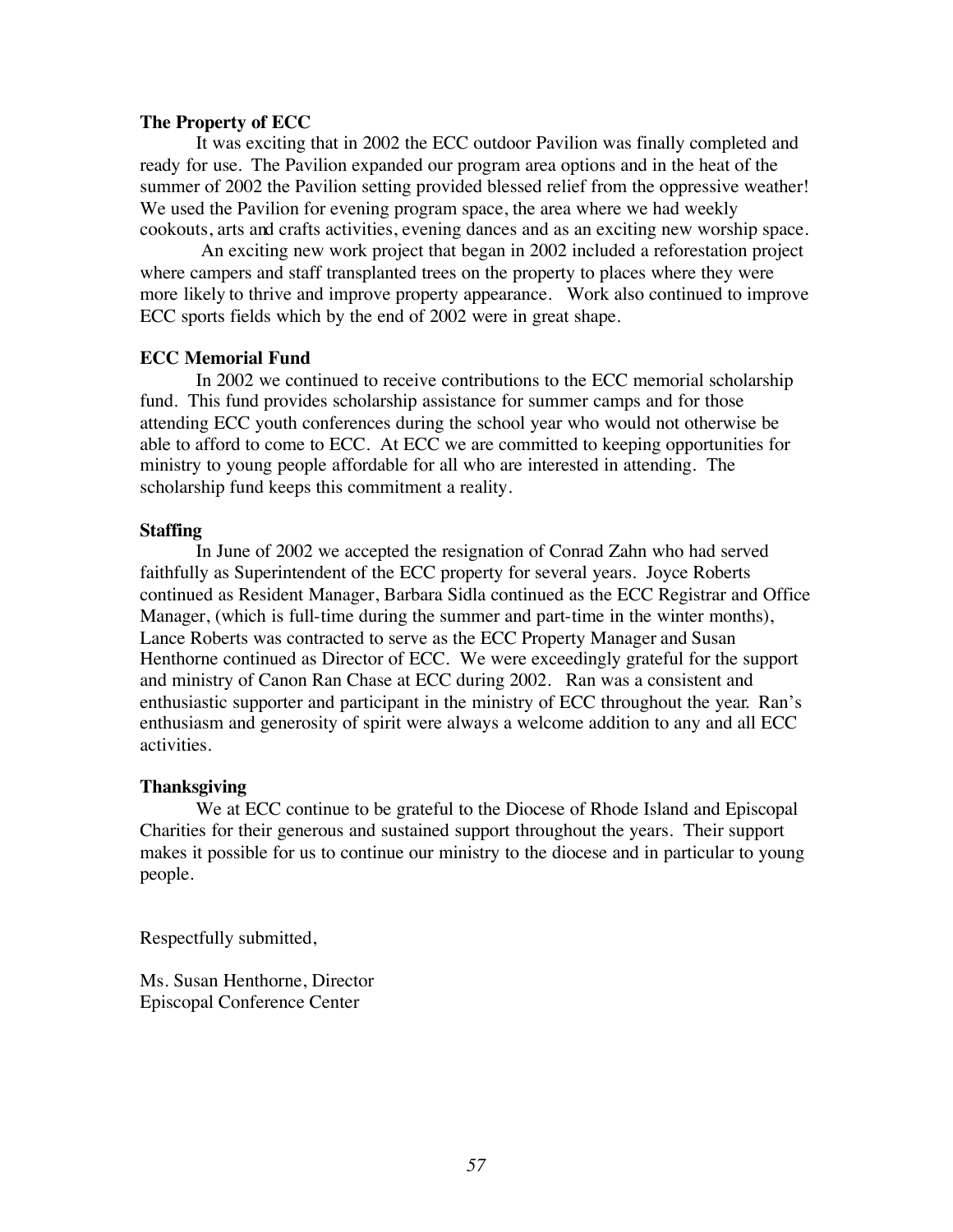**The Property of ECC**

It was exciting that in 2002 the ECC outdoor Pavilion was finally completed and ready for use. The Pavilion expanded our program area options and in the heat of the summer of 2002 the Pavilion setting provided blessed relief from the oppressive weather! We used the Pavilion for evening program space, the area where we had weekly cookouts, arts and crafts activities, evening dances and as an exciting new worship space.

An exciting new work project that began in 2002 included a reforestation project where campers and staff transplanted trees on the property to places where they were more likely to thrive and improve property appearance. Work also continued to improve ECC sports fields which by the end of 2002 were in great shape.

**ECC Memorial Fund**

In 2002 we continued to receive contributions to the ECC memorial scholarship fund. This fund provides scholarship assistance for summer camps and for those attending ECC youth conferences during the school year who would not otherwise be able to afford to come to ECC. At ECC we are committed to keeping opportunities for ministry to young people affordable for all who are interested in attending. The scholarship fund keeps this commitment a reality.

**Staffing**

In June of 2002 we accepted the resignation of Conrad Zahn who had served faithfully as Superintendent of the ECC property for several years. Joyce Roberts continued as Resident Manager, Barbara Sidla continued as the ECC Registrar and Office Manager, (which is full-time during the summer and part-time in the winter months), Lance Roberts was contracted to serve as the ECC Property Manager and Susan Henthorne continued as Director of ECC. We were exceedingly grateful for the support and ministry of Canon Ran Chase at ECC during 2002. Ran was a consistent and enthusiastic supporter and participant in the ministry of ECC throughout the year. Ran's enthusiasm and generosity of spirit were always a welcome addition to any and all ECC activities.

**Thanksgiving**

We at ECC continue to be grateful to the Diocese of Rhode Island and Episcopal Charities for their generous and sustained support throughout the years. Their support makes it possible for us to continue our ministry to the diocese and in particular to young people.

Respectfully submitted,

Ms. Susan Henthorne, Director
Episcopal Conference Center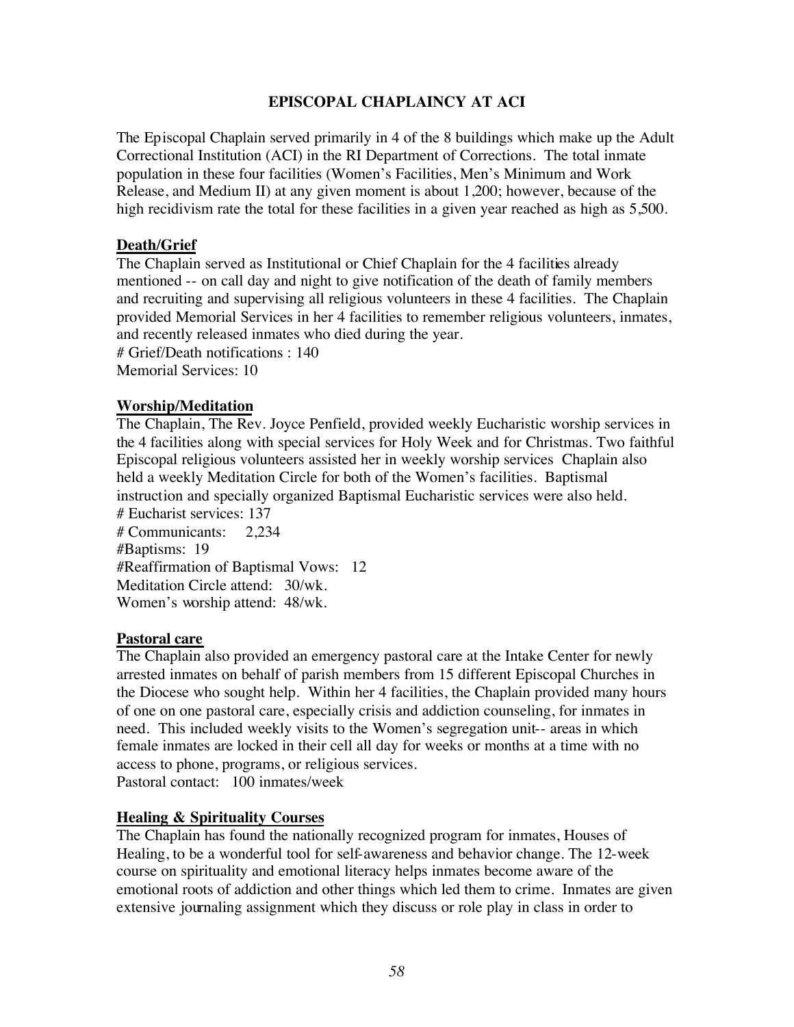## EPISCOPAL CHAPLAINCY AT ACI

The Episcopal Chaplain served primarily in 4 of the 8 buildings which make up the Adult Correctional Institution (ACI) in the RI Department of Corrections. The total inmate population in these four facilities (Women's Facilities, Men's Minimum and Work Release, and Medium II) at any given moment is about 1,200; however, because of the high recidivism rate the total for these facilities in a given year reached as high as 5,500.

### Death/Grief

The Chaplain served as Institutional or Chief Chaplain for the 4 facilities already mentioned -- on call day and night to give notification of the death of family members and recruiting and supervising all religious volunteers in these 4 facilities. The Chaplain provided Memorial Services in her 4 facilities to remember religious volunteers, inmates, and recently released inmates who died during the year.
# Grief/Death notifications : 140
Memorial Services: 10

### Worship/Meditation

The Chaplain, The Rev. Joyce Penfield, provided weekly Eucharistic worship services in the 4 facilities along with special services for Holy Week and for Christmas. Two faithful Episcopal religious volunteers assisted her in weekly worship services Chaplain also held a weekly Meditation Circle for both of the Women's facilities. Baptismal instruction and specially organized Baptismal Eucharistic services were also held.
# Eucharist services: 137
# Communicants: 2,234
#Baptisms: 19
#Reaffirmation of Baptismal Vows: 12
Meditation Circle attend: 30/wk.
Women's worship attend: 48/wk.

### Pastoral care

The Chaplain also provided an emergency pastoral care at the Intake Center for newly arrested inmates on behalf of parish members from 15 different Episcopal Churches in the Diocese who sought help. Within her 4 facilities, the Chaplain provided many hours of one on one pastoral care, especially crisis and addiction counseling, for inmates in need. This included weekly visits to the Women's segregation unit-- areas in which female inmates are locked in their cell all day for weeks or months at a time with no access to phone, programs, or religious services.
Pastoral contact: 100 inmates/week

### Healing & Spirituality Courses

The Chaplain has found the nationally recognized program for inmates, Houses of Healing, to be a wonderful tool for self-awareness and behavior change. The 12-week course on spirituality and emotional literacy helps inmates become aware of the emotional roots of addiction and other things which led them to crime. Inmates are given extensive journaling assignment which they discuss or role play in class in order to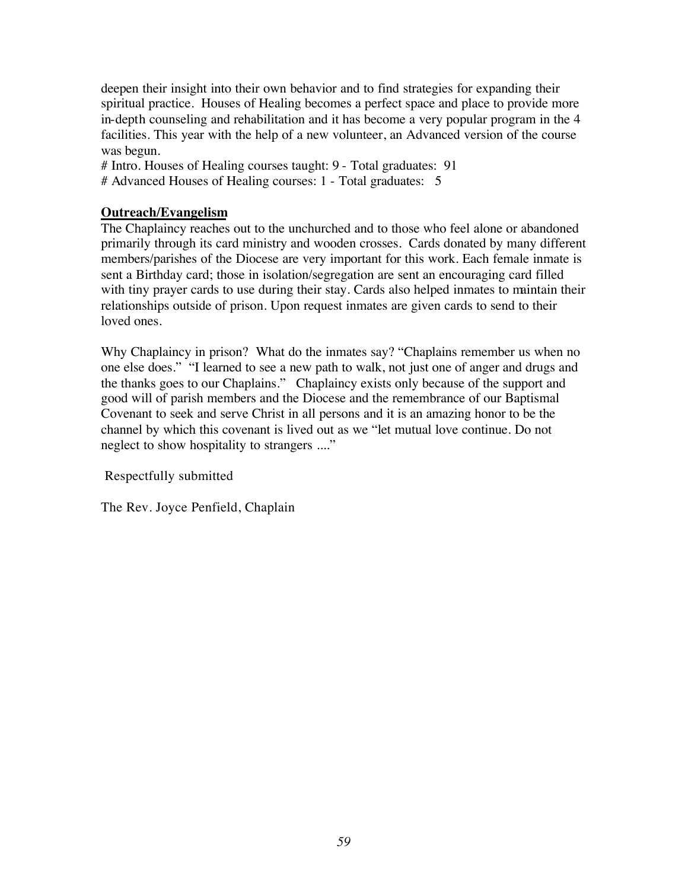deepen their insight into their own behavior and to find strategies for expanding their spiritual practice. Houses of Healing becomes a perfect space and place to provide more in-depth counseling and rehabilitation and it has become a very popular program in the 4 facilities. This year with the help of a new volunteer, an Advanced version of the course was begun.

# Intro. Houses of Healing courses taught: 9 - Total graduates: 91

# Advanced Houses of Healing courses: 1 - Total graduates: 5

**Outreach/Evangelism**

The Chaplaincy reaches out to the unchurched and to those who feel alone or abandoned primarily through its card ministry and wooden crosses. Cards donated by many different members/parishes of the Diocese are very important for this work. Each female inmate is sent a Birthday card; those in isolation/segregation are sent an encouraging card filled with tiny prayer cards to use during their stay. Cards also helped inmates to maintain their relationships outside of prison. Upon request inmates are given cards to send to their loved ones.

Why Chaplaincy in prison? What do the inmates say? "Chaplains remember us when no one else does." "I learned to see a new path to walk, not just one of anger and drugs and the thanks goes to our Chaplains." Chaplaincy exists only because of the support and good will of parish members and the Diocese and the remembrance of our Baptismal Covenant to seek and serve Christ in all persons and it is an amazing honor to be the channel by which this covenant is lived out as we "let mutual love continue. Do not neglect to show hospitality to strangers ...."

Respectfully submitted

The Rev. Joyce Penfield, Chaplain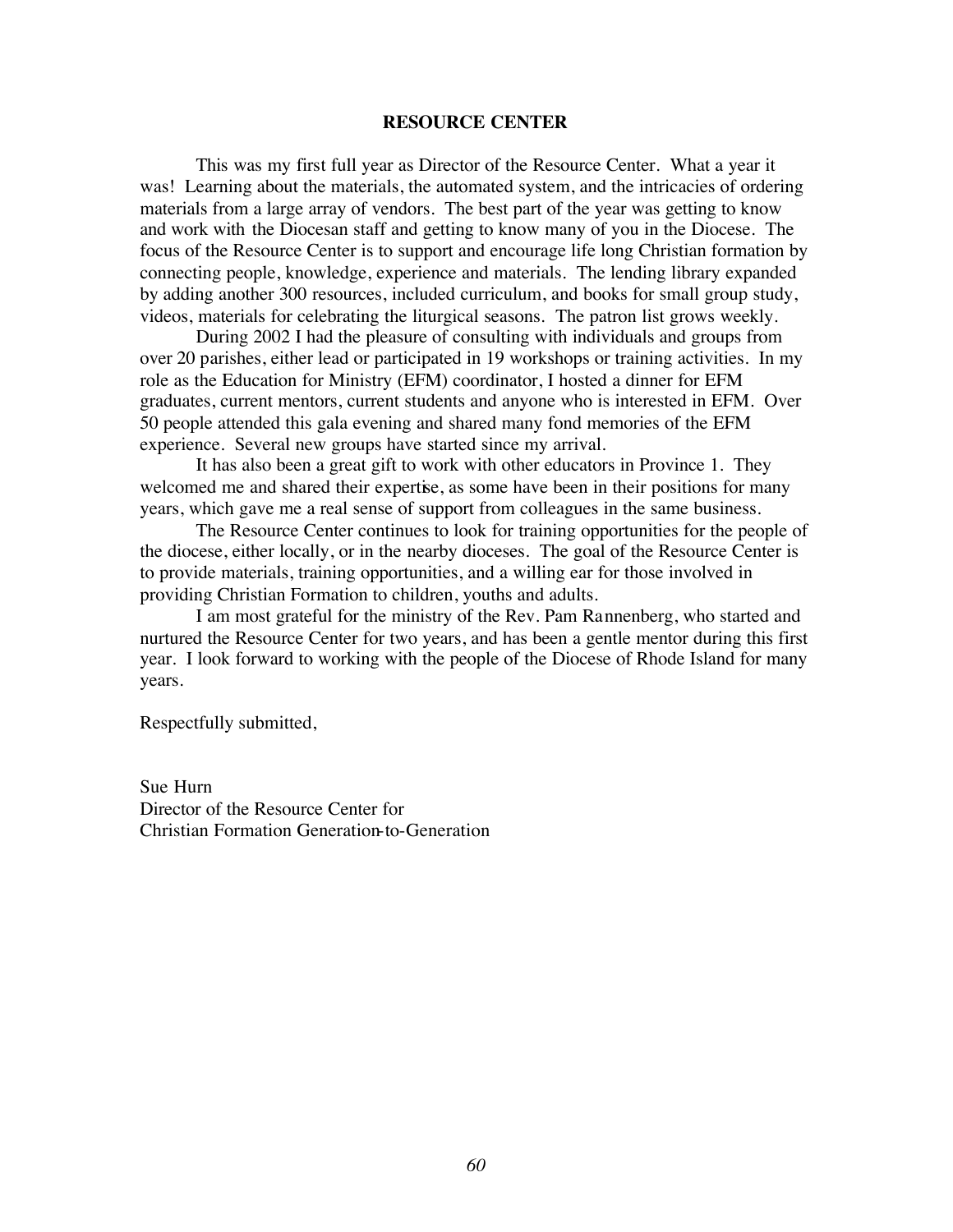## RESOURCE CENTER

This was my first full year as Director of the Resource Center. What a year it was! Learning about the materials, the automated system, and the intricacies of ordering materials from a large array of vendors. The best part of the year was getting to know and work with the Diocesan staff and getting to know many of you in the Diocese. The focus of the Resource Center is to support and encourage life long Christian formation by connecting people, knowledge, experience and materials. The lending library expanded by adding another 300 resources, included curriculum, and books for small group study, videos, materials for celebrating the liturgical seasons. The patron list grows weekly.

During 2002 I had the pleasure of consulting with individuals and groups from over 20 parishes, either lead or participated in 19 workshops or training activities. In my role as the Education for Ministry (EFM) coordinator, I hosted a dinner for EFM graduates, current mentors, current students and anyone who is interested in EFM. Over 50 people attended this gala evening and shared many fond memories of the EFM experience. Several new groups have started since my arrival.

It has also been a great gift to work with other educators in Province 1. They welcomed me and shared their expertise, as some have been in their positions for many years, which gave me a real sense of support from colleagues in the same business.

The Resource Center continues to look for training opportunities for the people of the diocese, either locally, or in the nearby dioceses. The goal of the Resource Center is to provide materials, training opportunities, and a willing ear for those involved in providing Christian Formation to children, youths and adults.

I am most grateful for the ministry of the Rev. Pam Rannenberg, who started and nurtured the Resource Center for two years, and has been a gentle mentor during this first year. I look forward to working with the people of the Diocese of Rhode Island for many years.

Respectfully submitted,

Sue Hurn
Director of the Resource Center for
Christian Formation Generation-to-Generation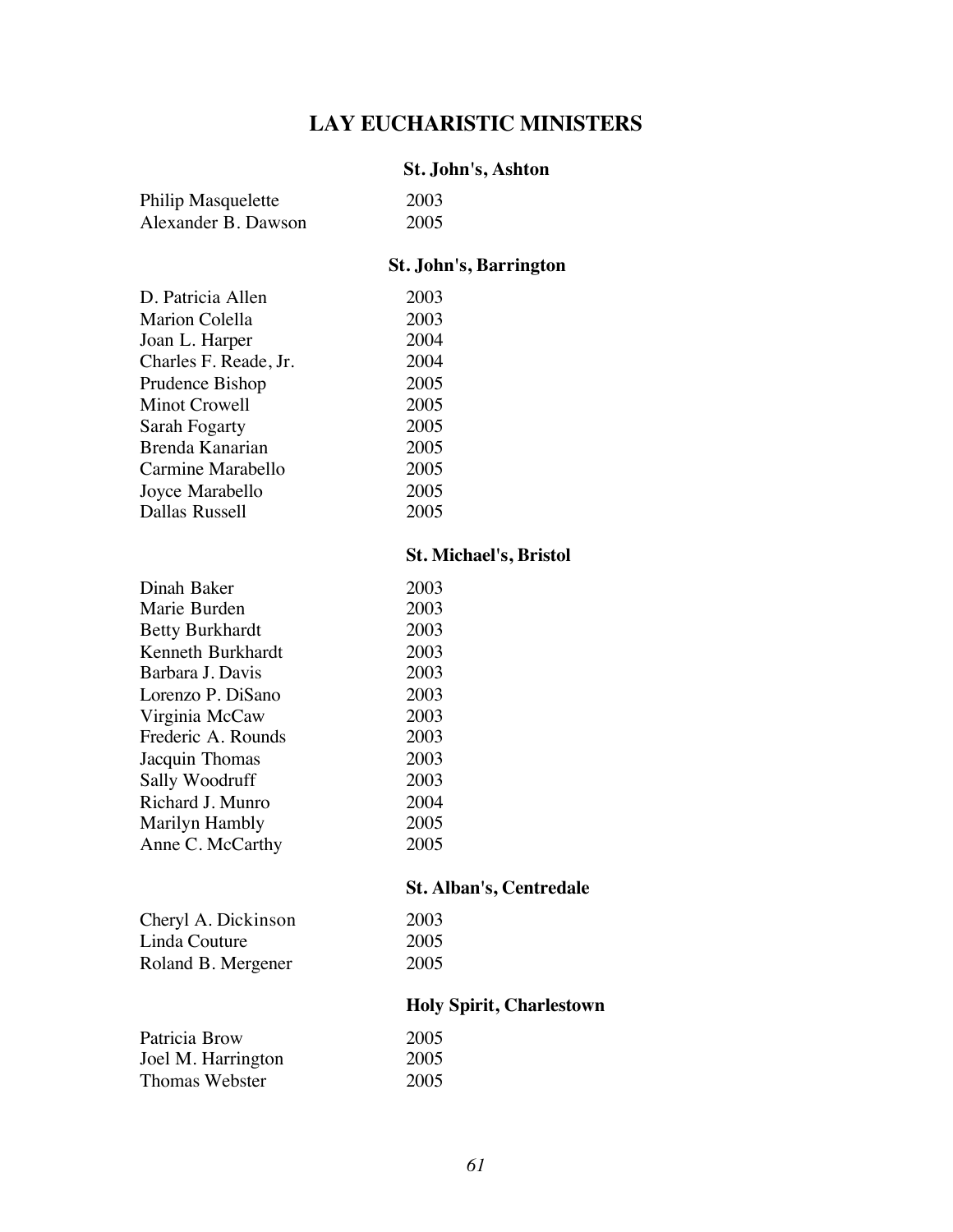# LAY EUCHARISTIC MINISTERS

### St. John's, Ashton

| | |
|---|---|
| Philip Masquelette | 2003 |
| Alexander B. Dawson | 2005 |

### St. John's, Barrington

| | |
|---|---|
| D. Patricia Allen | 2003 |
| Marion Colella | 2003 |
| Joan L. Harper | 2004 |
| Charles F. Reade, Jr. | 2004 |
| Prudence Bishop | 2005 |
| Minot Crowell | 2005 |
| Sarah Fogarty | 2005 |
| Brenda Kanarian | 2005 |
| Carmine Marabello | 2005 |
| Joyce Marabello | 2005 |
| Dallas Russell | 2005 |

### St. Michael's, Bristol

| | |
|---|---|
| Dinah Baker | 2003 |
| Marie Burden | 2003 |
| Betty Burkhardt | 2003 |
| Kenneth Burkhardt | 2003 |
| Barbara J. Davis | 2003 |
| Lorenzo P. DiSano | 2003 |
| Virginia McCaw | 2003 |
| Frederic A. Rounds | 2003 |
| Jacquin Thomas | 2003 |
| Sally Woodruff | 2003 |
| Richard J. Munro | 2004 |
| Marilyn Hambly | 2005 |
| Anne C. McCarthy | 2005 |

### St. Alban's, Centredale

| | |
|---|---|
| Cheryl A. Dickinson | 2003 |
| Linda Couture | 2005 |
| Roland B. Mergener | 2005 |

### Holy Spirit, Charlestown

| | |
|---|---|
| Patricia Brow | 2005 |
| Joel M. Harrington | 2005 |
| Thomas Webster | 2005 |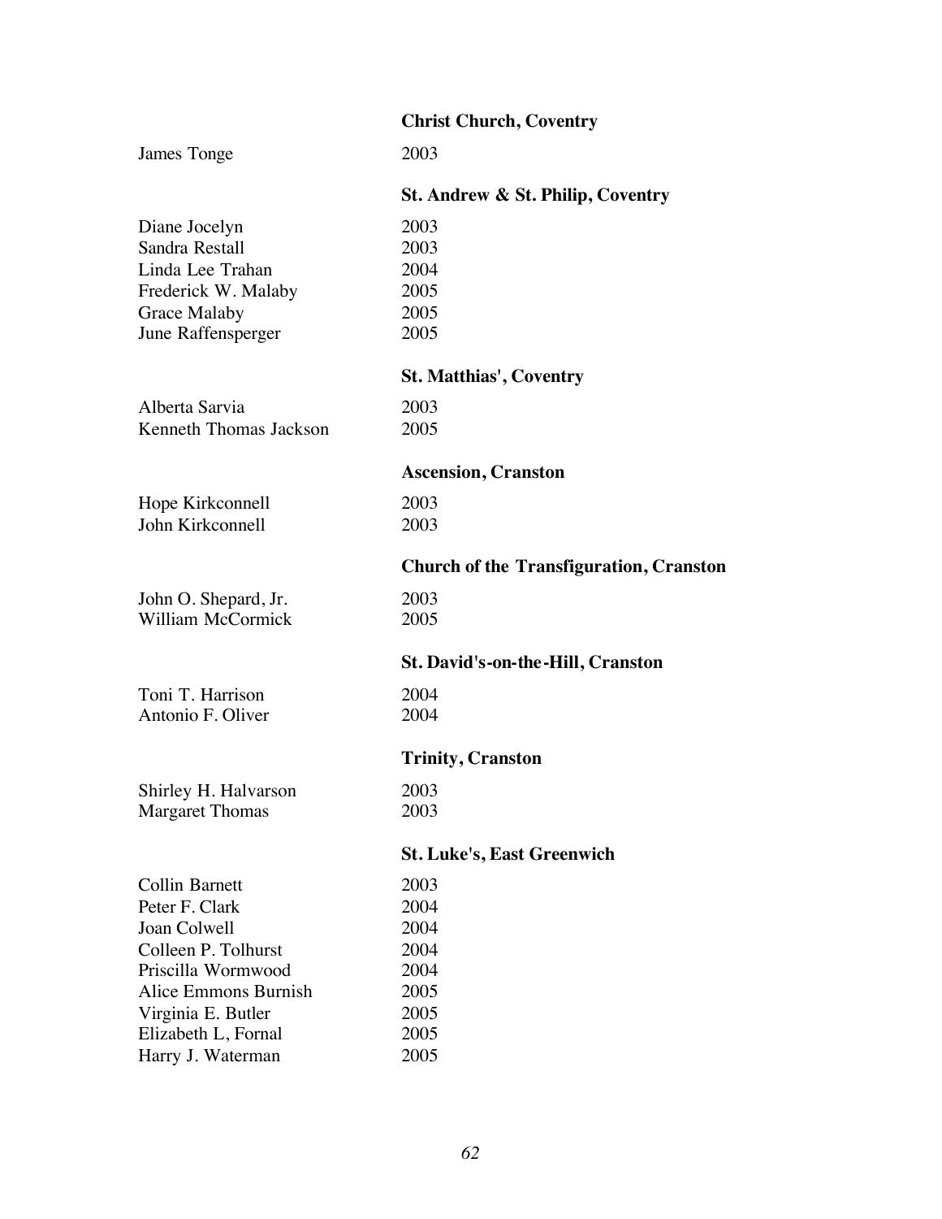**Christ Church, Coventry**

James Tonge 2003

**St. Andrew & St. Philip, Coventry**

Diane Jocelyn 2003
Sandra Restall 2003
Linda Lee Trahan 2004
Frederick W. Malaby 2005
Grace Malaby 2005
June Raffensperger 2005

**St. Matthias', Coventry**

Alberta Sarvia 2003
Kenneth Thomas Jackson 2005

**Ascension, Cranston**

Hope Kirkconnell 2003
John Kirkconnell 2003

**Church of the Transfiguration, Cranston**

John O. Shepard, Jr. 2003
William McCormick 2005

**St. David's-on-the-Hill, Cranston**

Toni T. Harrison 2004
Antonio F. Oliver 2004

**Trinity, Cranston**

Shirley H. Halvarson 2003
Margaret Thomas 2003

**St. Luke's, East Greenwich**

Collin Barnett 2003
Peter F. Clark 2004
Joan Colwell 2004
Colleen P. Tolhurst 2004
Priscilla Wormwood 2004
Alice Emmons Burnish 2005
Virginia E. Butler 2005
Elizabeth L, Fornal 2005
Harry J. Waterman 2005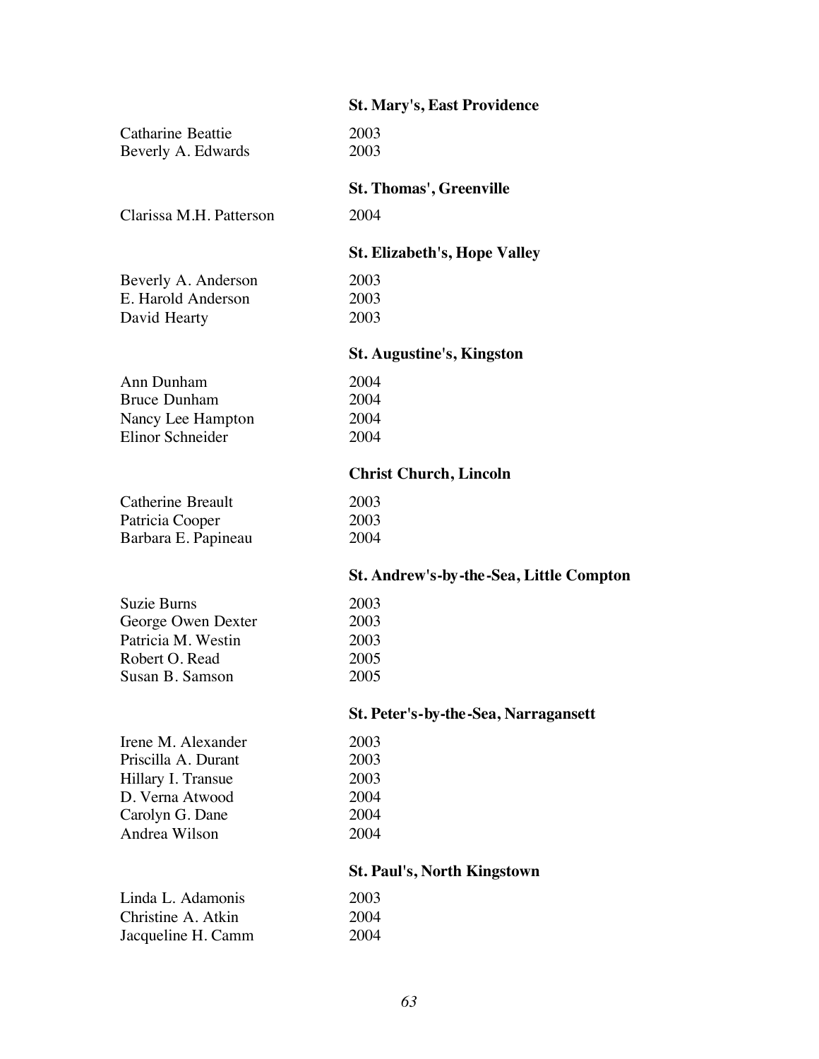**St. Mary's, East Providence**

| | |
|---|---|
| Catharine Beattie | 2003 |
| Beverly A. Edwards | 2003 |

**St. Thomas', Greenville**

| | |
|---|---|
| Clarissa M.H. Patterson | 2004 |

**St. Elizabeth's, Hope Valley**

| | |
|---|---|
| Beverly A. Anderson | 2003 |
| E. Harold Anderson | 2003 |
| David Hearty | 2003 |

**St. Augustine's, Kingston**

| | |
|---|---|
| Ann Dunham | 2004 |
| Bruce Dunham | 2004 |
| Nancy Lee Hampton | 2004 |
| Elinor Schneider | 2004 |

**Christ Church, Lincoln**

| | |
|---|---|
| Catherine Breault | 2003 |
| Patricia Cooper | 2003 |
| Barbara E. Papineau | 2004 |

**St. Andrew's-by-the-Sea, Little Compton**

| | |
|---|---|
| Suzie Burns | 2003 |
| George Owen Dexter | 2003 |
| Patricia M. Westin | 2003 |
| Robert O. Read | 2005 |
| Susan B. Samson | 2005 |

**St. Peter's-by-the-Sea, Narragansett**

| | |
|---|---|
| Irene M. Alexander | 2003 |
| Priscilla A. Durant | 2003 |
| Hillary I. Transue | 2003 |
| D. Verna Atwood | 2004 |
| Carolyn G. Dane | 2004 |
| Andrea Wilson | 2004 |

**St. Paul's, North Kingstown**

| | |
|---|---|
| Linda L. Adamonis | 2003 |
| Christine A. Atkin | 2004 |
| Jacqueline H. Camm | 2004 |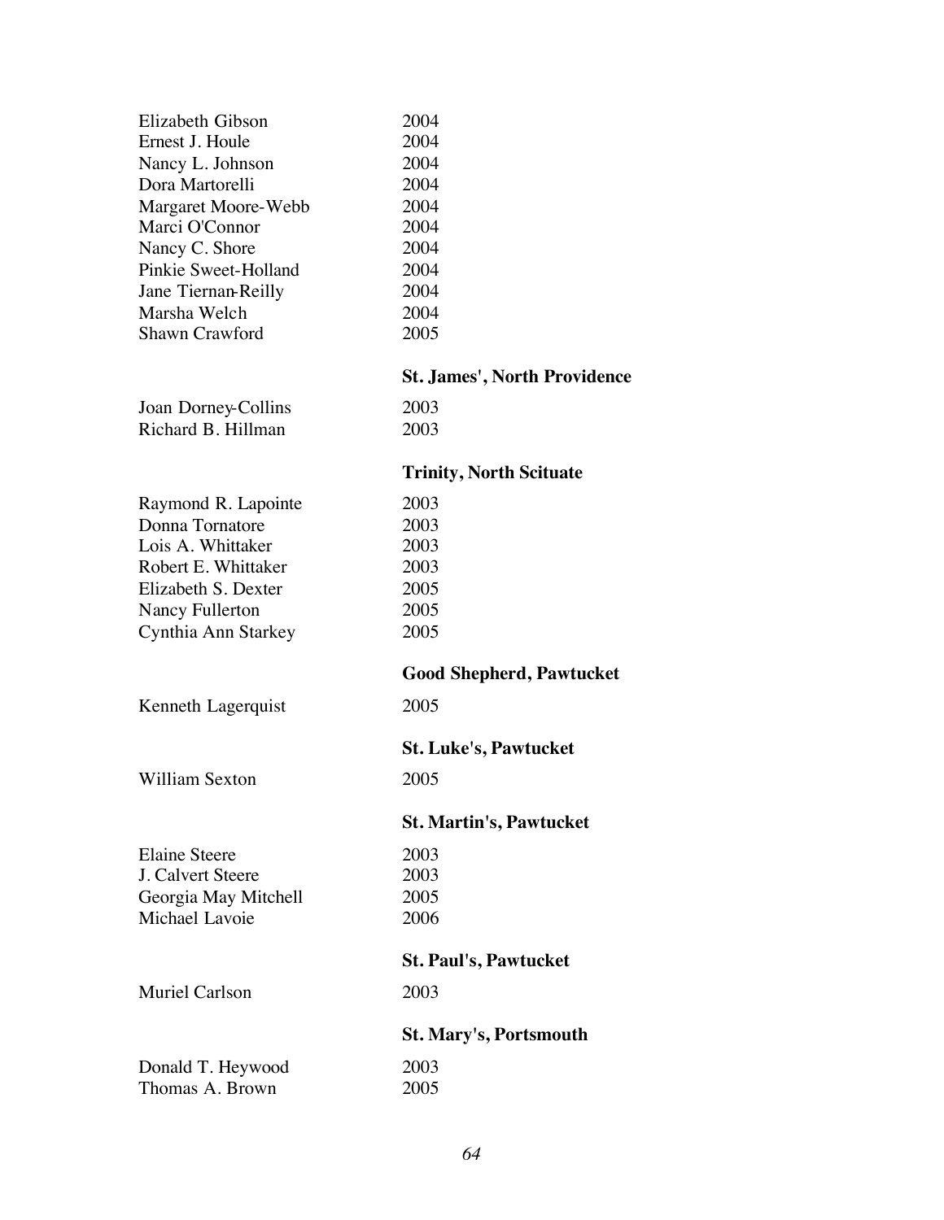| | |
|---|---|
| Elizabeth Gibson | 2004 |
| Ernest J. Houle | 2004 |
| Nancy L. Johnson | 2004 |
| Dora Martorelli | 2004 |
| Margaret Moore-Webb | 2004 |
| Marci O'Connor | 2004 |
| Nancy C. Shore | 2004 |
| Pinkie Sweet-Holland | 2004 |
| Jane Tiernan-Reilly | 2004 |
| Marsha Welch | 2004 |
| Shawn Crawford | 2005 |

**St. James', North Providence**

| | |
|---|---|
| Joan Dorney-Collins | 2003 |
| Richard B. Hillman | 2003 |

**Trinity, North Scituate**

| | |
|---|---|
| Raymond R. Lapointe | 2003 |
| Donna Tornatore | 2003 |
| Lois A. Whittaker | 2003 |
| Robert E. Whittaker | 2003 |
| Elizabeth S. Dexter | 2005 |
| Nancy Fullerton | 2005 |
| Cynthia Ann Starkey | 2005 |

**Good Shepherd, Pawtucket**

| | |
|---|---|
| Kenneth Lagerquist | 2005 |

**St. Luke's, Pawtucket**

| | |
|---|---|
| William Sexton | 2005 |

**St. Martin's, Pawtucket**

| | |
|---|---|
| Elaine Steere | 2003 |
| J. Calvert Steere | 2003 |
| Georgia May Mitchell | 2005 |
| Michael Lavoie | 2006 |

**St. Paul's, Pawtucket**

| | |
|---|---|
| Muriel Carlson | 2003 |

**St. Mary's, Portsmouth**

| | |
|---|---|
| Donald T. Heywood | 2003 |
| Thomas A. Brown | 2005 |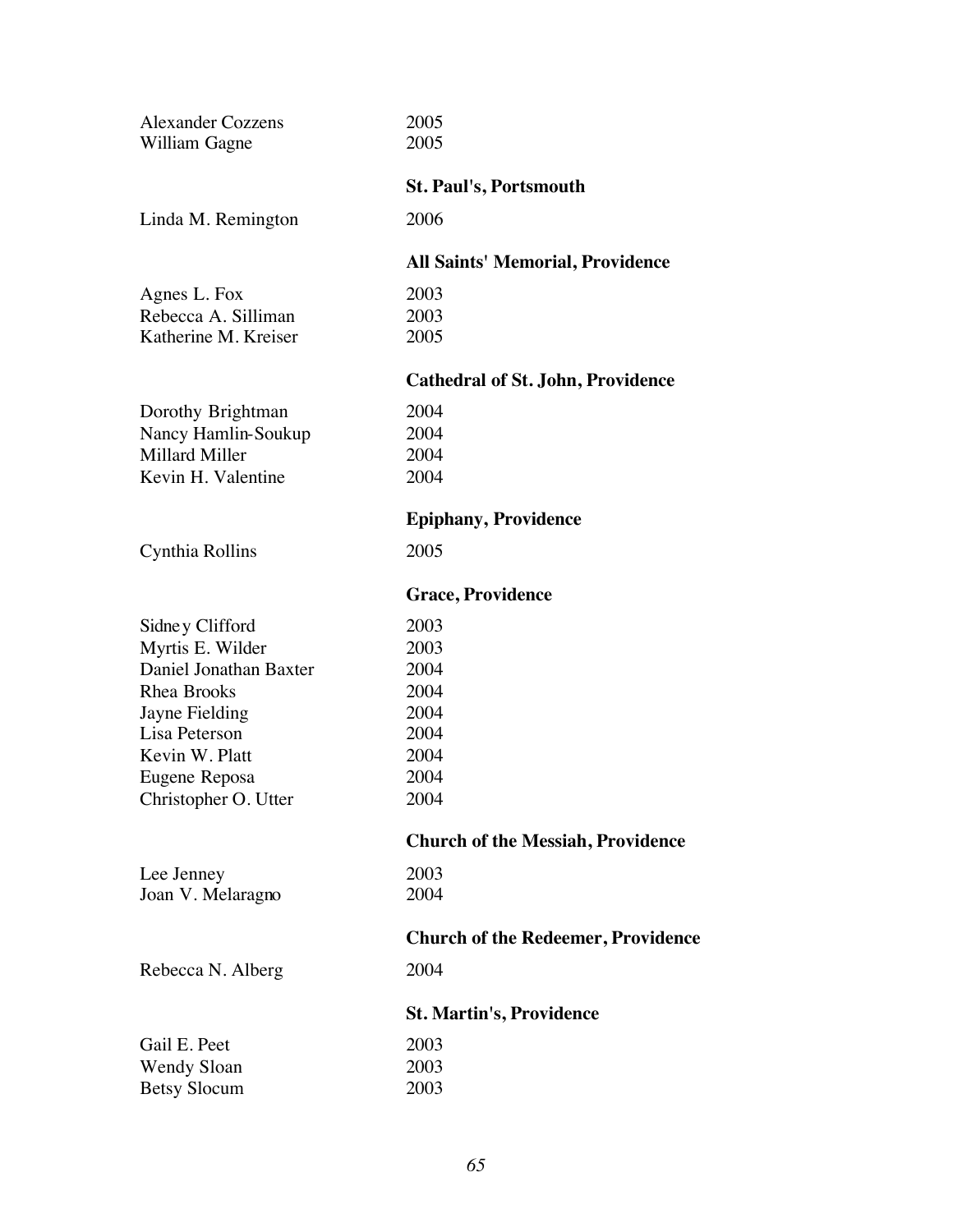| | |
|---|---|
| Alexander Cozzens | 2005 |
| William Gagne | 2005 |

**St. Paul's, Portsmouth**

| | |
|---|---|
| Linda M. Remington | 2006 |

**All Saints' Memorial, Providence**

| | |
|---|---|
| Agnes L. Fox | 2003 |
| Rebecca A. Silliman | 2003 |
| Katherine M. Kreiser | 2005 |

**Cathedral of St. John, Providence**

| | |
|---|---|
| Dorothy Brightman | 2004 |
| Nancy Hamlin-Soukup | 2004 |
| Millard Miller | 2004 |
| Kevin H. Valentine | 2004 |

**Epiphany, Providence**

| | |
|---|---|
| Cynthia Rollins | 2005 |

**Grace, Providence**

| | |
|---|---|
| Sidney Clifford | 2003 |
| Myrtis E. Wilder | 2003 |
| Daniel Jonathan Baxter | 2004 |
| Rhea Brooks | 2004 |
| Jayne Fielding | 2004 |
| Lisa Peterson | 2004 |
| Kevin W. Platt | 2004 |
| Eugene Reposa | 2004 |
| Christopher O. Utter | 2004 |

**Church of the Messiah, Providence**

| | |
|---|---|
| Lee Jenney | 2003 |
| Joan V. Melaragno | 2004 |

**Church of the Redeemer, Providence**

| | |
|---|---|
| Rebecca N. Alberg | 2004 |

**St. Martin's, Providence**

| | |
|---|---|
| Gail E. Peet | 2003 |
| Wendy Sloan | 2003 |
| Betsy Slocum | 2003 |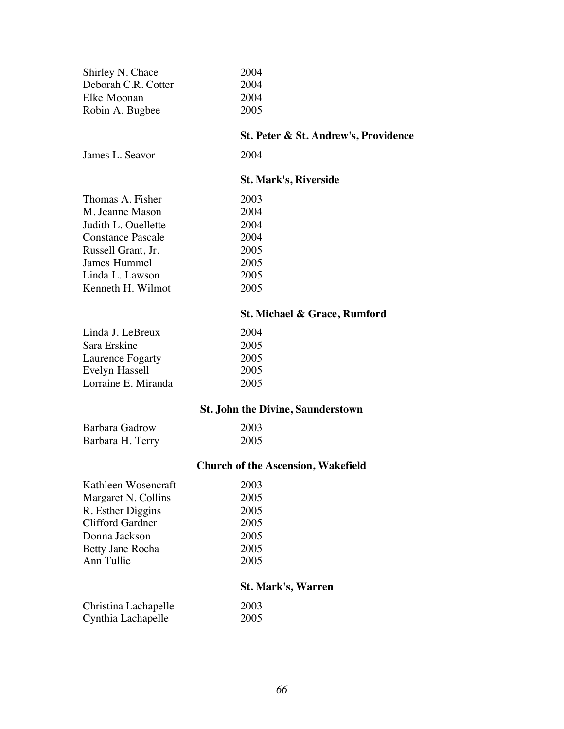Shirley N. Chace 2004
Deborah C.R. Cotter 2004
Elke Moonan 2004
Robin A. Bugbee 2005

**St. Peter & St. Andrew's, Providence**

James L. Seavor 2004

**St. Mark's, Riverside**

Thomas A. Fisher 2003
M. Jeanne Mason 2004
Judith L. Ouellette 2004
Constance Pascale 2004
Russell Grant, Jr. 2005
James Hummel 2005
Linda L. Lawson 2005
Kenneth H. Wilmot 2005

**St. Michael & Grace, Rumford**

Linda J. LeBreux 2004
Sara Erskine 2005
Laurence Fogarty 2005
Evelyn Hassell 2005
Lorraine E. Miranda 2005

**St. John the Divine, Saunderstown**

Barbara Gadrow 2003
Barbara H. Terry 2005

**Church of the Ascension, Wakefield**

Kathleen Wosencraft 2003
Margaret N. Collins 2005
R. Esther Diggins 2005
Clifford Gardner 2005
Donna Jackson 2005
Betty Jane Rocha 2005
Ann Tullie 2005

**St. Mark's, Warren**

Christina Lachapelle 2003
Cynthia Lachapelle 2005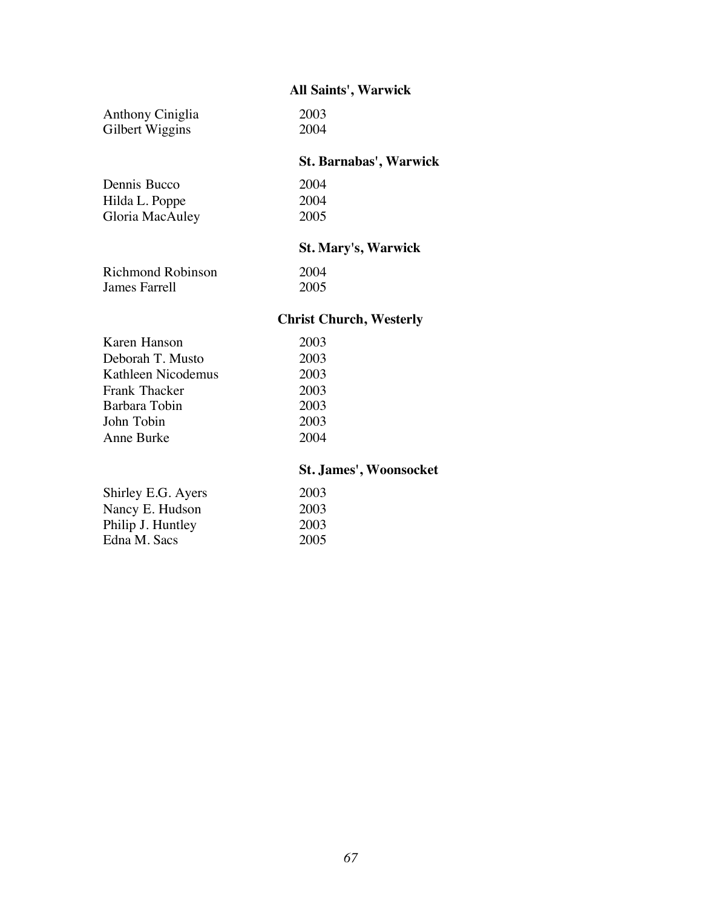**All Saints', Warwick**

| | |
|---|---|
| Anthony Ciniglia | 2003 |
| Gilbert Wiggins | 2004 |

**St. Barnabas', Warwick**

| | |
|---|---|
| Dennis Bucco | 2004 |
| Hilda L. Poppe | 2004 |
| Gloria MacAuley | 2005 |

**St. Mary's, Warwick**

| | |
|---|---|
| Richmond Robinson | 2004 |
| James Farrell | 2005 |

**Christ Church, Westerly**

| | |
|---|---|
| Karen Hanson | 2003 |
| Deborah T. Musto | 2003 |
| Kathleen Nicodemus | 2003 |
| Frank Thacker | 2003 |
| Barbara Tobin | 2003 |
| John Tobin | 2003 |
| Anne Burke | 2004 |

**St. James', Woonsocket**

| | |
|---|---|
| Shirley E.G. Ayers | 2003 |
| Nancy E. Hudson | 2003 |
| Philip J. Huntley | 2003 |
| Edna M. Sacs | 2005 |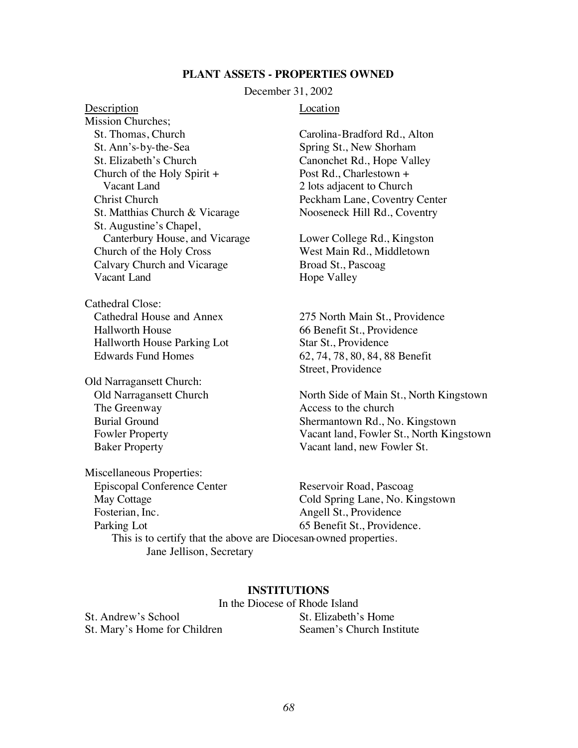## PLANT ASSETS - PROPERTIES OWNED

December 31, 2002

| Description | Location |
|---|---|
| **Mission Churches;** | |
| St. Thomas, Church | Carolina-Bradford Rd., Alton |
| St. Ann's-by-the-Sea | Spring St., New Shorham |
| St. Elizabeth's Church | Canonchet Rd., Hope Valley |
| Church of the Holy Spirit + Vacant Land | Post Rd., Charlestown + 2 lots adjacent to Church |
| Christ Church | Peckham Lane, Coventry Center |
| St. Matthias Church & Vicarage | Nooseneck Hill Rd., Coventry |
| St. Augustine's Chapel, Canterbury House, and Vicarage | Lower College Rd., Kingston |
| Church of the Holy Cross | West Main Rd., Middletown |
| Calvary Church and Vicarage | Broad St., Pascoag |
| Vacant Land | Hope Valley |
| **Cathedral Close:** | |
| Cathedral House and Annex | 275 North Main St., Providence |
| Hallworth House | 66 Benefit St., Providence |
| Hallworth House Parking Lot | Star St., Providence |
| Edwards Fund Homes | 62, 74, 78, 80, 84, 88 Benefit Street, Providence |
| **Old Narragansett Church:** | |
| Old Narragansett Church | North Side of Main St., North Kingstown |
| The Greenway | Access to the church |
| Burial Ground | Shermantown Rd., No. Kingstown |
| Fowler Property | Vacant land, Fowler St., North Kingstown |
| Baker Property | Vacant land, new Fowler St. |
| **Miscellaneous Properties:** | |
| Episcopal Conference Center | Reservoir Road, Pascoag |
| May Cottage | Cold Spring Lane, No. Kingstown |
| Fosterian, Inc. | Angell St., Providence |
| Parking Lot | 65 Benefit St., Providence. |

This is to certify that the above are Diocesan-owned properties.

Jane Jellison, Secretary

## INSTITUTIONS

In the Diocese of Rhode Island

- St. Andrew's School
- St. Mary's Home for Children
- St. Elizabeth's Home
- Seamen's Church Institute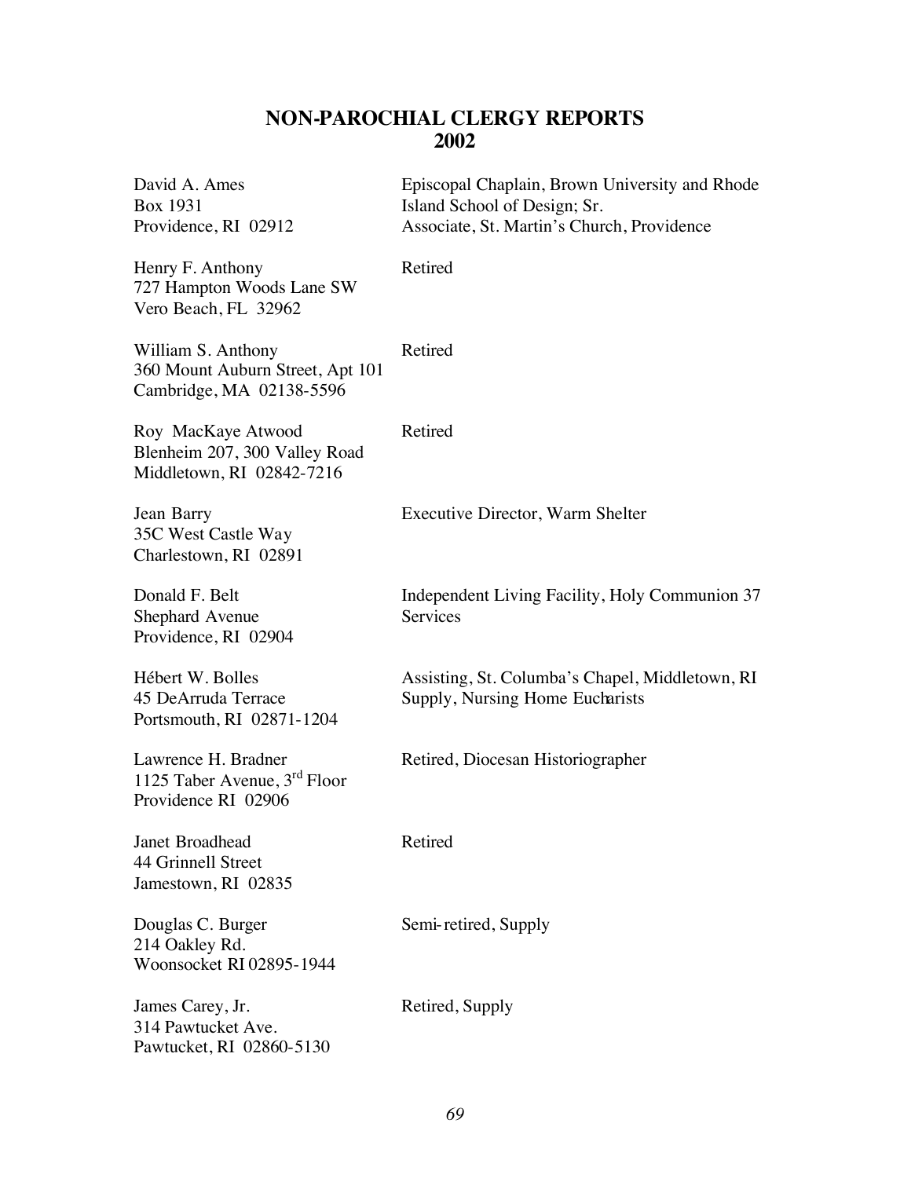# NON-PAROCHIAL CLERGY REPORTS 2002

David A. Ames
Box 1931
Providence, RI 02912

Episcopal Chaplain, Brown University and Rhode Island School of Design; Sr. Associate, St. Martin's Church, Providence

Henry F. Anthony
727 Hampton Woods Lane SW
Vero Beach, FL 32962

Retired

William S. Anthony
360 Mount Auburn Street, Apt 101
Cambridge, MA 02138-5596

Retired

Roy MacKaye Atwood
Blenheim 207, 300 Valley Road
Middletown, RI 02842-7216

Retired

Jean Barry
35C West Castle Way
Charlestown, RI 02891

Executive Director, Warm Shelter

Donald F. Belt
Shephard Avenue
Providence, RI 02904

Independent Living Facility, Holy Communion 37 Services

Hébert W. Bolles
45 DeArruda Terrace
Portsmouth, RI 02871-1204

Assisting, St. Columba's Chapel, Middletown, RI
Supply, Nursing Home Eucharists

Lawrence H. Bradner
1125 Taber Avenue, 3rd Floor
Providence RI 02906

Retired, Diocesan Historiographer

Janet Broadhead
44 Grinnell Street
Jamestown, RI 02835

Retired

Douglas C. Burger
214 Oakley Rd.
Woonsocket RI 02895-1944

Semi-retired, Supply

James Carey, Jr.
314 Pawtucket Ave.
Pawtucket, RI 02860-5130

Retired, Supply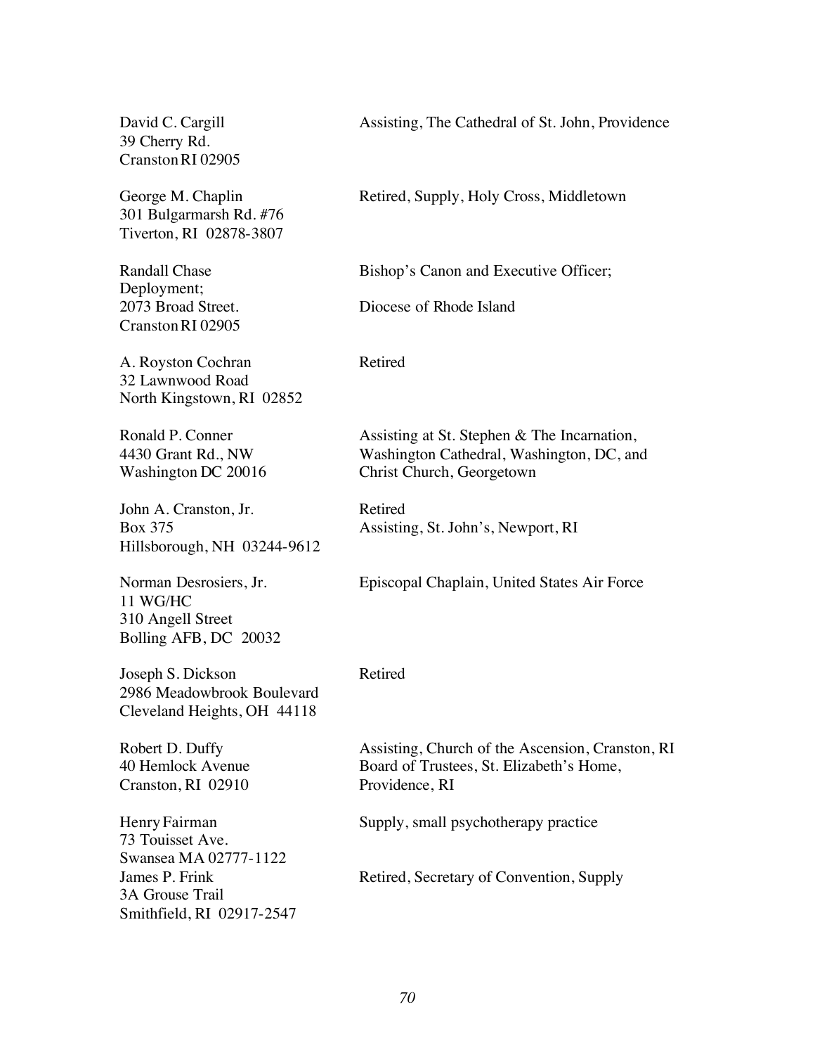David C. Cargill
39 Cherry Rd.
Cranston RI 02905

Assisting, The Cathedral of St. John, Providence

George M. Chaplin
301 Bulgarmarsh Rd. #76
Tiverton, RI 02878-3807

Retired, Supply, Holy Cross, Middletown

Randall Chase
Deployment;
2073 Broad Street.
Cranston RI 02905

Bishop's Canon and Executive Officer;

Diocese of Rhode Island

A. Royston Cochran
32 Lawnwood Road
North Kingstown, RI 02852

Retired

Ronald P. Conner
4430 Grant Rd., NW
Washington DC 20016

Assisting at St. Stephen & The Incarnation, Washington Cathedral, Washington, DC, and Christ Church, Georgetown

John A. Cranston, Jr.
Box 375
Hillsborough, NH 03244-9612

Retired
Assisting, St. John's, Newport, RI

Norman Desrosiers, Jr.
11 WG/HC
310 Angell Street
Bolling AFB, DC 20032

Episcopal Chaplain, United States Air Force

Joseph S. Dickson
2986 Meadowbrook Boulevard
Cleveland Heights, OH 44118

Retired

Robert D. Duffy
40 Hemlock Avenue
Cranston, RI 02910

Assisting, Church of the Ascension, Cranston, RI
Board of Trustees, St. Elizabeth's Home, Providence, RI

Henry Fairman
73 Touisset Ave.
Swansea MA 02777-1122

Supply, small psychotherapy practice

James P. Frink
3A Grouse Trail
Smithfield, RI 02917-2547

Retired, Secretary of Convention, Supply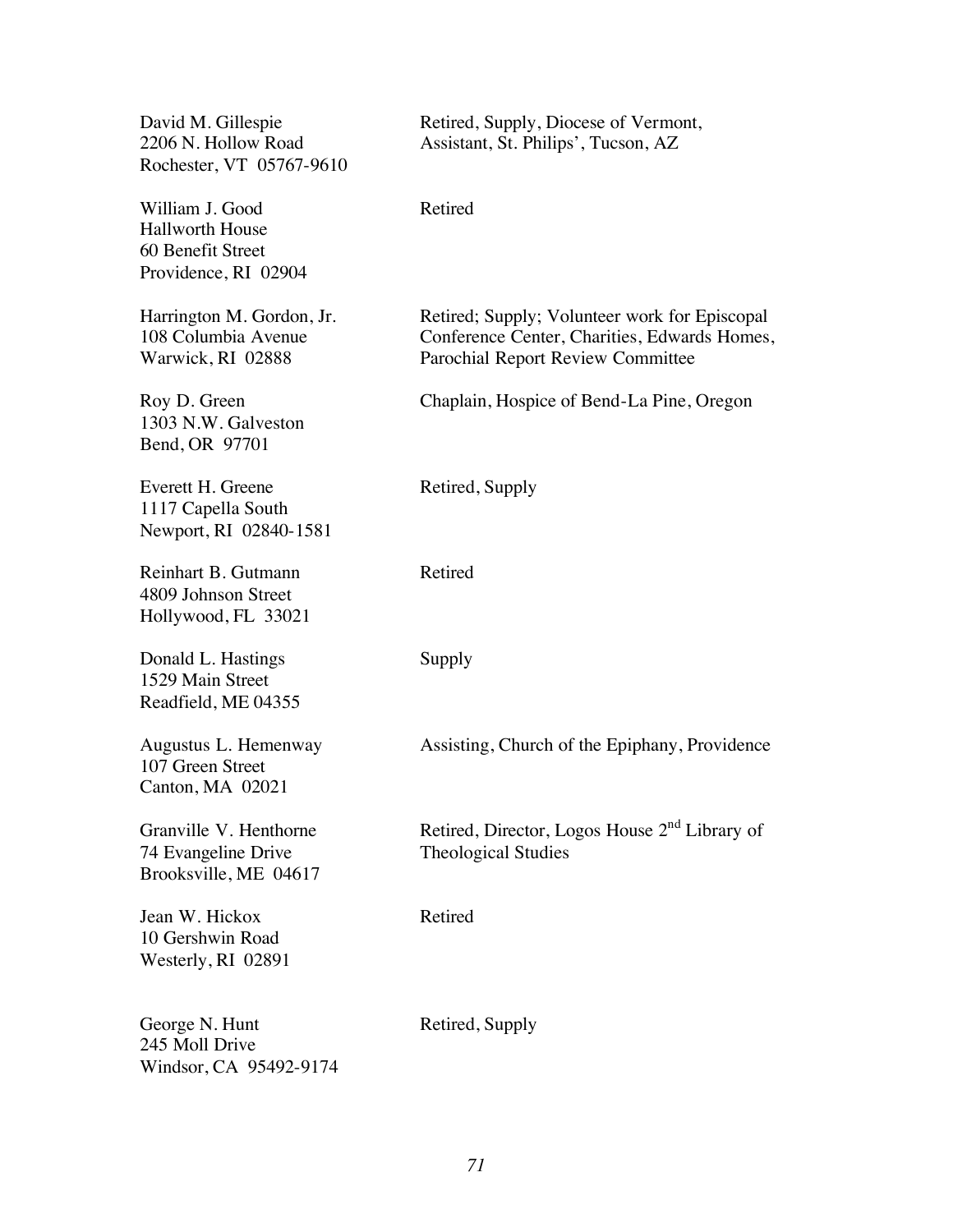| | |
|---|---|
| David M. Gillespie<br>2206 N. Hollow Road<br>Rochester, VT 05767-9610 | Retired, Supply, Diocese of Vermont, Assistant, St. Philips', Tucson, AZ |
| William J. Good<br>Hallworth House<br>60 Benefit Street<br>Providence, RI 02904 | Retired |
| Harrington M. Gordon, Jr.<br>108 Columbia Avenue<br>Warwick, RI 02888 | Retired; Supply; Volunteer work for Episcopal Conference Center, Charities, Edwards Homes, Parochial Report Review Committee |
| Roy D. Green<br>1303 N.W. Galveston<br>Bend, OR 97701 | Chaplain, Hospice of Bend-La Pine, Oregon |
| Everett H. Greene<br>1117 Capella South<br>Newport, RI 02840-1581 | Retired, Supply |
| Reinhart B. Gutmann<br>4809 Johnson Street<br>Hollywood, FL 33021 | Retired |
| Donald L. Hastings<br>1529 Main Street<br>Readfield, ME 04355 | Supply |
| Augustus L. Hemenway<br>107 Green Street<br>Canton, MA 02021 | Assisting, Church of the Epiphany, Providence |
| Granville V. Henthorne<br>74 Evangeline Drive<br>Brooksville, ME 04617 | Retired, Director, Logos House 2nd Library of Theological Studies |
| Jean W. Hickox<br>10 Gershwin Road<br>Westerly, RI 02891 | Retired |
| George N. Hunt<br>245 Moll Drive<br>Windsor, CA 95492-9174 | Retired, Supply |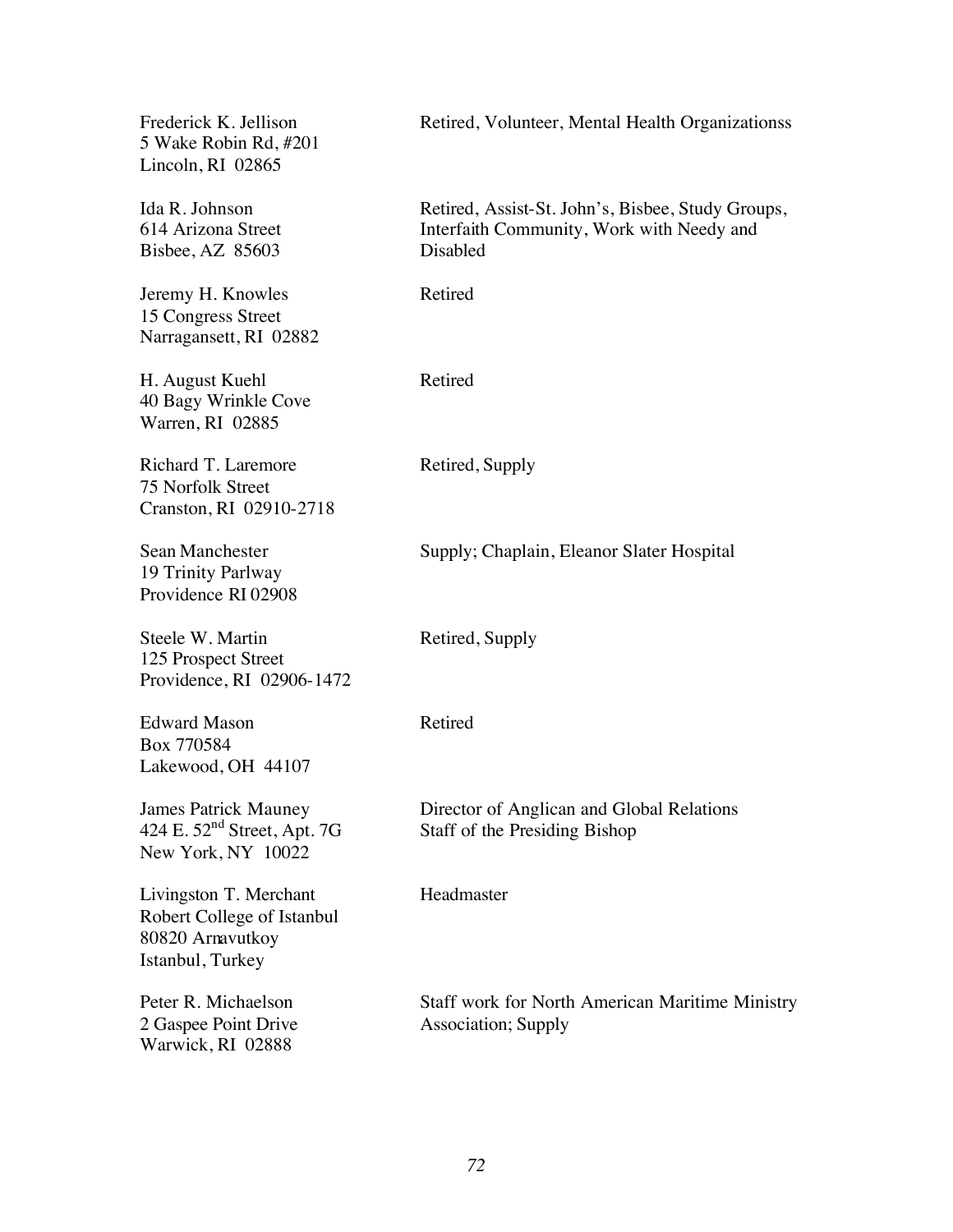Frederick K. Jellison
5 Wake Robin Rd, #201
Lincoln, RI 02865

Retired, Volunteer, Mental Health Organizationss

Ida R. Johnson
614 Arizona Street
Bisbee, AZ 85603

Retired, Assist-St. John's, Bisbee, Study Groups, Interfaith Community, Work with Needy and Disabled

Jeremy H. Knowles
15 Congress Street
Narragansett, RI 02882

Retired

H. August Kuehl
40 Bagy Wrinkle Cove
Warren, RI 02885

Retired

Richard T. Laremore
75 Norfolk Street
Cranston, RI 02910-2718

Retired, Supply

Sean Manchester
19 Trinity Parlway
Providence RI 02908

Supply; Chaplain, Eleanor Slater Hospital

Steele W. Martin
125 Prospect Street
Providence, RI 02906-1472

Retired, Supply

Edward Mason
Box 770584
Lakewood, OH 44107

Retired

James Patrick Mauney
424 E. 52nd Street, Apt. 7G
New York, NY 10022

Director of Anglican and Global Relations
Staff of the Presiding Bishop

Livingston T. Merchant
Robert College of Istanbul
80820 Arnavutkoy
Istanbul, Turkey

Headmaster

Peter R. Michaelson
2 Gaspee Point Drive
Warwick, RI 02888

Staff work for North American Maritime Ministry Association; Supply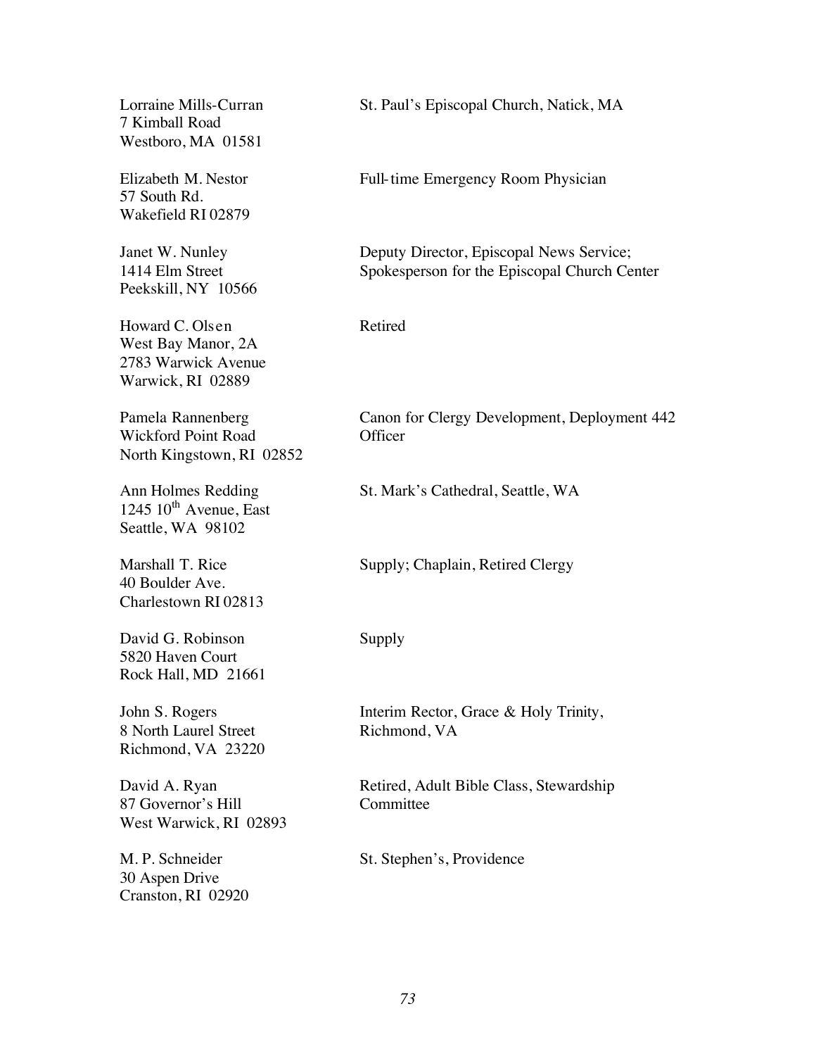| | |
|---|---|
| Lorraine Mills-Curran<br>7 Kimball Road<br>Westboro, MA 01581 | St. Paul's Episcopal Church, Natick, MA |
| Elizabeth M. Nestor<br>57 South Rd.<br>Wakefield RI 02879 | Full-time Emergency Room Physician |
| Janet W. Nunley<br>1414 Elm Street<br>Peekskill, NY 10566 | Deputy Director, Episcopal News Service; Spokesperson for the Episcopal Church Center |
| Howard C. Olsen<br>West Bay Manor, 2A<br>2783 Warwick Avenue<br>Warwick, RI 02889 | Retired |
| Pamela Rannenberg<br>Wickford Point Road<br>North Kingstown, RI 02852 | Canon for Clergy Development, Deployment 442 Officer |
| Ann Holmes Redding<br>1245 10th Avenue, East<br>Seattle, WA 98102 | St. Mark's Cathedral, Seattle, WA |
| Marshall T. Rice<br>40 Boulder Ave.<br>Charlestown RI 02813 | Supply; Chaplain, Retired Clergy |
| David G. Robinson<br>5820 Haven Court<br>Rock Hall, MD 21661 | Supply |
| John S. Rogers<br>8 North Laurel Street<br>Richmond, VA 23220 | Interim Rector, Grace & Holy Trinity, Richmond, VA |
| David A. Ryan<br>87 Governor's Hill<br>West Warwick, RI 02893 | Retired, Adult Bible Class, Stewardship Committee |
| M. P. Schneider<br>30 Aspen Drive<br>Cranston, RI 02920 | St. Stephen's, Providence |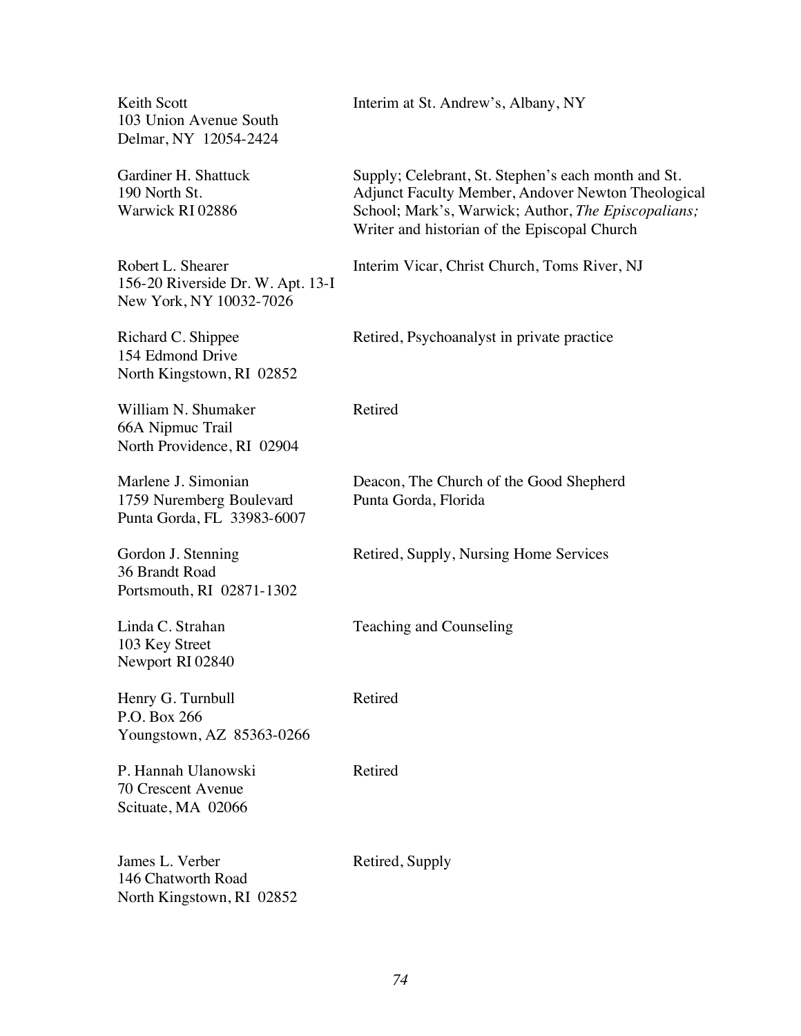Keith Scott
103 Union Avenue South
Delmar, NY 12054-2424

Interim at St. Andrew's, Albany, NY

Gardiner H. Shattuck
190 North St.
Warwick RI 02886

Supply; Celebrant, St. Stephen's each month and St. Adjunct Faculty Member, Andover Newton Theological School; Mark's, Warwick; Author, *The Episcopalians;* Writer and historian of the Episcopal Church

Robert L. Shearer
156-20 Riverside Dr. W. Apt. 13-I
New York, NY 10032-7026

Interim Vicar, Christ Church, Toms River, NJ

Richard C. Shippee
154 Edmond Drive
North Kingstown, RI 02852

Retired, Psychoanalyst in private practice

William N. Shumaker
66A Nipmuc Trail
North Providence, RI 02904

Retired

Marlene J. Simonian
1759 Nuremberg Boulevard
Punta Gorda, FL 33983-6007

Deacon, The Church of the Good Shepherd
Punta Gorda, Florida

Gordon J. Stenning
36 Brandt Road
Portsmouth, RI 02871-1302

Retired, Supply, Nursing Home Services

Linda C. Strahan
103 Key Street
Newport RI 02840

Teaching and Counseling

Henry G. Turnbull
P.O. Box 266
Youngstown, AZ 85363-0266

Retired

P. Hannah Ulanowski
70 Crescent Avenue
Scituate, MA 02066

Retired

James L. Verber
146 Chatworth Road
North Kingstown, RI 02852

Retired, Supply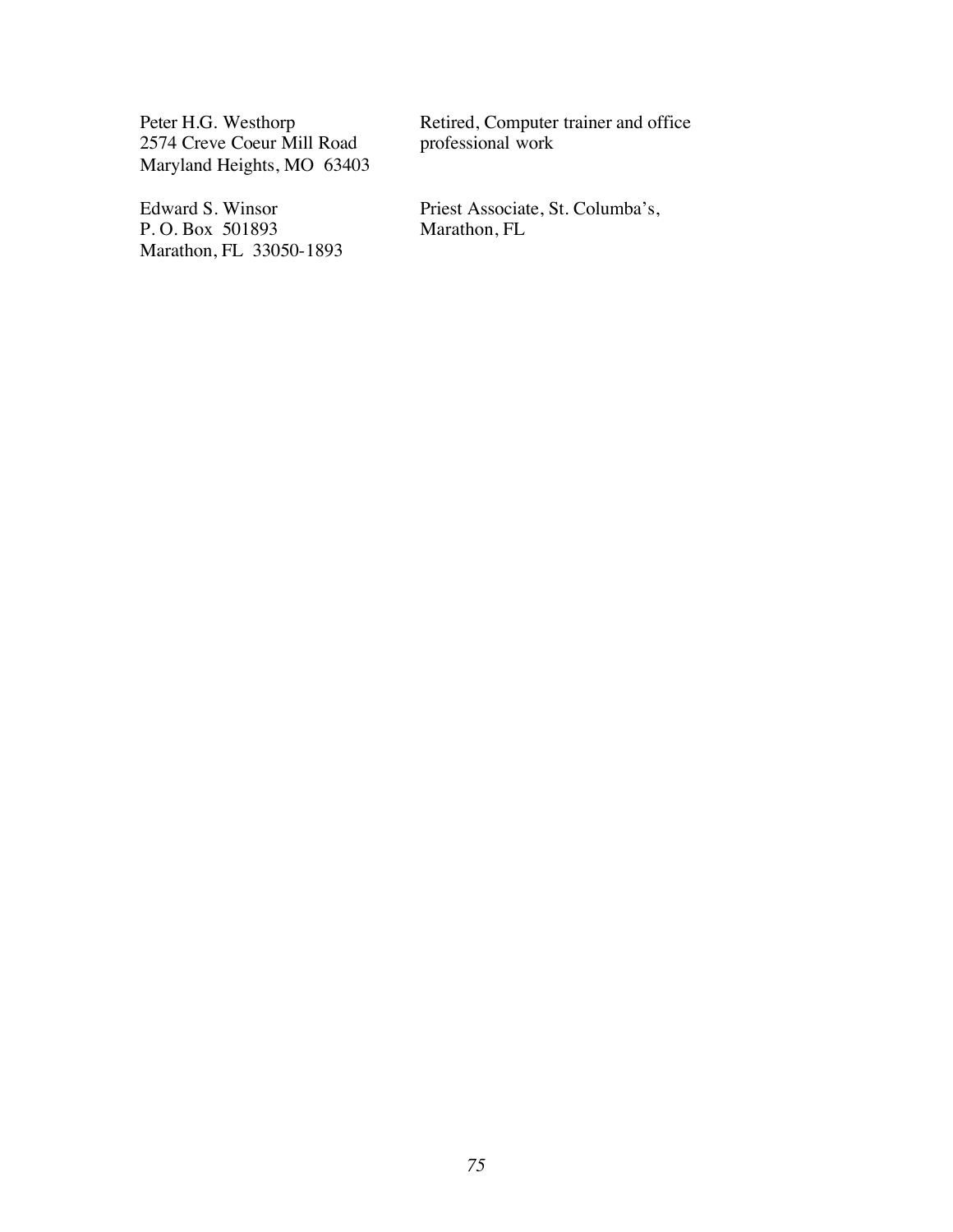| | |
|---|---|
| Peter H.G. Westhorp<br>2574 Creve Coeur Mill Road<br>Maryland Heights, MO 63403 | Retired, Computer trainer and office professional work |
| Edward S. Winsor<br>P. O. Box 501893<br>Marathon, FL 33050-1893 | Priest Associate, St. Columba's, Marathon, FL |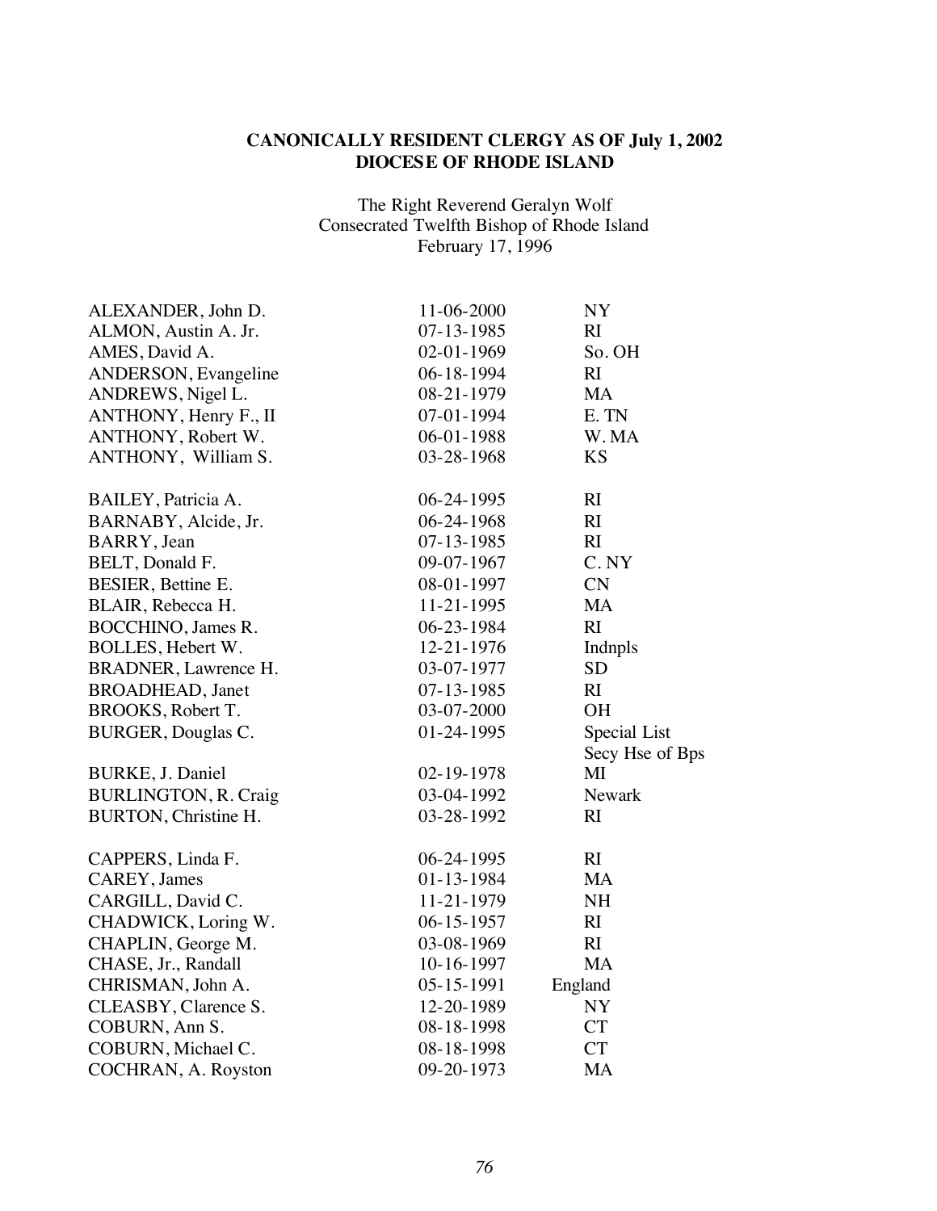**CANONICALLY RESIDENT CLERGY AS OF July 1, 2002**
**DIOCESE OF RHODE ISLAND**

The Right Reverend Geralyn Wolf
Consecrated Twelfth Bishop of Rhode Island
February 17, 1996

| | | |
|---|---|---|
| ALEXANDER, John D. | 11-06-2000 | NY |
| ALMON, Austin A. Jr. | 07-13-1985 | RI |
| AMES, David A. | 02-01-1969 | So. OH |
| ANDERSON, Evangeline | 06-18-1994 | RI |
| ANDREWS, Nigel L. | 08-21-1979 | MA |
| ANTHONY, Henry F., II | 07-01-1994 | E. TN |
| ANTHONY, Robert W. | 06-01-1988 | W. MA |
| ANTHONY, William S. | 03-28-1968 | KS |
| | | |
| BAILEY, Patricia A. | 06-24-1995 | RI |
| BARNABY, Alcide, Jr. | 06-24-1968 | RI |
| BARRY, Jean | 07-13-1985 | RI |
| BELT, Donald F. | 09-07-1967 | C. NY |
| BESIER, Bettine E. | 08-01-1997 | CN |
| BLAIR, Rebecca H. | 11-21-1995 | MA |
| BOCCHINO, James R. | 06-23-1984 | RI |
| BOLLES, Hebert W. | 12-21-1976 | Indnpls |
| BRADNER, Lawrence H. | 03-07-1977 | SD |
| BROADHEAD, Janet | 07-13-1985 | RI |
| BROOKS, Robert T. | 03-07-2000 | OH |
| BURGER, Douglas C. | 01-24-1995 | Special List Secy Hse of Bps |
| BURKE, J. Daniel | 02-19-1978 | MI |
| BURLINGTON, R. Craig | 03-04-1992 | Newark |
| BURTON, Christine H. | 03-28-1992 | RI |
| | | |
| CAPPERS, Linda F. | 06-24-1995 | RI |
| CAREY, James | 01-13-1984 | MA |
| CARGILL, David C. | 11-21-1979 | NH |
| CHADWICK, Loring W. | 06-15-1957 | RI |
| CHAPLIN, George M. | 03-08-1969 | RI |
| CHASE, Jr., Randall | 10-16-1997 | MA |
| CHRISMAN, John A. | 05-15-1991 | England |
| CLEASBY, Clarence S. | 12-20-1989 | NY |
| COBURN, Ann S. | 08-18-1998 | CT |
| COBURN, Michael C. | 08-18-1998 | CT |
| COCHRAN, A. Royston | 09-20-1973 | MA |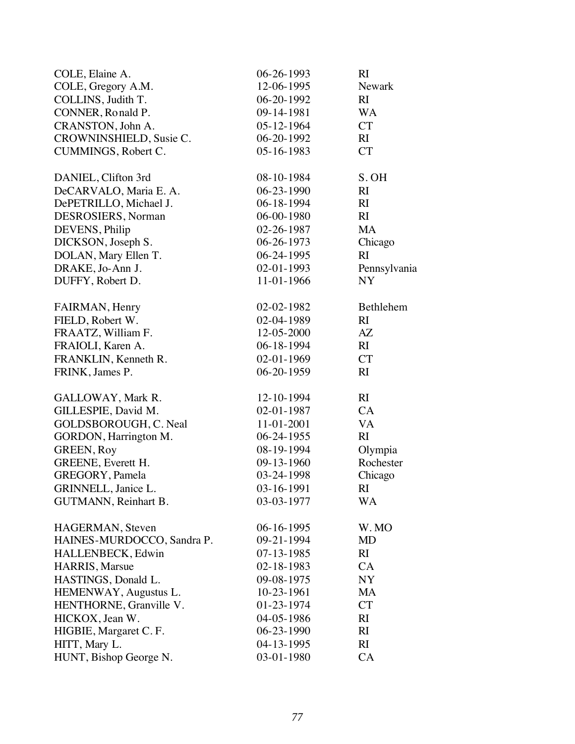| | | |
|---|---|---|
| COLE, Elaine A. | 06-26-1993 | RI |
| COLE, Gregory A.M. | 12-06-1995 | Newark |
| COLLINS, Judith T. | 06-20-1992 | RI |
| CONNER, Ronald P. | 09-14-1981 | WA |
| CRANSTON, John A. | 05-12-1964 | CT |
| CROWNINSHIELD, Susie C. | 06-20-1992 | RI |
| CUMMINGS, Robert C. | 05-16-1983 | CT |
| | | |
| DANIEL, Clifton 3rd | 08-10-1984 | S. OH |
| DeCARVALO, Maria E. A. | 06-23-1990 | RI |
| DePETRILLO, Michael J. | 06-18-1994 | RI |
| DESROSIERS, Norman | 06-00-1980 | RI |
| DEVENS, Philip | 02-26-1987 | MA |
| DICKSON, Joseph S. | 06-26-1973 | Chicago |
| DOLAN, Mary Ellen T. | 06-24-1995 | RI |
| DRAKE, Jo-Ann J. | 02-01-1993 | Pennsylvania |
| DUFFY, Robert D. | 11-01-1966 | NY |
| | | |
| FAIRMAN, Henry | 02-02-1982 | Bethlehem |
| FIELD, Robert W. | 02-04-1989 | RI |
| FRAATZ, William F. | 12-05-2000 | AZ |
| FRAIOLI, Karen A. | 06-18-1994 | RI |
| FRANKLIN, Kenneth R. | 02-01-1969 | CT |
| FRINK, James P. | 06-20-1959 | RI |
| | | |
| GALLOWAY, Mark R. | 12-10-1994 | RI |
| GILLESPIE, David M. | 02-01-1987 | CA |
| GOLDSBOROUGH, C. Neal | 11-01-2001 | VA |
| GORDON, Harrington M. | 06-24-1955 | RI |
| GREEN, Roy | 08-19-1994 | Olympia |
| GREENE, Everett H. | 09-13-1960 | Rochester |
| GREGORY, Pamela | 03-24-1998 | Chicago |
| GRINNELL, Janice L. | 03-16-1991 | RI |
| GUTMANN, Reinhart B. | 03-03-1977 | WA |
| | | |
| HAGERMAN, Steven | 06-16-1995 | W. MO |
| HAINES-MURDOCCO, Sandra P. | 09-21-1994 | MD |
| HALLENBECK, Edwin | 07-13-1985 | RI |
| HARRIS, Marsue | 02-18-1983 | CA |
| HASTINGS, Donald L. | 09-08-1975 | NY |
| HEMENWAY, Augustus L. | 10-23-1961 | MA |
| HENTHORNE, Granville V. | 01-23-1974 | CT |
| HICKOX, Jean W. | 04-05-1986 | RI |
| HIGBIE, Margaret C. F. | 06-23-1990 | RI |
| HITT, Mary L. | 04-13-1995 | RI |
| HUNT, Bishop George N. | 03-01-1980 | CA |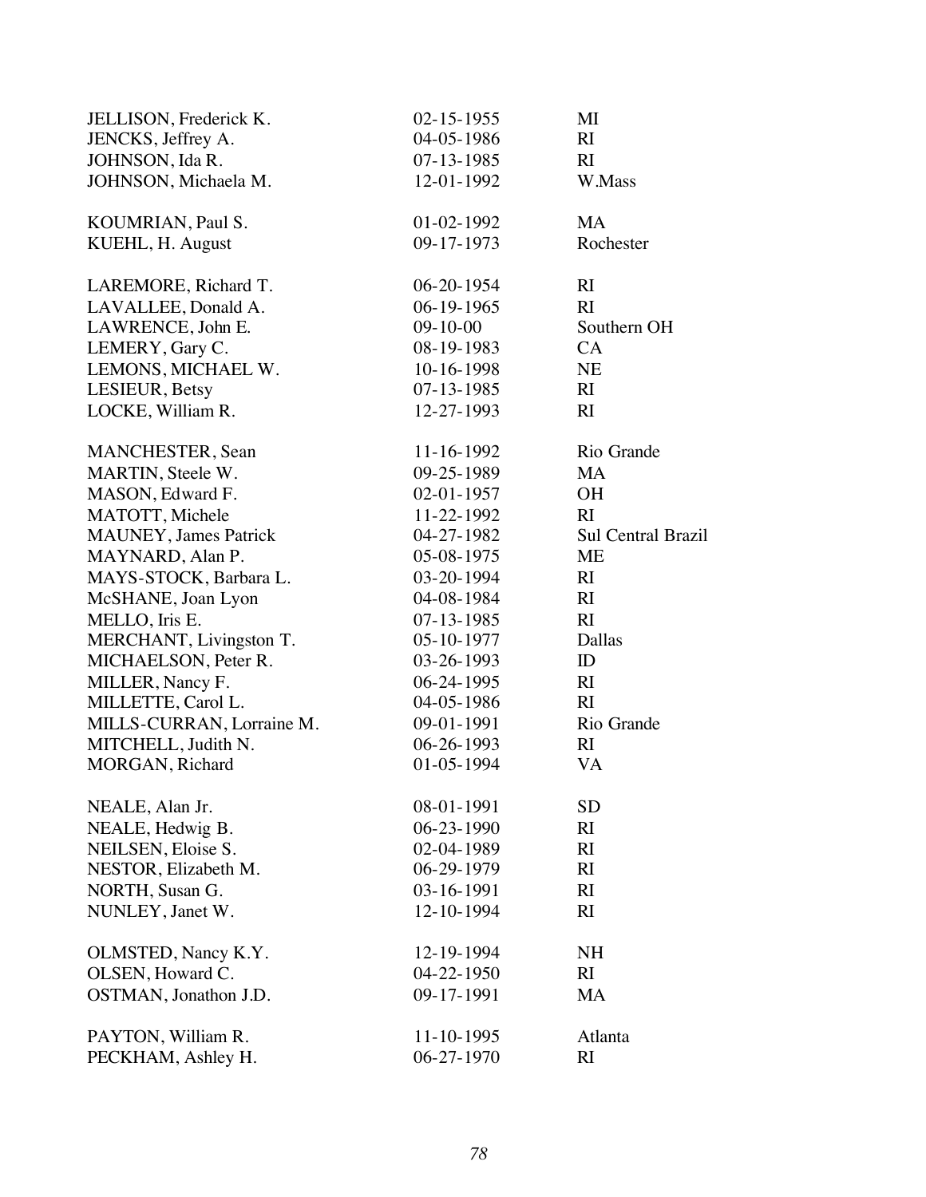| | | |
|---|---|---|
| JELLISON, Frederick K. | 02-15-1955 | MI |
| JENCKS, Jeffrey A. | 04-05-1986 | RI |
| JOHNSON, Ida R. | 07-13-1985 | RI |
| JOHNSON, Michaela M. | 12-01-1992 | W.Mass |
| | | |
| KOUMRIAN, Paul S. | 01-02-1992 | MA |
| KUEHL, H. August | 09-17-1973 | Rochester |
| | | |
| LAREMORE, Richard T. | 06-20-1954 | RI |
| LAVALLEE, Donald A. | 06-19-1965 | RI |
| LAWRENCE, John E. | 09-10-00 | Southern OH |
| LEMERY, Gary C. | 08-19-1983 | CA |
| LEMONS, MICHAEL W. | 10-16-1998 | NE |
| LESIEUR, Betsy | 07-13-1985 | RI |
| LOCKE, William R. | 12-27-1993 | RI |
| | | |
| MANCHESTER, Sean | 11-16-1992 | Rio Grande |
| MARTIN, Steele W. | 09-25-1989 | MA |
| MASON, Edward F. | 02-01-1957 | OH |
| MATOTT, Michele | 11-22-1992 | RI |
| MAUNEY, James Patrick | 04-27-1982 | Sul Central Brazil |
| MAYNARD, Alan P. | 05-08-1975 | ME |
| MAYS-STOCK, Barbara L. | 03-20-1994 | RI |
| McSHANE, Joan Lyon | 04-08-1984 | RI |
| MELLO, Iris E. | 07-13-1985 | RI |
| MERCHANT, Livingston T. | 05-10-1977 | Dallas |
| MICHAELSON, Peter R. | 03-26-1993 | ID |
| MILLER, Nancy F. | 06-24-1995 | RI |
| MILLETTE, Carol L. | 04-05-1986 | RI |
| MILLS-CURRAN, Lorraine M. | 09-01-1991 | Rio Grande |
| MITCHELL, Judith N. | 06-26-1993 | RI |
| MORGAN, Richard | 01-05-1994 | VA |
| | | |
| NEALE, Alan Jr. | 08-01-1991 | SD |
| NEALE, Hedwig B. | 06-23-1990 | RI |
| NEILSEN, Eloise S. | 02-04-1989 | RI |
| NESTOR, Elizabeth M. | 06-29-1979 | RI |
| NORTH, Susan G. | 03-16-1991 | RI |
| NUNLEY, Janet W. | 12-10-1994 | RI |
| | | |
| OLMSTED, Nancy K.Y. | 12-19-1994 | NH |
| OLSEN, Howard C. | 04-22-1950 | RI |
| OSTMAN, Jonathon J.D. | 09-17-1991 | MA |
| | | |
| PAYTON, William R. | 11-10-1995 | Atlanta |
| PECKHAM, Ashley H. | 06-27-1970 | RI |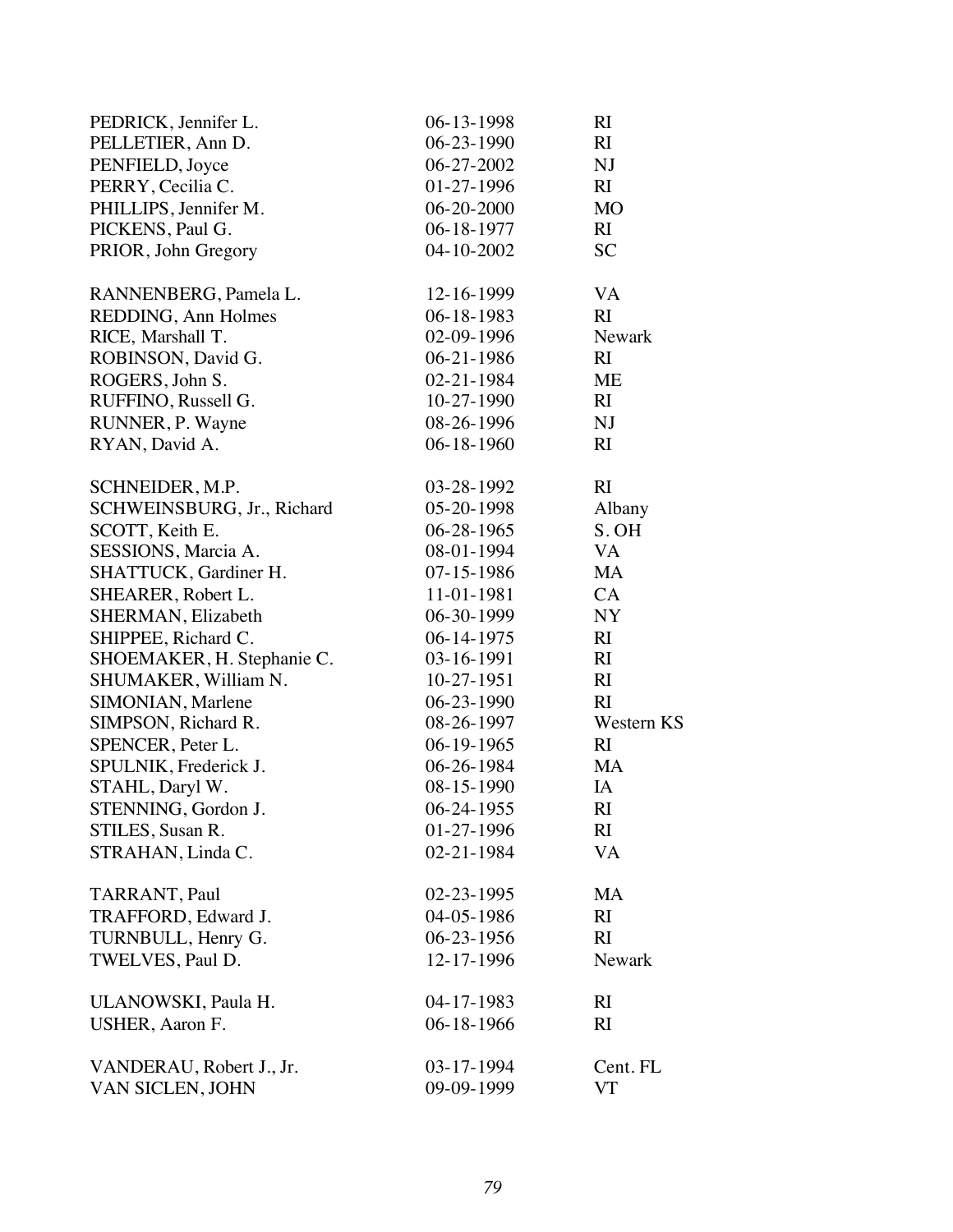| | | |
|---|---|---|
| PEDRICK, Jennifer L. | 06-13-1998 | RI |
| PELLETIER, Ann D. | 06-23-1990 | RI |
| PENFIELD, Joyce | 06-27-2002 | NJ |
| PERRY, Cecilia C. | 01-27-1996 | RI |
| PHILLIPS, Jennifer M. | 06-20-2000 | MO |
| PICKENS, Paul G. | 06-18-1977 | RI |
| PRIOR, John Gregory | 04-10-2002 | SC |
| | | |
| RANNENBERG, Pamela L. | 12-16-1999 | VA |
| REDDING, Ann Holmes | 06-18-1983 | RI |
| RICE, Marshall T. | 02-09-1996 | Newark |
| ROBINSON, David G. | 06-21-1986 | RI |
| ROGERS, John S. | 02-21-1984 | ME |
| RUFFINO, Russell G. | 10-27-1990 | RI |
| RUNNER, P. Wayne | 08-26-1996 | NJ |
| RYAN, David A. | 06-18-1960 | RI |
| | | |
| SCHNEIDER, M.P. | 03-28-1992 | RI |
| SCHWEINSBURG, Jr., Richard | 05-20-1998 | Albany |
| SCOTT, Keith E. | 06-28-1965 | S. OH |
| SESSIONS, Marcia A. | 08-01-1994 | VA |
| SHATTUCK, Gardiner H. | 07-15-1986 | MA |
| SHEARER, Robert L. | 11-01-1981 | CA |
| SHERMAN, Elizabeth | 06-30-1999 | NY |
| SHIPPEE, Richard C. | 06-14-1975 | RI |
| SHOEMAKER, H. Stephanie C. | 03-16-1991 | RI |
| SHUMAKER, William N. | 10-27-1951 | RI |
| SIMONIAN, Marlene | 06-23-1990 | RI |
| SIMPSON, Richard R. | 08-26-1997 | Western KS |
| SPENCER, Peter L. | 06-19-1965 | RI |
| SPULNIK, Frederick J. | 06-26-1984 | MA |
| STAHL, Daryl W. | 08-15-1990 | IA |
| STENNING, Gordon J. | 06-24-1955 | RI |
| STILES, Susan R. | 01-27-1996 | RI |
| STRAHAN, Linda C. | 02-21-1984 | VA |
| | | |
| TARRANT, Paul | 02-23-1995 | MA |
| TRAFFORD, Edward J. | 04-05-1986 | RI |
| TURNBULL, Henry G. | 06-23-1956 | RI |
| TWELVES, Paul D. | 12-17-1996 | Newark |
| | | |
| ULANOWSKI, Paula H. | 04-17-1983 | RI |
| USHER, Aaron F. | 06-18-1966 | RI |
| | | |
| VANDERAU, Robert J., Jr. | 03-17-1994 | Cent. FL |
| VAN SICLEN, JOHN | 09-09-1999 | VT |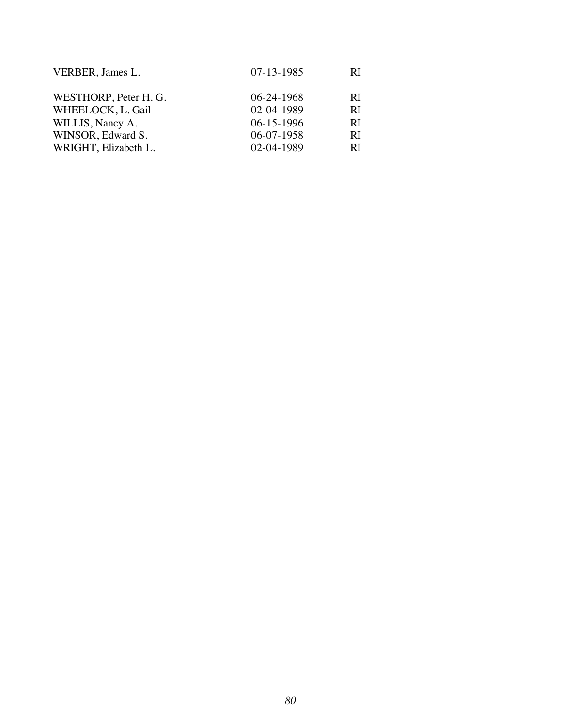| | | |
|---|---|---|
| VERBER, James L. | 07-13-1985 | RI |
| | | |
| WESTHORP, Peter H. G. | 06-24-1968 | RI |
| WHEELOCK, L. Gail | 02-04-1989 | RI |
| WILLIS, Nancy A. | 06-15-1996 | RI |
| WINSOR, Edward S. | 06-07-1958 | RI |
| WRIGHT, Elizabeth L. | 02-04-1989 | RI |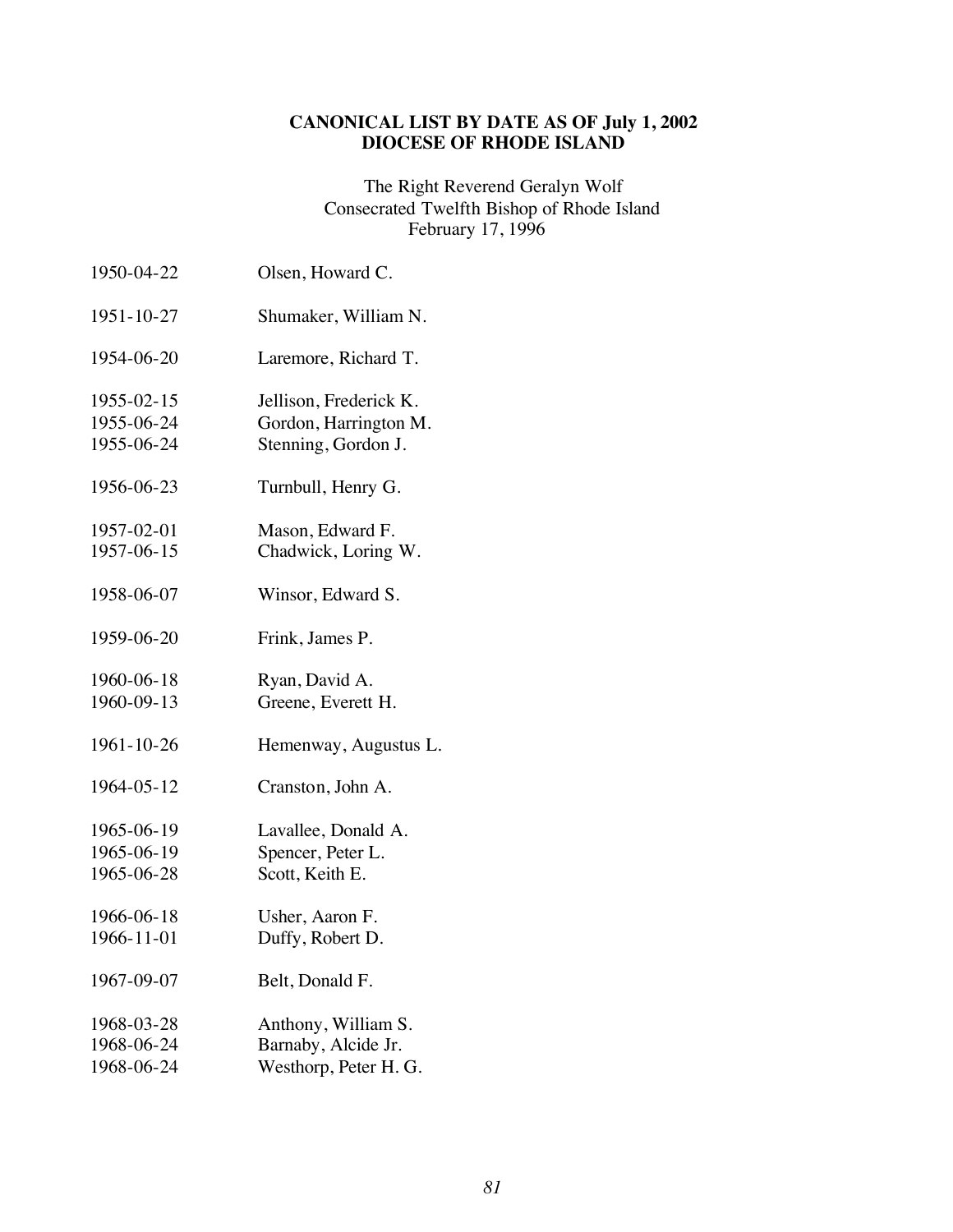**CANONICAL LIST BY DATE AS OF July 1, 2002**
**DIOCESE OF RHODE ISLAND**

The Right Reverend Geralyn Wolf
Consecrated Twelfth Bishop of Rhode Island
February 17, 1996

| | |
|---|---|
| 1950-04-22 | Olsen, Howard C. |
| 1951-10-27 | Shumaker, William N. |
| 1954-06-20 | Laremore, Richard T. |
| 1955-02-15 | Jellison, Frederick K. |
| 1955-06-24 | Gordon, Harrington M. |
| 1955-06-24 | Stenning, Gordon J. |
| 1956-06-23 | Turnbull, Henry G. |
| 1957-02-01 | Mason, Edward F. |
| 1957-06-15 | Chadwick, Loring W. |
| 1958-06-07 | Winsor, Edward S. |
| 1959-06-20 | Frink, James P. |
| 1960-06-18 | Ryan, David A. |
| 1960-09-13 | Greene, Everett H. |
| 1961-10-26 | Hemenway, Augustus L. |
| 1964-05-12 | Cranston, John A. |
| 1965-06-19 | Lavallee, Donald A. |
| 1965-06-19 | Spencer, Peter L. |
| 1965-06-28 | Scott, Keith E. |
| 1966-06-18 | Usher, Aaron F. |
| 1966-11-01 | Duffy, Robert D. |
| 1967-09-07 | Belt, Donald F. |
| 1968-03-28 | Anthony, William S. |
| 1968-06-24 | Barnaby, Alcide Jr. |
| 1968-06-24 | Westhorp, Peter H. G. |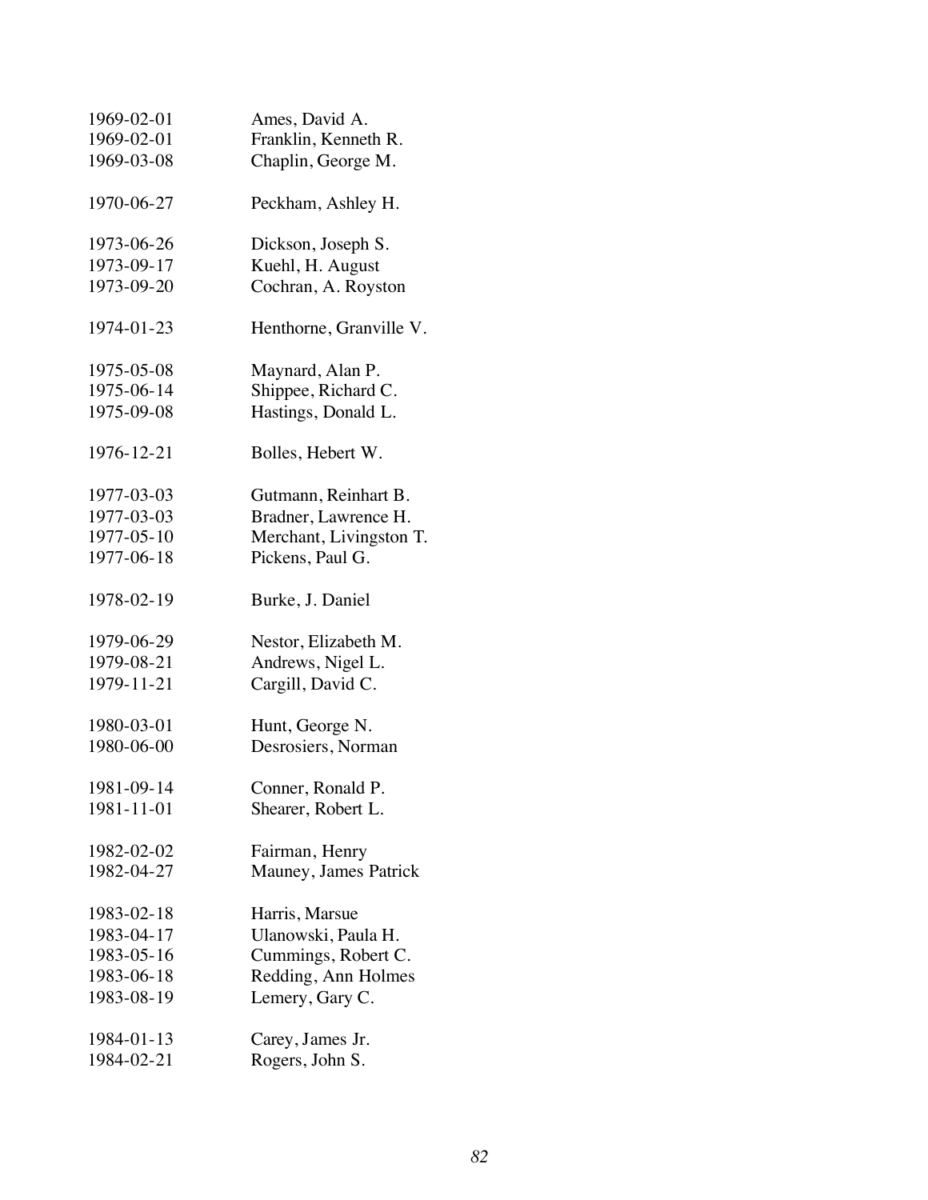1969-02-01 Ames, David A.
1969-02-01 Franklin, Kenneth R.
1969-03-08 Chaplin, George M.

1970-06-27 Peckham, Ashley H.

1973-06-26 Dickson, Joseph S.
1973-09-17 Kuehl, H. August
1973-09-20 Cochran, A. Royston

1974-01-23 Henthorne, Granville V.

1975-05-08 Maynard, Alan P.
1975-06-14 Shippee, Richard C.
1975-09-08 Hastings, Donald L.

1976-12-21 Bolles, Hebert W.

1977-03-03 Gutmann, Reinhart B.
1977-03-03 Bradner, Lawrence H.
1977-05-10 Merchant, Livingston T.
1977-06-18 Pickens, Paul G.

1978-02-19 Burke, J. Daniel

1979-06-29 Nestor, Elizabeth M.
1979-08-21 Andrews, Nigel L.
1979-11-21 Cargill, David C.

1980-03-01 Hunt, George N.
1980-06-00 Desrosiers, Norman

1981-09-14 Conner, Ronald P.
1981-11-01 Shearer, Robert L.

1982-02-02 Fairman, Henry
1982-04-27 Mauney, James Patrick

1983-02-18 Harris, Marsue
1983-04-17 Ulanowski, Paula H.
1983-05-16 Cummings, Robert C.
1983-06-18 Redding, Ann Holmes
1983-08-19 Lemery, Gary C.

1984-01-13 Carey, James Jr.
1984-02-21 Rogers, John S.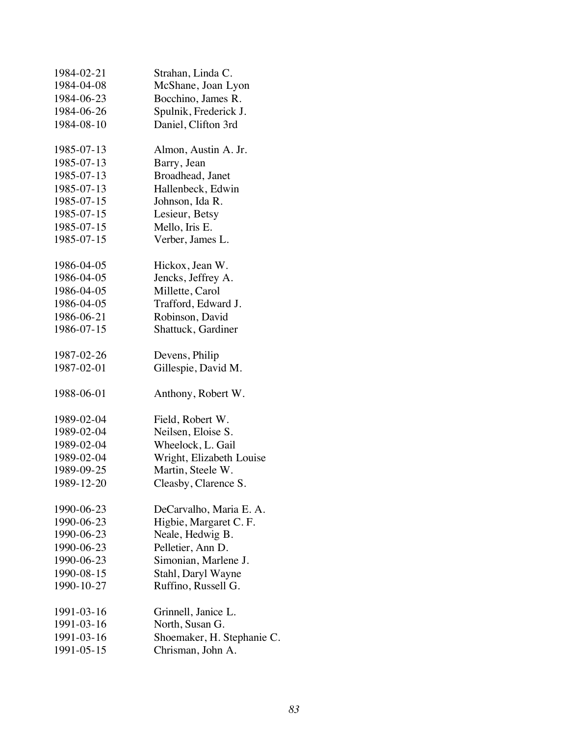1984-02-21 Strahan, Linda C.
1984-04-08 McShane, Joan Lyon
1984-06-23 Bocchino, James R.
1984-06-26 Spulnik, Frederick J.
1984-08-10 Daniel, Clifton 3rd

1985-07-13 Almon, Austin A. Jr.
1985-07-13 Barry, Jean
1985-07-13 Broadhead, Janet
1985-07-13 Hallenbeck, Edwin
1985-07-15 Johnson, Ida R.
1985-07-15 Lesieur, Betsy
1985-07-15 Mello, Iris E.
1985-07-15 Verber, James L.

1986-04-05 Hickox, Jean W.
1986-04-05 Jencks, Jeffrey A.
1986-04-05 Millette, Carol
1986-04-05 Trafford, Edward J.
1986-06-21 Robinson, David
1986-07-15 Shattuck, Gardiner

1987-02-26 Devens, Philip
1987-02-01 Gillespie, David M.

1988-06-01 Anthony, Robert W.

1989-02-04 Field, Robert W.
1989-02-04 Neilsen, Eloise S.
1989-02-04 Wheelock, L. Gail
1989-02-04 Wright, Elizabeth Louise
1989-09-25 Martin, Steele W.
1989-12-20 Cleasby, Clarence S.

1990-06-23 DeCarvalho, Maria E. A.
1990-06-23 Higbie, Margaret C. F.
1990-06-23 Neale, Hedwig B.
1990-06-23 Pelletier, Ann D.
1990-06-23 Simonian, Marlene J.
1990-08-15 Stahl, Daryl Wayne
1990-10-27 Ruffino, Russell G.

1991-03-16 Grinnell, Janice L.
1991-03-16 North, Susan G.
1991-03-16 Shoemaker, H. Stephanie C.
1991-05-15 Chrisman, John A.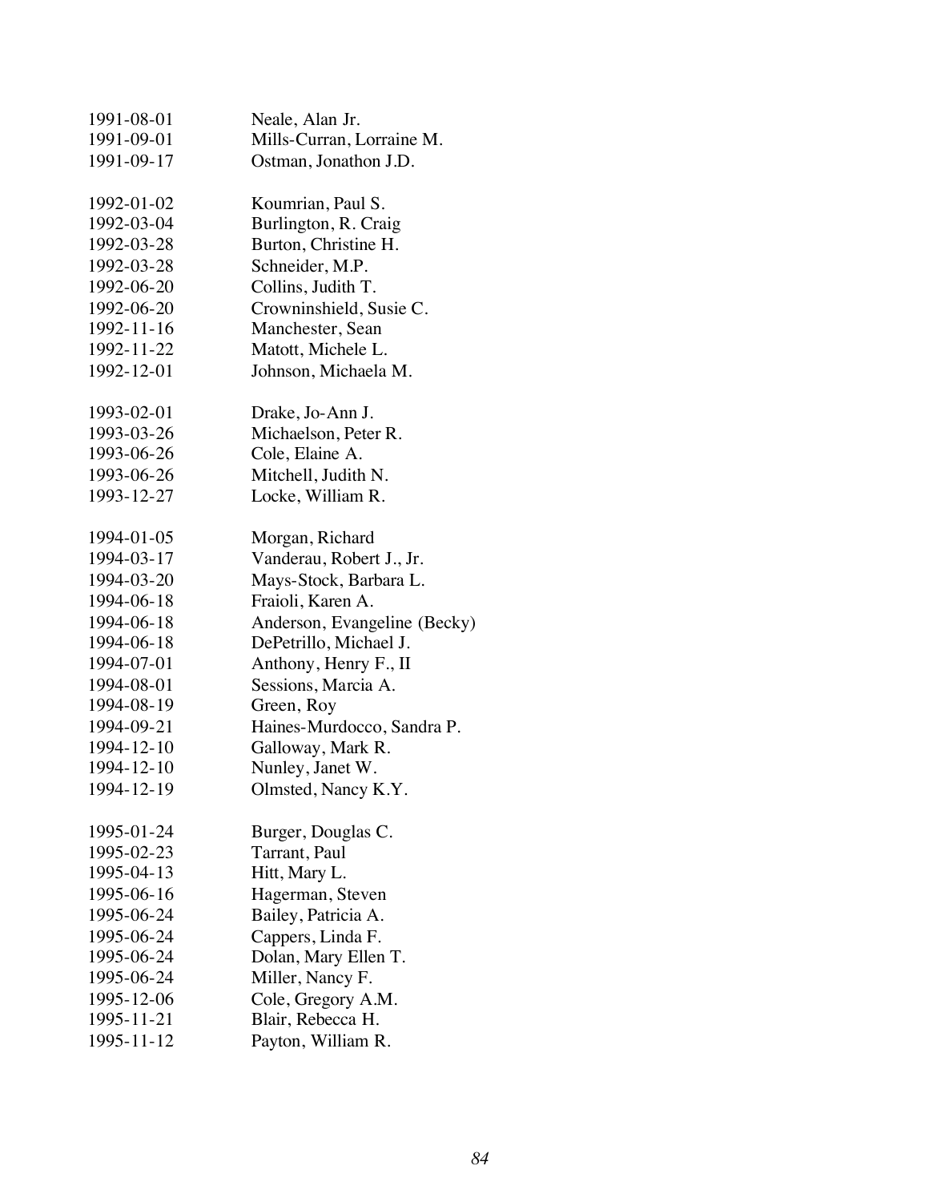1991-08-01 Neale, Alan Jr.
1991-09-01 Mills-Curran, Lorraine M.
1991-09-17 Ostman, Jonathon J.D.

1992-01-02 Koumrian, Paul S.
1992-03-04 Burlington, R. Craig
1992-03-28 Burton, Christine H.
1992-03-28 Schneider, M.P.
1992-06-20 Collins, Judith T.
1992-06-20 Crowninshield, Susie C.
1992-11-16 Manchester, Sean
1992-11-22 Matott, Michele L.
1992-12-01 Johnson, Michaela M.

1993-02-01 Drake, Jo-Ann J.
1993-03-26 Michaelson, Peter R.
1993-06-26 Cole, Elaine A.
1993-06-26 Mitchell, Judith N.
1993-12-27 Locke, William R.

1994-01-05 Morgan, Richard
1994-03-17 Vanderau, Robert J., Jr.
1994-03-20 Mays-Stock, Barbara L.
1994-06-18 Fraioli, Karen A.
1994-06-18 Anderson, Evangeline (Becky)
1994-06-18 DePetrillo, Michael J.
1994-07-01 Anthony, Henry F., II
1994-08-01 Sessions, Marcia A.
1994-08-19 Green, Roy
1994-09-21 Haines-Murdocco, Sandra P.
1994-12-10 Galloway, Mark R.
1994-12-10 Nunley, Janet W.
1994-12-19 Olmsted, Nancy K.Y.

1995-01-24 Burger, Douglas C.
1995-02-23 Tarrant, Paul
1995-04-13 Hitt, Mary L.
1995-06-16 Hagerman, Steven
1995-06-24 Bailey, Patricia A.
1995-06-24 Cappers, Linda F.
1995-06-24 Dolan, Mary Ellen T.
1995-06-24 Miller, Nancy F.
1995-12-06 Cole, Gregory A.M.
1995-11-21 Blair, Rebecca H.
1995-11-12 Payton, William R.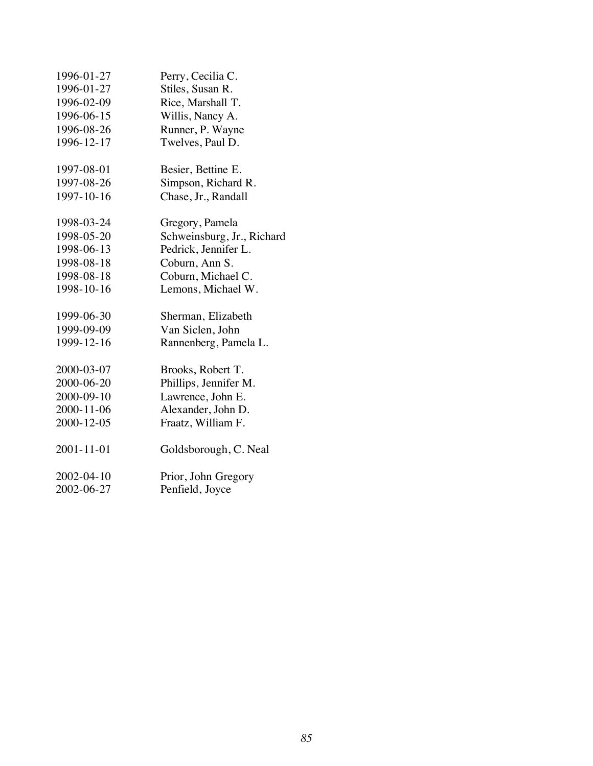1996-01-27 Perry, Cecilia C.
1996-01-27 Stiles, Susan R.
1996-02-09 Rice, Marshall T.
1996-06-15 Willis, Nancy A.
1996-08-26 Runner, P. Wayne
1996-12-17 Twelves, Paul D.

1997-08-01 Besier, Bettine E.
1997-08-26 Simpson, Richard R.
1997-10-16 Chase, Jr., Randall

1998-03-24 Gregory, Pamela
1998-05-20 Schweinsburg, Jr., Richard
1998-06-13 Pedrick, Jennifer L.
1998-08-18 Coburn, Ann S.
1998-08-18 Coburn, Michael C.
1998-10-16 Lemons, Michael W.

1999-06-30 Sherman, Elizabeth
1999-09-09 Van Siclen, John
1999-12-16 Rannenberg, Pamela L.

2000-03-07 Brooks, Robert T.
2000-06-20 Phillips, Jennifer M.
2000-09-10 Lawrence, John E.
2000-11-06 Alexander, John D.
2000-12-05 Fraatz, William F.

2001-11-01 Goldsborough, C. Neal

2002-04-10 Prior, John Gregory
2002-06-27 Penfield, Joyce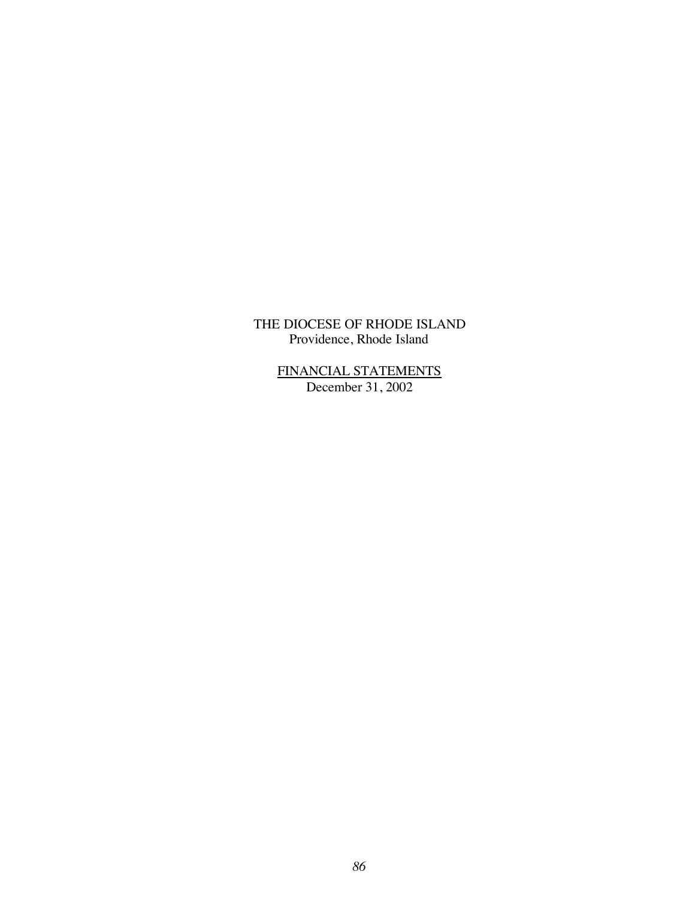THE DIOCESE OF RHODE ISLAND
Providence, Rhode Island

FINANCIAL STATEMENTS
December 31, 2002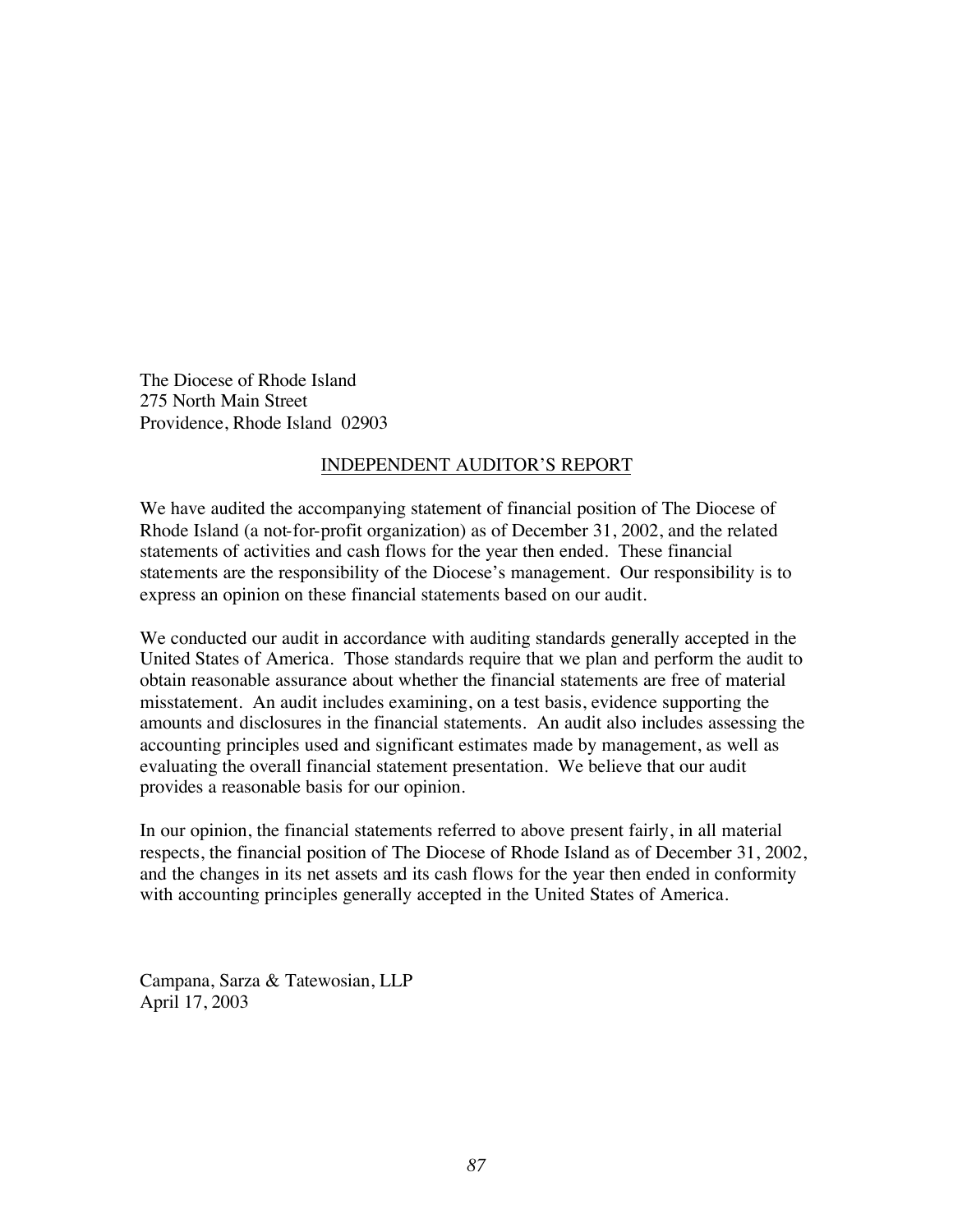The Diocese of Rhode Island
275 North Main Street
Providence, Rhode Island 02903

## INDEPENDENT AUDITOR'S REPORT

We have audited the accompanying statement of financial position of The Diocese of Rhode Island (a not-for-profit organization) as of December 31, 2002, and the related statements of activities and cash flows for the year then ended. These financial statements are the responsibility of the Diocese's management. Our responsibility is to express an opinion on these financial statements based on our audit.

We conducted our audit in accordance with auditing standards generally accepted in the United States of America. Those standards require that we plan and perform the audit to obtain reasonable assurance about whether the financial statements are free of material misstatement. An audit includes examining, on a test basis, evidence supporting the amounts and disclosures in the financial statements. An audit also includes assessing the accounting principles used and significant estimates made by management, as well as evaluating the overall financial statement presentation. We believe that our audit provides a reasonable basis for our opinion.

In our opinion, the financial statements referred to above present fairly, in all material respects, the financial position of The Diocese of Rhode Island as of December 31, 2002, and the changes in its net assets and its cash flows for the year then ended in conformity with accounting principles generally accepted in the United States of America.

Campana, Sarza & Tatewosian, LLP
April 17, 2003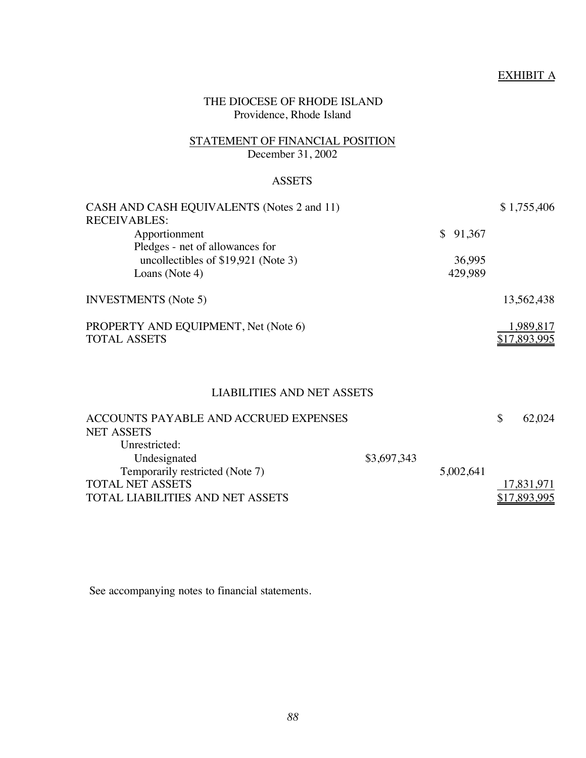EXHIBIT A

# THE DIOCESE OF RHODE ISLAND
Providence, Rhode Island

## STATEMENT OF FINANCIAL POSITION
December 31, 2002

### ASSETS

| | | | |
|---|---|---|---|
| CASH AND CASH EQUIVALENTS (Notes 2 and 11) | | | $ 1,755,406 |
| RECEIVABLES: | | | |
| Apportionment | | $ 91,367 | |
| Pledges - net of allowances for uncollectibles of $19,921 (Note 3) | | 36,995 | |
| Loans (Note 4) | | 429,989 | |
| INVESTMENTS (Note 5) | | | 13,562,438 |
| PROPERTY AND EQUIPMENT, Net (Note 6) | | | 1,989,817 |
| TOTAL ASSETS | | | $17,893,995 |

### LIABILITIES AND NET ASSETS

| | | | |
|---|---|---|---|
| ACCOUNTS PAYABLE AND ACCRUED EXPENSES | | | $ 62,024 |
| NET ASSETS | | | |
| Unrestricted: | | | |
| Undesignated | $3,697,343 | | |
| Temporarily restricted (Note 7) | | 5,002,641 | |
| TOTAL NET ASSETS | | | 17,831,971 |
| TOTAL LIABILITIES AND NET ASSETS | | | $17,893,995 |

See accompanying notes to financial statements.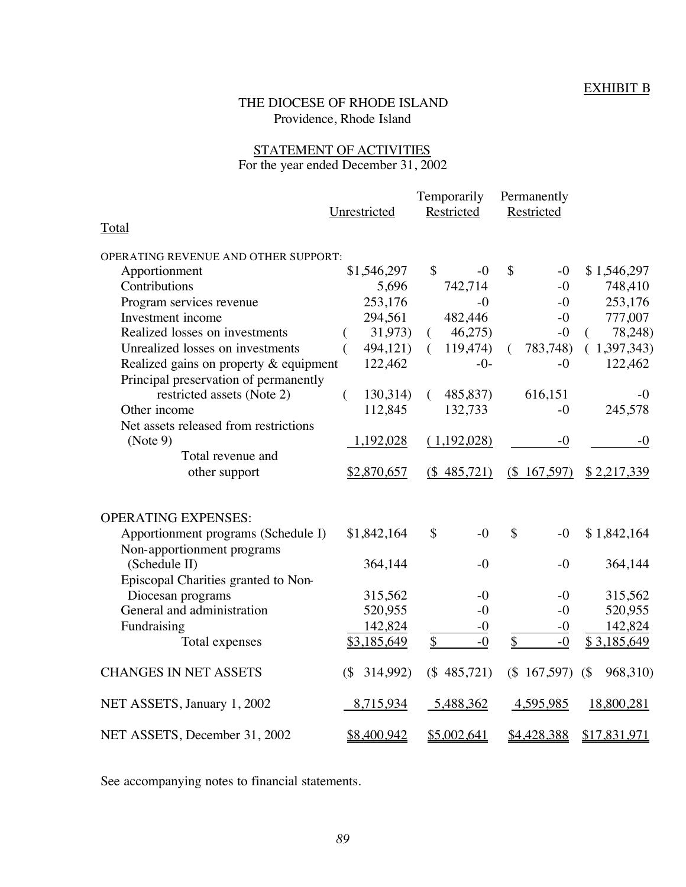EXHIBIT B

# THE DIOCESE OF RHODE ISLAND
Providence, Rhode Island

## STATEMENT OF ACTIVITIES
For the year ended December 31, 2002

| | Unrestricted | Temporarily Restricted | Permanently Restricted | Total |
|---|---|---|---|---|
| OPERATING REVENUE AND OTHER SUPPORT: | | | | |
| Apportionment | $1,546,297 | $ -0 | $ -0 | $ 1,546,297 |
| Contributions | 5,696 | 742,714 | -0 | 748,410 |
| Program services revenue | 253,176 | -0 | -0 | 253,176 |
| Investment income | 294,561 | 482,446 | -0 | 777,007 |
| Realized losses on investments | ( 31,973) | ( 46,275) | -0 | ( 78,248) |
| Unrealized losses on investments | ( 494,121) | ( 119,474) | ( 783,748) | ( 1,397,343) |
| Realized gains on property & equipment | 122,462 | -0- | -0 | 122,462 |
| Principal preservation of permanently restricted assets (Note 2) | ( 130,314) | ( 485,837) | 616,151 | -0 |
| Other income | 112,845 | 132,733 | -0 | 245,578 |
| Net assets released from restrictions (Note 9) | 1,192,028 | ( 1,192,028) | -0 | -0 |
| Total revenue and other support | $2,870,657 | ($ 485,721) | ($ 167,597) | $ 2,217,339 |
| OPERATING EXPENSES: | | | | |
| Apportionment programs (Schedule I) | $1,842,164 | $ -0 | $ -0 | $ 1,842,164 |
| Non-apportionment programs (Schedule II) | 364,144 | -0 | -0 | 364,144 |
| Episcopal Charities granted to Non-Diocesan programs | 315,562 | -0 | -0 | 315,562 |
| General and administration | 520,955 | -0 | -0 | 520,955 |
| Fundraising | 142,824 | -0 | -0 | 142,824 |
| Total expenses | $3,185,649 | $ -0 | $ -0 | $ 3,185,649 |
| CHANGES IN NET ASSETS | ($ 314,992) | ($ 485,721) | ($ 167,597) | ($ 968,310) |
| NET ASSETS, January 1, 2002 | 8,715,934 | 5,488,362 | 4,595,985 | 18,800,281 |
| NET ASSETS, December 31, 2002 | $8,400,942 | $5,002,641 | $4,428,388 | $17,831,971 |

See accompanying notes to financial statements.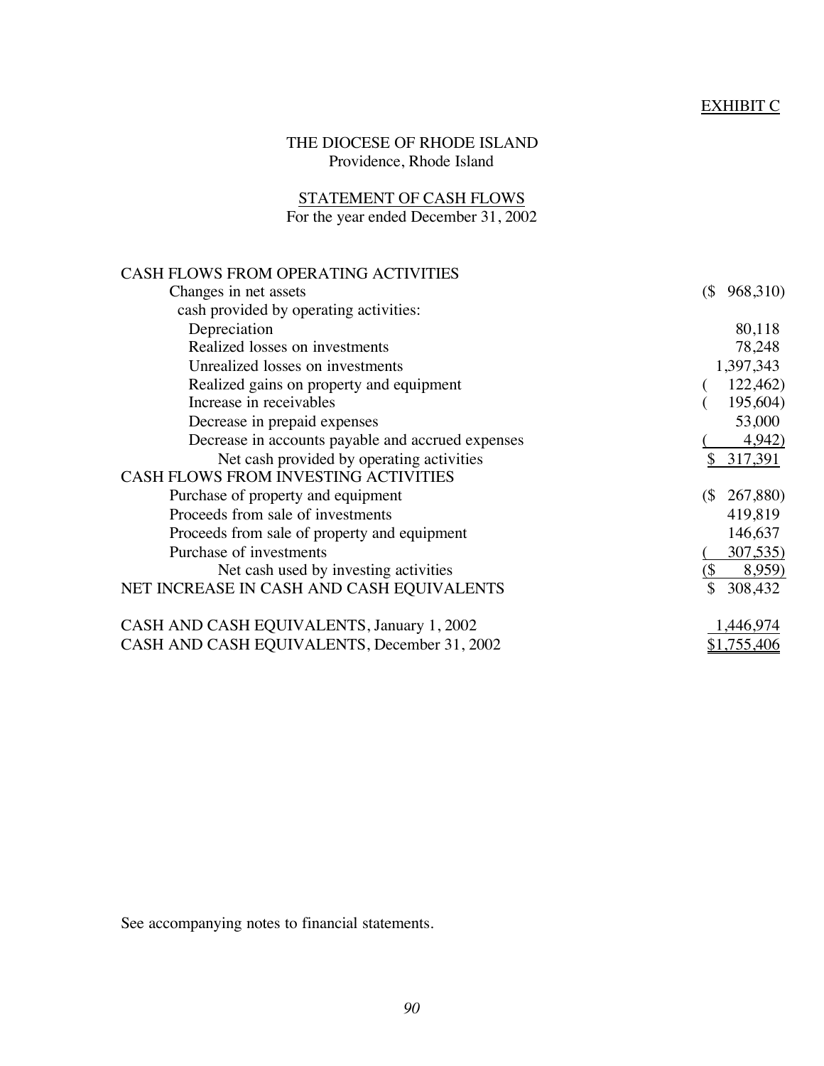EXHIBIT C

# THE DIOCESE OF RHODE ISLAND
Providence, Rhode Island

## STATEMENT OF CASH FLOWS
For the year ended December 31, 2002

| | |
|---|---|
| CASH FLOWS FROM OPERATING ACTIVITIES | |
| Changes in net assets | ($ 968,310) |
| cash provided by operating activities: | |
| Depreciation | 80,118 |
| Realized losses on investments | 78,248 |
| Unrealized losses on investments | 1,397,343 |
| Realized gains on property and equipment | ( 122,462) |
| Increase in receivables | ( 195,604) |
| Decrease in prepaid expenses | 53,000 |
| Decrease in accounts payable and accrued expenses | ( 4,942) |
| Net cash provided by operating activities | $ 317,391 |
| CASH FLOWS FROM INVESTING ACTIVITIES | |
| Purchase of property and equipment | ($ 267,880) |
| Proceeds from sale of investments | 419,819 |
| Proceeds from sale of property and equipment | 146,637 |
| Purchase of investments | ( 307,535) |
| Net cash used by investing activities | ($ 8,959) |
| NET INCREASE IN CASH AND CASH EQUIVALENTS | $ 308,432 |
| | |
| CASH AND CASH EQUIVALENTS, January 1, 2002 | 1,446,974 |
| CASH AND CASH EQUIVALENTS, December 31, 2002 | $1,755,406 |

See accompanying notes to financial statements.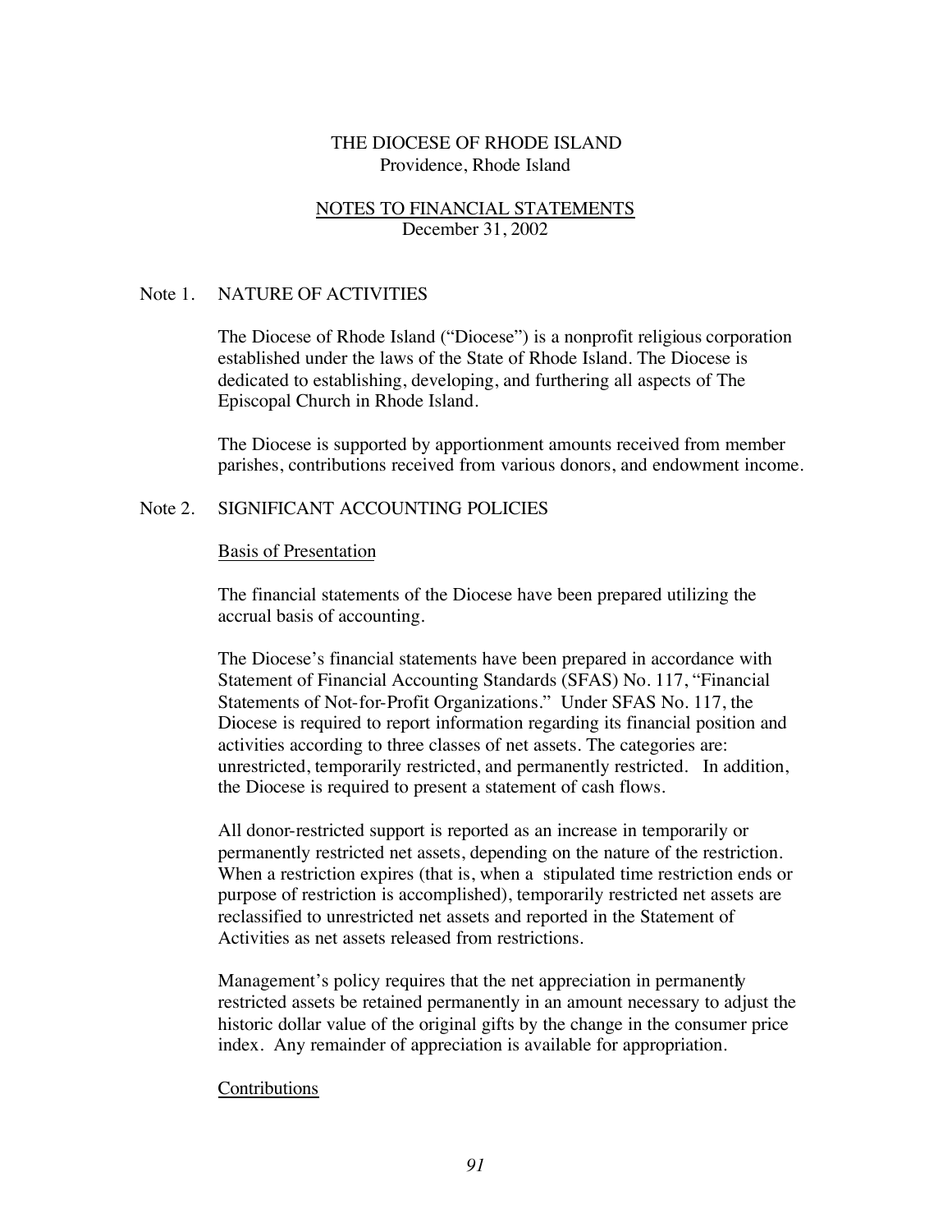# THE DIOCESE OF RHODE ISLAND
Providence, Rhode Island

## NOTES TO FINANCIAL STATEMENTS
December 31, 2002

### Note 1. NATURE OF ACTIVITIES

The Diocese of Rhode Island ("Diocese") is a nonprofit religious corporation established under the laws of the State of Rhode Island. The Diocese is dedicated to establishing, developing, and furthering all aspects of The Episcopal Church in Rhode Island.

The Diocese is supported by apportionment amounts received from member parishes, contributions received from various donors, and endowment income.

### Note 2. SIGNIFICANT ACCOUNTING POLICIES

Basis of Presentation

The financial statements of the Diocese have been prepared utilizing the accrual basis of accounting.

The Diocese's financial statements have been prepared in accordance with Statement of Financial Accounting Standards (SFAS) No. 117, "Financial Statements of Not-for-Profit Organizations." Under SFAS No. 117, the Diocese is required to report information regarding its financial position and activities according to three classes of net assets. The categories are: unrestricted, temporarily restricted, and permanently restricted. In addition, the Diocese is required to present a statement of cash flows.

All donor-restricted support is reported as an increase in temporarily or permanently restricted net assets, depending on the nature of the restriction. When a restriction expires (that is, when a stipulated time restriction ends or purpose of restriction is accomplished), temporarily restricted net assets are reclassified to unrestricted net assets and reported in the Statement of Activities as net assets released from restrictions.

Management's policy requires that the net appreciation in permanently restricted assets be retained permanently in an amount necessary to adjust the historic dollar value of the original gifts by the change in the consumer price index. Any remainder of appreciation is available for appropriation.

Contributions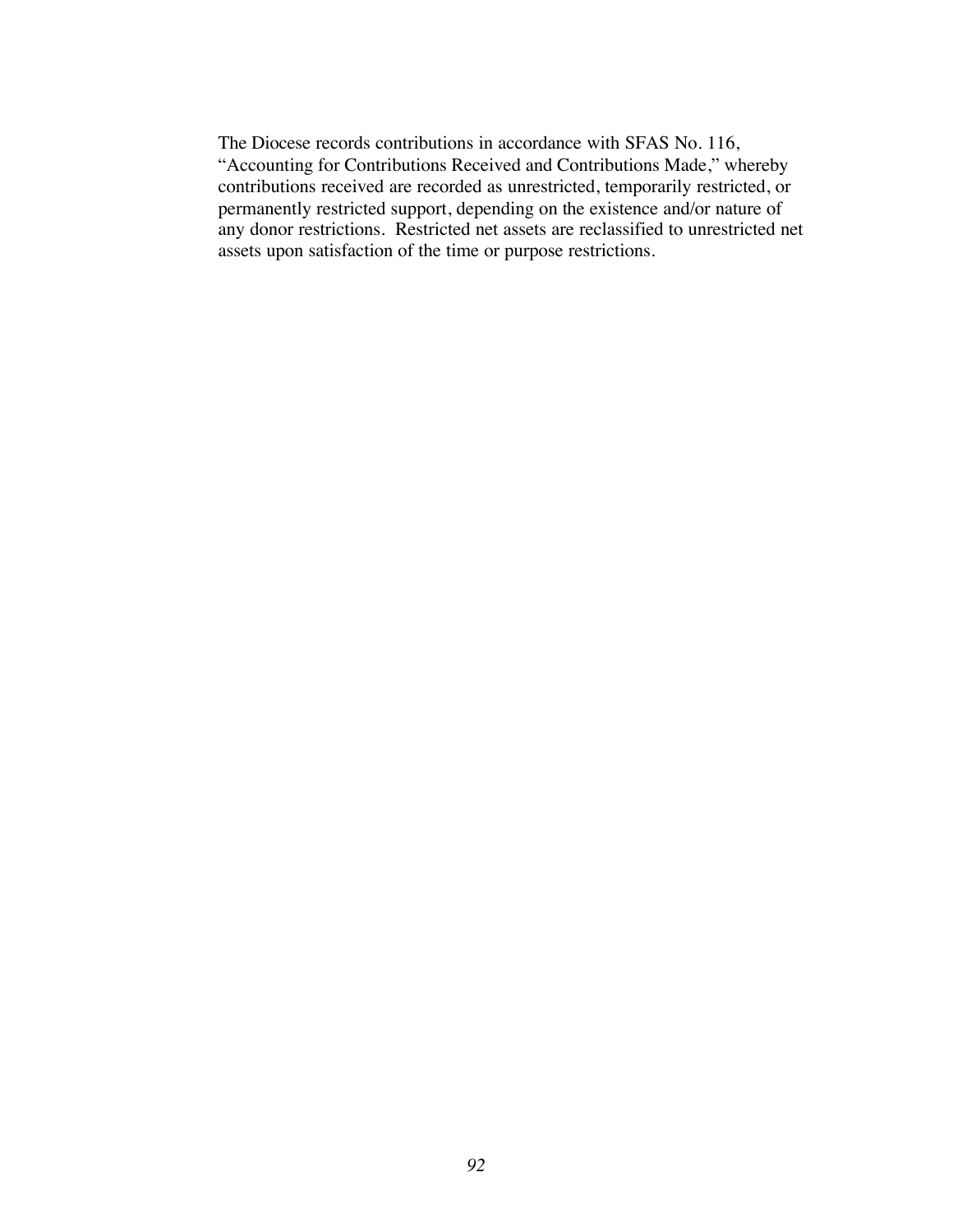The Diocese records contributions in accordance with SFAS No. 116, "Accounting for Contributions Received and Contributions Made," whereby contributions received are recorded as unrestricted, temporarily restricted, or permanently restricted support, depending on the existence and/or nature of any donor restrictions. Restricted net assets are reclassified to unrestricted net assets upon satisfaction of the time or purpose restrictions.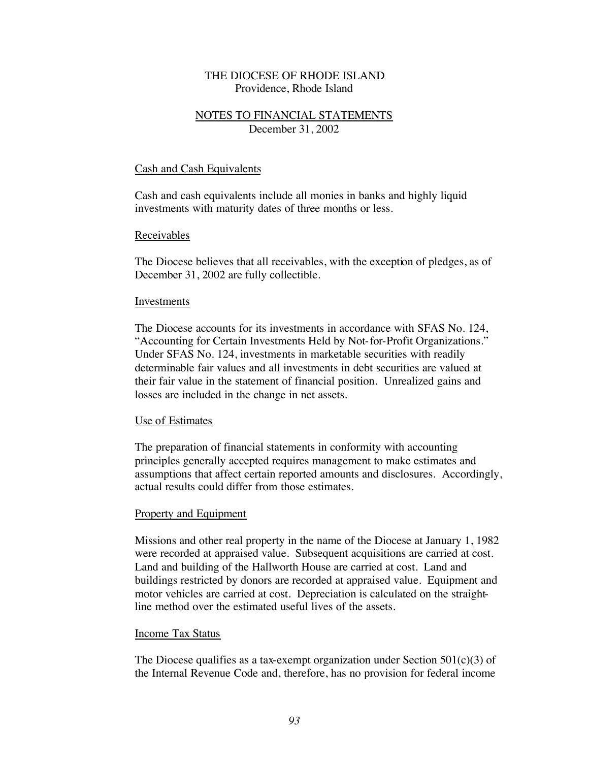THE DIOCESE OF RHODE ISLAND
Providence, Rhode Island

NOTES TO FINANCIAL STATEMENTS
December 31, 2002

Cash and Cash Equivalents

Cash and cash equivalents include all monies in banks and highly liquid investments with maturity dates of three months or less.

Receivables

The Diocese believes that all receivables, with the exception of pledges, as of December 31, 2002 are fully collectible.

Investments

The Diocese accounts for its investments in accordance with SFAS No. 124, "Accounting for Certain Investments Held by Not-for-Profit Organizations." Under SFAS No. 124, investments in marketable securities with readily determinable fair values and all investments in debt securities are valued at their fair value in the statement of financial position. Unrealized gains and losses are included in the change in net assets.

Use of Estimates

The preparation of financial statements in conformity with accounting principles generally accepted requires management to make estimates and assumptions that affect certain reported amounts and disclosures. Accordingly, actual results could differ from those estimates.

Property and Equipment

Missions and other real property in the name of the Diocese at January 1, 1982 were recorded at appraised value. Subsequent acquisitions are carried at cost. Land and building of the Hallworth House are carried at cost. Land and buildings restricted by donors are recorded at appraised value. Equipment and motor vehicles are carried at cost. Depreciation is calculated on the straight-line method over the estimated useful lives of the assets.

Income Tax Status

The Diocese qualifies as a tax-exempt organization under Section 501(c)(3) of the Internal Revenue Code and, therefore, has no provision for federal income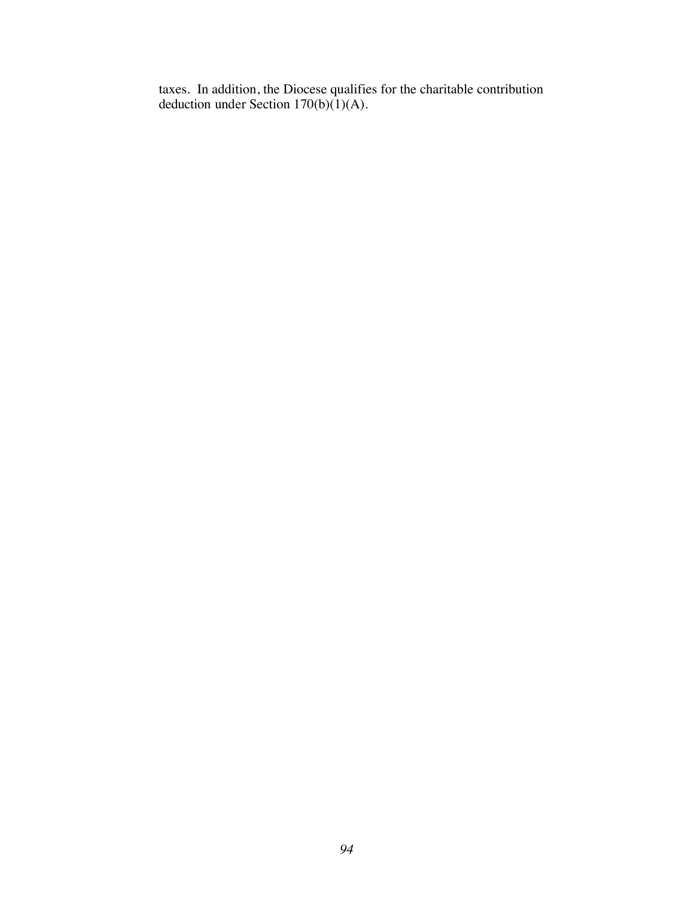taxes. In addition, the Diocese qualifies for the charitable contribution deduction under Section 170(b)(1)(A).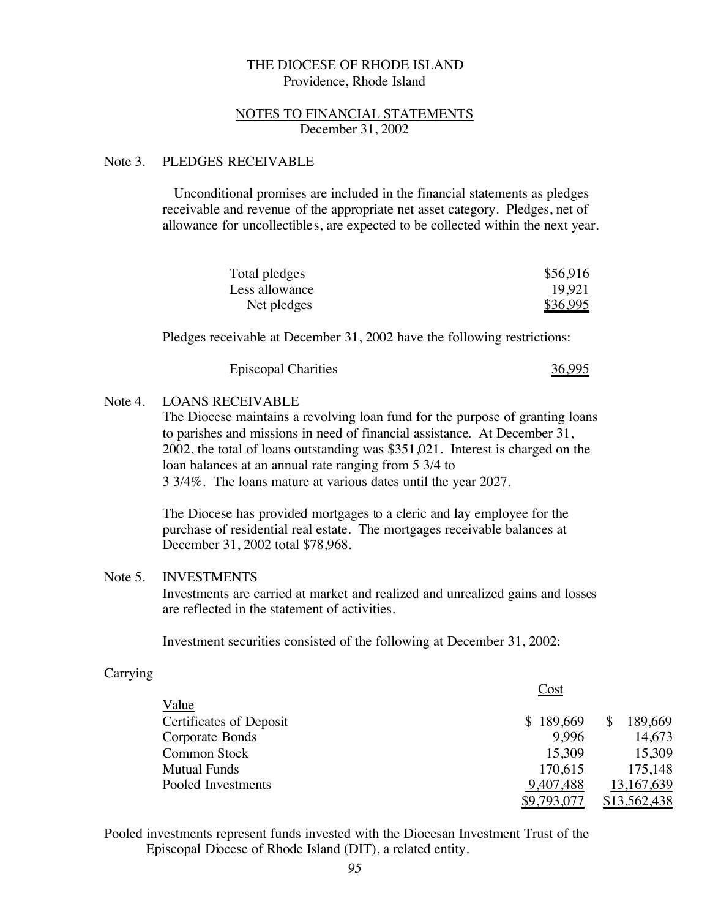THE DIOCESE OF RHODE ISLAND
Providence, Rhode Island

NOTES TO FINANCIAL STATEMENTS
December 31, 2002

Note 3. PLEDGES RECEIVABLE

Unconditional promises are included in the financial statements as pledges receivable and revenue of the appropriate net asset category. Pledges, net of allowance for uncollectibles, are expected to be collected within the next year.

| | |
|---|---|
| Total pledges | $56,916 |
| Less allowance | 19,921 |
| Net pledges | $36,995 |

Pledges receivable at December 31, 2002 have the following restrictions:

| | |
|---|---|
| Episcopal Charities | 36,995 |

Note 4. LOANS RECEIVABLE

The Diocese maintains a revolving loan fund for the purpose of granting loans to parishes and missions in need of financial assistance. At December 31, 2002, the total of loans outstanding was $351,021. Interest is charged on the loan balances at an annual rate ranging from 5 3/4 to 3 3/4%. The loans mature at various dates until the year 2027.

The Diocese has provided mortgages to a cleric and lay employee for the purchase of residential real estate. The mortgages receivable balances at December 31, 2002 total $78,968.

Note 5. INVESTMENTS

Investments are carried at market and realized and unrealized gains and losses are reflected in the statement of activities.

Investment securities consisted of the following at December 31, 2002:

| | Cost | Carrying Value |
|---|---|---|
| Certificates of Deposit | $ 189,669 | $ 189,669 |
| Corporate Bonds | 9,996 | 14,673 |
| Common Stock | 15,309 | 15,309 |
| Mutual Funds | 170,615 | 175,148 |
| Pooled Investments | 9,407,488 | 13,167,639 |
| | $9,793,077 | $13,562,438 |

Pooled investments represent funds invested with the Diocesan Investment Trust of the Episcopal Diocese of Rhode Island (DIT), a related entity.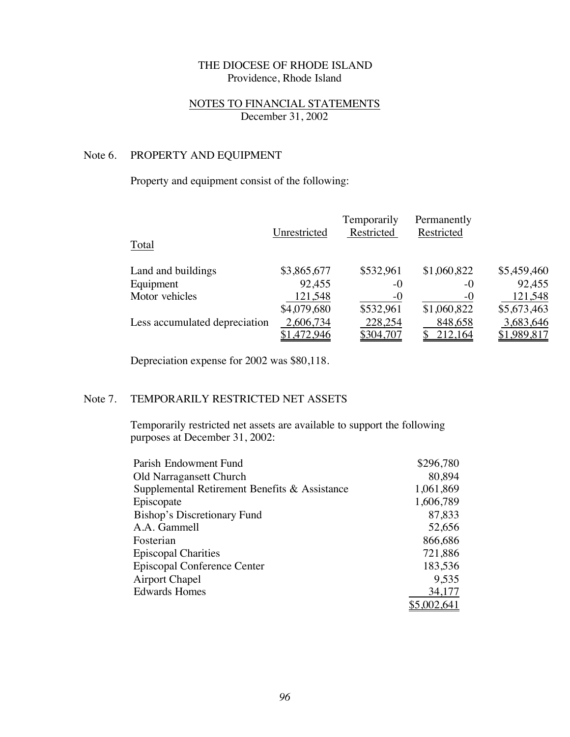THE DIOCESE OF RHODE ISLAND
Providence, Rhode Island

NOTES TO FINANCIAL STATEMENTS
December 31, 2002

## Note 6. PROPERTY AND EQUIPMENT

Property and equipment consist of the following:

| | Unrestricted | Temporarily Restricted | Permanently Restricted | Total |
|---|---|---|---|---|
| Land and buildings | $3,865,677 | $532,961 | $1,060,822 | $5,459,460 |
| Equipment | 92,455 | -0 | -0 | 92,455 |
| Motor vehicles | 121,548 | -0 | -0 | 121,548 |
| | $4,079,680 | $532,961 | $1,060,822 | $5,673,463 |
| Less accumulated depreciation | 2,606,734 | 228,254 | 848,658 | 3,683,646 |
| | $1,472,946 | $304,707 | $ 212,164 | $1,989,817 |

Depreciation expense for 2002 was $80,118.

## Note 7. TEMPORARILY RESTRICTED NET ASSETS

Temporarily restricted net assets are available to support the following purposes at December 31, 2002:

| | |
|---|---|
| Parish Endowment Fund | $296,780 |
| Old Narragansett Church | 80,894 |
| Supplemental Retirement Benefits & Assistance | 1,061,869 |
| Episcopate | 1,606,789 |
| Bishop's Discretionary Fund | 87,833 |
| A.A. Gammell | 52,656 |
| Fosterian | 866,686 |
| Episcopal Charities | 721,886 |
| Episcopal Conference Center | 183,536 |
| Airport Chapel | 9,535 |
| Edwards Homes | 34,177 |
| | $5,002,641 |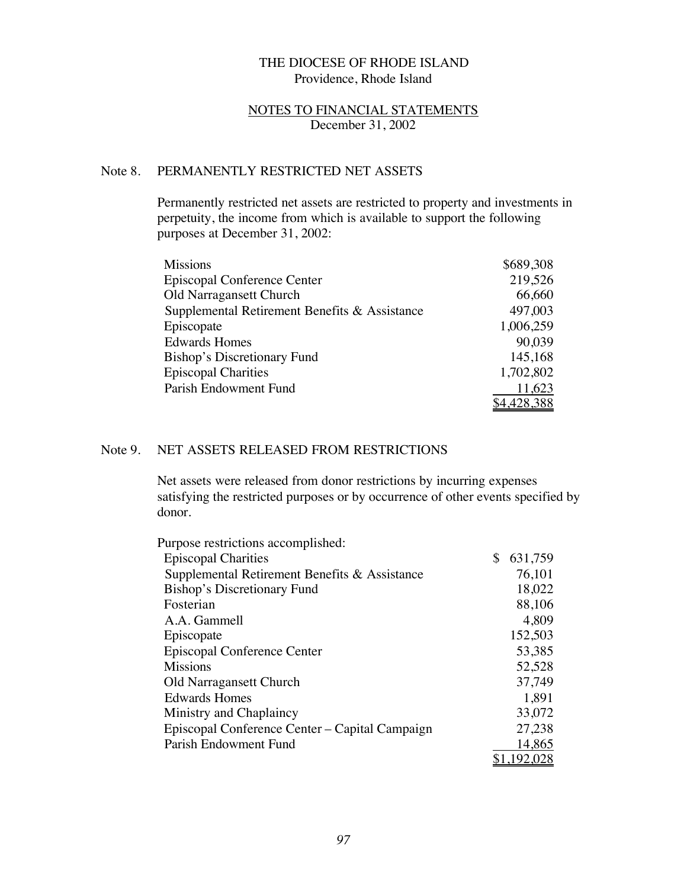THE DIOCESE OF RHODE ISLAND
Providence, Rhode Island

NOTES TO FINANCIAL STATEMENTS
December 31, 2002

## Note 8. PERMANENTLY RESTRICTED NET ASSETS

Permanently restricted net assets are restricted to property and investments in perpetuity, the income from which is available to support the following purposes at December 31, 2002:

| | |
|---|---:|
| Missions | $689,308 |
| Episcopal Conference Center | 219,526 |
| Old Narragansett Church | 66,660 |
| Supplemental Retirement Benefits & Assistance | 497,003 |
| Episcopate | 1,006,259 |
| Edwards Homes | 90,039 |
| Bishop's Discretionary Fund | 145,168 |
| Episcopal Charities | 1,702,802 |
| Parish Endowment Fund | 11,623 |
| | $4,428,388 |

## Note 9. NET ASSETS RELEASED FROM RESTRICTIONS

Net assets were released from donor restrictions by incurring expenses satisfying the restricted purposes or by occurrence of other events specified by donor.

| Purpose restrictions accomplished: | |
|---|---:|
| Episcopal Charities | $ 631,759 |
| Supplemental Retirement Benefits & Assistance | 76,101 |
| Bishop's Discretionary Fund | 18,022 |
| Fosterian | 88,106 |
| A.A. Gammell | 4,809 |
| Episcopate | 152,503 |
| Episcopal Conference Center | 53,385 |
| Missions | 52,528 |
| Old Narragansett Church | 37,749 |
| Edwards Homes | 1,891 |
| Ministry and Chaplaincy | 33,072 |
| Episcopal Conference Center – Capital Campaign | 27,238 |
| Parish Endowment Fund | 14,865 |
| | $1,192,028 |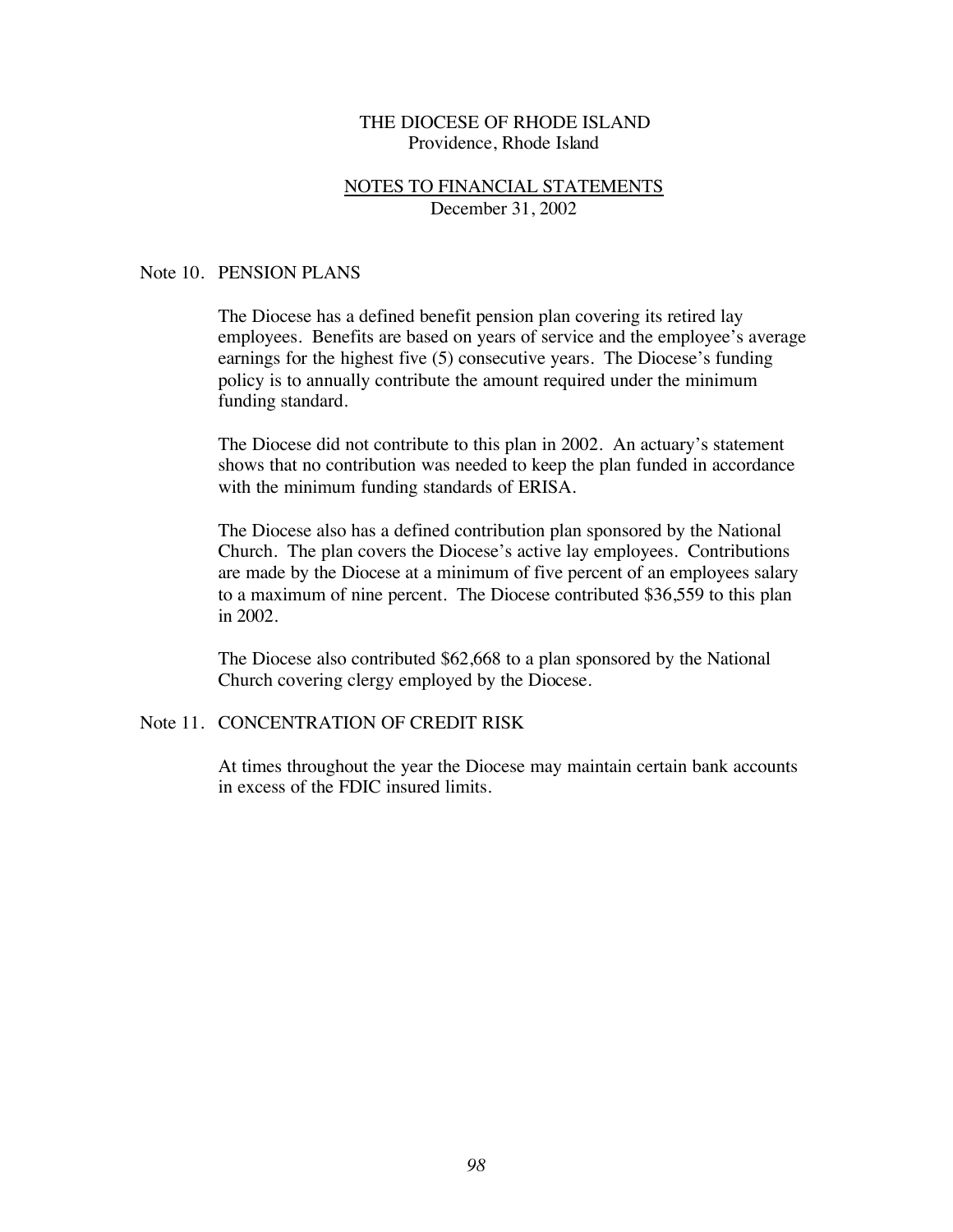THE DIOCESE OF RHODE ISLAND
Providence, Rhode Island

NOTES TO FINANCIAL STATEMENTS
December 31, 2002

## Note 10. PENSION PLANS

The Diocese has a defined benefit pension plan covering its retired lay employees. Benefits are based on years of service and the employee's average earnings for the highest five (5) consecutive years. The Diocese's funding policy is to annually contribute the amount required under the minimum funding standard.

The Diocese did not contribute to this plan in 2002. An actuary's statement shows that no contribution was needed to keep the plan funded in accordance with the minimum funding standards of ERISA.

The Diocese also has a defined contribution plan sponsored by the National Church. The plan covers the Diocese's active lay employees. Contributions are made by the Diocese at a minimum of five percent of an employees salary to a maximum of nine percent. The Diocese contributed $36,559 to this plan in 2002.

The Diocese also contributed $62,668 to a plan sponsored by the National Church covering clergy employed by the Diocese.

## Note 11. CONCENTRATION OF CREDIT RISK

At times throughout the year the Diocese may maintain certain bank accounts in excess of the FDIC insured limits.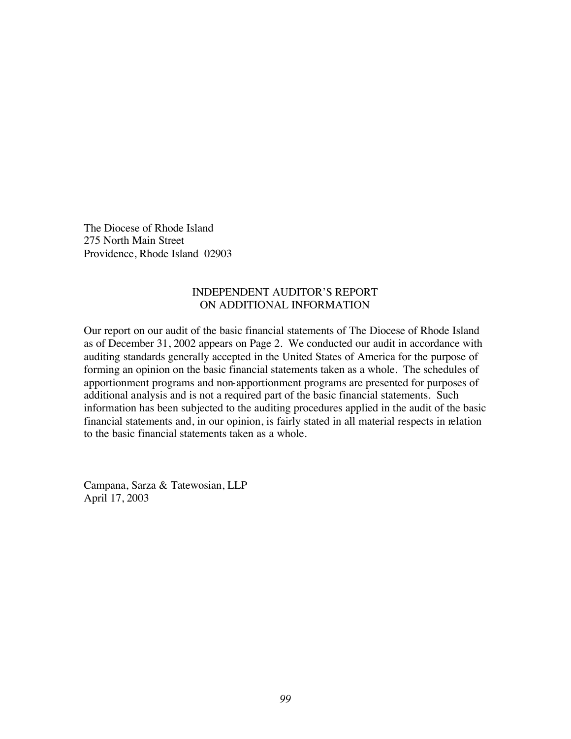The Diocese of Rhode Island
275 North Main Street
Providence, Rhode Island 02903

## INDEPENDENT AUDITOR'S REPORT ON ADDITIONAL INFORMATION

Our report on our audit of the basic financial statements of The Diocese of Rhode Island as of December 31, 2002 appears on Page 2. We conducted our audit in accordance with auditing standards generally accepted in the United States of America for the purpose of forming an opinion on the basic financial statements taken as a whole. The schedules of apportionment programs and non-apportionment programs are presented for purposes of additional analysis and is not a required part of the basic financial statements. Such information has been subjected to the auditing procedures applied in the audit of the basic financial statements and, in our opinion, is fairly stated in all material respects in relation to the basic financial statements taken as a whole.

Campana, Sarza & Tatewosian, LLP
April 17, 2003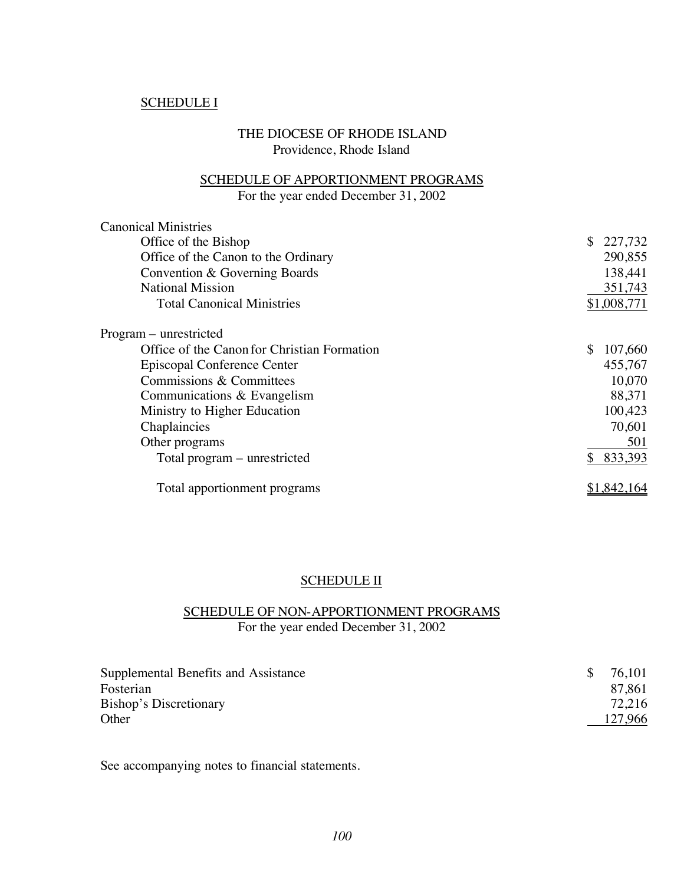SCHEDULE I

## THE DIOCESE OF RHODE ISLAND
Providence, Rhode Island

## SCHEDULE OF APPORTIONMENT PROGRAMS
For the year ended December 31, 2002

| | |
|---|---|
| Canonical Ministries | |
| Office of the Bishop | $ 227,732 |
| Office of the Canon to the Ordinary | 290,855 |
| Convention & Governing Boards | 138,441 |
| National Mission | 351,743 |
| Total Canonical Ministries | $1,008,771 |
| | |
| Program – unrestricted | |
| Office of the Canon for Christian Formation | $ 107,660 |
| Episcopal Conference Center | 455,767 |
| Commissions & Committees | 10,070 |
| Communications & Evangelism | 88,371 |
| Ministry to Higher Education | 100,423 |
| Chaplaincies | 70,601 |
| Other programs | 501 |
| Total program – unrestricted | $ 833,393 |
| | |
| Total apportionment programs | $1,842,164 |

SCHEDULE II

## SCHEDULE OF NON-APPORTIONMENT PROGRAMS
For the year ended December 31, 2002

| | |
|---|---|
| Supplemental Benefits and Assistance | $ 76,101 |
| Fosterian | 87,861 |
| Bishop's Discretionary | 72,216 |
| Other | 127,966 |

See accompanying notes to financial statements.